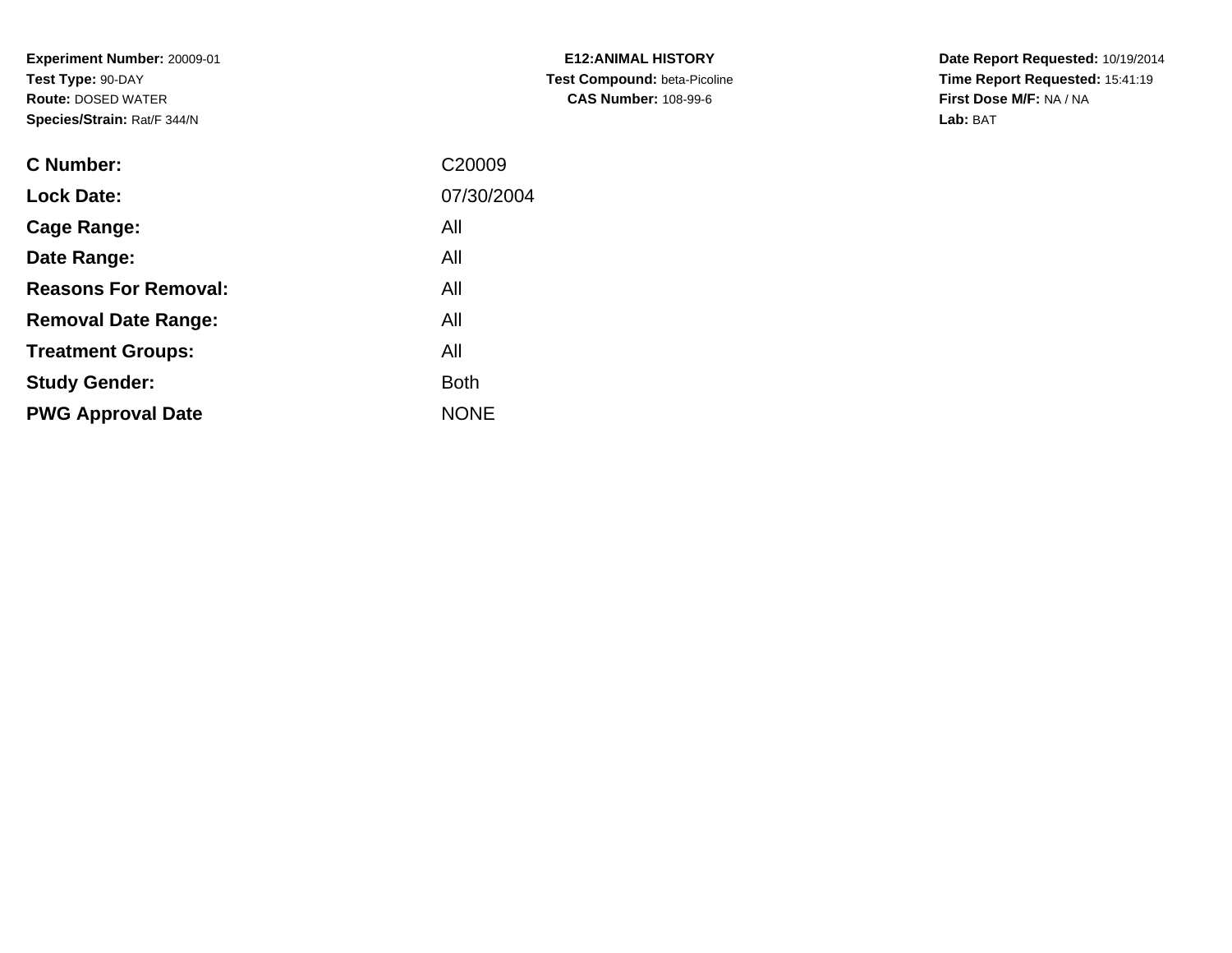**Experiment Number:** 20009-01
**Test Type:** 90-DAY
**Route:** DOSED WATER
**Species/Strain:** Rat/F 344/N

**E12:ANIMAL HISTORY**
**Test Compound:** beta-Picoline
**CAS Number:** 108-99-6

**Date Report Requested:** 10/19/2014
**Time Report Requested:** 15:41:19
**First Dose M/F:** NA / NA
**Lab:** BAT

| | |
|---|---|
| **C Number:** | C20009 |
| **Lock Date:** | 07/30/2004 |
| **Cage Range:** | All |
| **Date Range:** | All |
| **Reasons For Removal:** | All |
| **Removal Date Range:** | All |
| **Treatment Groups:** | All |
| **Study Gender:** | Both |
| **PWG Approval Date** | NONE |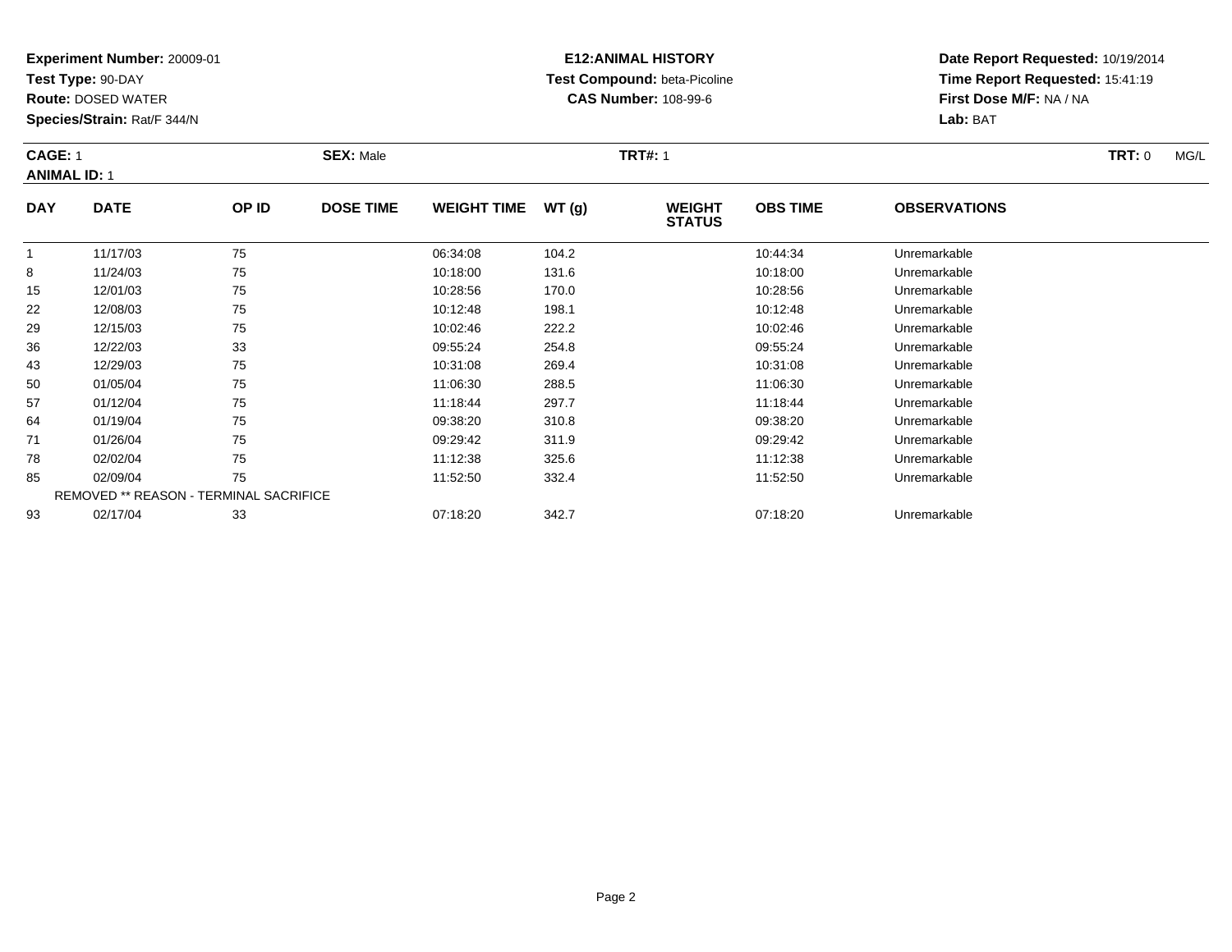**Experiment Number:** 20009-01
**Test Type:** 90-DAY
**Route:** DOSED WATER
**Species/Strain:** Rat/F 344/N

**E12:ANIMAL HISTORY**
**Test Compound:** beta-Picoline
**CAS Number:** 108-99-6

**Date Report Requested:** 10/19/2014
**Time Report Requested:** 15:41:19
**First Dose M/F:** NA / NA
**Lab:** BAT

**CAGE:** 1 **SEX:** Male **TRT#:** 1 **TRT:** 0 MG/L
**ANIMAL ID:** 1

| DAY | DATE | OP ID | DOSE TIME | WEIGHT TIME | WT (g) | WEIGHT STATUS | OBS TIME | OBSERVATIONS |
|---|---|---|---|---|---|---|---|---|
| 1 | 11/17/03 | 75 | | 06:34:08 | 104.2 | | 10:44:34 | Unremarkable |
| 8 | 11/24/03 | 75 | | 10:18:00 | 131.6 | | 10:18:00 | Unremarkable |
| 15 | 12/01/03 | 75 | | 10:28:56 | 170.0 | | 10:28:56 | Unremarkable |
| 22 | 12/08/03 | 75 | | 10:12:48 | 198.1 | | 10:12:48 | Unremarkable |
| 29 | 12/15/03 | 75 | | 10:02:46 | 222.2 | | 10:02:46 | Unremarkable |
| 36 | 12/22/03 | 33 | | 09:55:24 | 254.8 | | 09:55:24 | Unremarkable |
| 43 | 12/29/03 | 75 | | 10:31:08 | 269.4 | | 10:31:08 | Unremarkable |
| 50 | 01/05/04 | 75 | | 11:06:30 | 288.5 | | 11:06:30 | Unremarkable |
| 57 | 01/12/04 | 75 | | 11:18:44 | 297.7 | | 11:18:44 | Unremarkable |
| 64 | 01/19/04 | 75 | | 09:38:20 | 310.8 | | 09:38:20 | Unremarkable |
| 71 | 01/26/04 | 75 | | 09:29:42 | 311.9 | | 09:29:42 | Unremarkable |
| 78 | 02/02/04 | 75 | | 11:12:38 | 325.6 | | 11:12:38 | Unremarkable |
| 85 | 02/09/04 | 75 | | 11:52:50 | 332.4 | | 11:52:50 | Unremarkable |
| | REMOVED ** REASON - TERMINAL SACRIFICE | | | | | | | |
| 93 | 02/17/04 | 33 | | 07:18:20 | 342.7 | | 07:18:20 | Unremarkable |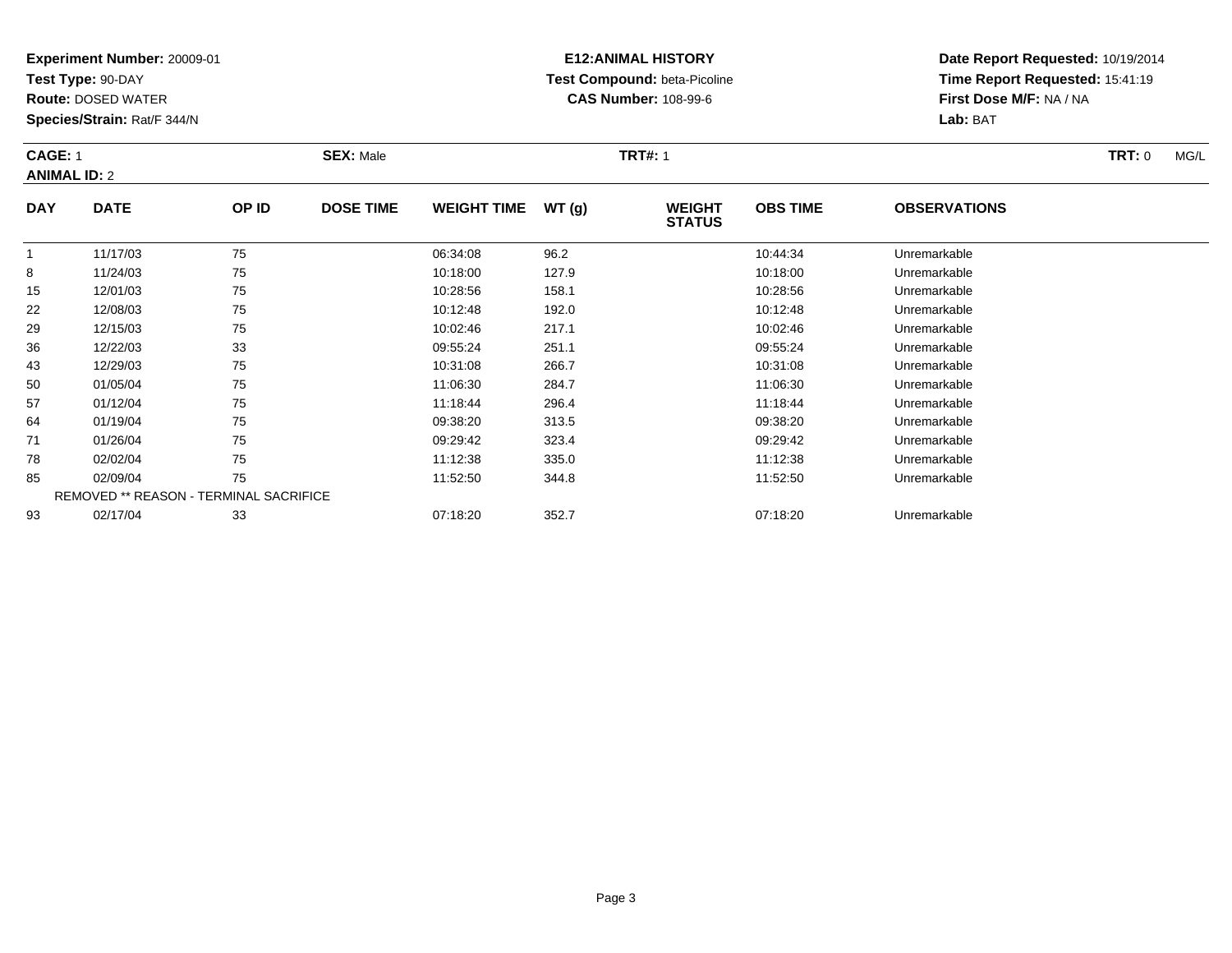**Experiment Number:** 20009-01
**Test Type:** 90-DAY
**Route:** DOSED WATER
**Species/Strain:** Rat/F 344/N

**E12:ANIMAL HISTORY**
**Test Compound:** beta-Picoline
**CAS Number:** 108-99-6

**Date Report Requested:** 10/19/2014
**Time Report Requested:** 15:41:19
**First Dose M/F:** NA / NA
**Lab:** BAT

**CAGE:** 1 **SEX:** Male **TRT#:** 1 **TRT:** 0 MG/L
**ANIMAL ID:** 2

| DAY | DATE | OP ID | DOSE TIME | WEIGHT TIME | WT (g) | WEIGHT STATUS | OBS TIME | OBSERVATIONS |
|---|---|---|---|---|---|---|---|---|
| 1 | 11/17/03 | 75 | | 06:34:08 | 96.2 | | 10:44:34 | Unremarkable |
| 8 | 11/24/03 | 75 | | 10:18:00 | 127.9 | | 10:18:00 | Unremarkable |
| 15 | 12/01/03 | 75 | | 10:28:56 | 158.1 | | 10:28:56 | Unremarkable |
| 22 | 12/08/03 | 75 | | 10:12:48 | 192.0 | | 10:12:48 | Unremarkable |
| 29 | 12/15/03 | 75 | | 10:02:46 | 217.1 | | 10:02:46 | Unremarkable |
| 36 | 12/22/03 | 33 | | 09:55:24 | 251.1 | | 09:55:24 | Unremarkable |
| 43 | 12/29/03 | 75 | | 10:31:08 | 266.7 | | 10:31:08 | Unremarkable |
| 50 | 01/05/04 | 75 | | 11:06:30 | 284.7 | | 11:06:30 | Unremarkable |
| 57 | 01/12/04 | 75 | | 11:18:44 | 296.4 | | 11:18:44 | Unremarkable |
| 64 | 01/19/04 | 75 | | 09:38:20 | 313.5 | | 09:38:20 | Unremarkable |
| 71 | 01/26/04 | 75 | | 09:29:42 | 323.4 | | 09:29:42 | Unremarkable |
| 78 | 02/02/04 | 75 | | 11:12:38 | 335.0 | | 11:12:38 | Unremarkable |
| 85 | 02/09/04 | 75 | | 11:52:50 | 344.8 | | 11:52:50 | Unremarkable |
| REMOVED ** REASON - TERMINAL SACRIFICE | | | | | | | | |
| 93 | 02/17/04 | 33 | | 07:18:20 | 352.7 | | 07:18:20 | Unremarkable |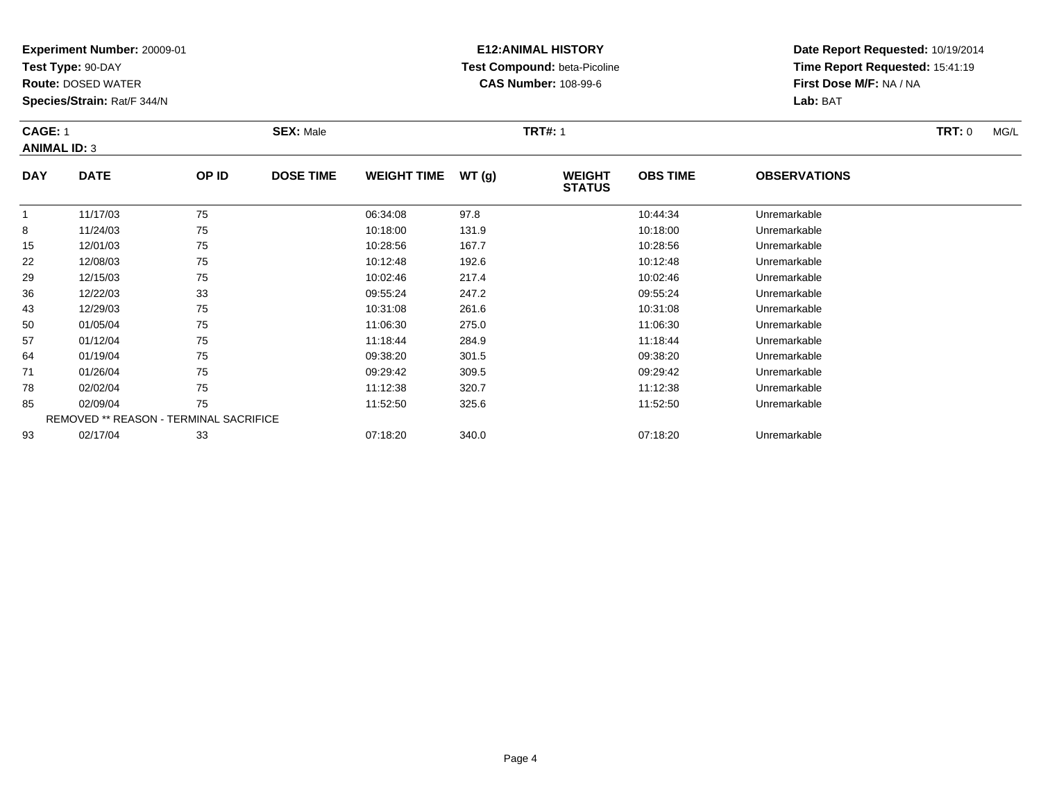**Experiment Number:** 20009-01
**Test Type:** 90-DAY
**Route:** DOSED WATER
**Species/Strain:** Rat/F 344/N

**E12:ANIMAL HISTORY**
**Test Compound:** beta-Picoline
**CAS Number:** 108-99-6

**Date Report Requested:** 10/19/2014
**Time Report Requested:** 15:41:19
**First Dose M/F:** NA / NA
**Lab:** BAT

**CAGE:** 1 **SEX:** Male **TRT#:** 1 **TRT:** 0 MG/L
**ANIMAL ID:** 3

| DAY | DATE | OP ID | DOSE TIME | WEIGHT TIME | WT (g) | WEIGHT STATUS | OBS TIME | OBSERVATIONS |
|---|---|---|---|---|---|---|---|---|
| 1 | 11/17/03 | 75 | | 06:34:08 | 97.8 | | 10:44:34 | Unremarkable |
| 8 | 11/24/03 | 75 | | 10:18:00 | 131.9 | | 10:18:00 | Unremarkable |
| 15 | 12/01/03 | 75 | | 10:28:56 | 167.7 | | 10:28:56 | Unremarkable |
| 22 | 12/08/03 | 75 | | 10:12:48 | 192.6 | | 10:12:48 | Unremarkable |
| 29 | 12/15/03 | 75 | | 10:02:46 | 217.4 | | 10:02:46 | Unremarkable |
| 36 | 12/22/03 | 33 | | 09:55:24 | 247.2 | | 09:55:24 | Unremarkable |
| 43 | 12/29/03 | 75 | | 10:31:08 | 261.6 | | 10:31:08 | Unremarkable |
| 50 | 01/05/04 | 75 | | 11:06:30 | 275.0 | | 11:06:30 | Unremarkable |
| 57 | 01/12/04 | 75 | | 11:18:44 | 284.9 | | 11:18:44 | Unremarkable |
| 64 | 01/19/04 | 75 | | 09:38:20 | 301.5 | | 09:38:20 | Unremarkable |
| 71 | 01/26/04 | 75 | | 09:29:42 | 309.5 | | 09:29:42 | Unremarkable |
| 78 | 02/02/04 | 75 | | 11:12:38 | 320.7 | | 11:12:38 | Unremarkable |
| 85 | 02/09/04 | 75 | | 11:52:50 | 325.6 | | 11:52:50 | Unremarkable |
| REMOVED ** REASON - TERMINAL SACRIFICE | | | | | | | | |
| 93 | 02/17/04 | 33 | | 07:18:20 | 340.0 | | 07:18:20 | Unremarkable |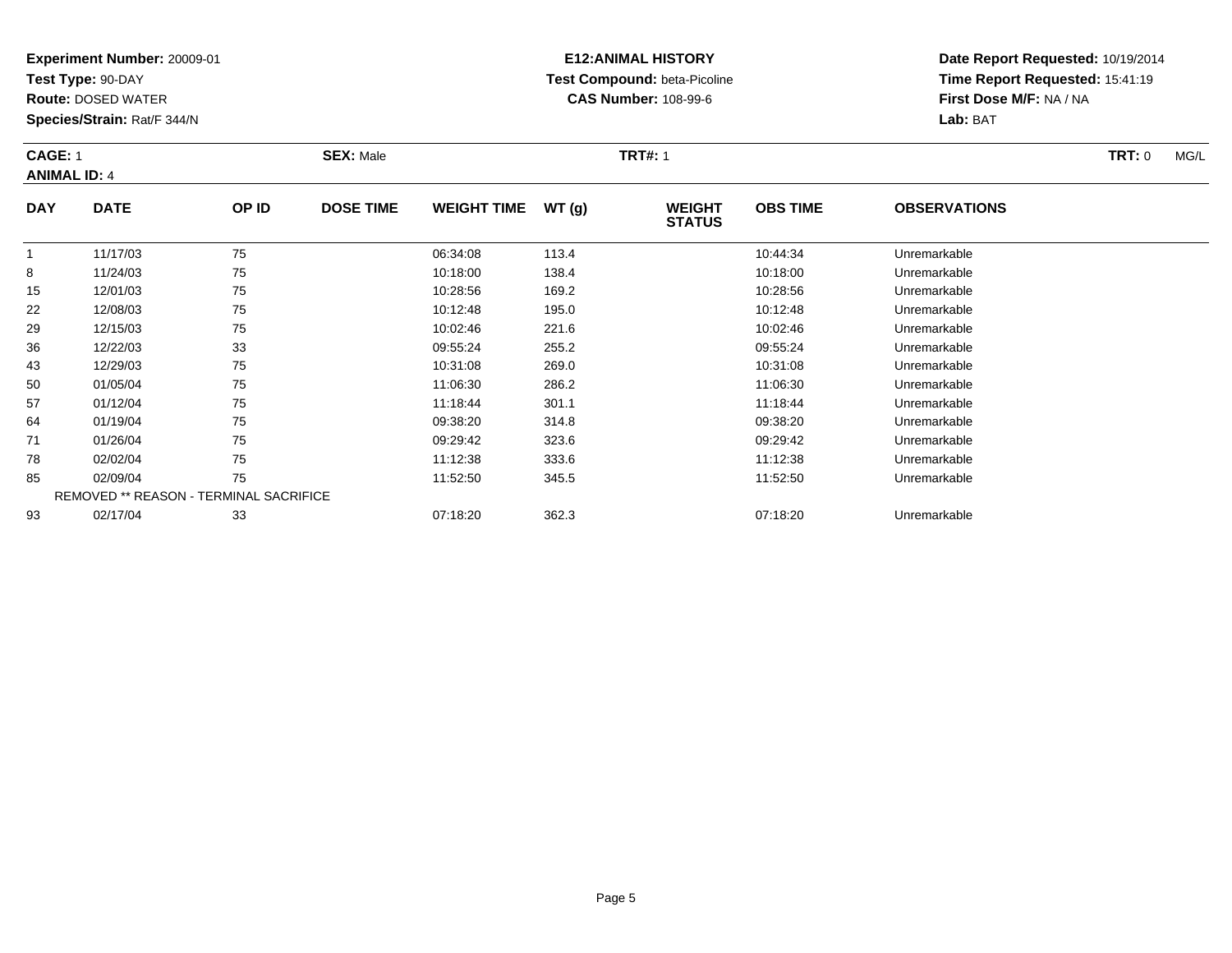**Experiment Number:** 20009-01
**Test Type:** 90-DAY
**Route:** DOSED WATER
**Species/Strain:** Rat/F 344/N

**E12:ANIMAL HISTORY**
**Test Compound:** beta-Picoline
**CAS Number:** 108-99-6

**Date Report Requested:** 10/19/2014
**Time Report Requested:** 15:41:19
**First Dose M/F:** NA / NA
**Lab:** BAT

**CAGE:** 1 **SEX:** Male **TRT#:** 1 **TRT:** 0 MG/L
**ANIMAL ID:** 4

| DAY | DATE | OP ID | DOSE TIME | WEIGHT TIME | WT (g) | WEIGHT STATUS | OBS TIME | OBSERVATIONS |
|---|---|---|---|---|---|---|---|---|
| 1 | 11/17/03 | 75 | | 06:34:08 | 113.4 | | 10:44:34 | Unremarkable |
| 8 | 11/24/03 | 75 | | 10:18:00 | 138.4 | | 10:18:00 | Unremarkable |
| 15 | 12/01/03 | 75 | | 10:28:56 | 169.2 | | 10:28:56 | Unremarkable |
| 22 | 12/08/03 | 75 | | 10:12:48 | 195.0 | | 10:12:48 | Unremarkable |
| 29 | 12/15/03 | 75 | | 10:02:46 | 221.6 | | 10:02:46 | Unremarkable |
| 36 | 12/22/03 | 33 | | 09:55:24 | 255.2 | | 09:55:24 | Unremarkable |
| 43 | 12/29/03 | 75 | | 10:31:08 | 269.0 | | 10:31:08 | Unremarkable |
| 50 | 01/05/04 | 75 | | 11:06:30 | 286.2 | | 11:06:30 | Unremarkable |
| 57 | 01/12/04 | 75 | | 11:18:44 | 301.1 | | 11:18:44 | Unremarkable |
| 64 | 01/19/04 | 75 | | 09:38:20 | 314.8 | | 09:38:20 | Unremarkable |
| 71 | 01/26/04 | 75 | | 09:29:42 | 323.6 | | 09:29:42 | Unremarkable |
| 78 | 02/02/04 | 75 | | 11:12:38 | 333.6 | | 11:12:38 | Unremarkable |
| 85 | 02/09/04 | 75 | | 11:52:50 | 345.5 | | 11:52:50 | Unremarkable |
| REMOVED ** REASON - TERMINAL SACRIFICE | | | | | | | | |
| 93 | 02/17/04 | 33 | | 07:18:20 | 362.3 | | 07:18:20 | Unremarkable |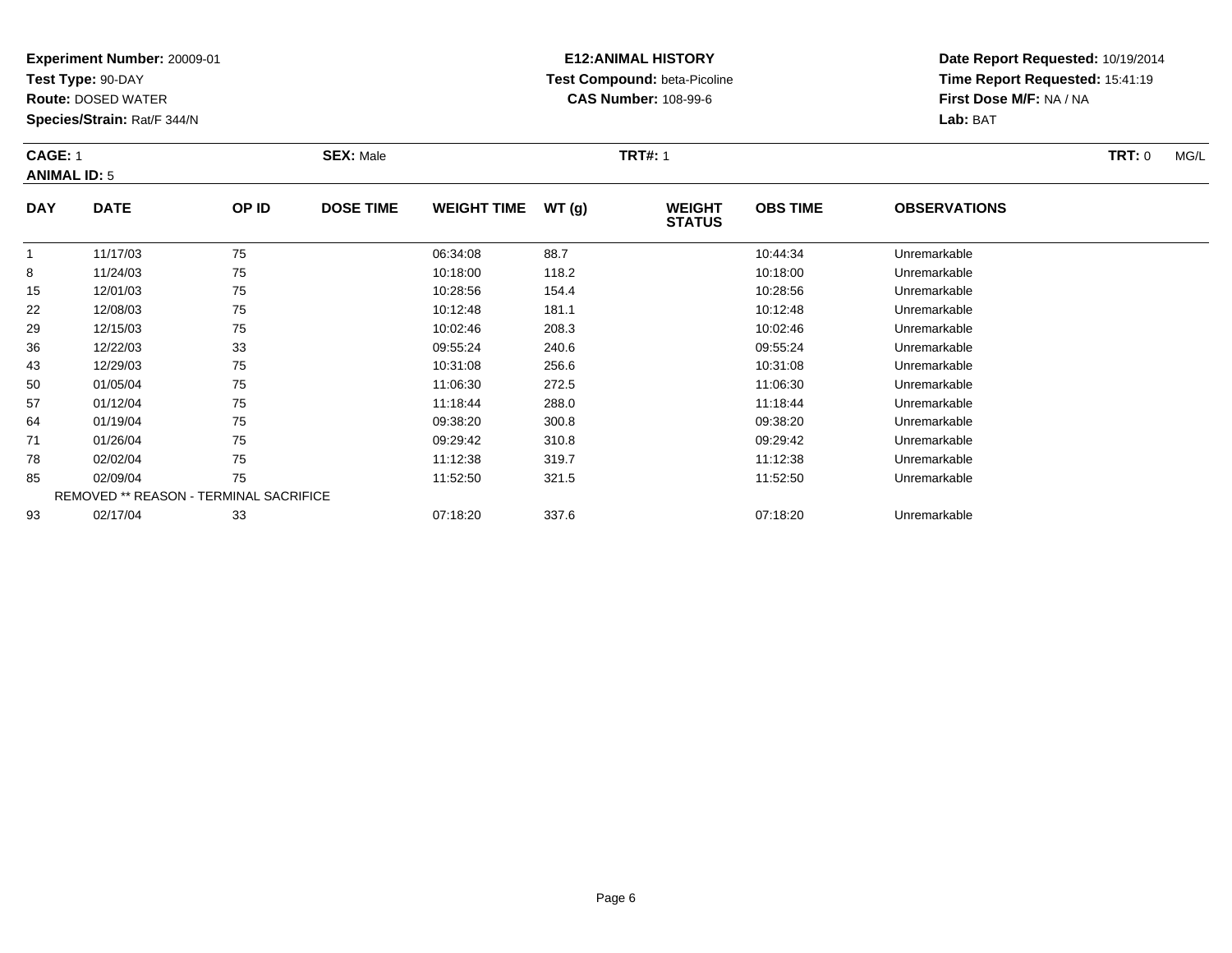**Experiment Number:** 20009-01
**Test Type:** 90-DAY
**Route:** DOSED WATER
**Species/Strain:** Rat/F 344/N

**E12:ANIMAL HISTORY**
**Test Compound:** beta-Picoline
**CAS Number:** 108-99-6

**Date Report Requested:** 10/19/2014
**Time Report Requested:** 15:41:19
**First Dose M/F:** NA / NA
**Lab:** BAT

**CAGE:** 1 **SEX:** Male **TRT#:** 1 **TRT:** 0 MG/L
**ANIMAL ID:** 5

| DAY | DATE | OP ID | DOSE TIME | WEIGHT TIME | WT (g) | WEIGHT STATUS | OBS TIME | OBSERVATIONS |
|---|---|---|---|---|---|---|---|---|
| 1 | 11/17/03 | 75 | | 06:34:08 | 88.7 | | 10:44:34 | Unremarkable |
| 8 | 11/24/03 | 75 | | 10:18:00 | 118.2 | | 10:18:00 | Unremarkable |
| 15 | 12/01/03 | 75 | | 10:28:56 | 154.4 | | 10:28:56 | Unremarkable |
| 22 | 12/08/03 | 75 | | 10:12:48 | 181.1 | | 10:12:48 | Unremarkable |
| 29 | 12/15/03 | 75 | | 10:02:46 | 208.3 | | 10:02:46 | Unremarkable |
| 36 | 12/22/03 | 33 | | 09:55:24 | 240.6 | | 09:55:24 | Unremarkable |
| 43 | 12/29/03 | 75 | | 10:31:08 | 256.6 | | 10:31:08 | Unremarkable |
| 50 | 01/05/04 | 75 | | 11:06:30 | 272.5 | | 11:06:30 | Unremarkable |
| 57 | 01/12/04 | 75 | | 11:18:44 | 288.0 | | 11:18:44 | Unremarkable |
| 64 | 01/19/04 | 75 | | 09:38:20 | 300.8 | | 09:38:20 | Unremarkable |
| 71 | 01/26/04 | 75 | | 09:29:42 | 310.8 | | 09:29:42 | Unremarkable |
| 78 | 02/02/04 | 75 | | 11:12:38 | 319.7 | | 11:12:38 | Unremarkable |
| 85 | 02/09/04 | 75 | | 11:52:50 | 321.5 | | 11:52:50 | Unremarkable |
| REMOVED ** REASON - TERMINAL SACRIFICE | | | | | | | | |
| 93 | 02/17/04 | 33 | | 07:18:20 | 337.6 | | 07:18:20 | Unremarkable |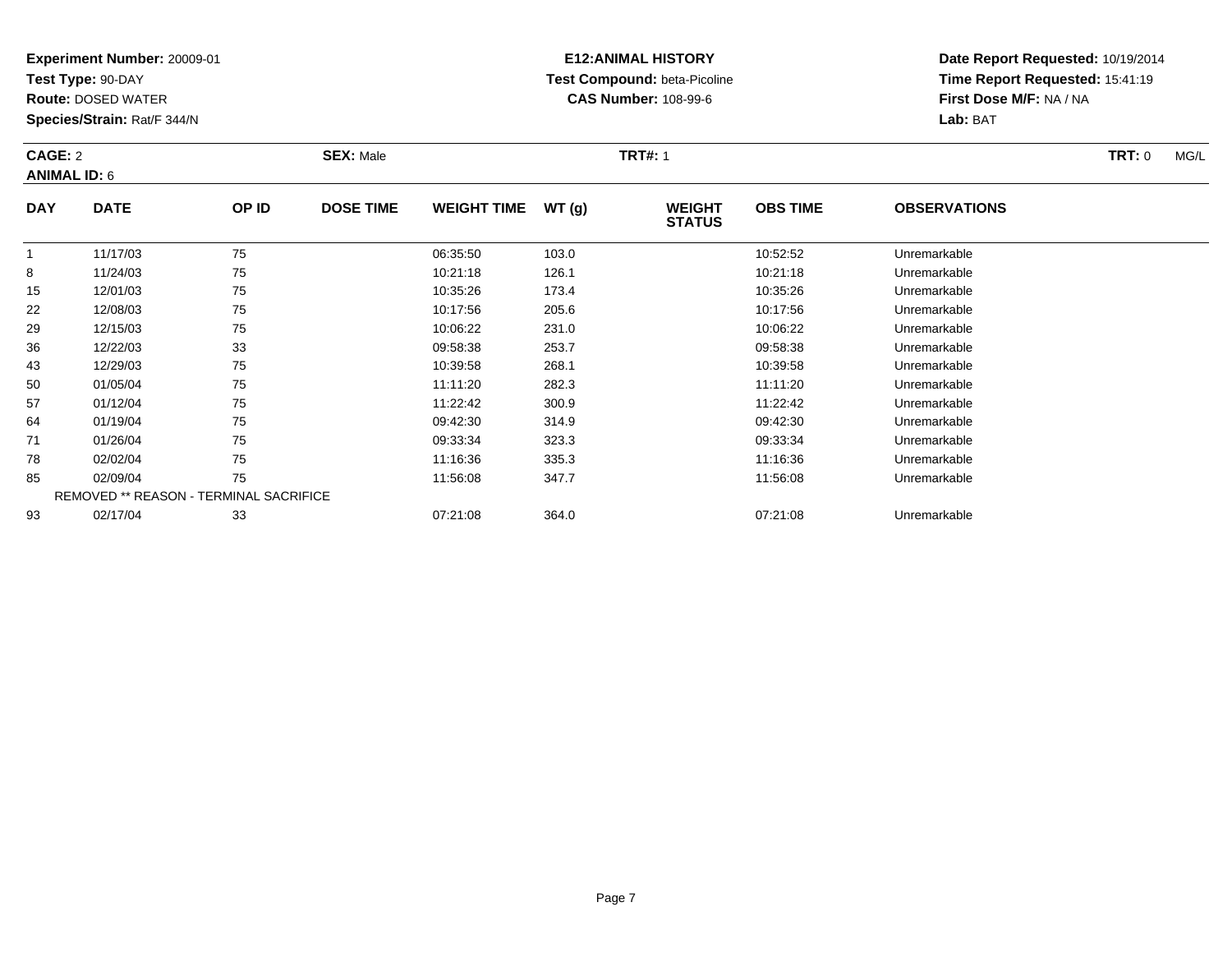**Experiment Number:** 20009-01
**Test Type:** 90-DAY
**Route:** DOSED WATER
**Species/Strain:** Rat/F 344/N

**E12:ANIMAL HISTORY**
**Test Compound:** beta-Picoline
**CAS Number:** 108-99-6

**Date Report Requested:** 10/19/2014
**Time Report Requested:** 15:41:19
**First Dose M/F:** NA / NA
**Lab:** BAT

**CAGE:** 2 **SEX:** Male **TRT#:** 1 **TRT:** 0 MG/L
**ANIMAL ID:** 6

| DAY | DATE | OP ID | DOSE TIME | WEIGHT TIME | WT (g) | WEIGHT STATUS | OBS TIME | OBSERVATIONS |
|---|---|---|---|---|---|---|---|---|
| 1 | 11/17/03 | 75 | | 06:35:50 | 103.0 | | 10:52:52 | Unremarkable |
| 8 | 11/24/03 | 75 | | 10:21:18 | 126.1 | | 10:21:18 | Unremarkable |
| 15 | 12/01/03 | 75 | | 10:35:26 | 173.4 | | 10:35:26 | Unremarkable |
| 22 | 12/08/03 | 75 | | 10:17:56 | 205.6 | | 10:17:56 | Unremarkable |
| 29 | 12/15/03 | 75 | | 10:06:22 | 231.0 | | 10:06:22 | Unremarkable |
| 36 | 12/22/03 | 33 | | 09:58:38 | 253.7 | | 09:58:38 | Unremarkable |
| 43 | 12/29/03 | 75 | | 10:39:58 | 268.1 | | 10:39:58 | Unremarkable |
| 50 | 01/05/04 | 75 | | 11:11:20 | 282.3 | | 11:11:20 | Unremarkable |
| 57 | 01/12/04 | 75 | | 11:22:42 | 300.9 | | 11:22:42 | Unremarkable |
| 64 | 01/19/04 | 75 | | 09:42:30 | 314.9 | | 09:42:30 | Unremarkable |
| 71 | 01/26/04 | 75 | | 09:33:34 | 323.3 | | 09:33:34 | Unremarkable |
| 78 | 02/02/04 | 75 | | 11:16:36 | 335.3 | | 11:16:36 | Unremarkable |
| 85 | 02/09/04 | 75 | | 11:56:08 | 347.7 | | 11:56:08 | Unremarkable |
| REMOVED ** REASON - TERMINAL SACRIFICE | | | | | | | | |
| 93 | 02/17/04 | 33 | | 07:21:08 | 364.0 | | 07:21:08 | Unremarkable |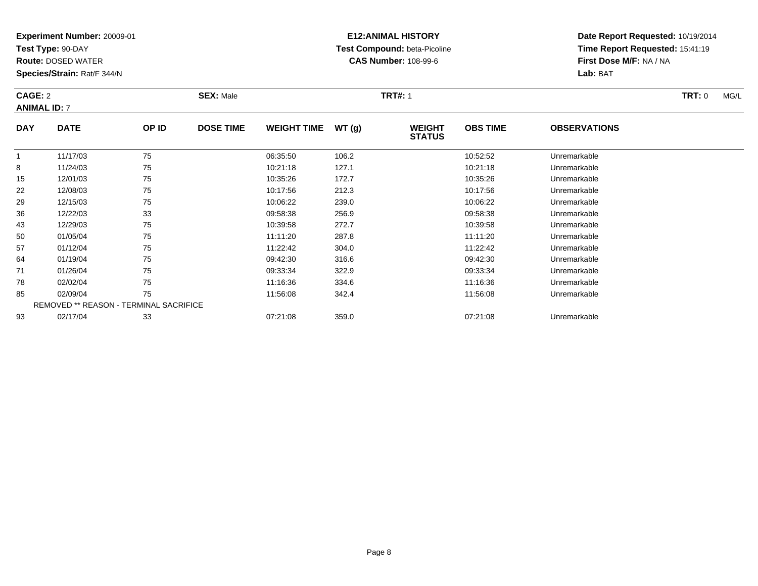**Experiment Number:** 20009-01
**Test Type:** 90-DAY
**Route:** DOSED WATER
**Species/Strain:** Rat/F 344/N

**E12:ANIMAL HISTORY**
**Test Compound:** beta-Picoline
**CAS Number:** 108-99-6

**Date Report Requested:** 10/19/2014
**Time Report Requested:** 15:41:19
**First Dose M/F:** NA / NA
**Lab:** BAT

**CAGE:** 2 **SEX:** Male **TRT#:** 1 **TRT:** 0 MG/L
**ANIMAL ID:** 7

| DAY | DATE | OP ID | DOSE TIME | WEIGHT TIME | WT (g) | WEIGHT STATUS | OBS TIME | OBSERVATIONS |
|---|---|---|---|---|---|---|---|---|
| 1 | 11/17/03 | 75 | | 06:35:50 | 106.2 | | 10:52:52 | Unremarkable |
| 8 | 11/24/03 | 75 | | 10:21:18 | 127.1 | | 10:21:18 | Unremarkable |
| 15 | 12/01/03 | 75 | | 10:35:26 | 172.7 | | 10:35:26 | Unremarkable |
| 22 | 12/08/03 | 75 | | 10:17:56 | 212.3 | | 10:17:56 | Unremarkable |
| 29 | 12/15/03 | 75 | | 10:06:22 | 239.0 | | 10:06:22 | Unremarkable |
| 36 | 12/22/03 | 33 | | 09:58:38 | 256.9 | | 09:58:38 | Unremarkable |
| 43 | 12/29/03 | 75 | | 10:39:58 | 272.7 | | 10:39:58 | Unremarkable |
| 50 | 01/05/04 | 75 | | 11:11:20 | 287.8 | | 11:11:20 | Unremarkable |
| 57 | 01/12/04 | 75 | | 11:22:42 | 304.0 | | 11:22:42 | Unremarkable |
| 64 | 01/19/04 | 75 | | 09:42:30 | 316.6 | | 09:42:30 | Unremarkable |
| 71 | 01/26/04 | 75 | | 09:33:34 | 322.9 | | 09:33:34 | Unremarkable |
| 78 | 02/02/04 | 75 | | 11:16:36 | 334.6 | | 11:16:36 | Unremarkable |
| 85 | 02/09/04 | 75 | | 11:56:08 | 342.4 | | 11:56:08 | Unremarkable |
| REMOVED ** REASON - TERMINAL SACRIFICE | | | | | | | | |
| 93 | 02/17/04 | 33 | | 07:21:08 | 359.0 | | 07:21:08 | Unremarkable |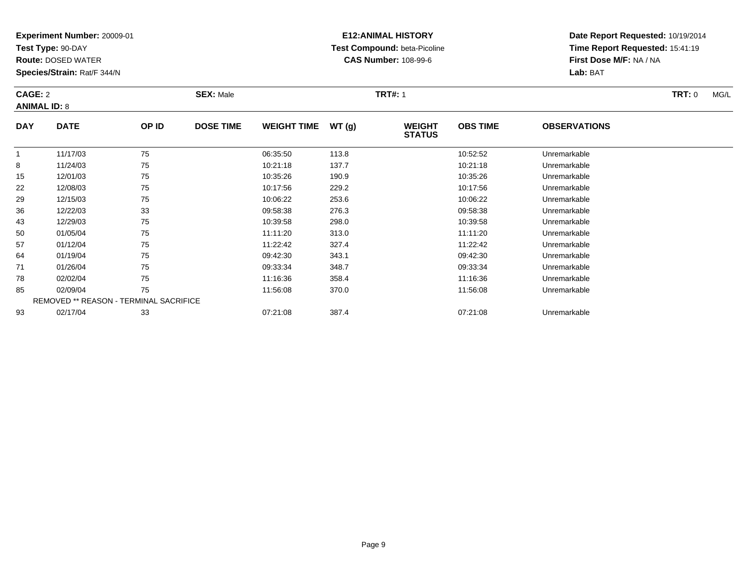**Experiment Number:** 20009-01
**Test Type:** 90-DAY
**Route:** DOSED WATER
**Species/Strain:** Rat/F 344/N

**E12:ANIMAL HISTORY**
**Test Compound:** beta-Picoline
**CAS Number:** 108-99-6

**Date Report Requested:** 10/19/2014
**Time Report Requested:** 15:41:19
**First Dose M/F:** NA / NA
**Lab:** BAT

**CAGE:** 2 **SEX:** Male **TRT#:** 1 **TRT:** 0 MG/L
**ANIMAL ID:** 8

| DAY | DATE | OP ID | DOSE TIME | WEIGHT TIME | WT (g) | WEIGHT STATUS | OBS TIME | OBSERVATIONS |
|---|---|---|---|---|---|---|---|---|
| 1 | 11/17/03 | 75 | | 06:35:50 | 113.8 | | 10:52:52 | Unremarkable |
| 8 | 11/24/03 | 75 | | 10:21:18 | 137.7 | | 10:21:18 | Unremarkable |
| 15 | 12/01/03 | 75 | | 10:35:26 | 190.9 | | 10:35:26 | Unremarkable |
| 22 | 12/08/03 | 75 | | 10:17:56 | 229.2 | | 10:17:56 | Unremarkable |
| 29 | 12/15/03 | 75 | | 10:06:22 | 253.6 | | 10:06:22 | Unremarkable |
| 36 | 12/22/03 | 33 | | 09:58:38 | 276.3 | | 09:58:38 | Unremarkable |
| 43 | 12/29/03 | 75 | | 10:39:58 | 298.0 | | 10:39:58 | Unremarkable |
| 50 | 01/05/04 | 75 | | 11:11:20 | 313.0 | | 11:11:20 | Unremarkable |
| 57 | 01/12/04 | 75 | | 11:22:42 | 327.4 | | 11:22:42 | Unremarkable |
| 64 | 01/19/04 | 75 | | 09:42:30 | 343.1 | | 09:42:30 | Unremarkable |
| 71 | 01/26/04 | 75 | | 09:33:34 | 348.7 | | 09:33:34 | Unremarkable |
| 78 | 02/02/04 | 75 | | 11:16:36 | 358.4 | | 11:16:36 | Unremarkable |
| 85 | 02/09/04 | 75 | | 11:56:08 | 370.0 | | 11:56:08 | Unremarkable |
| REMOVED ** REASON - TERMINAL SACRIFICE | | | | | | | | |
| 93 | 02/17/04 | 33 | | 07:21:08 | 387.4 | | 07:21:08 | Unremarkable |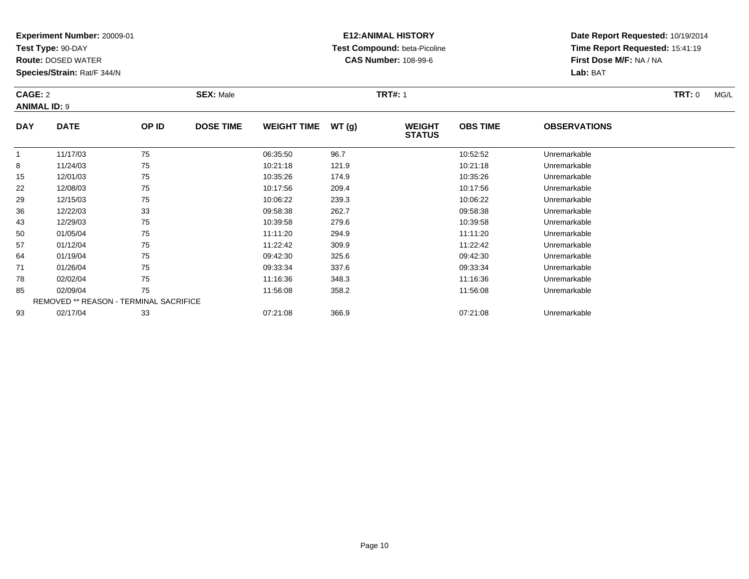**Experiment Number:** 20009-01
**Test Type:** 90-DAY
**Route:** DOSED WATER
**Species/Strain:** Rat/F 344/N

**E12:ANIMAL HISTORY**
**Test Compound:** beta-Picoline
**CAS Number:** 108-99-6

**Date Report Requested:** 10/19/2014
**Time Report Requested:** 15:41:19
**First Dose M/F:** NA / NA
**Lab:** BAT

**CAGE:** 2 **SEX:** Male **TRT#:** 1 **TRT:** 0 MG/L
**ANIMAL ID:** 9

| DAY | DATE | OP ID | DOSE TIME | WEIGHT TIME | WT (g) | WEIGHT STATUS | OBS TIME | OBSERVATIONS |
|---|---|---|---|---|---|---|---|---|
| 1 | 11/17/03 | 75 | | 06:35:50 | 96.7 | | 10:52:52 | Unremarkable |
| 8 | 11/24/03 | 75 | | 10:21:18 | 121.9 | | 10:21:18 | Unremarkable |
| 15 | 12/01/03 | 75 | | 10:35:26 | 174.9 | | 10:35:26 | Unremarkable |
| 22 | 12/08/03 | 75 | | 10:17:56 | 209.4 | | 10:17:56 | Unremarkable |
| 29 | 12/15/03 | 75 | | 10:06:22 | 239.3 | | 10:06:22 | Unremarkable |
| 36 | 12/22/03 | 33 | | 09:58:38 | 262.7 | | 09:58:38 | Unremarkable |
| 43 | 12/29/03 | 75 | | 10:39:58 | 279.6 | | 10:39:58 | Unremarkable |
| 50 | 01/05/04 | 75 | | 11:11:20 | 294.9 | | 11:11:20 | Unremarkable |
| 57 | 01/12/04 | 75 | | 11:22:42 | 309.9 | | 11:22:42 | Unremarkable |
| 64 | 01/19/04 | 75 | | 09:42:30 | 325.6 | | 09:42:30 | Unremarkable |
| 71 | 01/26/04 | 75 | | 09:33:34 | 337.6 | | 09:33:34 | Unremarkable |
| 78 | 02/02/04 | 75 | | 11:16:36 | 348.3 | | 11:16:36 | Unremarkable |
| 85 | 02/09/04 | 75 | | 11:56:08 | 358.2 | | 11:56:08 | Unremarkable |
| REMOVED ** REASON - TERMINAL SACRIFICE | | | | | | | | |
| 93 | 02/17/04 | 33 | | 07:21:08 | 366.9 | | 07:21:08 | Unremarkable |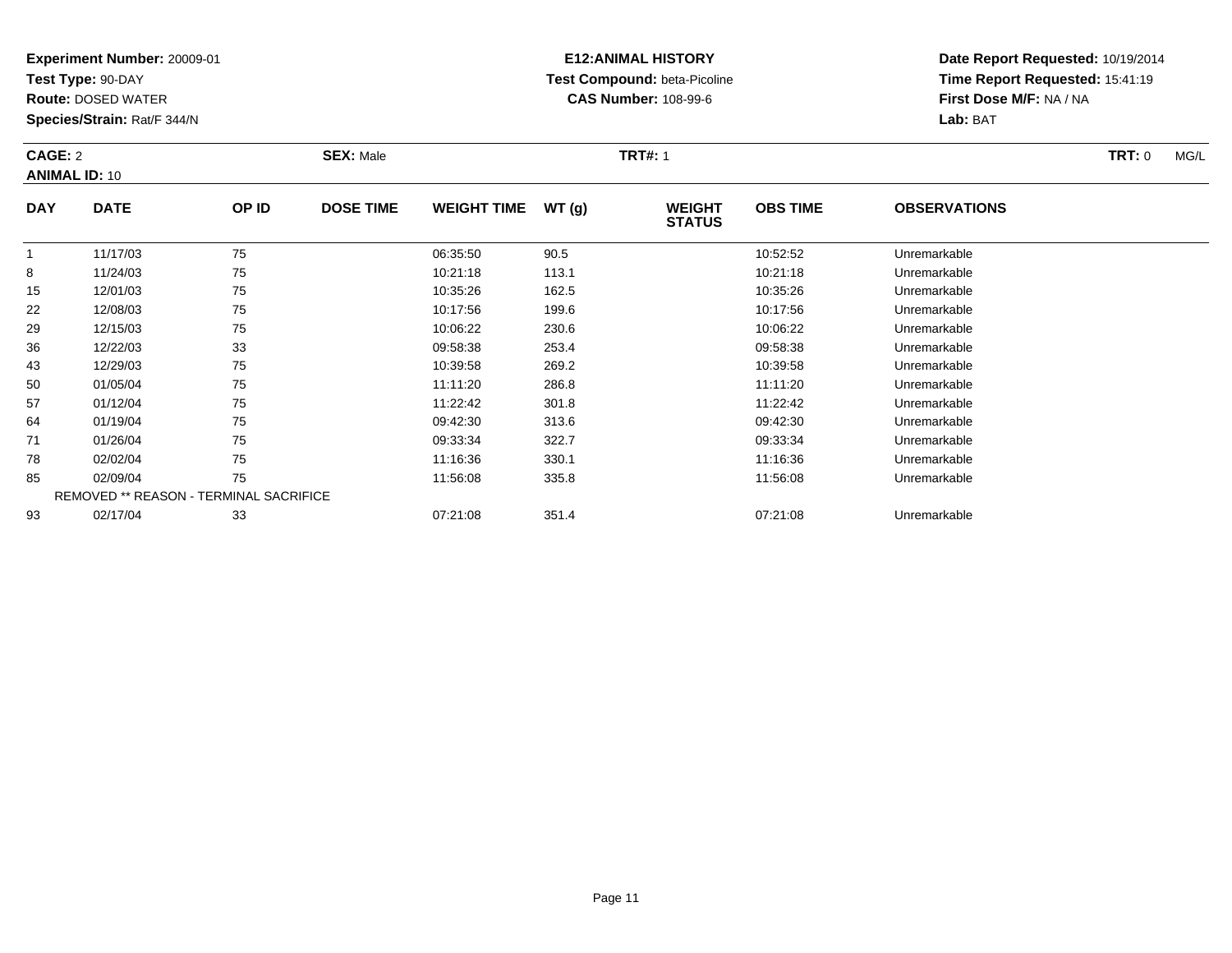**Experiment Number:** 20009-01
**Test Type:** 90-DAY
**Route:** DOSED WATER
**Species/Strain:** Rat/F 344/N

**E12:ANIMAL HISTORY**
**Test Compound:** beta-Picoline
**CAS Number:** 108-99-6

**Date Report Requested:** 10/19/2014
**Time Report Requested:** 15:41:19
**First Dose M/F:** NA / NA
**Lab:** BAT

**CAGE:** 2 **SEX:** Male **TRT#:** 1 **TRT:** 0 MG/L
**ANIMAL ID:** 10

| DAY | DATE | OP ID | DOSE TIME | WEIGHT TIME | WT (g) | WEIGHT STATUS | OBS TIME | OBSERVATIONS |
|---|---|---|---|---|---|---|---|---|
| 1 | 11/17/03 | 75 | | 06:35:50 | 90.5 | | 10:52:52 | Unremarkable |
| 8 | 11/24/03 | 75 | | 10:21:18 | 113.1 | | 10:21:18 | Unremarkable |
| 15 | 12/01/03 | 75 | | 10:35:26 | 162.5 | | 10:35:26 | Unremarkable |
| 22 | 12/08/03 | 75 | | 10:17:56 | 199.6 | | 10:17:56 | Unremarkable |
| 29 | 12/15/03 | 75 | | 10:06:22 | 230.6 | | 10:06:22 | Unremarkable |
| 36 | 12/22/03 | 33 | | 09:58:38 | 253.4 | | 09:58:38 | Unremarkable |
| 43 | 12/29/03 | 75 | | 10:39:58 | 269.2 | | 10:39:58 | Unremarkable |
| 50 | 01/05/04 | 75 | | 11:11:20 | 286.8 | | 11:11:20 | Unremarkable |
| 57 | 01/12/04 | 75 | | 11:22:42 | 301.8 | | 11:22:42 | Unremarkable |
| 64 | 01/19/04 | 75 | | 09:42:30 | 313.6 | | 09:42:30 | Unremarkable |
| 71 | 01/26/04 | 75 | | 09:33:34 | 322.7 | | 09:33:34 | Unremarkable |
| 78 | 02/02/04 | 75 | | 11:16:36 | 330.1 | | 11:16:36 | Unremarkable |
| 85 | 02/09/04 | 75 | | 11:56:08 | 335.8 | | 11:56:08 | Unremarkable |
| REMOVED ** REASON - TERMINAL SACRIFICE | | | | | | | | |
| 93 | 02/17/04 | 33 | | 07:21:08 | 351.4 | | 07:21:08 | Unremarkable |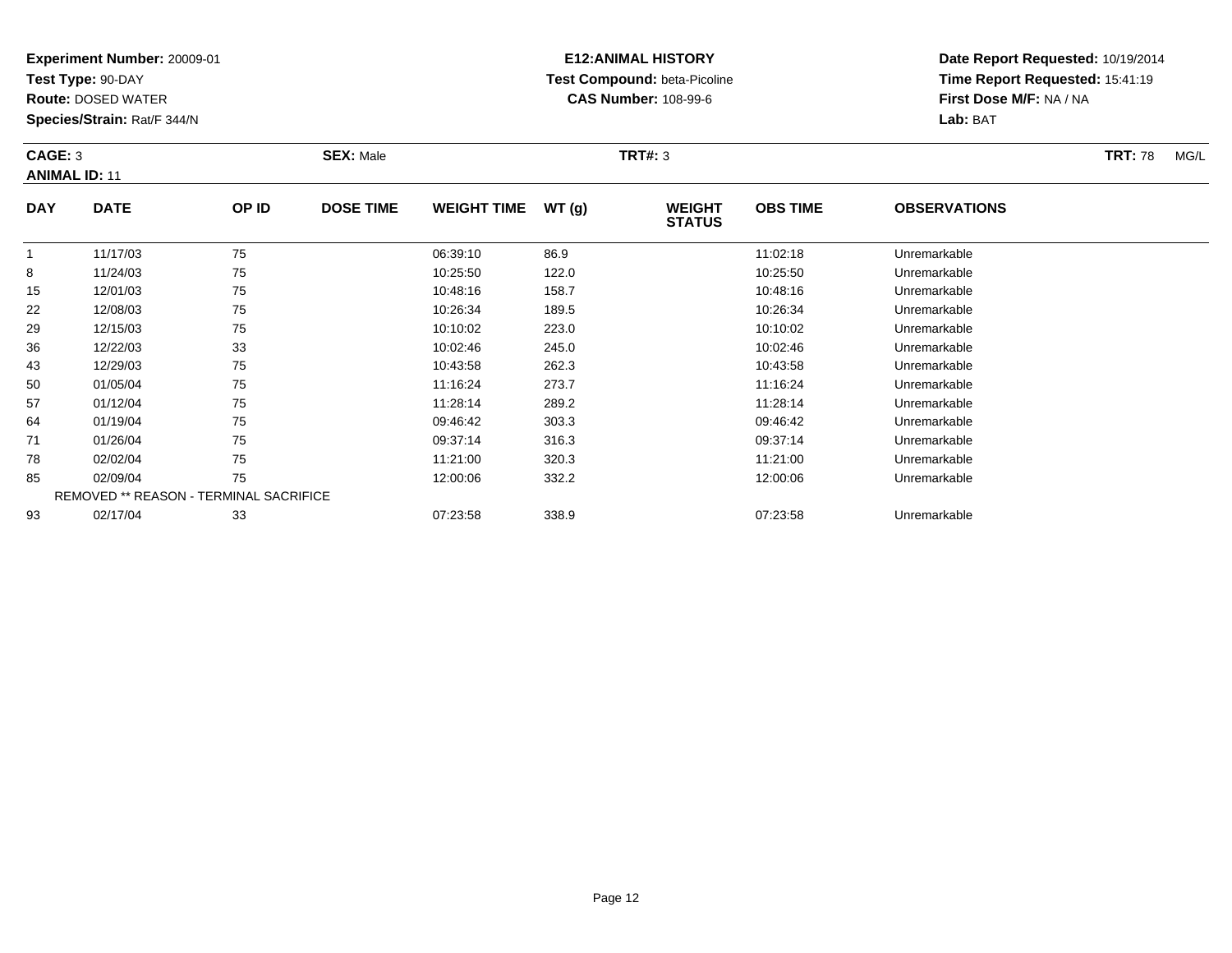**Experiment Number:** 20009-01
**Test Type:** 90-DAY
**Route:** DOSED WATER
**Species/Strain:** Rat/F 344/N

**E12:ANIMAL HISTORY**
**Test Compound:** beta-Picoline
**CAS Number:** 108-99-6

**Date Report Requested:** 10/19/2014
**Time Report Requested:** 15:41:19
**First Dose M/F:** NA / NA
**Lab:** BAT

**CAGE:** 3 **SEX:** Male **TRT#:** 3 **TRT:** 78 MG/L
**ANIMAL ID:** 11

| DAY | DATE | OP ID | DOSE TIME | WEIGHT TIME | WT (g) | WEIGHT STATUS | OBS TIME | OBSERVATIONS |
|---|---|---|---|---|---|---|---|---|
| 1 | 11/17/03 | 75 | | 06:39:10 | 86.9 | | 11:02:18 | Unremarkable |
| 8 | 11/24/03 | 75 | | 10:25:50 | 122.0 | | 10:25:50 | Unremarkable |
| 15 | 12/01/03 | 75 | | 10:48:16 | 158.7 | | 10:48:16 | Unremarkable |
| 22 | 12/08/03 | 75 | | 10:26:34 | 189.5 | | 10:26:34 | Unremarkable |
| 29 | 12/15/03 | 75 | | 10:10:02 | 223.0 | | 10:10:02 | Unremarkable |
| 36 | 12/22/03 | 33 | | 10:02:46 | 245.0 | | 10:02:46 | Unremarkable |
| 43 | 12/29/03 | 75 | | 10:43:58 | 262.3 | | 10:43:58 | Unremarkable |
| 50 | 01/05/04 | 75 | | 11:16:24 | 273.7 | | 11:16:24 | Unremarkable |
| 57 | 01/12/04 | 75 | | 11:28:14 | 289.2 | | 11:28:14 | Unremarkable |
| 64 | 01/19/04 | 75 | | 09:46:42 | 303.3 | | 09:46:42 | Unremarkable |
| 71 | 01/26/04 | 75 | | 09:37:14 | 316.3 | | 09:37:14 | Unremarkable |
| 78 | 02/02/04 | 75 | | 11:21:00 | 320.3 | | 11:21:00 | Unremarkable |
| 85 | 02/09/04 | 75 | | 12:00:06 | 332.2 | | 12:00:06 | Unremarkable |
| | REMOVED ** REASON - TERMINAL SACRIFICE | | | | | | | |
| 93 | 02/17/04 | 33 | | 07:23:58 | 338.9 | | 07:23:58 | Unremarkable |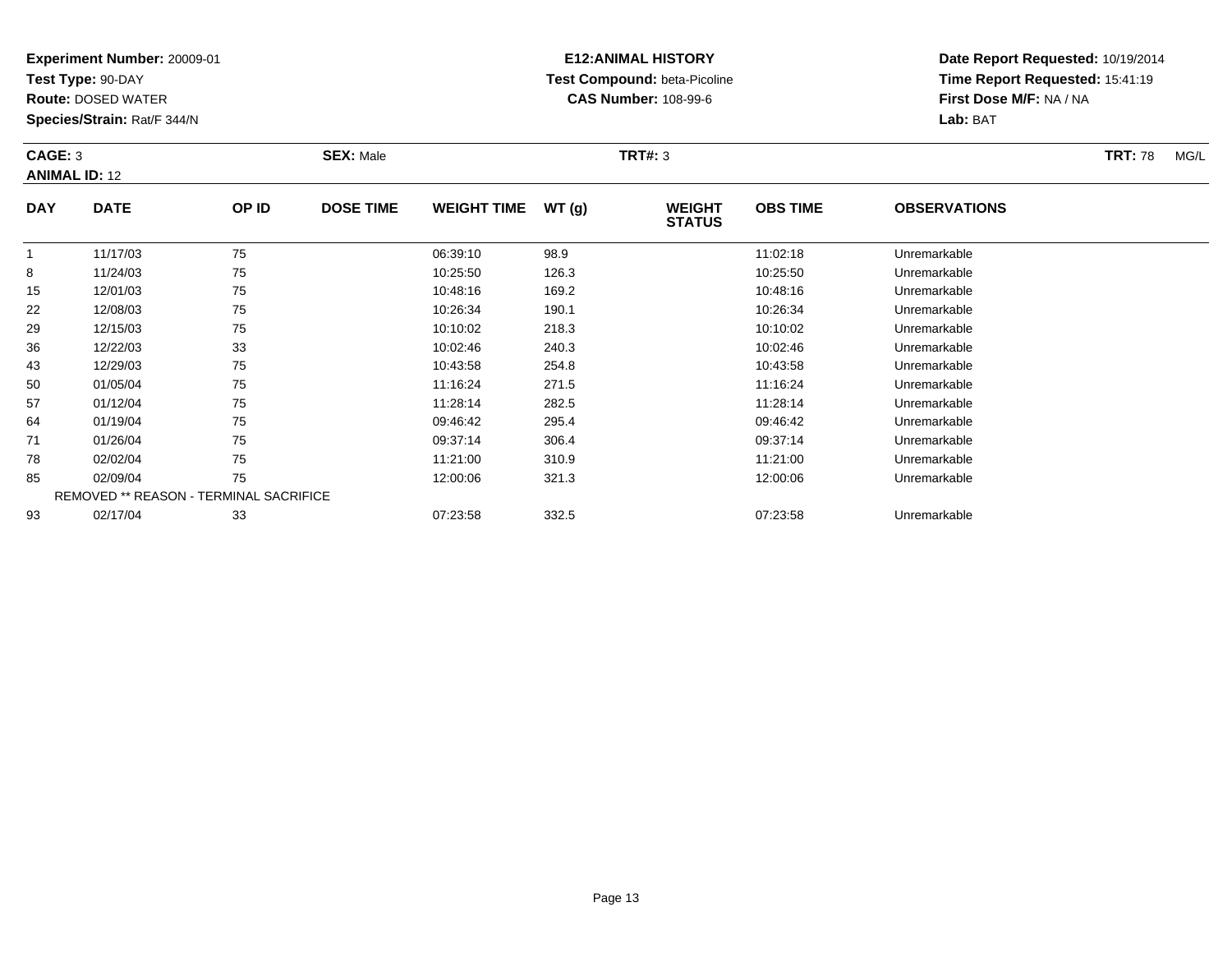**Experiment Number:** 20009-01
**Test Type:** 90-DAY
**Route:** DOSED WATER
**Species/Strain:** Rat/F 344/N

**E12:ANIMAL HISTORY**
**Test Compound:** beta-Picoline
**CAS Number:** 108-99-6

**Date Report Requested:** 10/19/2014
**Time Report Requested:** 15:41:19
**First Dose M/F:** NA / NA
**Lab:** BAT

**CAGE:** 3 **SEX:** Male **TRT#:** 3 **TRT:** 78 MG/L
**ANIMAL ID:** 12

| DAY | DATE | OP ID | DOSE TIME | WEIGHT TIME | WT (g) | WEIGHT STATUS | OBS TIME | OBSERVATIONS |
|---|---|---|---|---|---|---|---|---|
| 1 | 11/17/03 | 75 | | 06:39:10 | 98.9 | | 11:02:18 | Unremarkable |
| 8 | 11/24/03 | 75 | | 10:25:50 | 126.3 | | 10:25:50 | Unremarkable |
| 15 | 12/01/03 | 75 | | 10:48:16 | 169.2 | | 10:48:16 | Unremarkable |
| 22 | 12/08/03 | 75 | | 10:26:34 | 190.1 | | 10:26:34 | Unremarkable |
| 29 | 12/15/03 | 75 | | 10:10:02 | 218.3 | | 10:10:02 | Unremarkable |
| 36 | 12/22/03 | 33 | | 10:02:46 | 240.3 | | 10:02:46 | Unremarkable |
| 43 | 12/29/03 | 75 | | 10:43:58 | 254.8 | | 10:43:58 | Unremarkable |
| 50 | 01/05/04 | 75 | | 11:16:24 | 271.5 | | 11:16:24 | Unremarkable |
| 57 | 01/12/04 | 75 | | 11:28:14 | 282.5 | | 11:28:14 | Unremarkable |
| 64 | 01/19/04 | 75 | | 09:46:42 | 295.4 | | 09:46:42 | Unremarkable |
| 71 | 01/26/04 | 75 | | 09:37:14 | 306.4 | | 09:37:14 | Unremarkable |
| 78 | 02/02/04 | 75 | | 11:21:00 | 310.9 | | 11:21:00 | Unremarkable |
| 85 | 02/09/04 | 75 | | 12:00:06 | 321.3 | | 12:00:06 | Unremarkable |
| REMOVED ** REASON - TERMINAL SACRIFICE | | | | | | | | |
| 93 | 02/17/04 | 33 | | 07:23:58 | 332.5 | | 07:23:58 | Unremarkable |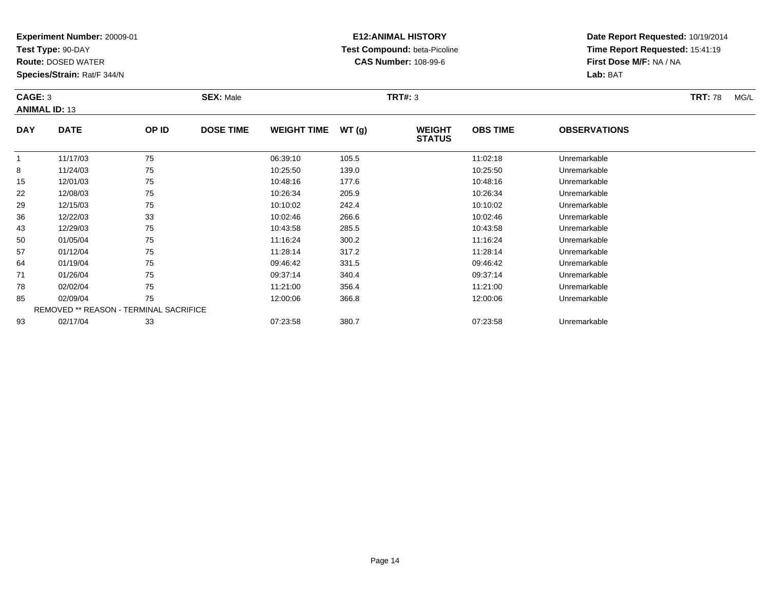**Experiment Number:** 20009-01
**Test Type:** 90-DAY
**Route:** DOSED WATER
**Species/Strain:** Rat/F 344/N

**E12:ANIMAL HISTORY**
**Test Compound:** beta-Picoline
**CAS Number:** 108-99-6

**Date Report Requested:** 10/19/2014
**Time Report Requested:** 15:41:19
**First Dose M/F:** NA / NA
**Lab:** BAT

**CAGE:** 3 **SEX:** Male **TRT#:** 3 **TRT:** 78 MG/L
**ANIMAL ID:** 13

| DAY | DATE | OP ID | DOSE TIME | WEIGHT TIME | WT (g) | WEIGHT STATUS | OBS TIME | OBSERVATIONS |
|---|---|---|---|---|---|---|---|---|
| 1 | 11/17/03 | 75 | | 06:39:10 | 105.5 | | 11:02:18 | Unremarkable |
| 8 | 11/24/03 | 75 | | 10:25:50 | 139.0 | | 10:25:50 | Unremarkable |
| 15 | 12/01/03 | 75 | | 10:48:16 | 177.6 | | 10:48:16 | Unremarkable |
| 22 | 12/08/03 | 75 | | 10:26:34 | 205.9 | | 10:26:34 | Unremarkable |
| 29 | 12/15/03 | 75 | | 10:10:02 | 242.4 | | 10:10:02 | Unremarkable |
| 36 | 12/22/03 | 33 | | 10:02:46 | 266.6 | | 10:02:46 | Unremarkable |
| 43 | 12/29/03 | 75 | | 10:43:58 | 285.5 | | 10:43:58 | Unremarkable |
| 50 | 01/05/04 | 75 | | 11:16:24 | 300.2 | | 11:16:24 | Unremarkable |
| 57 | 01/12/04 | 75 | | 11:28:14 | 317.2 | | 11:28:14 | Unremarkable |
| 64 | 01/19/04 | 75 | | 09:46:42 | 331.5 | | 09:46:42 | Unremarkable |
| 71 | 01/26/04 | 75 | | 09:37:14 | 340.4 | | 09:37:14 | Unremarkable |
| 78 | 02/02/04 | 75 | | 11:21:00 | 356.4 | | 11:21:00 | Unremarkable |
| 85 | 02/09/04 | 75 | | 12:00:06 | 366.8 | | 12:00:06 | Unremarkable |
| REMOVED ** REASON - TERMINAL SACRIFICE | | | | | | | | |
| 93 | 02/17/04 | 33 | | 07:23:58 | 380.7 | | 07:23:58 | Unremarkable |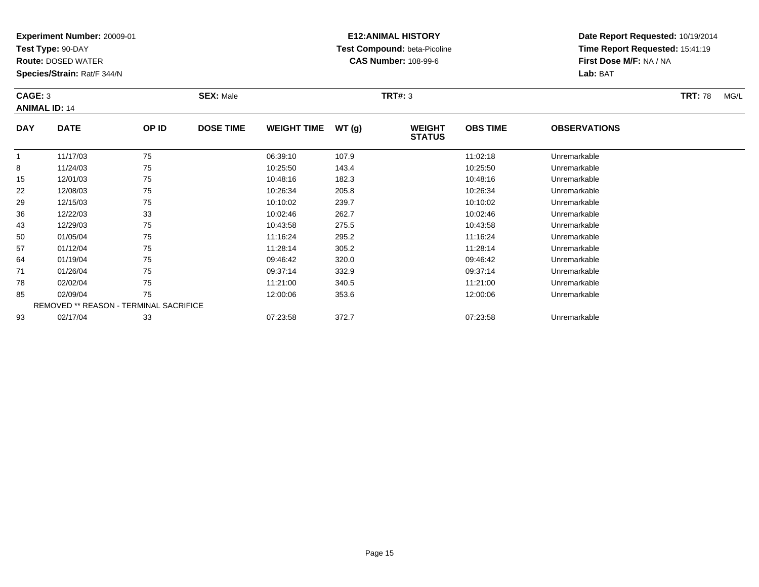**Experiment Number:** 20009-01
**Test Type:** 90-DAY
**Route:** DOSED WATER
**Species/Strain:** Rat/F 344/N

**E12:ANIMAL HISTORY**
**Test Compound:** beta-Picoline
**CAS Number:** 108-99-6

**Date Report Requested:** 10/19/2014
**Time Report Requested:** 15:41:19
**First Dose M/F:** NA / NA
**Lab:** BAT

**CAGE:** 3 **SEX:** Male **TRT#:** 3 **TRT:** 78 MG/L
**ANIMAL ID:** 14

| DAY | DATE | OP ID | DOSE TIME | WEIGHT TIME | WT (g) | WEIGHT STATUS | OBS TIME | OBSERVATIONS |
|---|---|---|---|---|---|---|---|---|
| 1 | 11/17/03 | 75 | | 06:39:10 | 107.9 | | 11:02:18 | Unremarkable |
| 8 | 11/24/03 | 75 | | 10:25:50 | 143.4 | | 10:25:50 | Unremarkable |
| 15 | 12/01/03 | 75 | | 10:48:16 | 182.3 | | 10:48:16 | Unremarkable |
| 22 | 12/08/03 | 75 | | 10:26:34 | 205.8 | | 10:26:34 | Unremarkable |
| 29 | 12/15/03 | 75 | | 10:10:02 | 239.7 | | 10:10:02 | Unremarkable |
| 36 | 12/22/03 | 33 | | 10:02:46 | 262.7 | | 10:02:46 | Unremarkable |
| 43 | 12/29/03 | 75 | | 10:43:58 | 275.5 | | 10:43:58 | Unremarkable |
| 50 | 01/05/04 | 75 | | 11:16:24 | 295.2 | | 11:16:24 | Unremarkable |
| 57 | 01/12/04 | 75 | | 11:28:14 | 305.2 | | 11:28:14 | Unremarkable |
| 64 | 01/19/04 | 75 | | 09:46:42 | 320.0 | | 09:46:42 | Unremarkable |
| 71 | 01/26/04 | 75 | | 09:37:14 | 332.9 | | 09:37:14 | Unremarkable |
| 78 | 02/02/04 | 75 | | 11:21:00 | 340.5 | | 11:21:00 | Unremarkable |
| 85 | 02/09/04 | 75 | | 12:00:06 | 353.6 | | 12:00:06 | Unremarkable |
| REMOVED ** REASON - TERMINAL SACRIFICE | | | | | | | | |
| 93 | 02/17/04 | 33 | | 07:23:58 | 372.7 | | 07:23:58 | Unremarkable |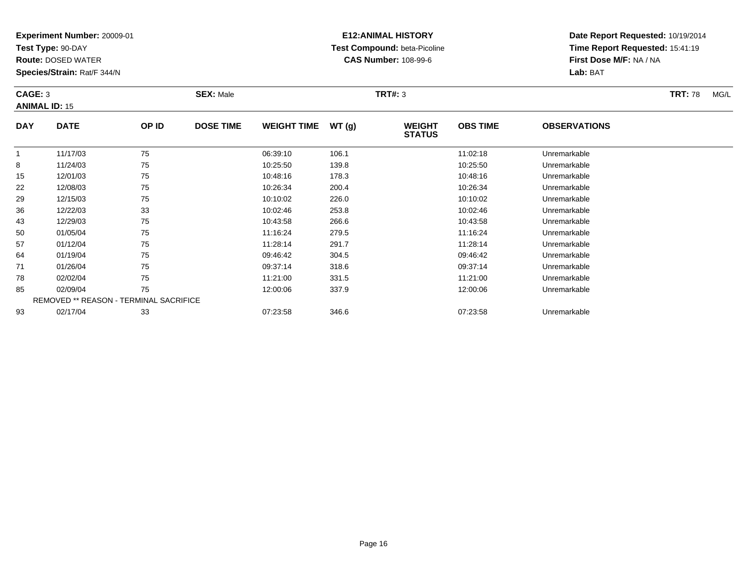**Experiment Number:** 20009-01
**Test Type:** 90-DAY
**Route:** DOSED WATER
**Species/Strain:** Rat/F 344/N

**E12:ANIMAL HISTORY**
**Test Compound:** beta-Picoline
**CAS Number:** 108-99-6

**Date Report Requested:** 10/19/2014
**Time Report Requested:** 15:41:19
**First Dose M/F:** NA / NA
**Lab:** BAT

**CAGE:** 3 **SEX:** Male **TRT#:** 3 **TRT:** 78 MG/L
**ANIMAL ID:** 15

| DAY | DATE | OP ID | DOSE TIME | WEIGHT TIME | WT (g) | WEIGHT STATUS | OBS TIME | OBSERVATIONS |
|---|---|---|---|---|---|---|---|---|
| 1 | 11/17/03 | 75 | | 06:39:10 | 106.1 | | 11:02:18 | Unremarkable |
| 8 | 11/24/03 | 75 | | 10:25:50 | 139.8 | | 10:25:50 | Unremarkable |
| 15 | 12/01/03 | 75 | | 10:48:16 | 178.3 | | 10:48:16 | Unremarkable |
| 22 | 12/08/03 | 75 | | 10:26:34 | 200.4 | | 10:26:34 | Unremarkable |
| 29 | 12/15/03 | 75 | | 10:10:02 | 226.0 | | 10:10:02 | Unremarkable |
| 36 | 12/22/03 | 33 | | 10:02:46 | 253.8 | | 10:02:46 | Unremarkable |
| 43 | 12/29/03 | 75 | | 10:43:58 | 266.6 | | 10:43:58 | Unremarkable |
| 50 | 01/05/04 | 75 | | 11:16:24 | 279.5 | | 11:16:24 | Unremarkable |
| 57 | 01/12/04 | 75 | | 11:28:14 | 291.7 | | 11:28:14 | Unremarkable |
| 64 | 01/19/04 | 75 | | 09:46:42 | 304.5 | | 09:46:42 | Unremarkable |
| 71 | 01/26/04 | 75 | | 09:37:14 | 318.6 | | 09:37:14 | Unremarkable |
| 78 | 02/02/04 | 75 | | 11:21:00 | 331.5 | | 11:21:00 | Unremarkable |
| 85 | 02/09/04 | 75 | | 12:00:06 | 337.9 | | 12:00:06 | Unremarkable |
| REMOVED ** REASON - TERMINAL SACRIFICE | | | | | | | | |
| 93 | 02/17/04 | 33 | | 07:23:58 | 346.6 | | 07:23:58 | Unremarkable |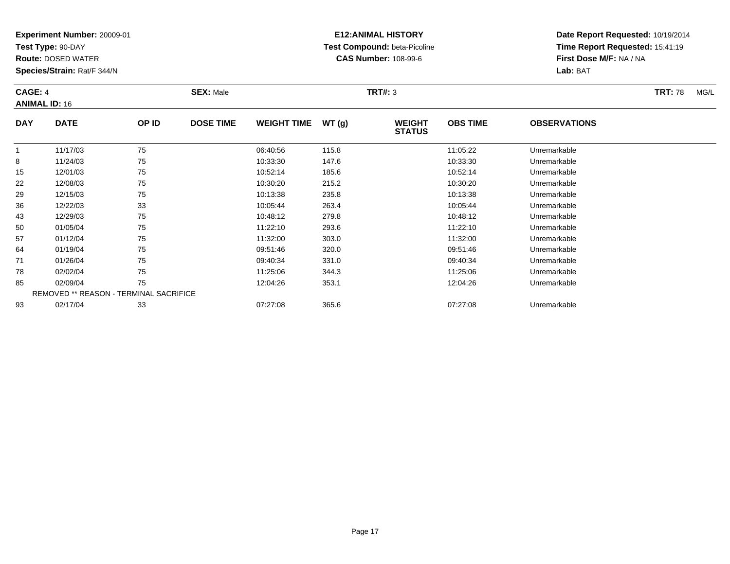**Experiment Number:** 20009-01
**Test Type:** 90-DAY
**Route:** DOSED WATER
**Species/Strain:** Rat/F 344/N

**E12:ANIMAL HISTORY**
**Test Compound:** beta-Picoline
**CAS Number:** 108-99-6

**Date Report Requested:** 10/19/2014
**Time Report Requested:** 15:41:19
**First Dose M/F:** NA / NA
**Lab:** BAT

**CAGE:** 4 **SEX:** Male **TRT#:** 3 **TRT:** 78 MG/L
**ANIMAL ID:** 16

| DAY | DATE | OP ID | DOSE TIME | WEIGHT TIME | WT (g) | WEIGHT STATUS | OBS TIME | OBSERVATIONS |
|---|---|---|---|---|---|---|---|---|
| 1 | 11/17/03 | 75 | | 06:40:56 | 115.8 | | 11:05:22 | Unremarkable |
| 8 | 11/24/03 | 75 | | 10:33:30 | 147.6 | | 10:33:30 | Unremarkable |
| 15 | 12/01/03 | 75 | | 10:52:14 | 185.6 | | 10:52:14 | Unremarkable |
| 22 | 12/08/03 | 75 | | 10:30:20 | 215.2 | | 10:30:20 | Unremarkable |
| 29 | 12/15/03 | 75 | | 10:13:38 | 235.8 | | 10:13:38 | Unremarkable |
| 36 | 12/22/03 | 33 | | 10:05:44 | 263.4 | | 10:05:44 | Unremarkable |
| 43 | 12/29/03 | 75 | | 10:48:12 | 279.8 | | 10:48:12 | Unremarkable |
| 50 | 01/05/04 | 75 | | 11:22:10 | 293.6 | | 11:22:10 | Unremarkable |
| 57 | 01/12/04 | 75 | | 11:32:00 | 303.0 | | 11:32:00 | Unremarkable |
| 64 | 01/19/04 | 75 | | 09:51:46 | 320.0 | | 09:51:46 | Unremarkable |
| 71 | 01/26/04 | 75 | | 09:40:34 | 331.0 | | 09:40:34 | Unremarkable |
| 78 | 02/02/04 | 75 | | 11:25:06 | 344.3 | | 11:25:06 | Unremarkable |
| 85 | 02/09/04 | 75 | | 12:04:26 | 353.1 | | 12:04:26 | Unremarkable |
| REMOVED ** REASON - TERMINAL SACRIFICE | | | | | | | | |
| 93 | 02/17/04 | 33 | | 07:27:08 | 365.6 | | 07:27:08 | Unremarkable |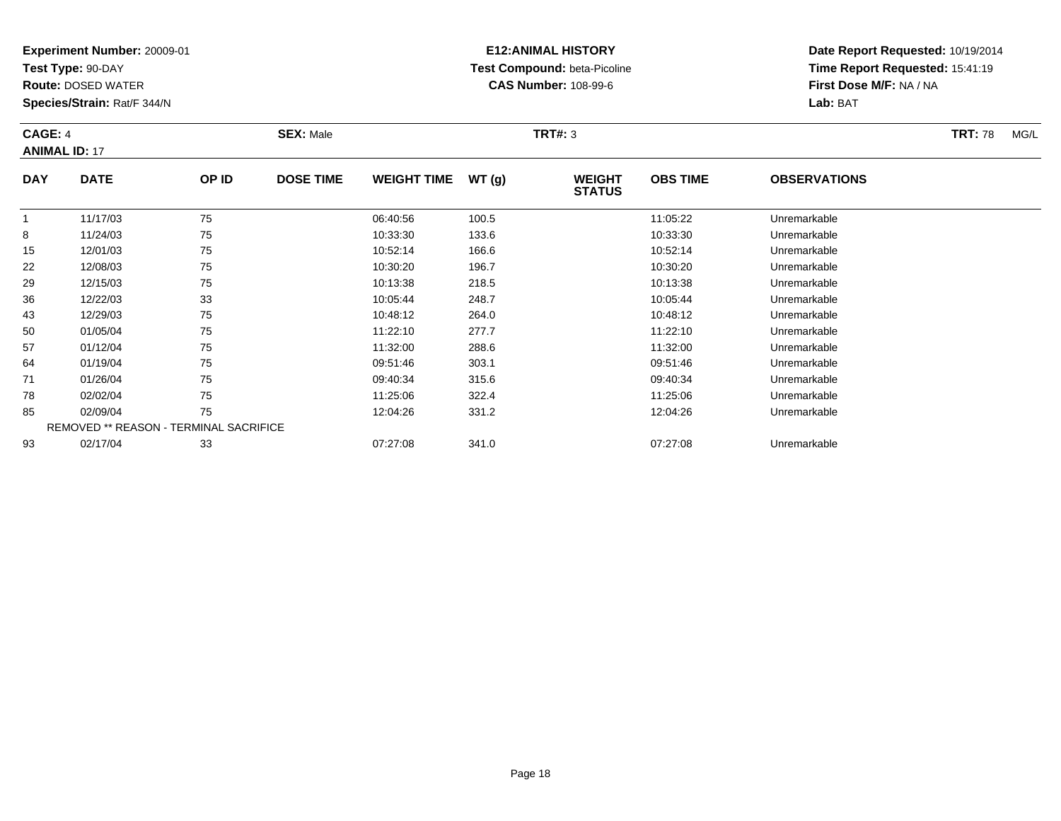**Experiment Number:** 20009-01
**Test Type:** 90-DAY
**Route:** DOSED WATER
**Species/Strain:** Rat/F 344/N

**E12:ANIMAL HISTORY**
**Test Compound:** beta-Picoline
**CAS Number:** 108-99-6

**Date Report Requested:** 10/19/2014
**Time Report Requested:** 15:41:19
**First Dose M/F:** NA / NA
**Lab:** BAT

**CAGE:** 4 **SEX:** Male **TRT#:** 3 **TRT:** 78 MG/L
**ANIMAL ID:** 17

| DAY | DATE | OP ID | DOSE TIME | WEIGHT TIME | WT (g) | WEIGHT STATUS | OBS TIME | OBSERVATIONS |
|---|---|---|---|---|---|---|---|---|
| 1 | 11/17/03 | 75 | | 06:40:56 | 100.5 | | 11:05:22 | Unremarkable |
| 8 | 11/24/03 | 75 | | 10:33:30 | 133.6 | | 10:33:30 | Unremarkable |
| 15 | 12/01/03 | 75 | | 10:52:14 | 166.6 | | 10:52:14 | Unremarkable |
| 22 | 12/08/03 | 75 | | 10:30:20 | 196.7 | | 10:30:20 | Unremarkable |
| 29 | 12/15/03 | 75 | | 10:13:38 | 218.5 | | 10:13:38 | Unremarkable |
| 36 | 12/22/03 | 33 | | 10:05:44 | 248.7 | | 10:05:44 | Unremarkable |
| 43 | 12/29/03 | 75 | | 10:48:12 | 264.0 | | 10:48:12 | Unremarkable |
| 50 | 01/05/04 | 75 | | 11:22:10 | 277.7 | | 11:22:10 | Unremarkable |
| 57 | 01/12/04 | 75 | | 11:32:00 | 288.6 | | 11:32:00 | Unremarkable |
| 64 | 01/19/04 | 75 | | 09:51:46 | 303.1 | | 09:51:46 | Unremarkable |
| 71 | 01/26/04 | 75 | | 09:40:34 | 315.6 | | 09:40:34 | Unremarkable |
| 78 | 02/02/04 | 75 | | 11:25:06 | 322.4 | | 11:25:06 | Unremarkable |
| 85 | 02/09/04 | 75 | | 12:04:26 | 331.2 | | 12:04:26 | Unremarkable |
| | REMOVED ** REASON - TERMINAL SACRIFICE | | | | | | | |
| 93 | 02/17/04 | 33 | | 07:27:08 | 341.0 | | 07:27:08 | Unremarkable |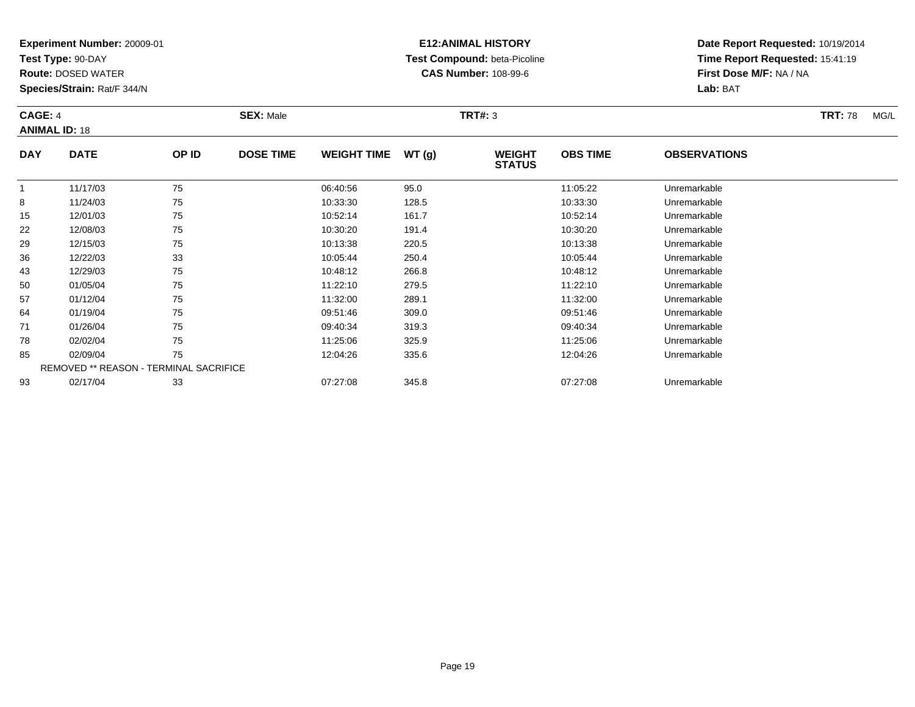**Experiment Number:** 20009-01
**Test Type:** 90-DAY
**Route:** DOSED WATER
**Species/Strain:** Rat/F 344/N

**E12:ANIMAL HISTORY**
**Test Compound:** beta-Picoline
**CAS Number:** 108-99-6

**Date Report Requested:** 10/19/2014
**Time Report Requested:** 15:41:19
**First Dose M/F:** NA / NA
**Lab:** BAT

**CAGE:** 4 **SEX:** Male **TRT#:** 3 **TRT:** 78 MG/L
**ANIMAL ID:** 18

| DAY | DATE | OP ID | DOSE TIME | WEIGHT TIME | WT (g) | WEIGHT STATUS | OBS TIME | OBSERVATIONS |
|---|---|---|---|---|---|---|---|---|
| 1 | 11/17/03 | 75 | | 06:40:56 | 95.0 | | 11:05:22 | Unremarkable |
| 8 | 11/24/03 | 75 | | 10:33:30 | 128.5 | | 10:33:30 | Unremarkable |
| 15 | 12/01/03 | 75 | | 10:52:14 | 161.7 | | 10:52:14 | Unremarkable |
| 22 | 12/08/03 | 75 | | 10:30:20 | 191.4 | | 10:30:20 | Unremarkable |
| 29 | 12/15/03 | 75 | | 10:13:38 | 220.5 | | 10:13:38 | Unremarkable |
| 36 | 12/22/03 | 33 | | 10:05:44 | 250.4 | | 10:05:44 | Unremarkable |
| 43 | 12/29/03 | 75 | | 10:48:12 | 266.8 | | 10:48:12 | Unremarkable |
| 50 | 01/05/04 | 75 | | 11:22:10 | 279.5 | | 11:22:10 | Unremarkable |
| 57 | 01/12/04 | 75 | | 11:32:00 | 289.1 | | 11:32:00 | Unremarkable |
| 64 | 01/19/04 | 75 | | 09:51:46 | 309.0 | | 09:51:46 | Unremarkable |
| 71 | 01/26/04 | 75 | | 09:40:34 | 319.3 | | 09:40:34 | Unremarkable |
| 78 | 02/02/04 | 75 | | 11:25:06 | 325.9 | | 11:25:06 | Unremarkable |
| 85 | 02/09/04 | 75 | | 12:04:26 | 335.6 | | 12:04:26 | Unremarkable |
| REMOVED ** REASON - TERMINAL SACRIFICE | | | | | | | | |
| 93 | 02/17/04 | 33 | | 07:27:08 | 345.8 | | 07:27:08 | Unremarkable |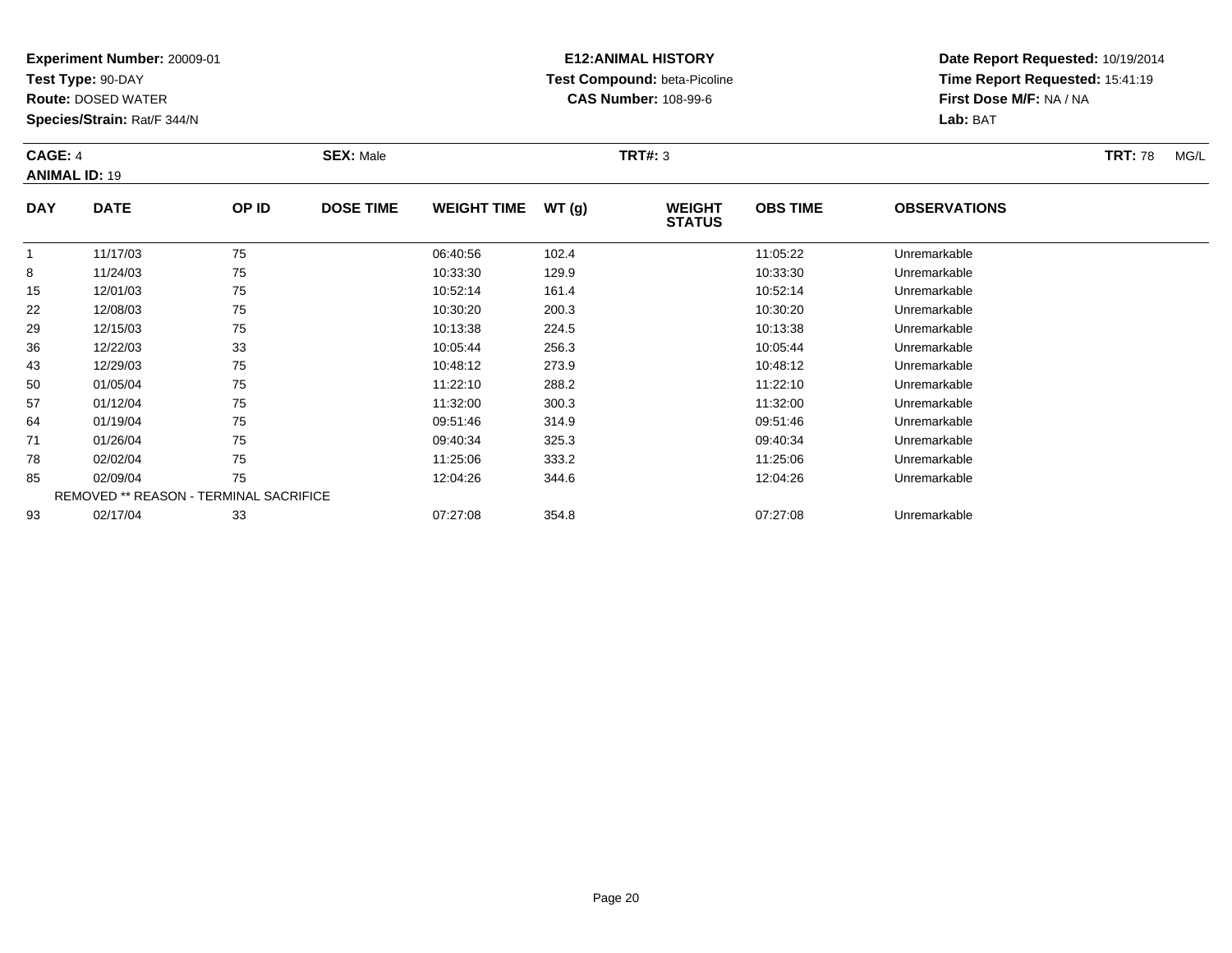**Experiment Number:** 20009-01
**Test Type:** 90-DAY
**Route:** DOSED WATER
**Species/Strain:** Rat/F 344/N

**E12:ANIMAL HISTORY**
**Test Compound:** beta-Picoline
**CAS Number:** 108-99-6

**Date Report Requested:** 10/19/2014
**Time Report Requested:** 15:41:19
**First Dose M/F:** NA / NA
**Lab:** BAT

**CAGE:** 4 **SEX:** Male **TRT#:** 3 **TRT:** 78 MG/L
**ANIMAL ID:** 19

| DAY | DATE | OP ID | DOSE TIME | WEIGHT TIME | WT (g) | WEIGHT STATUS | OBS TIME | OBSERVATIONS |
|---|---|---|---|---|---|---|---|---|
| 1 | 11/17/03 | 75 | | 06:40:56 | 102.4 | | 11:05:22 | Unremarkable |
| 8 | 11/24/03 | 75 | | 10:33:30 | 129.9 | | 10:33:30 | Unremarkable |
| 15 | 12/01/03 | 75 | | 10:52:14 | 161.4 | | 10:52:14 | Unremarkable |
| 22 | 12/08/03 | 75 | | 10:30:20 | 200.3 | | 10:30:20 | Unremarkable |
| 29 | 12/15/03 | 75 | | 10:13:38 | 224.5 | | 10:13:38 | Unremarkable |
| 36 | 12/22/03 | 33 | | 10:05:44 | 256.3 | | 10:05:44 | Unremarkable |
| 43 | 12/29/03 | 75 | | 10:48:12 | 273.9 | | 10:48:12 | Unremarkable |
| 50 | 01/05/04 | 75 | | 11:22:10 | 288.2 | | 11:22:10 | Unremarkable |
| 57 | 01/12/04 | 75 | | 11:32:00 | 300.3 | | 11:32:00 | Unremarkable |
| 64 | 01/19/04 | 75 | | 09:51:46 | 314.9 | | 09:51:46 | Unremarkable |
| 71 | 01/26/04 | 75 | | 09:40:34 | 325.3 | | 09:40:34 | Unremarkable |
| 78 | 02/02/04 | 75 | | 11:25:06 | 333.2 | | 11:25:06 | Unremarkable |
| 85 | 02/09/04 | 75 | | 12:04:26 | 344.6 | | 12:04:26 | Unremarkable |
| | REMOVED ** REASON - TERMINAL SACRIFICE | | | | | | | |
| 93 | 02/17/04 | 33 | | 07:27:08 | 354.8 | | 07:27:08 | Unremarkable |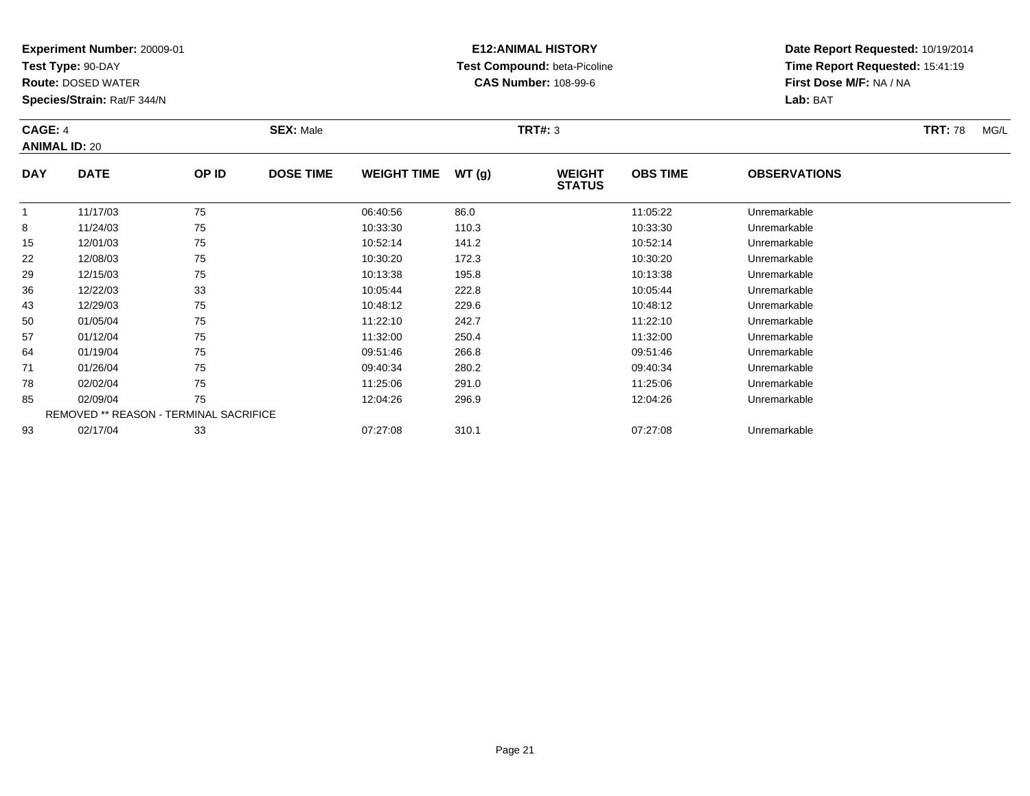**Experiment Number:** 20009-01
**Test Type:** 90-DAY
**Route:** DOSED WATER
**Species/Strain:** Rat/F 344/N

**E12:ANIMAL HISTORY**
**Test Compound:** beta-Picoline
**CAS Number:** 108-99-6

**Date Report Requested:** 10/19/2014
**Time Report Requested:** 15:41:19
**First Dose M/F:** NA / NA
**Lab:** BAT

**CAGE:** 4 **SEX:** Male **TRT#:** 3 **TRT:** 78 MG/L
**ANIMAL ID:** 20

| DAY | DATE | OP ID | DOSE TIME | WEIGHT TIME | WT (g) | WEIGHT STATUS | OBS TIME | OBSERVATIONS |
|---|---|---|---|---|---|---|---|---|
| 1 | 11/17/03 | 75 | | 06:40:56 | 86.0 | | 11:05:22 | Unremarkable |
| 8 | 11/24/03 | 75 | | 10:33:30 | 110.3 | | 10:33:30 | Unremarkable |
| 15 | 12/01/03 | 75 | | 10:52:14 | 141.2 | | 10:52:14 | Unremarkable |
| 22 | 12/08/03 | 75 | | 10:30:20 | 172.3 | | 10:30:20 | Unremarkable |
| 29 | 12/15/03 | 75 | | 10:13:38 | 195.8 | | 10:13:38 | Unremarkable |
| 36 | 12/22/03 | 33 | | 10:05:44 | 222.8 | | 10:05:44 | Unremarkable |
| 43 | 12/29/03 | 75 | | 10:48:12 | 229.6 | | 10:48:12 | Unremarkable |
| 50 | 01/05/04 | 75 | | 11:22:10 | 242.7 | | 11:22:10 | Unremarkable |
| 57 | 01/12/04 | 75 | | 11:32:00 | 250.4 | | 11:32:00 | Unremarkable |
| 64 | 01/19/04 | 75 | | 09:51:46 | 266.8 | | 09:51:46 | Unremarkable |
| 71 | 01/26/04 | 75 | | 09:40:34 | 280.2 | | 09:40:34 | Unremarkable |
| 78 | 02/02/04 | 75 | | 11:25:06 | 291.0 | | 11:25:06 | Unremarkable |
| 85 | 02/09/04 | 75 | | 12:04:26 | 296.9 | | 12:04:26 | Unremarkable |
| | REMOVED ** REASON - TERMINAL SACRIFICE | | | | | | | |
| 93 | 02/17/04 | 33 | | 07:27:08 | 310.1 | | 07:27:08 | Unremarkable |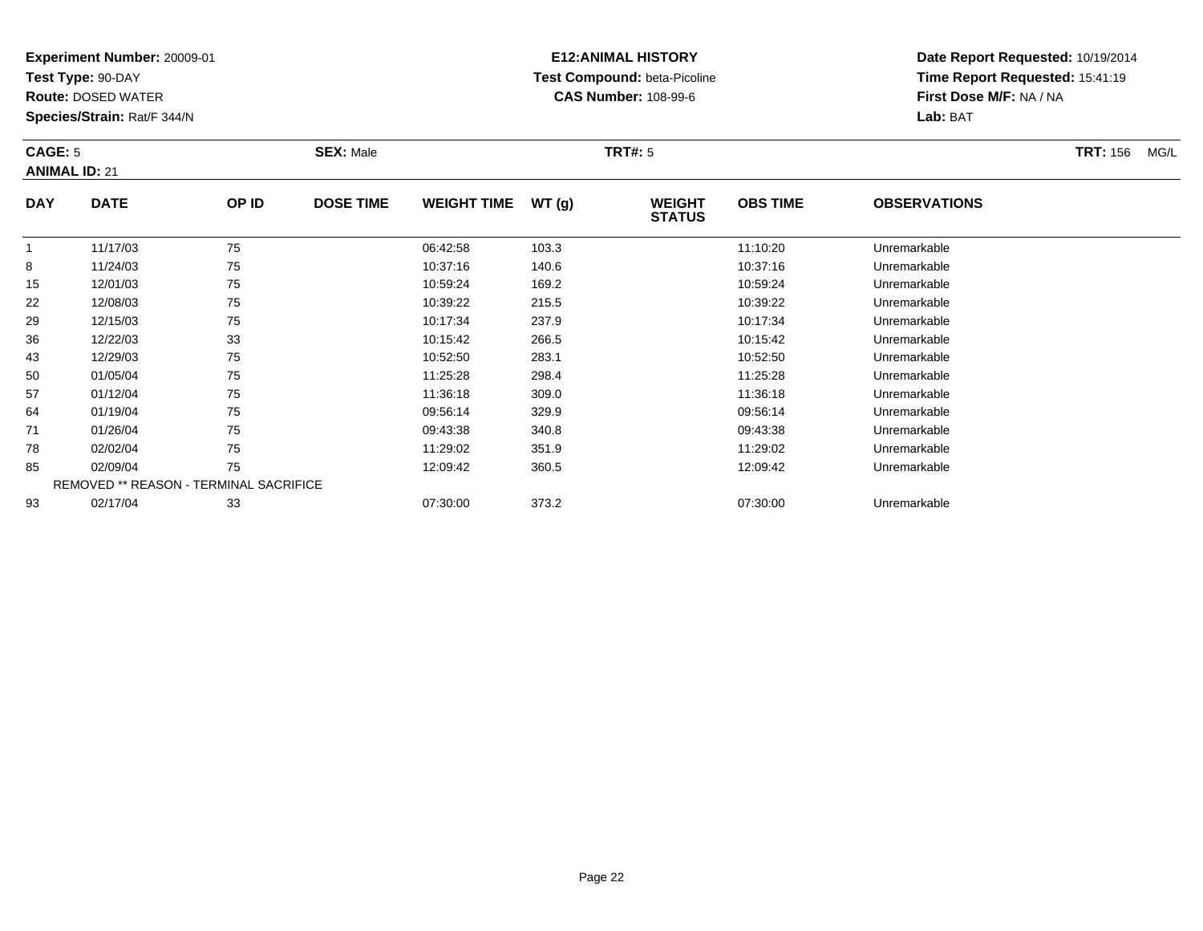**Experiment Number:** 20009-01
**Test Type:** 90-DAY
**Route:** DOSED WATER
**Species/Strain:** Rat/F 344/N

**E12:ANIMAL HISTORY**
**Test Compound:** beta-Picoline
**CAS Number:** 108-99-6

**Date Report Requested:** 10/19/2014
**Time Report Requested:** 15:41:19
**First Dose M/F:** NA / NA
**Lab:** BAT

**CAGE:** 5 | **SEX:** Male | **TRT#:** 5 | **TRT:** 156 MG/L

**ANIMAL ID:** 21

| DAY | DATE | OP ID | DOSE TIME | WEIGHT TIME | WT (g) | WEIGHT STATUS | OBS TIME | OBSERVATIONS |
|---|---|---|---|---|---|---|---|---|
| 1 | 11/17/03 | 75 | | 06:42:58 | 103.3 | | 11:10:20 | Unremarkable |
| 8 | 11/24/03 | 75 | | 10:37:16 | 140.6 | | 10:37:16 | Unremarkable |
| 15 | 12/01/03 | 75 | | 10:59:24 | 169.2 | | 10:59:24 | Unremarkable |
| 22 | 12/08/03 | 75 | | 10:39:22 | 215.5 | | 10:39:22 | Unremarkable |
| 29 | 12/15/03 | 75 | | 10:17:34 | 237.9 | | 10:17:34 | Unremarkable |
| 36 | 12/22/03 | 33 | | 10:15:42 | 266.5 | | 10:15:42 | Unremarkable |
| 43 | 12/29/03 | 75 | | 10:52:50 | 283.1 | | 10:52:50 | Unremarkable |
| 50 | 01/05/04 | 75 | | 11:25:28 | 298.4 | | 11:25:28 | Unremarkable |
| 57 | 01/12/04 | 75 | | 11:36:18 | 309.0 | | 11:36:18 | Unremarkable |
| 64 | 01/19/04 | 75 | | 09:56:14 | 329.9 | | 09:56:14 | Unremarkable |
| 71 | 01/26/04 | 75 | | 09:43:38 | 340.8 | | 09:43:38 | Unremarkable |
| 78 | 02/02/04 | 75 | | 11:29:02 | 351.9 | | 11:29:02 | Unremarkable |
| 85 | 02/09/04 | 75 | | 12:09:42 | 360.5 | | 12:09:42 | Unremarkable |
| REMOVED ** REASON - TERMINAL SACRIFICE | | | | | | | | |
| 93 | 02/17/04 | 33 | | 07:30:00 | 373.2 | | 07:30:00 | Unremarkable |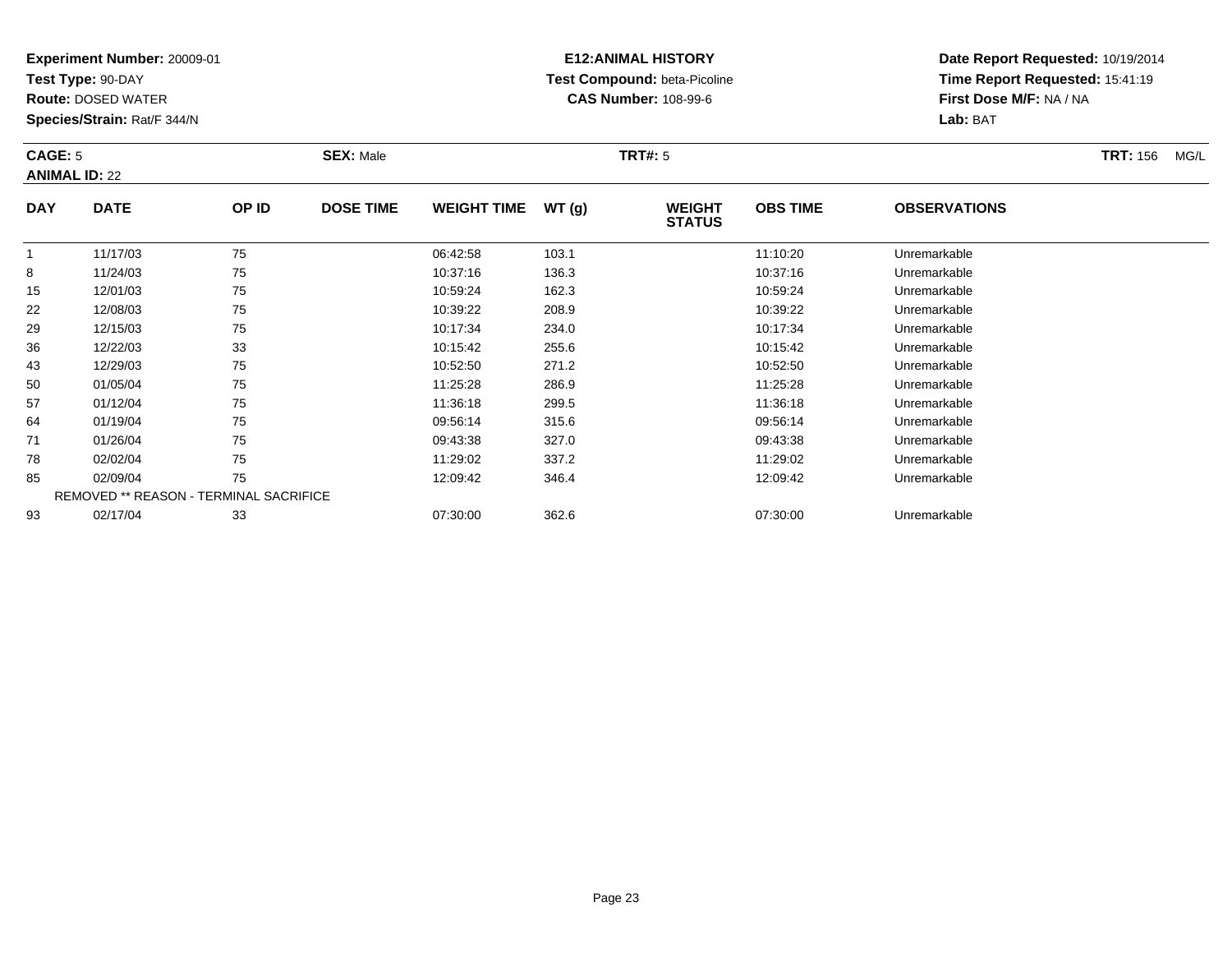**Experiment Number:** 20009-01
**Test Type:** 90-DAY
**Route:** DOSED WATER
**Species/Strain:** Rat/F 344/N

**E12:ANIMAL HISTORY**
**Test Compound:** beta-Picoline
**CAS Number:** 108-99-6

**Date Report Requested:** 10/19/2014
**Time Report Requested:** 15:41:19
**First Dose M/F:** NA / NA
**Lab:** BAT

**CAGE:** 5 **SEX:** Male **TRT#:** 5 **TRT:** 156 MG/L
**ANIMAL ID:** 22

| DAY | DATE | OP ID | DOSE TIME | WEIGHT TIME | WT (g) | WEIGHT STATUS | OBS TIME | OBSERVATIONS |
|---|---|---|---|---|---|---|---|---|
| 1 | 11/17/03 | 75 | | 06:42:58 | 103.1 | | 11:10:20 | Unremarkable |
| 8 | 11/24/03 | 75 | | 10:37:16 | 136.3 | | 10:37:16 | Unremarkable |
| 15 | 12/01/03 | 75 | | 10:59:24 | 162.3 | | 10:59:24 | Unremarkable |
| 22 | 12/08/03 | 75 | | 10:39:22 | 208.9 | | 10:39:22 | Unremarkable |
| 29 | 12/15/03 | 75 | | 10:17:34 | 234.0 | | 10:17:34 | Unremarkable |
| 36 | 12/22/03 | 33 | | 10:15:42 | 255.6 | | 10:15:42 | Unremarkable |
| 43 | 12/29/03 | 75 | | 10:52:50 | 271.2 | | 10:52:50 | Unremarkable |
| 50 | 01/05/04 | 75 | | 11:25:28 | 286.9 | | 11:25:28 | Unremarkable |
| 57 | 01/12/04 | 75 | | 11:36:18 | 299.5 | | 11:36:18 | Unremarkable |
| 64 | 01/19/04 | 75 | | 09:56:14 | 315.6 | | 09:56:14 | Unremarkable |
| 71 | 01/26/04 | 75 | | 09:43:38 | 327.0 | | 09:43:38 | Unremarkable |
| 78 | 02/02/04 | 75 | | 11:29:02 | 337.2 | | 11:29:02 | Unremarkable |
| 85 | 02/09/04 | 75 | | 12:09:42 | 346.4 | | 12:09:42 | Unremarkable |
| REMOVED ** REASON - TERMINAL SACRIFICE | | | | | | | | |
| 93 | 02/17/04 | 33 | | 07:30:00 | 362.6 | | 07:30:00 | Unremarkable |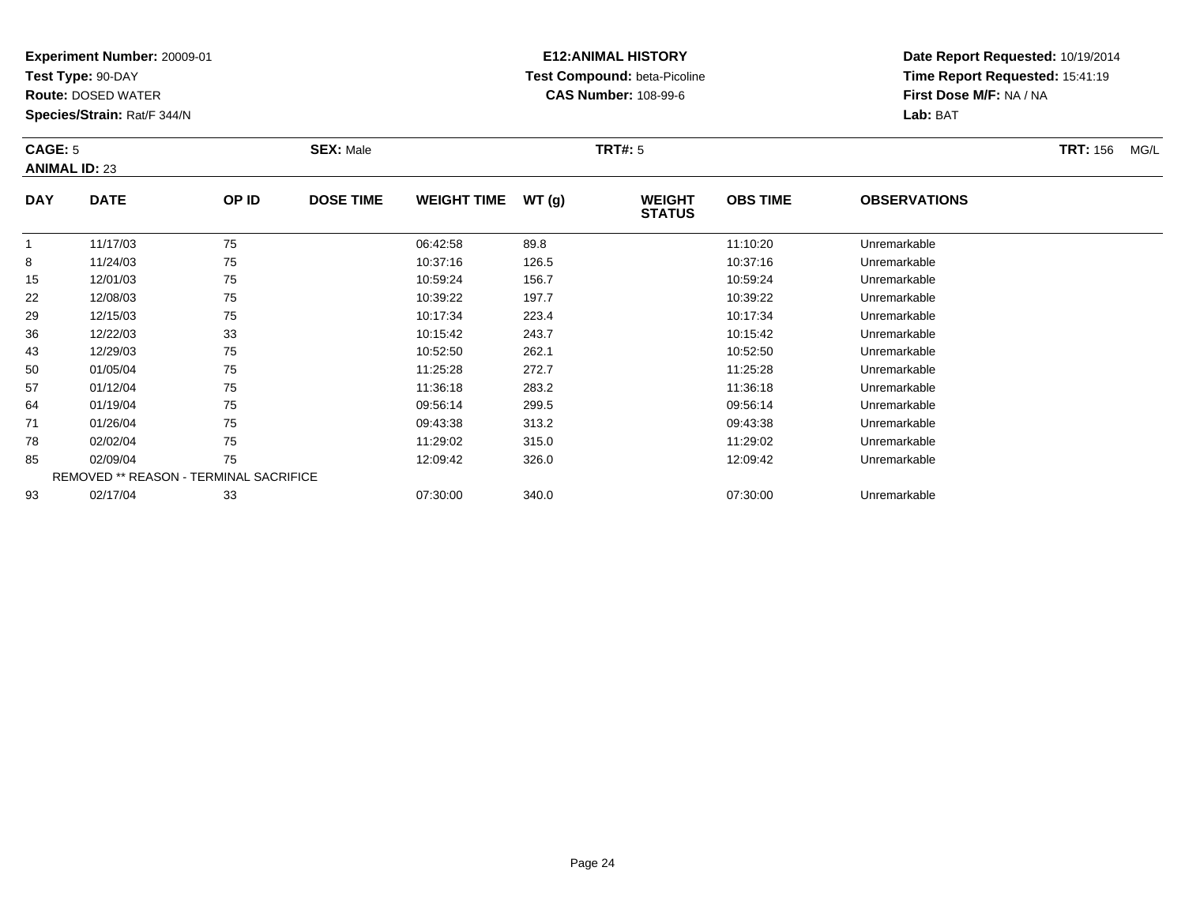**Experiment Number:** 20009-01
**Test Type:** 90-DAY
**Route:** DOSED WATER
**Species/Strain:** Rat/F 344/N

**E12:ANIMAL HISTORY**
**Test Compound:** beta-Picoline
**CAS Number:** 108-99-6

**Date Report Requested:** 10/19/2014
**Time Report Requested:** 15:41:19
**First Dose M/F:** NA / NA
**Lab:** BAT

**CAGE:** 5 **SEX:** Male **TRT#:** 5 **TRT:** 156 MG/L
**ANIMAL ID:** 23

| DAY | DATE | OP ID | DOSE TIME | WEIGHT TIME | WT (g) | WEIGHT STATUS | OBS TIME | OBSERVATIONS |
|---|---|---|---|---|---|---|---|---|
| 1 | 11/17/03 | 75 | | 06:42:58 | 89.8 | | 11:10:20 | Unremarkable |
| 8 | 11/24/03 | 75 | | 10:37:16 | 126.5 | | 10:37:16 | Unremarkable |
| 15 | 12/01/03 | 75 | | 10:59:24 | 156.7 | | 10:59:24 | Unremarkable |
| 22 | 12/08/03 | 75 | | 10:39:22 | 197.7 | | 10:39:22 | Unremarkable |
| 29 | 12/15/03 | 75 | | 10:17:34 | 223.4 | | 10:17:34 | Unremarkable |
| 36 | 12/22/03 | 33 | | 10:15:42 | 243.7 | | 10:15:42 | Unremarkable |
| 43 | 12/29/03 | 75 | | 10:52:50 | 262.1 | | 10:52:50 | Unremarkable |
| 50 | 01/05/04 | 75 | | 11:25:28 | 272.7 | | 11:25:28 | Unremarkable |
| 57 | 01/12/04 | 75 | | 11:36:18 | 283.2 | | 11:36:18 | Unremarkable |
| 64 | 01/19/04 | 75 | | 09:56:14 | 299.5 | | 09:56:14 | Unremarkable |
| 71 | 01/26/04 | 75 | | 09:43:38 | 313.2 | | 09:43:38 | Unremarkable |
| 78 | 02/02/04 | 75 | | 11:29:02 | 315.0 | | 11:29:02 | Unremarkable |
| 85 | 02/09/04 | 75 | | 12:09:42 | 326.0 | | 12:09:42 | Unremarkable |
| REMOVED ** REASON - TERMINAL SACRIFICE | | | | | | | | |
| 93 | 02/17/04 | 33 | | 07:30:00 | 340.0 | | 07:30:00 | Unremarkable |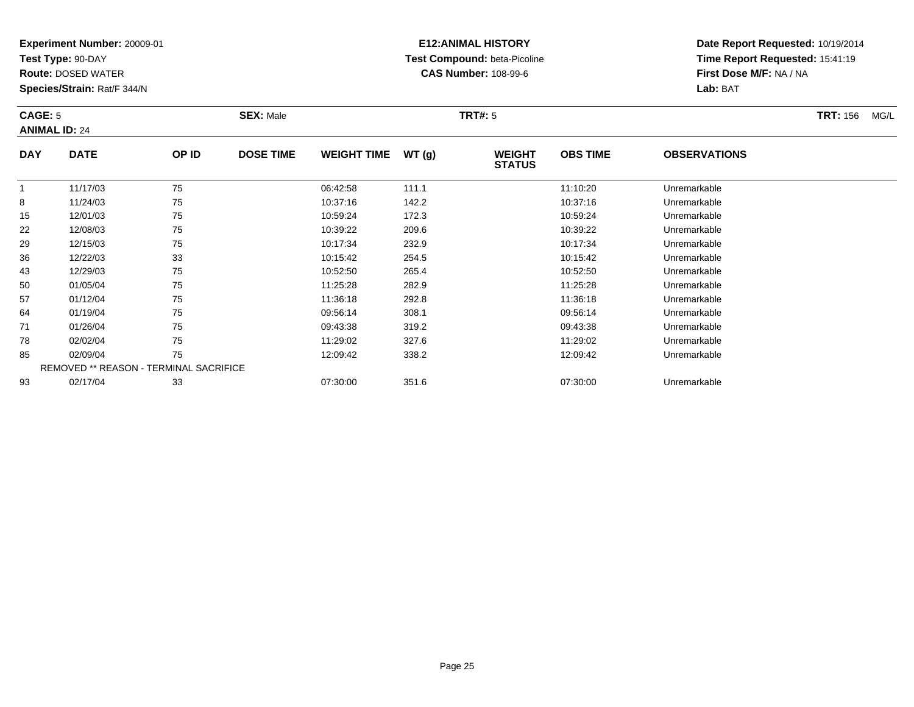**Experiment Number:** 20009-01
**Test Type:** 90-DAY
**Route:** DOSED WATER
**Species/Strain:** Rat/F 344/N

**E12:ANIMAL HISTORY**
**Test Compound:** beta-Picoline
**CAS Number:** 108-99-6

**Date Report Requested:** 10/19/2014
**Time Report Requested:** 15:41:19
**First Dose M/F:** NA / NA
**Lab:** BAT

**CAGE:** 5 | **SEX:** Male | **TRT#:** 5 | **TRT:** 156 MG/L
**ANIMAL ID:** 24

| DAY | DATE | OP ID | DOSE TIME | WEIGHT TIME | WT (g) | WEIGHT STATUS | OBS TIME | OBSERVATIONS |
|---|---|---|---|---|---|---|---|---|
| 1 | 11/17/03 | 75 | | 06:42:58 | 111.1 | | 11:10:20 | Unremarkable |
| 8 | 11/24/03 | 75 | | 10:37:16 | 142.2 | | 10:37:16 | Unremarkable |
| 15 | 12/01/03 | 75 | | 10:59:24 | 172.3 | | 10:59:24 | Unremarkable |
| 22 | 12/08/03 | 75 | | 10:39:22 | 209.6 | | 10:39:22 | Unremarkable |
| 29 | 12/15/03 | 75 | | 10:17:34 | 232.9 | | 10:17:34 | Unremarkable |
| 36 | 12/22/03 | 33 | | 10:15:42 | 254.5 | | 10:15:42 | Unremarkable |
| 43 | 12/29/03 | 75 | | 10:52:50 | 265.4 | | 10:52:50 | Unremarkable |
| 50 | 01/05/04 | 75 | | 11:25:28 | 282.9 | | 11:25:28 | Unremarkable |
| 57 | 01/12/04 | 75 | | 11:36:18 | 292.8 | | 11:36:18 | Unremarkable |
| 64 | 01/19/04 | 75 | | 09:56:14 | 308.1 | | 09:56:14 | Unremarkable |
| 71 | 01/26/04 | 75 | | 09:43:38 | 319.2 | | 09:43:38 | Unremarkable |
| 78 | 02/02/04 | 75 | | 11:29:02 | 327.6 | | 11:29:02 | Unremarkable |
| 85 | 02/09/04 | 75 | | 12:09:42 | 338.2 | | 12:09:42 | Unremarkable |
| REMOVED ** REASON - TERMINAL SACRIFICE | | | | | | | | |
| 93 | 02/17/04 | 33 | | 07:30:00 | 351.6 | | 07:30:00 | Unremarkable |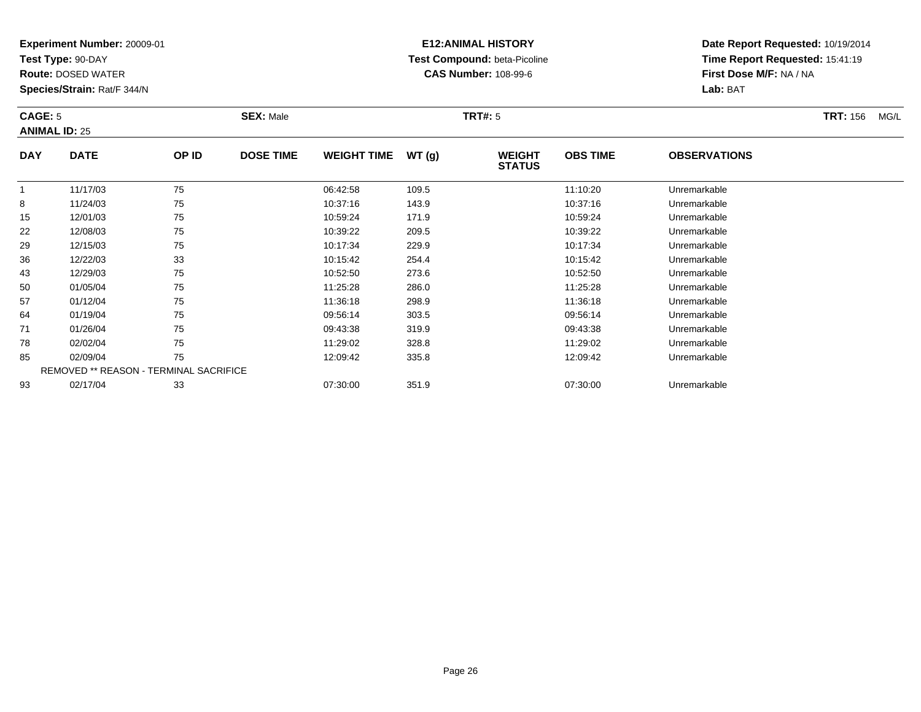**Experiment Number:** 20009-01
**Test Type:** 90-DAY
**Route:** DOSED WATER
**Species/Strain:** Rat/F 344/N

**E12:ANIMAL HISTORY**
**Test Compound:** beta-Picoline
**CAS Number:** 108-99-6

**Date Report Requested:** 10/19/2014
**Time Report Requested:** 15:41:19
**First Dose M/F:** NA / NA
**Lab:** BAT

**CAGE:** 5 **SEX:** Male **TRT#:** 5 **TRT:** 156 MG/L
**ANIMAL ID:** 25

| DAY | DATE | OP ID | DOSE TIME | WEIGHT TIME | WT (g) | WEIGHT STATUS | OBS TIME | OBSERVATIONS |
|---|---|---|---|---|---|---|---|---|
| 1 | 11/17/03 | 75 | | 06:42:58 | 109.5 | | 11:10:20 | Unremarkable |
| 8 | 11/24/03 | 75 | | 10:37:16 | 143.9 | | 10:37:16 | Unremarkable |
| 15 | 12/01/03 | 75 | | 10:59:24 | 171.9 | | 10:59:24 | Unremarkable |
| 22 | 12/08/03 | 75 | | 10:39:22 | 209.5 | | 10:39:22 | Unremarkable |
| 29 | 12/15/03 | 75 | | 10:17:34 | 229.9 | | 10:17:34 | Unremarkable |
| 36 | 12/22/03 | 33 | | 10:15:42 | 254.4 | | 10:15:42 | Unremarkable |
| 43 | 12/29/03 | 75 | | 10:52:50 | 273.6 | | 10:52:50 | Unremarkable |
| 50 | 01/05/04 | 75 | | 11:25:28 | 286.0 | | 11:25:28 | Unremarkable |
| 57 | 01/12/04 | 75 | | 11:36:18 | 298.9 | | 11:36:18 | Unremarkable |
| 64 | 01/19/04 | 75 | | 09:56:14 | 303.5 | | 09:56:14 | Unremarkable |
| 71 | 01/26/04 | 75 | | 09:43:38 | 319.9 | | 09:43:38 | Unremarkable |
| 78 | 02/02/04 | 75 | | 11:29:02 | 328.8 | | 11:29:02 | Unremarkable |
| 85 | 02/09/04 | 75 | | 12:09:42 | 335.8 | | 12:09:42 | Unremarkable |
| REMOVED ** REASON - TERMINAL SACRIFICE | | | | | | | | |
| 93 | 02/17/04 | 33 | | 07:30:00 | 351.9 | | 07:30:00 | Unremarkable |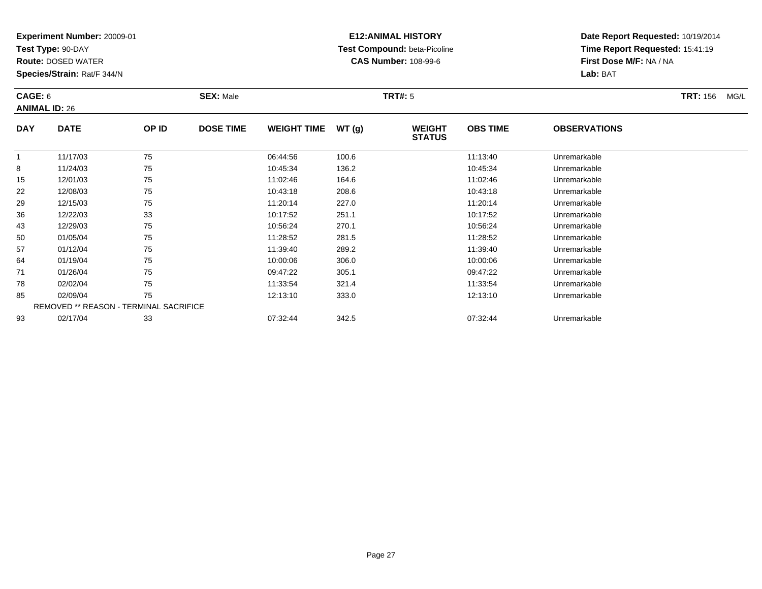**Experiment Number:** 20009-01
**Test Type:** 90-DAY
**Route:** DOSED WATER
**Species/Strain:** Rat/F 344/N

**E12:ANIMAL HISTORY**
**Test Compound:** beta-Picoline
**CAS Number:** 108-99-6

**Date Report Requested:** 10/19/2014
**Time Report Requested:** 15:41:19
**First Dose M/F:** NA / NA
**Lab:** BAT

**CAGE:** 6
**ANIMAL ID:** 26
**SEX:** Male
**TRT#:** 5
**TRT:** 156 MG/L

| DAY | DATE | OP ID | DOSE TIME | WEIGHT TIME | WT (g) | WEIGHT STATUS | OBS TIME | OBSERVATIONS |
|---|---|---|---|---|---|---|---|---|
| 1 | 11/17/03 | 75 | | 06:44:56 | 100.6 | | 11:13:40 | Unremarkable |
| 8 | 11/24/03 | 75 | | 10:45:34 | 136.2 | | 10:45:34 | Unremarkable |
| 15 | 12/01/03 | 75 | | 11:02:46 | 164.6 | | 11:02:46 | Unremarkable |
| 22 | 12/08/03 | 75 | | 10:43:18 | 208.6 | | 10:43:18 | Unremarkable |
| 29 | 12/15/03 | 75 | | 11:20:14 | 227.0 | | 11:20:14 | Unremarkable |
| 36 | 12/22/03 | 33 | | 10:17:52 | 251.1 | | 10:17:52 | Unremarkable |
| 43 | 12/29/03 | 75 | | 10:56:24 | 270.1 | | 10:56:24 | Unremarkable |
| 50 | 01/05/04 | 75 | | 11:28:52 | 281.5 | | 11:28:52 | Unremarkable |
| 57 | 01/12/04 | 75 | | 11:39:40 | 289.2 | | 11:39:40 | Unremarkable |
| 64 | 01/19/04 | 75 | | 10:00:06 | 306.0 | | 10:00:06 | Unremarkable |
| 71 | 01/26/04 | 75 | | 09:47:22 | 305.1 | | 09:47:22 | Unremarkable |
| 78 | 02/02/04 | 75 | | 11:33:54 | 321.4 | | 11:33:54 | Unremarkable |
| 85 | 02/09/04 | 75 | | 12:13:10 | 333.0 | | 12:13:10 | Unremarkable |
| | REMOVED ** REASON - TERMINAL SACRIFICE | | | | | | | |
| 93 | 02/17/04 | 33 | | 07:32:44 | 342.5 | | 07:32:44 | Unremarkable |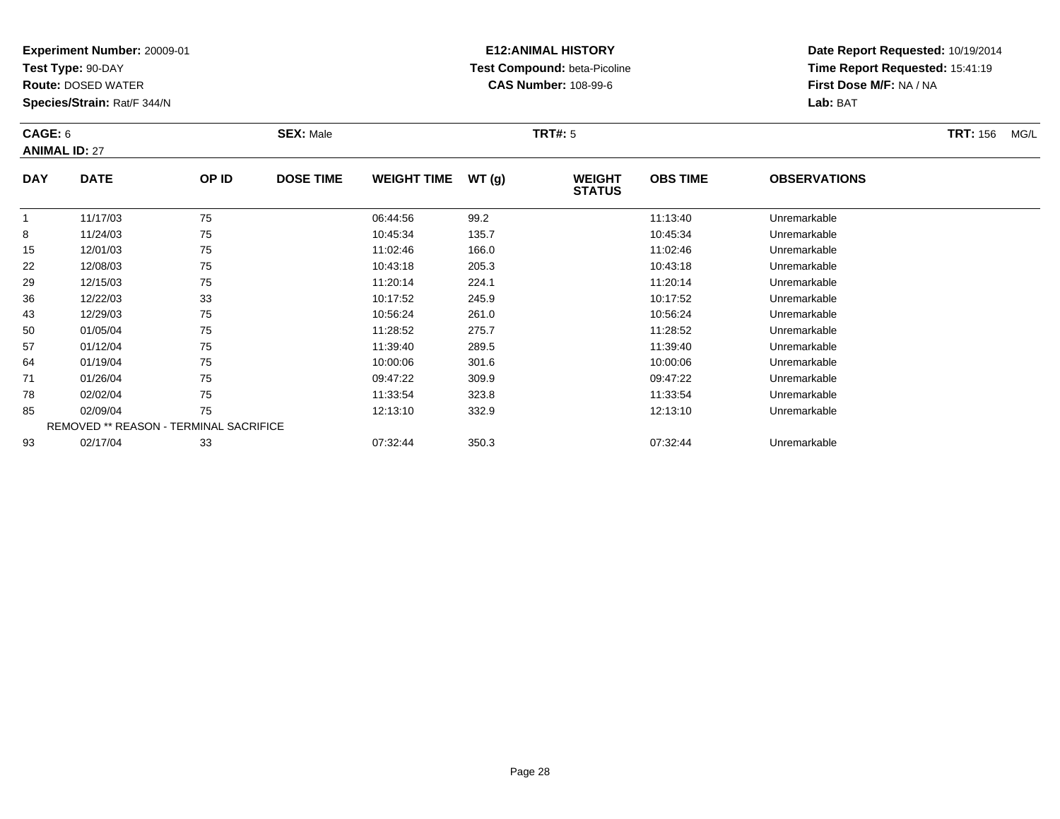**Experiment Number:** 20009-01
**Test Type:** 90-DAY
**Route:** DOSED WATER
**Species/Strain:** Rat/F 344/N

**E12:ANIMAL HISTORY**
**Test Compound:** beta-Picoline
**CAS Number:** 108-99-6

**Date Report Requested:** 10/19/2014
**Time Report Requested:** 15:41:19
**First Dose M/F:** NA / NA
**Lab:** BAT

**CAGE:** 6 **SEX:** Male **TRT#:** 5 **TRT:** 156 MG/L
**ANIMAL ID:** 27

| DAY | DATE | OP ID | DOSE TIME | WEIGHT TIME | WT (g) | WEIGHT STATUS | OBS TIME | OBSERVATIONS |
|---|---|---|---|---|---|---|---|---|
| 1 | 11/17/03 | 75 | | 06:44:56 | 99.2 | | 11:13:40 | Unremarkable |
| 8 | 11/24/03 | 75 | | 10:45:34 | 135.7 | | 10:45:34 | Unremarkable |
| 15 | 12/01/03 | 75 | | 11:02:46 | 166.0 | | 11:02:46 | Unremarkable |
| 22 | 12/08/03 | 75 | | 10:43:18 | 205.3 | | 10:43:18 | Unremarkable |
| 29 | 12/15/03 | 75 | | 11:20:14 | 224.1 | | 11:20:14 | Unremarkable |
| 36 | 12/22/03 | 33 | | 10:17:52 | 245.9 | | 10:17:52 | Unremarkable |
| 43 | 12/29/03 | 75 | | 10:56:24 | 261.0 | | 10:56:24 | Unremarkable |
| 50 | 01/05/04 | 75 | | 11:28:52 | 275.7 | | 11:28:52 | Unremarkable |
| 57 | 01/12/04 | 75 | | 11:39:40 | 289.5 | | 11:39:40 | Unremarkable |
| 64 | 01/19/04 | 75 | | 10:00:06 | 301.6 | | 10:00:06 | Unremarkable |
| 71 | 01/26/04 | 75 | | 09:47:22 | 309.9 | | 09:47:22 | Unremarkable |
| 78 | 02/02/04 | 75 | | 11:33:54 | 323.8 | | 11:33:54 | Unremarkable |
| 85 | 02/09/04 | 75 | | 12:13:10 | 332.9 | | 12:13:10 | Unremarkable |
| REMOVED ** REASON - TERMINAL SACRIFICE | | | | | | | | |
| 93 | 02/17/04 | 33 | | 07:32:44 | 350.3 | | 07:32:44 | Unremarkable |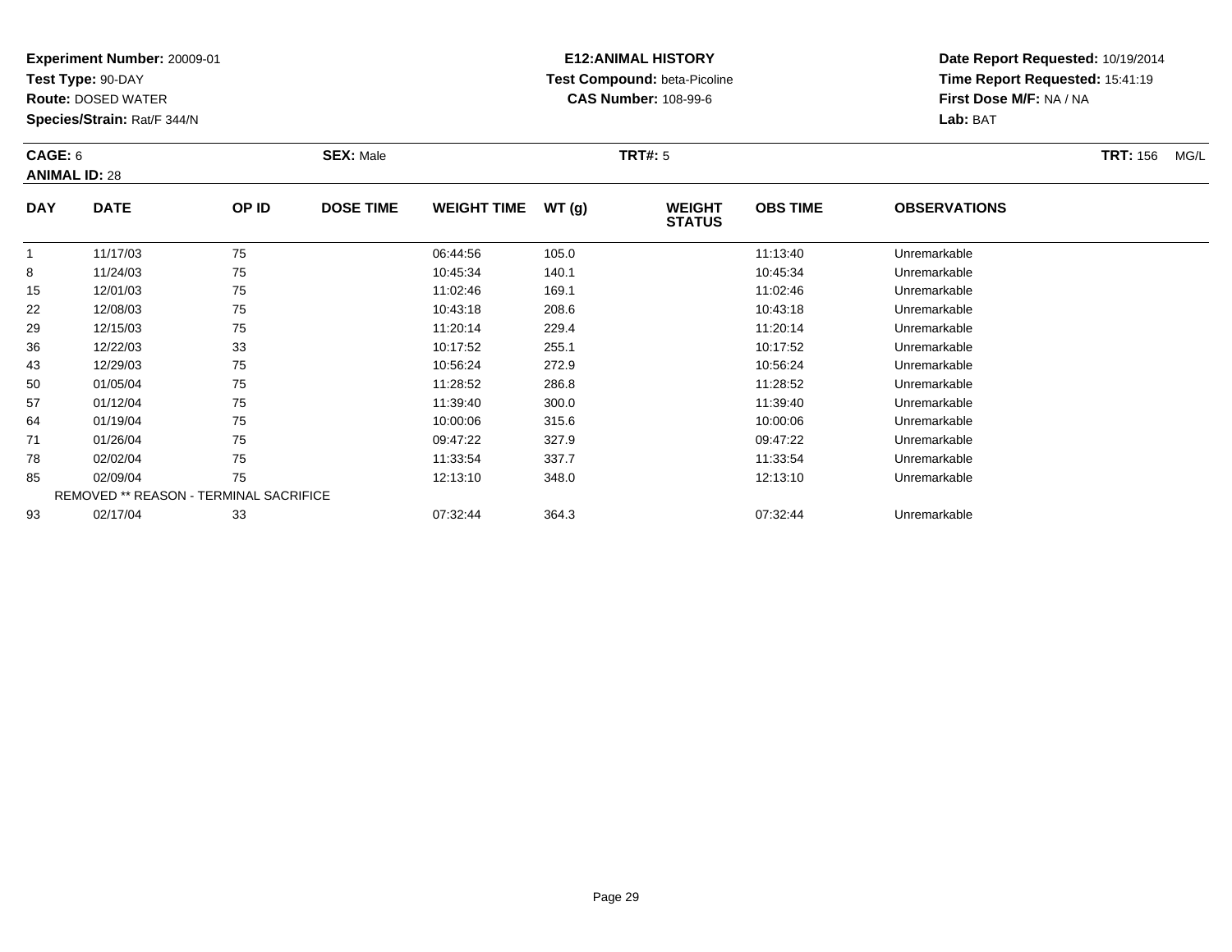**Experiment Number:** 20009-01
**Test Type:** 90-DAY
**Route:** DOSED WATER
**Species/Strain:** Rat/F 344/N

**E12:ANIMAL HISTORY**
**Test Compound:** beta-Picoline
**CAS Number:** 108-99-6

**Date Report Requested:** 10/19/2014
**Time Report Requested:** 15:41:19
**First Dose M/F:** NA / NA
**Lab:** BAT

**CAGE:** 6
**ANIMAL ID:** 28
**SEX:** Male
**TRT#:** 5
**TRT:** 156 MG/L

| DAY | DATE | OP ID | DOSE TIME | WEIGHT TIME | WT (g) | WEIGHT STATUS | OBS TIME | OBSERVATIONS |
|---|---|---|---|---|---|---|---|---|
| 1 | 11/17/03 | 75 | | 06:44:56 | 105.0 | | 11:13:40 | Unremarkable |
| 8 | 11/24/03 | 75 | | 10:45:34 | 140.1 | | 10:45:34 | Unremarkable |
| 15 | 12/01/03 | 75 | | 11:02:46 | 169.1 | | 11:02:46 | Unremarkable |
| 22 | 12/08/03 | 75 | | 10:43:18 | 208.6 | | 10:43:18 | Unremarkable |
| 29 | 12/15/03 | 75 | | 11:20:14 | 229.4 | | 11:20:14 | Unremarkable |
| 36 | 12/22/03 | 33 | | 10:17:52 | 255.1 | | 10:17:52 | Unremarkable |
| 43 | 12/29/03 | 75 | | 10:56:24 | 272.9 | | 10:56:24 | Unremarkable |
| 50 | 01/05/04 | 75 | | 11:28:52 | 286.8 | | 11:28:52 | Unremarkable |
| 57 | 01/12/04 | 75 | | 11:39:40 | 300.0 | | 11:39:40 | Unremarkable |
| 64 | 01/19/04 | 75 | | 10:00:06 | 315.6 | | 10:00:06 | Unremarkable |
| 71 | 01/26/04 | 75 | | 09:47:22 | 327.9 | | 09:47:22 | Unremarkable |
| 78 | 02/02/04 | 75 | | 11:33:54 | 337.7 | | 11:33:54 | Unremarkable |
| 85 | 02/09/04 | 75 | | 12:13:10 | 348.0 | | 12:13:10 | Unremarkable |
| | REMOVED ** REASON - TERMINAL SACRIFICE | | | | | | | |
| 93 | 02/17/04 | 33 | | 07:32:44 | 364.3 | | 07:32:44 | Unremarkable |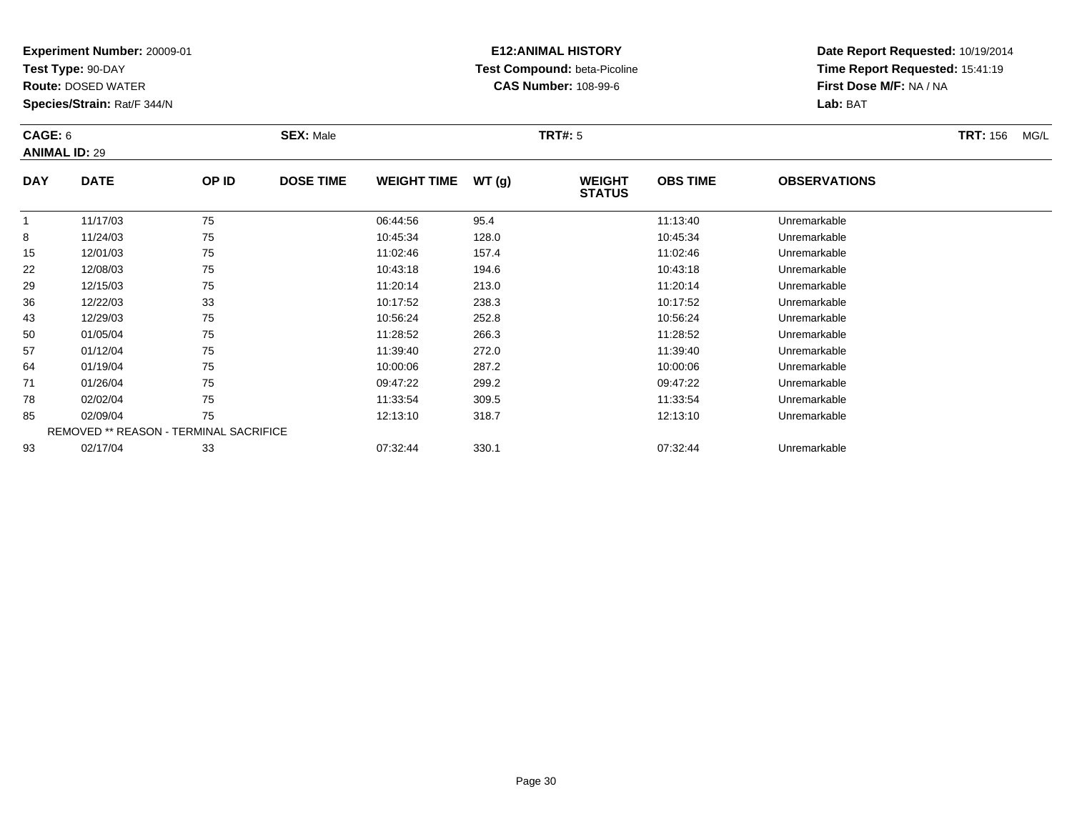**Experiment Number:** 20009-01
**Test Type:** 90-DAY
**Route:** DOSED WATER
**Species/Strain:** Rat/F 344/N

**E12:ANIMAL HISTORY**
**Test Compound:** beta-Picoline
**CAS Number:** 108-99-6

**Date Report Requested:** 10/19/2014
**Time Report Requested:** 15:41:19
**First Dose M/F:** NA / NA
**Lab:** BAT

**CAGE:** 6 **SEX:** Male **TRT#:** 5 **TRT:** 156 MG/L
**ANIMAL ID:** 29

| DAY | DATE | OP ID | DOSE TIME | WEIGHT TIME | WT (g) | WEIGHT STATUS | OBS TIME | OBSERVATIONS |
|---|---|---|---|---|---|---|---|---|
| 1 | 11/17/03 | 75 | | 06:44:56 | 95.4 | | 11:13:40 | Unremarkable |
| 8 | 11/24/03 | 75 | | 10:45:34 | 128.0 | | 10:45:34 | Unremarkable |
| 15 | 12/01/03 | 75 | | 11:02:46 | 157.4 | | 11:02:46 | Unremarkable |
| 22 | 12/08/03 | 75 | | 10:43:18 | 194.6 | | 10:43:18 | Unremarkable |
| 29 | 12/15/03 | 75 | | 11:20:14 | 213.0 | | 11:20:14 | Unremarkable |
| 36 | 12/22/03 | 33 | | 10:17:52 | 238.3 | | 10:17:52 | Unremarkable |
| 43 | 12/29/03 | 75 | | 10:56:24 | 252.8 | | 10:56:24 | Unremarkable |
| 50 | 01/05/04 | 75 | | 11:28:52 | 266.3 | | 11:28:52 | Unremarkable |
| 57 | 01/12/04 | 75 | | 11:39:40 | 272.0 | | 11:39:40 | Unremarkable |
| 64 | 01/19/04 | 75 | | 10:00:06 | 287.2 | | 10:00:06 | Unremarkable |
| 71 | 01/26/04 | 75 | | 09:47:22 | 299.2 | | 09:47:22 | Unremarkable |
| 78 | 02/02/04 | 75 | | 11:33:54 | 309.5 | | 11:33:54 | Unremarkable |
| 85 | 02/09/04 | 75 | | 12:13:10 | 318.7 | | 12:13:10 | Unremarkable |
| REMOVED ** REASON - TERMINAL SACRIFICE | | | | | | | | |
| 93 | 02/17/04 | 33 | | 07:32:44 | 330.1 | | 07:32:44 | Unremarkable |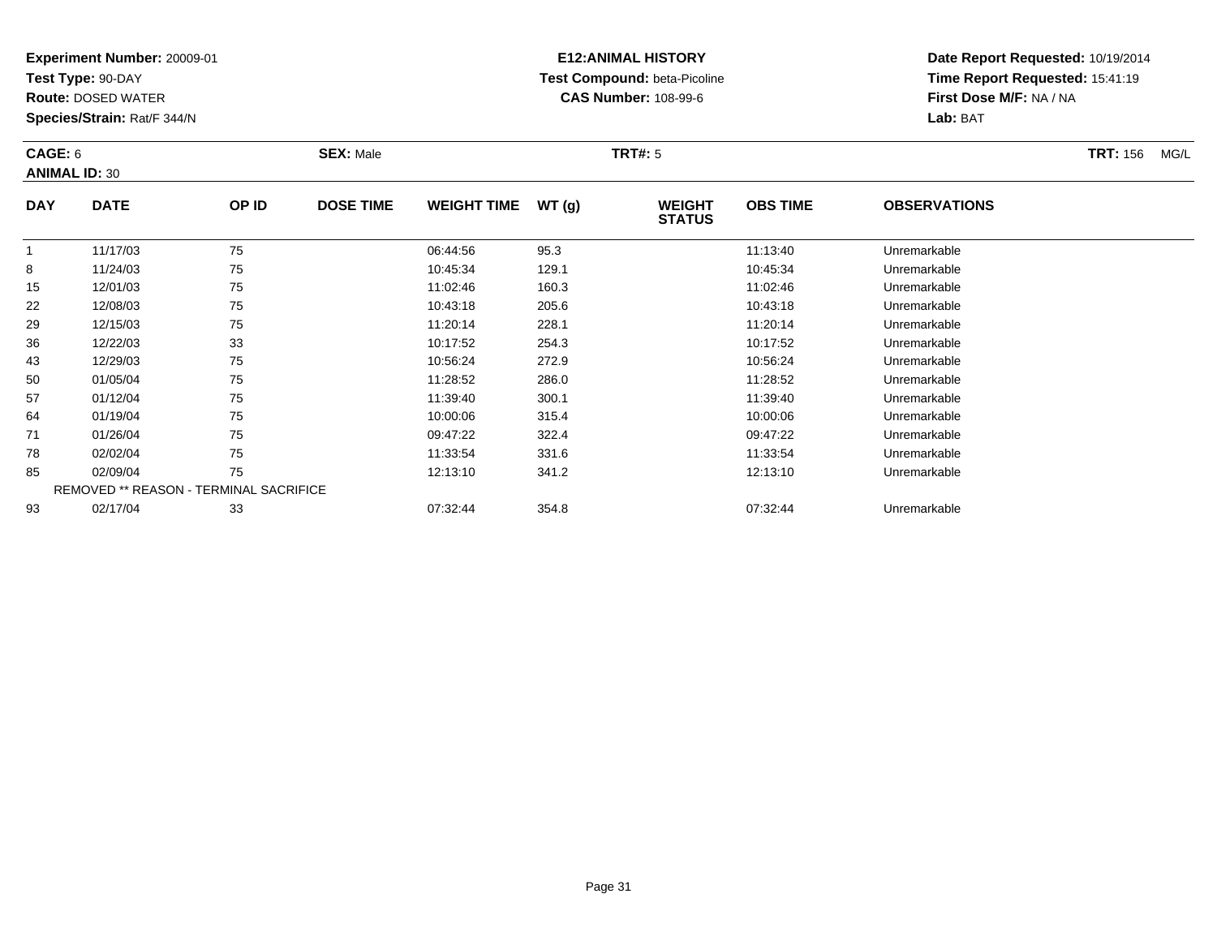**Experiment Number:** 20009-01
**Test Type:** 90-DAY
**Route:** DOSED WATER
**Species/Strain:** Rat/F 344/N

**E12:ANIMAL HISTORY**
**Test Compound:** beta-Picoline
**CAS Number:** 108-99-6

**Date Report Requested:** 10/19/2014
**Time Report Requested:** 15:41:19
**First Dose M/F:** NA / NA
**Lab:** BAT

**CAGE:** 6 **SEX:** Male **TRT#:** 5 **TRT:** 156 MG/L
**ANIMAL ID:** 30

| DAY | DATE | OP ID | DOSE TIME | WEIGHT TIME | WT (g) | WEIGHT STATUS | OBS TIME | OBSERVATIONS |
|---|---|---|---|---|---|---|---|---|
| 1 | 11/17/03 | 75 | | 06:44:56 | 95.3 | | 11:13:40 | Unremarkable |
| 8 | 11/24/03 | 75 | | 10:45:34 | 129.1 | | 10:45:34 | Unremarkable |
| 15 | 12/01/03 | 75 | | 11:02:46 | 160.3 | | 11:02:46 | Unremarkable |
| 22 | 12/08/03 | 75 | | 10:43:18 | 205.6 | | 10:43:18 | Unremarkable |
| 29 | 12/15/03 | 75 | | 11:20:14 | 228.1 | | 11:20:14 | Unremarkable |
| 36 | 12/22/03 | 33 | | 10:17:52 | 254.3 | | 10:17:52 | Unremarkable |
| 43 | 12/29/03 | 75 | | 10:56:24 | 272.9 | | 10:56:24 | Unremarkable |
| 50 | 01/05/04 | 75 | | 11:28:52 | 286.0 | | 11:28:52 | Unremarkable |
| 57 | 01/12/04 | 75 | | 11:39:40 | 300.1 | | 11:39:40 | Unremarkable |
| 64 | 01/19/04 | 75 | | 10:00:06 | 315.4 | | 10:00:06 | Unremarkable |
| 71 | 01/26/04 | 75 | | 09:47:22 | 322.4 | | 09:47:22 | Unremarkable |
| 78 | 02/02/04 | 75 | | 11:33:54 | 331.6 | | 11:33:54 | Unremarkable |
| 85 | 02/09/04 | 75 | | 12:13:10 | 341.2 | | 12:13:10 | Unremarkable |
| REMOVED ** REASON - TERMINAL SACRIFICE | | | | | | | | |
| 93 | 02/17/04 | 33 | | 07:32:44 | 354.8 | | 07:32:44 | Unremarkable |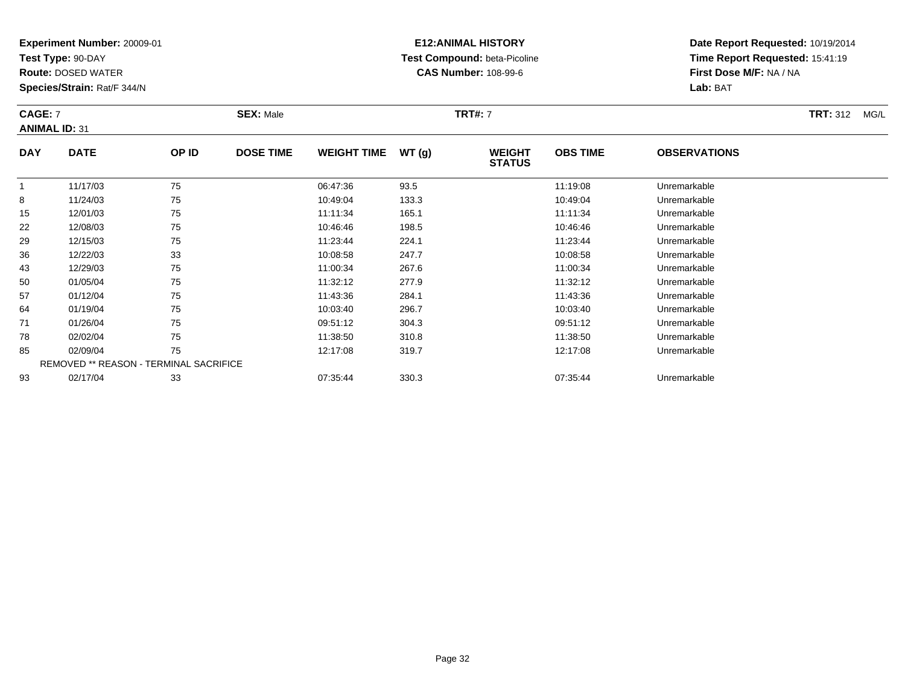**Experiment Number:** 20009-01
**Test Type:** 90-DAY
**Route:** DOSED WATER
**Species/Strain:** Rat/F 344/N

**E12:ANIMAL HISTORY**
**Test Compound:** beta-Picoline
**CAS Number:** 108-99-6

**Date Report Requested:** 10/19/2014
**Time Report Requested:** 15:41:19
**First Dose M/F:** NA / NA
**Lab:** BAT

**CAGE:** 7 **SEX:** Male **TRT#:** 7 **TRT:** 312 MG/L
**ANIMAL ID:** 31

| DAY | DATE | OP ID | DOSE TIME | WEIGHT TIME | WT (g) | WEIGHT STATUS | OBS TIME | OBSERVATIONS |
|---|---|---|---|---|---|---|---|---|
| 1 | 11/17/03 | 75 | | 06:47:36 | 93.5 | | 11:19:08 | Unremarkable |
| 8 | 11/24/03 | 75 | | 10:49:04 | 133.3 | | 10:49:04 | Unremarkable |
| 15 | 12/01/03 | 75 | | 11:11:34 | 165.1 | | 11:11:34 | Unremarkable |
| 22 | 12/08/03 | 75 | | 10:46:46 | 198.5 | | 10:46:46 | Unremarkable |
| 29 | 12/15/03 | 75 | | 11:23:44 | 224.1 | | 11:23:44 | Unremarkable |
| 36 | 12/22/03 | 33 | | 10:08:58 | 247.7 | | 10:08:58 | Unremarkable |
| 43 | 12/29/03 | 75 | | 11:00:34 | 267.6 | | 11:00:34 | Unremarkable |
| 50 | 01/05/04 | 75 | | 11:32:12 | 277.9 | | 11:32:12 | Unremarkable |
| 57 | 01/12/04 | 75 | | 11:43:36 | 284.1 | | 11:43:36 | Unremarkable |
| 64 | 01/19/04 | 75 | | 10:03:40 | 296.7 | | 10:03:40 | Unremarkable |
| 71 | 01/26/04 | 75 | | 09:51:12 | 304.3 | | 09:51:12 | Unremarkable |
| 78 | 02/02/04 | 75 | | 11:38:50 | 310.8 | | 11:38:50 | Unremarkable |
| 85 | 02/09/04 | 75 | | 12:17:08 | 319.7 | | 12:17:08 | Unremarkable |
| REMOVED ** REASON - TERMINAL SACRIFICE | | | | | | | | |
| 93 | 02/17/04 | 33 | | 07:35:44 | 330.3 | | 07:35:44 | Unremarkable |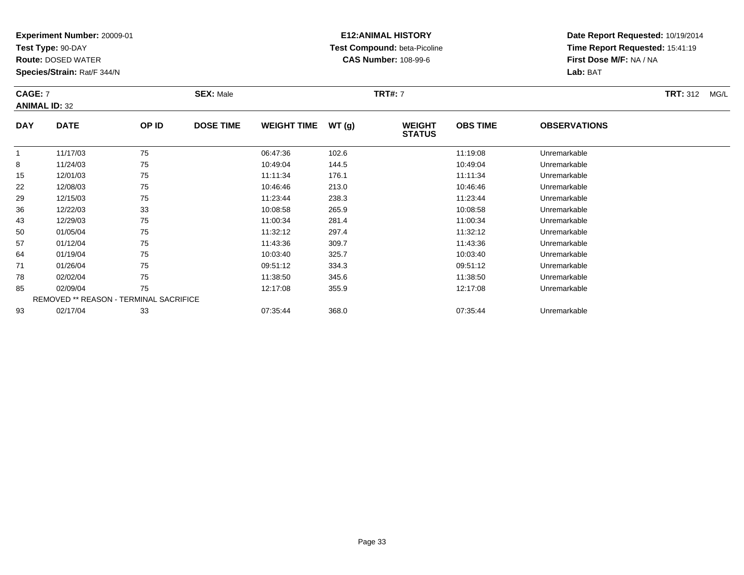**Experiment Number:** 20009-01
**Test Type:** 90-DAY
**Route:** DOSED WATER
**Species/Strain:** Rat/F 344/N

**E12:ANIMAL HISTORY**
**Test Compound:** beta-Picoline
**CAS Number:** 108-99-6

**Date Report Requested:** 10/19/2014
**Time Report Requested:** 15:41:19
**First Dose M/F:** NA / NA
**Lab:** BAT

**CAGE:** 7 **SEX:** Male **TRT#:** 7 **TRT:** 312 MG/L
**ANIMAL ID:** 32

| DAY | DATE | OP ID | DOSE TIME | WEIGHT TIME | WT (g) | WEIGHT STATUS | OBS TIME | OBSERVATIONS |
|---|---|---|---|---|---|---|---|---|
| 1 | 11/17/03 | 75 | | 06:47:36 | 102.6 | | 11:19:08 | Unremarkable |
| 8 | 11/24/03 | 75 | | 10:49:04 | 144.5 | | 10:49:04 | Unremarkable |
| 15 | 12/01/03 | 75 | | 11:11:34 | 176.1 | | 11:11:34 | Unremarkable |
| 22 | 12/08/03 | 75 | | 10:46:46 | 213.0 | | 10:46:46 | Unremarkable |
| 29 | 12/15/03 | 75 | | 11:23:44 | 238.3 | | 11:23:44 | Unremarkable |
| 36 | 12/22/03 | 33 | | 10:08:58 | 265.9 | | 10:08:58 | Unremarkable |
| 43 | 12/29/03 | 75 | | 11:00:34 | 281.4 | | 11:00:34 | Unremarkable |
| 50 | 01/05/04 | 75 | | 11:32:12 | 297.4 | | 11:32:12 | Unremarkable |
| 57 | 01/12/04 | 75 | | 11:43:36 | 309.7 | | 11:43:36 | Unremarkable |
| 64 | 01/19/04 | 75 | | 10:03:40 | 325.7 | | 10:03:40 | Unremarkable |
| 71 | 01/26/04 | 75 | | 09:51:12 | 334.3 | | 09:51:12 | Unremarkable |
| 78 | 02/02/04 | 75 | | 11:38:50 | 345.6 | | 11:38:50 | Unremarkable |
| 85 | 02/09/04 | 75 | | 12:17:08 | 355.9 | | 12:17:08 | Unremarkable |
| REMOVED ** REASON - TERMINAL SACRIFICE | | | | | | | | |
| 93 | 02/17/04 | 33 | | 07:35:44 | 368.0 | | 07:35:44 | Unremarkable |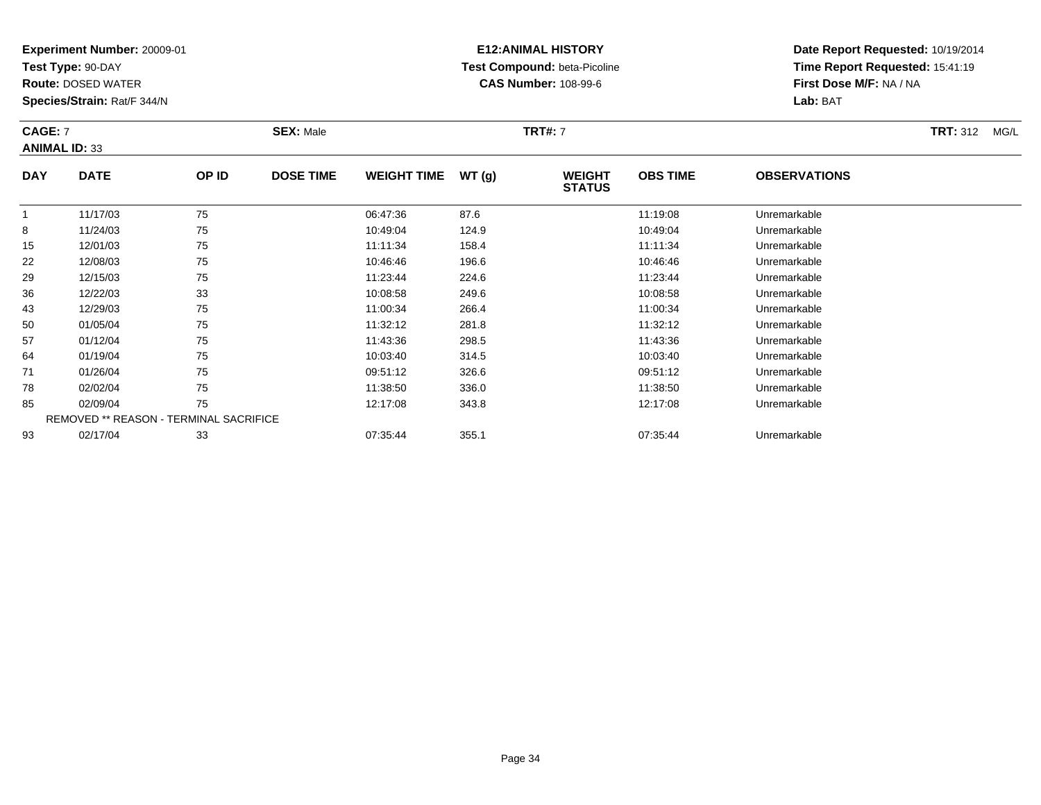**Experiment Number:** 20009-01
**Test Type:** 90-DAY
**Route:** DOSED WATER
**Species/Strain:** Rat/F 344/N

**E12:ANIMAL HISTORY**
**Test Compound:** beta-Picoline
**CAS Number:** 108-99-6

**Date Report Requested:** 10/19/2014
**Time Report Requested:** 15:41:19
**First Dose M/F:** NA / NA
**Lab:** BAT

**CAGE:** 7 **SEX:** Male **TRT#:** 7 **TRT:** 312 MG/L
**ANIMAL ID:** 33

| DAY | DATE | OP ID | DOSE TIME | WEIGHT TIME | WT (g) | WEIGHT STATUS | OBS TIME | OBSERVATIONS |
|---|---|---|---|---|---|---|---|---|
| 1 | 11/17/03 | 75 | | 06:47:36 | 87.6 | | 11:19:08 | Unremarkable |
| 8 | 11/24/03 | 75 | | 10:49:04 | 124.9 | | 10:49:04 | Unremarkable |
| 15 | 12/01/03 | 75 | | 11:11:34 | 158.4 | | 11:11:34 | Unremarkable |
| 22 | 12/08/03 | 75 | | 10:46:46 | 196.6 | | 10:46:46 | Unremarkable |
| 29 | 12/15/03 | 75 | | 11:23:44 | 224.6 | | 11:23:44 | Unremarkable |
| 36 | 12/22/03 | 33 | | 10:08:58 | 249.6 | | 10:08:58 | Unremarkable |
| 43 | 12/29/03 | 75 | | 11:00:34 | 266.4 | | 11:00:34 | Unremarkable |
| 50 | 01/05/04 | 75 | | 11:32:12 | 281.8 | | 11:32:12 | Unremarkable |
| 57 | 01/12/04 | 75 | | 11:43:36 | 298.5 | | 11:43:36 | Unremarkable |
| 64 | 01/19/04 | 75 | | 10:03:40 | 314.5 | | 10:03:40 | Unremarkable |
| 71 | 01/26/04 | 75 | | 09:51:12 | 326.6 | | 09:51:12 | Unremarkable |
| 78 | 02/02/04 | 75 | | 11:38:50 | 336.0 | | 11:38:50 | Unremarkable |
| 85 | 02/09/04 | 75 | | 12:17:08 | 343.8 | | 12:17:08 | Unremarkable |
| | REMOVED ** REASON - TERMINAL SACRIFICE | | | | | | | |
| 93 | 02/17/04 | 33 | | 07:35:44 | 355.1 | | 07:35:44 | Unremarkable |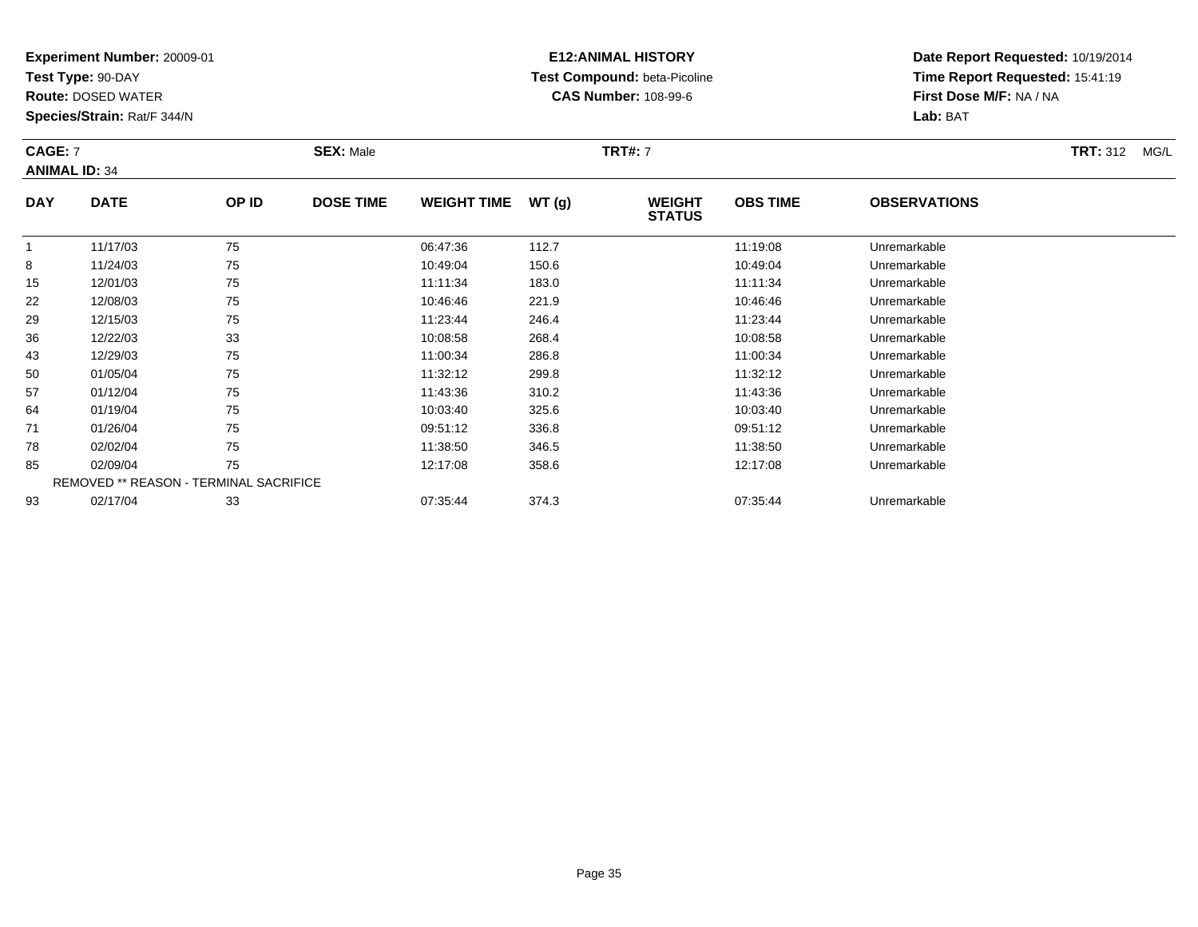**Experiment Number:** 20009-01
**Test Type:** 90-DAY
**Route:** DOSED WATER
**Species/Strain:** Rat/F 344/N

**E12:ANIMAL HISTORY**
**Test Compound:** beta-Picoline
**CAS Number:** 108-99-6

**Date Report Requested:** 10/19/2014
**Time Report Requested:** 15:41:19
**First Dose M/F:** NA / NA
**Lab:** BAT

**CAGE:** 7 **SEX:** Male **TRT#:** 7 **TRT:** 312 MG/L
**ANIMAL ID:** 34

| DAY | DATE | OP ID | DOSE TIME | WEIGHT TIME | WT (g) | WEIGHT STATUS | OBS TIME | OBSERVATIONS |
|---|---|---|---|---|---|---|---|---|
| 1 | 11/17/03 | 75 | | 06:47:36 | 112.7 | | 11:19:08 | Unremarkable |
| 8 | 11/24/03 | 75 | | 10:49:04 | 150.6 | | 10:49:04 | Unremarkable |
| 15 | 12/01/03 | 75 | | 11:11:34 | 183.0 | | 11:11:34 | Unremarkable |
| 22 | 12/08/03 | 75 | | 10:46:46 | 221.9 | | 10:46:46 | Unremarkable |
| 29 | 12/15/03 | 75 | | 11:23:44 | 246.4 | | 11:23:44 | Unremarkable |
| 36 | 12/22/03 | 33 | | 10:08:58 | 268.4 | | 10:08:58 | Unremarkable |
| 43 | 12/29/03 | 75 | | 11:00:34 | 286.8 | | 11:00:34 | Unremarkable |
| 50 | 01/05/04 | 75 | | 11:32:12 | 299.8 | | 11:32:12 | Unremarkable |
| 57 | 01/12/04 | 75 | | 11:43:36 | 310.2 | | 11:43:36 | Unremarkable |
| 64 | 01/19/04 | 75 | | 10:03:40 | 325.6 | | 10:03:40 | Unremarkable |
| 71 | 01/26/04 | 75 | | 09:51:12 | 336.8 | | 09:51:12 | Unremarkable |
| 78 | 02/02/04 | 75 | | 11:38:50 | 346.5 | | 11:38:50 | Unremarkable |
| 85 | 02/09/04 | 75 | | 12:17:08 | 358.6 | | 12:17:08 | Unremarkable |
| | REMOVED ** REASON - TERMINAL SACRIFICE | | | | | | | |
| 93 | 02/17/04 | 33 | | 07:35:44 | 374.3 | | 07:35:44 | Unremarkable |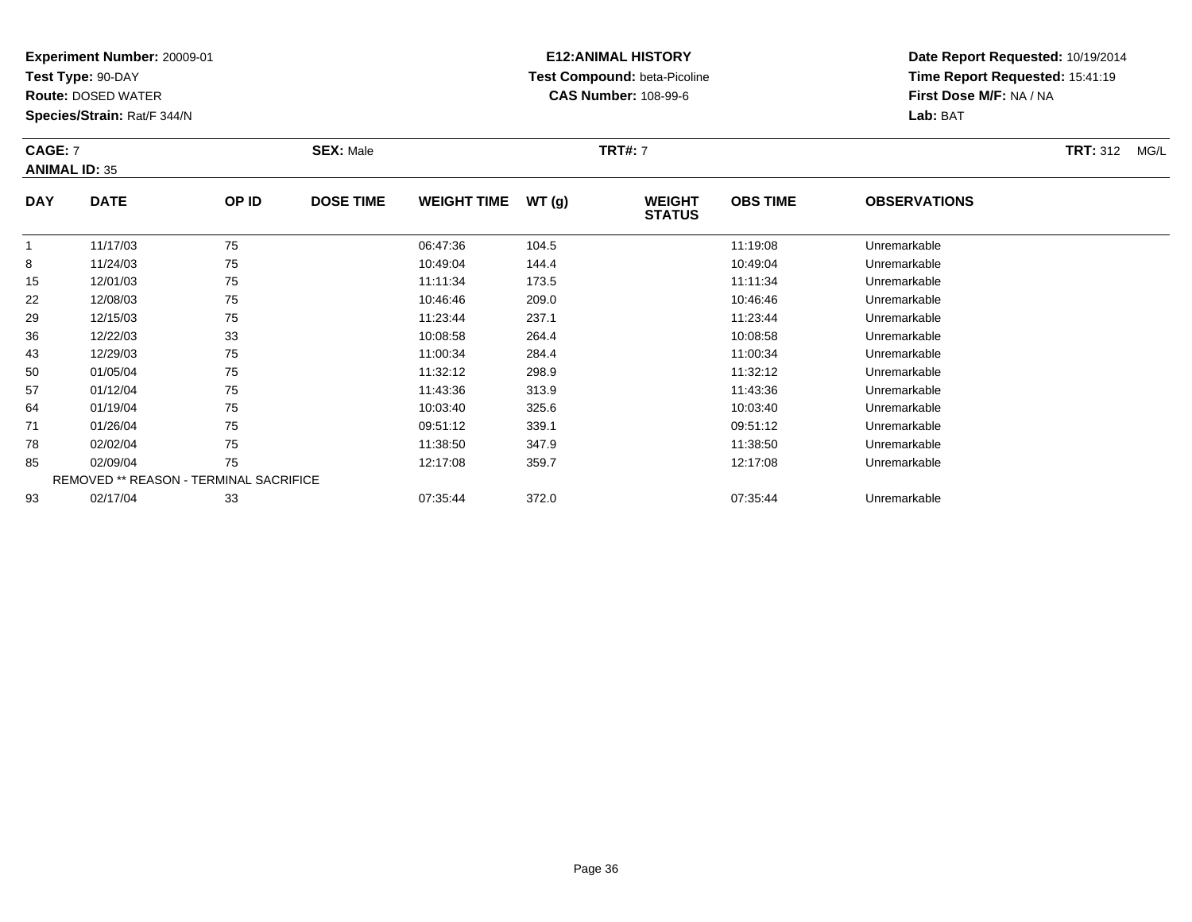**Experiment Number:** 20009-01
**Test Type:** 90-DAY
**Route:** DOSED WATER
**Species/Strain:** Rat/F 344/N

**E12:ANIMAL HISTORY**
**Test Compound:** beta-Picoline
**CAS Number:** 108-99-6

**Date Report Requested:** 10/19/2014
**Time Report Requested:** 15:41:19
**First Dose M/F:** NA / NA
**Lab:** BAT

**CAGE:** 7
**ANIMAL ID:** 35

**SEX:** Male

**TRT#:** 7

**TRT:** 312 MG/L

| DAY | DATE | OP ID | DOSE TIME | WEIGHT TIME | WT (g) | WEIGHT STATUS | OBS TIME | OBSERVATIONS |
|---|---|---|---|---|---|---|---|---|
| 1 | 11/17/03 | 75 | | 06:47:36 | 104.5 | | 11:19:08 | Unremarkable |
| 8 | 11/24/03 | 75 | | 10:49:04 | 144.4 | | 10:49:04 | Unremarkable |
| 15 | 12/01/03 | 75 | | 11:11:34 | 173.5 | | 11:11:34 | Unremarkable |
| 22 | 12/08/03 | 75 | | 10:46:46 | 209.0 | | 10:46:46 | Unremarkable |
| 29 | 12/15/03 | 75 | | 11:23:44 | 237.1 | | 11:23:44 | Unremarkable |
| 36 | 12/22/03 | 33 | | 10:08:58 | 264.4 | | 10:08:58 | Unremarkable |
| 43 | 12/29/03 | 75 | | 11:00:34 | 284.4 | | 11:00:34 | Unremarkable |
| 50 | 01/05/04 | 75 | | 11:32:12 | 298.9 | | 11:32:12 | Unremarkable |
| 57 | 01/12/04 | 75 | | 11:43:36 | 313.9 | | 11:43:36 | Unremarkable |
| 64 | 01/19/04 | 75 | | 10:03:40 | 325.6 | | 10:03:40 | Unremarkable |
| 71 | 01/26/04 | 75 | | 09:51:12 | 339.1 | | 09:51:12 | Unremarkable |
| 78 | 02/02/04 | 75 | | 11:38:50 | 347.9 | | 11:38:50 | Unremarkable |
| 85 | 02/09/04 | 75 | | 12:17:08 | 359.7 | | 12:17:08 | Unremarkable |
| REMOVED ** REASON - TERMINAL SACRIFICE | | | | | | | | |
| 93 | 02/17/04 | 33 | | 07:35:44 | 372.0 | | 07:35:44 | Unremarkable |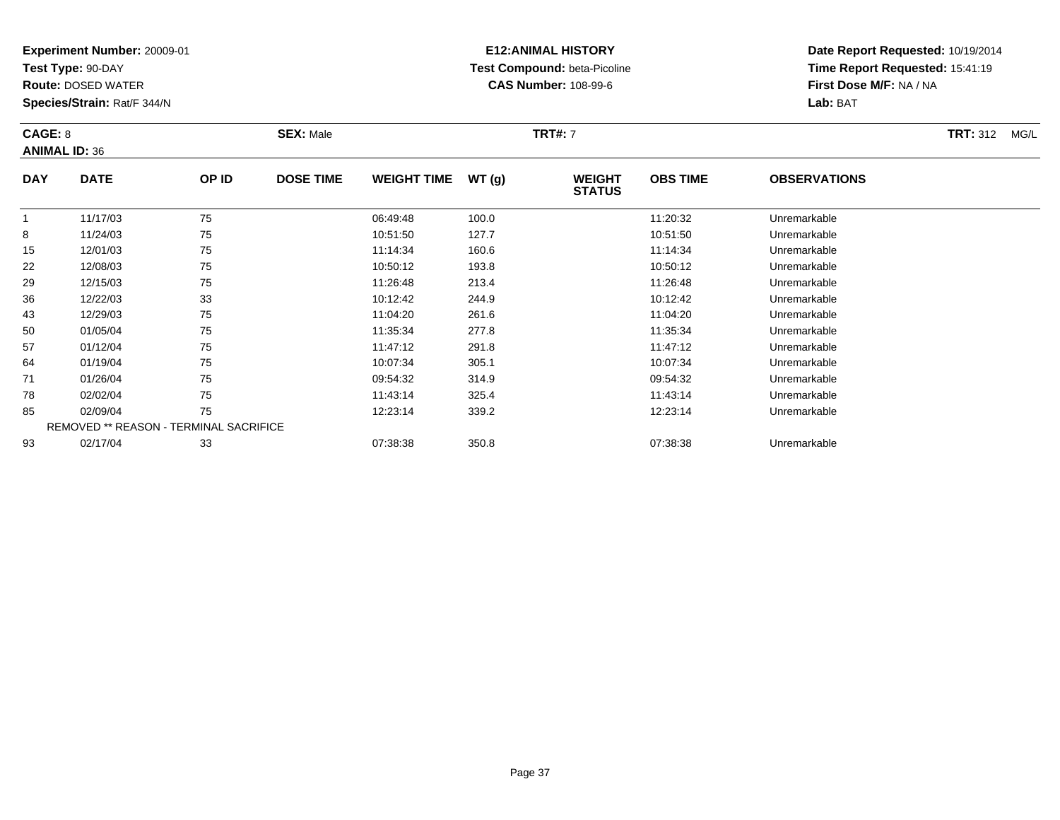**Experiment Number:** 20009-01
**Test Type:** 90-DAY
**Route:** DOSED WATER
**Species/Strain:** Rat/F 344/N

**E12:ANIMAL HISTORY**
**Test Compound:** beta-Picoline
**CAS Number:** 108-99-6

**Date Report Requested:** 10/19/2014
**Time Report Requested:** 15:41:19
**First Dose M/F:** NA / NA
**Lab:** BAT

**CAGE:** 8 **SEX:** Male **TRT#:** 7 **TRT:** 312 MG/L
**ANIMAL ID:** 36

| DAY | DATE | OP ID | DOSE TIME | WEIGHT TIME | WT (g) | WEIGHT STATUS | OBS TIME | OBSERVATIONS |
|---|---|---|---|---|---|---|---|---|
| 1 | 11/17/03 | 75 | | 06:49:48 | 100.0 | | 11:20:32 | Unremarkable |
| 8 | 11/24/03 | 75 | | 10:51:50 | 127.7 | | 10:51:50 | Unremarkable |
| 15 | 12/01/03 | 75 | | 11:14:34 | 160.6 | | 11:14:34 | Unremarkable |
| 22 | 12/08/03 | 75 | | 10:50:12 | 193.8 | | 10:50:12 | Unremarkable |
| 29 | 12/15/03 | 75 | | 11:26:48 | 213.4 | | 11:26:48 | Unremarkable |
| 36 | 12/22/03 | 33 | | 10:12:42 | 244.9 | | 10:12:42 | Unremarkable |
| 43 | 12/29/03 | 75 | | 11:04:20 | 261.6 | | 11:04:20 | Unremarkable |
| 50 | 01/05/04 | 75 | | 11:35:34 | 277.8 | | 11:35:34 | Unremarkable |
| 57 | 01/12/04 | 75 | | 11:47:12 | 291.8 | | 11:47:12 | Unremarkable |
| 64 | 01/19/04 | 75 | | 10:07:34 | 305.1 | | 10:07:34 | Unremarkable |
| 71 | 01/26/04 | 75 | | 09:54:32 | 314.9 | | 09:54:32 | Unremarkable |
| 78 | 02/02/04 | 75 | | 11:43:14 | 325.4 | | 11:43:14 | Unremarkable |
| 85 | 02/09/04 | 75 | | 12:23:14 | 339.2 | | 12:23:14 | Unremarkable |
| | REMOVED ** REASON - TERMINAL SACRIFICE | | | | | | | |
| 93 | 02/17/04 | 33 | | 07:38:38 | 350.8 | | 07:38:38 | Unremarkable |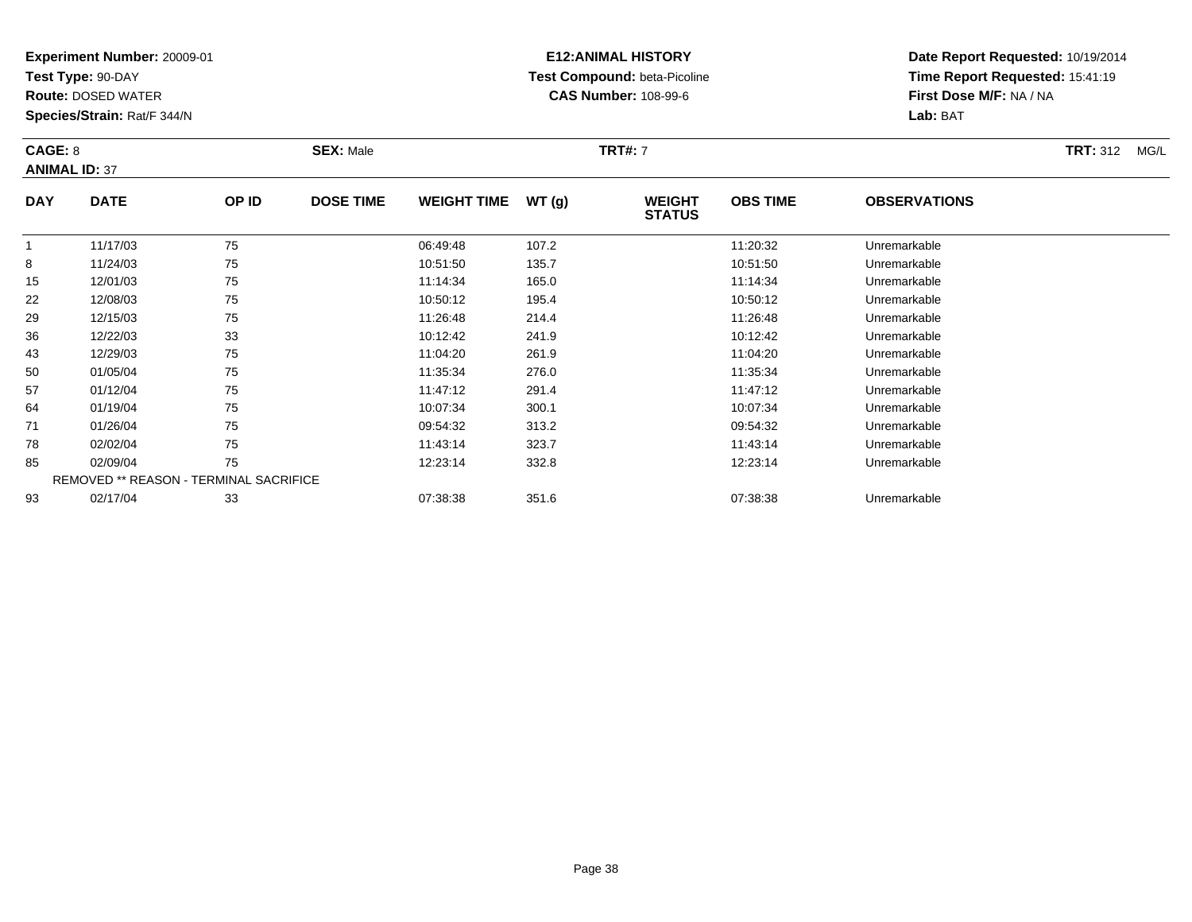**Experiment Number:** 20009-01
**Test Type:** 90-DAY
**Route:** DOSED WATER
**Species/Strain:** Rat/F 344/N

**E12:ANIMAL HISTORY**
**Test Compound:** beta-Picoline
**CAS Number:** 108-99-6

**Date Report Requested:** 10/19/2014
**Time Report Requested:** 15:41:19
**First Dose M/F:** NA / NA
**Lab:** BAT

**CAGE:** 8 **SEX:** Male **TRT#:** 7 **TRT:** 312 MG/L
**ANIMAL ID:** 37

| DAY | DATE | OP ID | DOSE TIME | WEIGHT TIME | WT (g) | WEIGHT STATUS | OBS TIME | OBSERVATIONS |
|---|---|---|---|---|---|---|---|---|
| 1 | 11/17/03 | 75 | | 06:49:48 | 107.2 | | 11:20:32 | Unremarkable |
| 8 | 11/24/03 | 75 | | 10:51:50 | 135.7 | | 10:51:50 | Unremarkable |
| 15 | 12/01/03 | 75 | | 11:14:34 | 165.0 | | 11:14:34 | Unremarkable |
| 22 | 12/08/03 | 75 | | 10:50:12 | 195.4 | | 10:50:12 | Unremarkable |
| 29 | 12/15/03 | 75 | | 11:26:48 | 214.4 | | 11:26:48 | Unremarkable |
| 36 | 12/22/03 | 33 | | 10:12:42 | 241.9 | | 10:12:42 | Unremarkable |
| 43 | 12/29/03 | 75 | | 11:04:20 | 261.9 | | 11:04:20 | Unremarkable |
| 50 | 01/05/04 | 75 | | 11:35:34 | 276.0 | | 11:35:34 | Unremarkable |
| 57 | 01/12/04 | 75 | | 11:47:12 | 291.4 | | 11:47:12 | Unremarkable |
| 64 | 01/19/04 | 75 | | 10:07:34 | 300.1 | | 10:07:34 | Unremarkable |
| 71 | 01/26/04 | 75 | | 09:54:32 | 313.2 | | 09:54:32 | Unremarkable |
| 78 | 02/02/04 | 75 | | 11:43:14 | 323.7 | | 11:43:14 | Unremarkable |
| 85 | 02/09/04 | 75 | | 12:23:14 | 332.8 | | 12:23:14 | Unremarkable |
| REMOVED ** REASON - TERMINAL SACRIFICE | | | | | | | | |
| 93 | 02/17/04 | 33 | | 07:38:38 | 351.6 | | 07:38:38 | Unremarkable |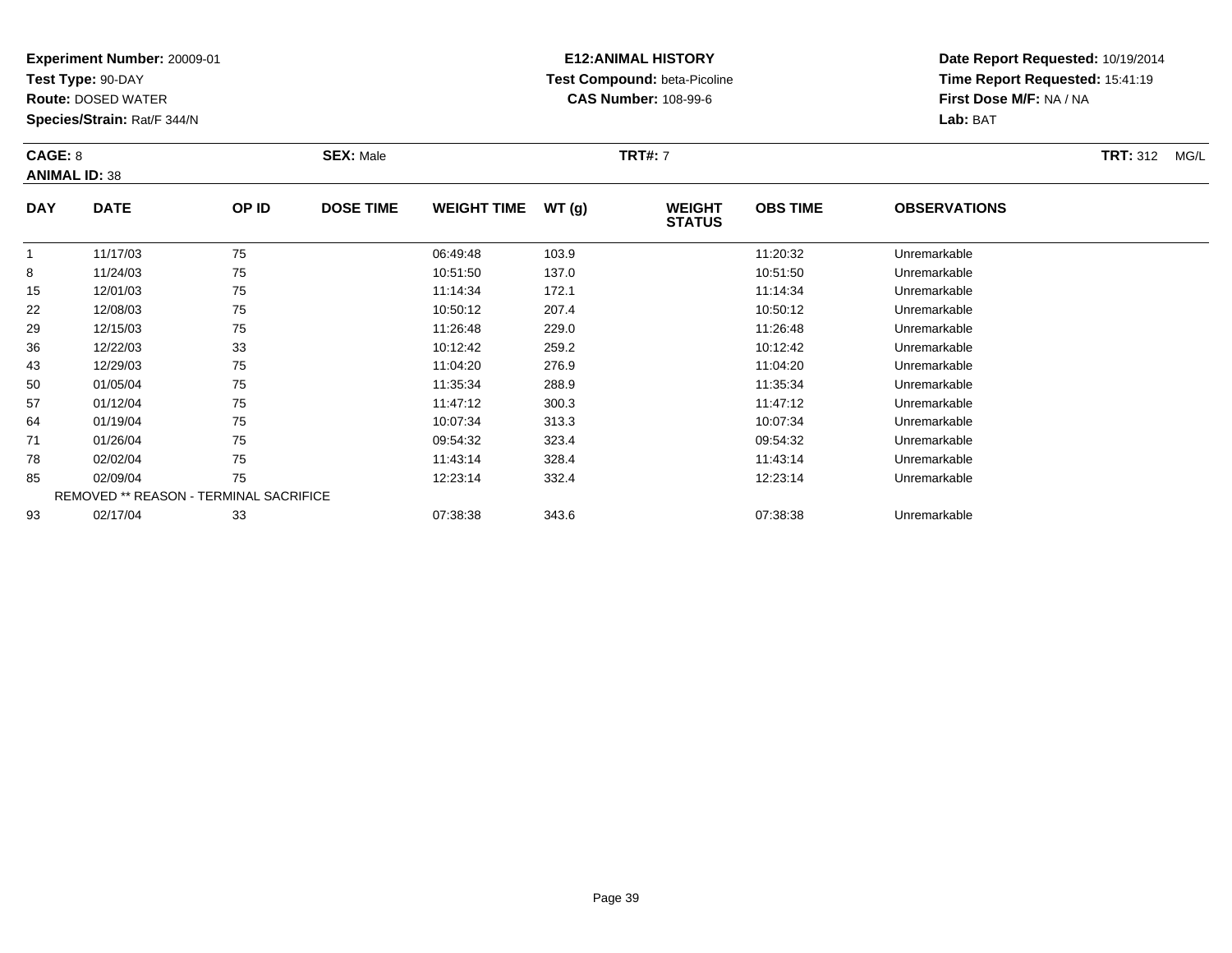**Experiment Number:** 20009-01
**Test Type:** 90-DAY
**Route:** DOSED WATER
**Species/Strain:** Rat/F 344/N

**E12:ANIMAL HISTORY**
**Test Compound:** beta-Picoline
**CAS Number:** 108-99-6

**Date Report Requested:** 10/19/2014
**Time Report Requested:** 15:41:19
**First Dose M/F:** NA / NA
**Lab:** BAT

**CAGE:** 8
**ANIMAL ID:** 38
**SEX:** Male
**TRT#:** 7
**TRT:** 312 MG/L

| DAY | DATE | OP ID | DOSE TIME | WEIGHT TIME | WT (g) | WEIGHT STATUS | OBS TIME | OBSERVATIONS |
|---|---|---|---|---|---|---|---|---|
| 1 | 11/17/03 | 75 | | 06:49:48 | 103.9 | | 11:20:32 | Unremarkable |
| 8 | 11/24/03 | 75 | | 10:51:50 | 137.0 | | 10:51:50 | Unremarkable |
| 15 | 12/01/03 | 75 | | 11:14:34 | 172.1 | | 11:14:34 | Unremarkable |
| 22 | 12/08/03 | 75 | | 10:50:12 | 207.4 | | 10:50:12 | Unremarkable |
| 29 | 12/15/03 | 75 | | 11:26:48 | 229.0 | | 11:26:48 | Unremarkable |
| 36 | 12/22/03 | 33 | | 10:12:42 | 259.2 | | 10:12:42 | Unremarkable |
| 43 | 12/29/03 | 75 | | 11:04:20 | 276.9 | | 11:04:20 | Unremarkable |
| 50 | 01/05/04 | 75 | | 11:35:34 | 288.9 | | 11:35:34 | Unremarkable |
| 57 | 01/12/04 | 75 | | 11:47:12 | 300.3 | | 11:47:12 | Unremarkable |
| 64 | 01/19/04 | 75 | | 10:07:34 | 313.3 | | 10:07:34 | Unremarkable |
| 71 | 01/26/04 | 75 | | 09:54:32 | 323.4 | | 09:54:32 | Unremarkable |
| 78 | 02/02/04 | 75 | | 11:43:14 | 328.4 | | 11:43:14 | Unremarkable |
| 85 | 02/09/04 | 75 | | 12:23:14 | 332.4 | | 12:23:14 | Unremarkable |
| REMOVED ** REASON - TERMINAL SACRIFICE | | | | | | | | |
| 93 | 02/17/04 | 33 | | 07:38:38 | 343.6 | | 07:38:38 | Unremarkable |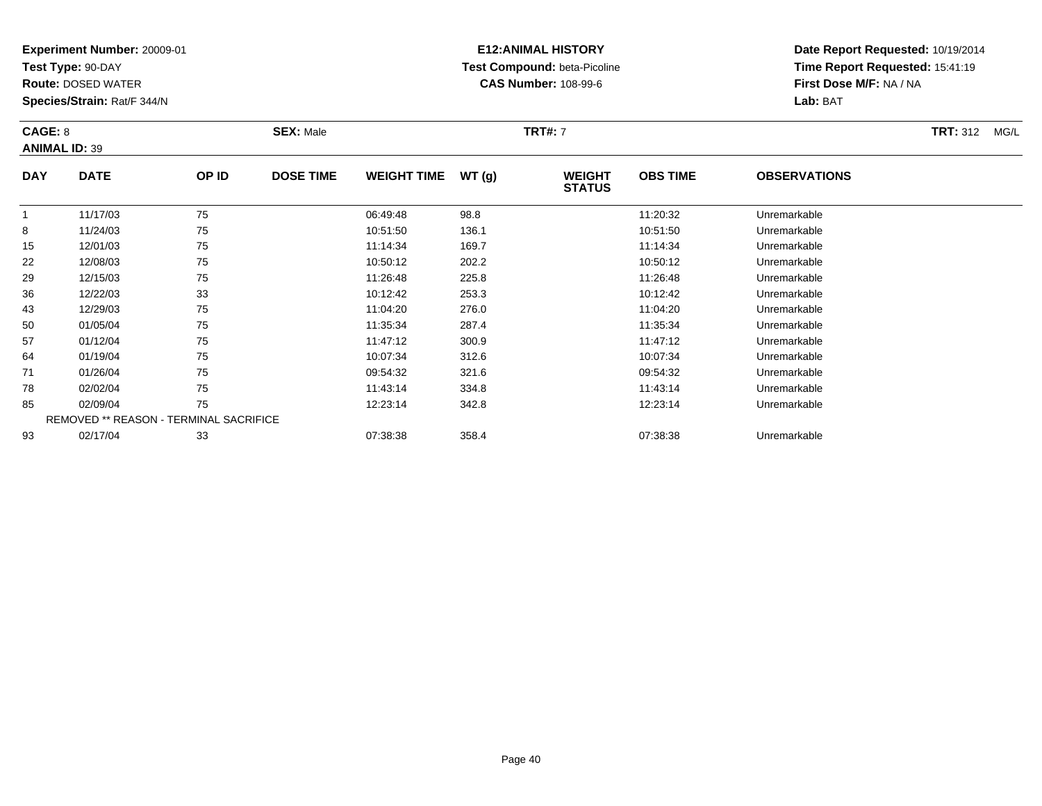**Experiment Number:** 20009-01
**Test Type:** 90-DAY
**Route:** DOSED WATER
**Species/Strain:** Rat/F 344/N

**E12:ANIMAL HISTORY**
**Test Compound:** beta-Picoline
**CAS Number:** 108-99-6

**Date Report Requested:** 10/19/2014
**Time Report Requested:** 15:41:19
**First Dose M/F:** NA / NA
**Lab:** BAT

**CAGE:** 8 **SEX:** Male **TRT#:** 7 **TRT:** 312 MG/L
**ANIMAL ID:** 39

| DAY | DATE | OP ID | DOSE TIME | WEIGHT TIME | WT (g) | WEIGHT STATUS | OBS TIME | OBSERVATIONS |
|---|---|---|---|---|---|---|---|---|
| 1 | 11/17/03 | 75 | | 06:49:48 | 98.8 | | 11:20:32 | Unremarkable |
| 8 | 11/24/03 | 75 | | 10:51:50 | 136.1 | | 10:51:50 | Unremarkable |
| 15 | 12/01/03 | 75 | | 11:14:34 | 169.7 | | 11:14:34 | Unremarkable |
| 22 | 12/08/03 | 75 | | 10:50:12 | 202.2 | | 10:50:12 | Unremarkable |
| 29 | 12/15/03 | 75 | | 11:26:48 | 225.8 | | 11:26:48 | Unremarkable |
| 36 | 12/22/03 | 33 | | 10:12:42 | 253.3 | | 10:12:42 | Unremarkable |
| 43 | 12/29/03 | 75 | | 11:04:20 | 276.0 | | 11:04:20 | Unremarkable |
| 50 | 01/05/04 | 75 | | 11:35:34 | 287.4 | | 11:35:34 | Unremarkable |
| 57 | 01/12/04 | 75 | | 11:47:12 | 300.9 | | 11:47:12 | Unremarkable |
| 64 | 01/19/04 | 75 | | 10:07:34 | 312.6 | | 10:07:34 | Unremarkable |
| 71 | 01/26/04 | 75 | | 09:54:32 | 321.6 | | 09:54:32 | Unremarkable |
| 78 | 02/02/04 | 75 | | 11:43:14 | 334.8 | | 11:43:14 | Unremarkable |
| 85 | 02/09/04 | 75 | | 12:23:14 | 342.8 | | 12:23:14 | Unremarkable |
| REMOVED ** REASON - TERMINAL SACRIFICE | | | | | | | | |
| 93 | 02/17/04 | 33 | | 07:38:38 | 358.4 | | 07:38:38 | Unremarkable |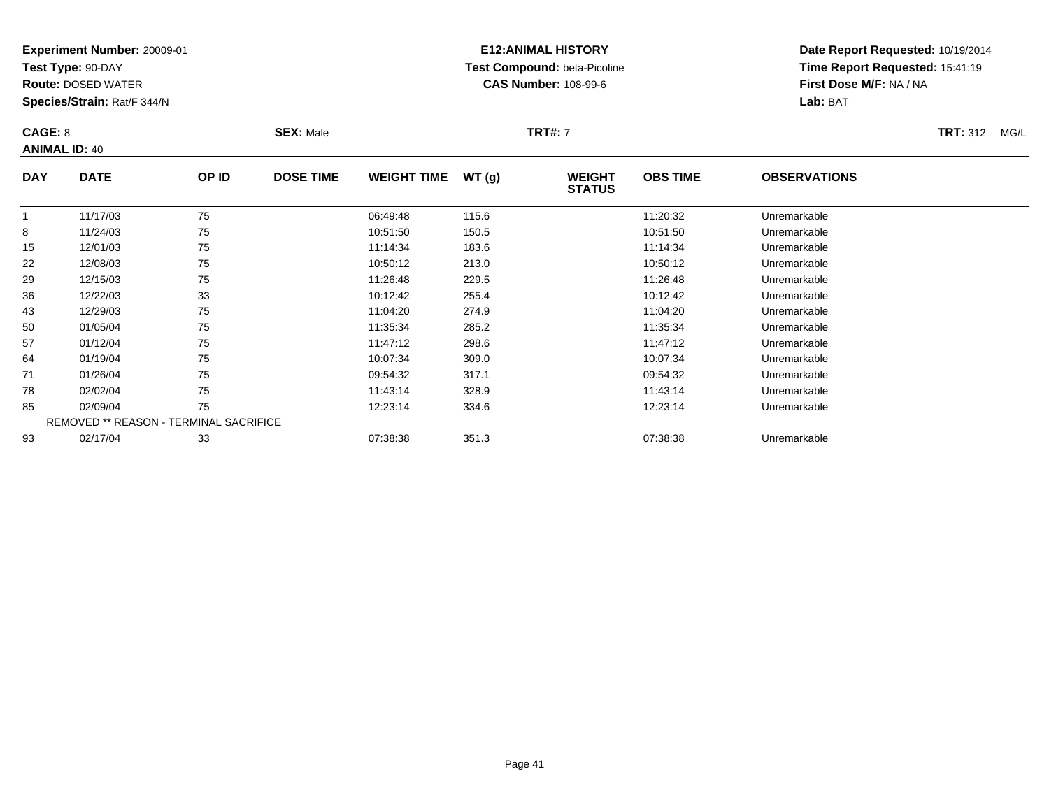**Experiment Number:** 20009-01
**Test Type:** 90-DAY
**Route:** DOSED WATER
**Species/Strain:** Rat/F 344/N

**E12:ANIMAL HISTORY**
**Test Compound:** beta-Picoline
**CAS Number:** 108-99-6

**Date Report Requested:** 10/19/2014
**Time Report Requested:** 15:41:19
**First Dose M/F:** NA / NA
**Lab:** BAT

**CAGE:** 8 **SEX:** Male **TRT#:** 7 **TRT:** 312 MG/L
**ANIMAL ID:** 40

| DAY | DATE | OP ID | DOSE TIME | WEIGHT TIME | WT (g) | WEIGHT STATUS | OBS TIME | OBSERVATIONS |
|---|---|---|---|---|---|---|---|---|
| 1 | 11/17/03 | 75 | | 06:49:48 | 115.6 | | 11:20:32 | Unremarkable |
| 8 | 11/24/03 | 75 | | 10:51:50 | 150.5 | | 10:51:50 | Unremarkable |
| 15 | 12/01/03 | 75 | | 11:14:34 | 183.6 | | 11:14:34 | Unremarkable |
| 22 | 12/08/03 | 75 | | 10:50:12 | 213.0 | | 10:50:12 | Unremarkable |
| 29 | 12/15/03 | 75 | | 11:26:48 | 229.5 | | 11:26:48 | Unremarkable |
| 36 | 12/22/03 | 33 | | 10:12:42 | 255.4 | | 10:12:42 | Unremarkable |
| 43 | 12/29/03 | 75 | | 11:04:20 | 274.9 | | 11:04:20 | Unremarkable |
| 50 | 01/05/04 | 75 | | 11:35:34 | 285.2 | | 11:35:34 | Unremarkable |
| 57 | 01/12/04 | 75 | | 11:47:12 | 298.6 | | 11:47:12 | Unremarkable |
| 64 | 01/19/04 | 75 | | 10:07:34 | 309.0 | | 10:07:34 | Unremarkable |
| 71 | 01/26/04 | 75 | | 09:54:32 | 317.1 | | 09:54:32 | Unremarkable |
| 78 | 02/02/04 | 75 | | 11:43:14 | 328.9 | | 11:43:14 | Unremarkable |
| 85 | 02/09/04 | 75 | | 12:23:14 | 334.6 | | 12:23:14 | Unremarkable |
| REMOVED ** REASON - TERMINAL SACRIFICE | | | | | | | | |
| 93 | 02/17/04 | 33 | | 07:38:38 | 351.3 | | 07:38:38 | Unremarkable |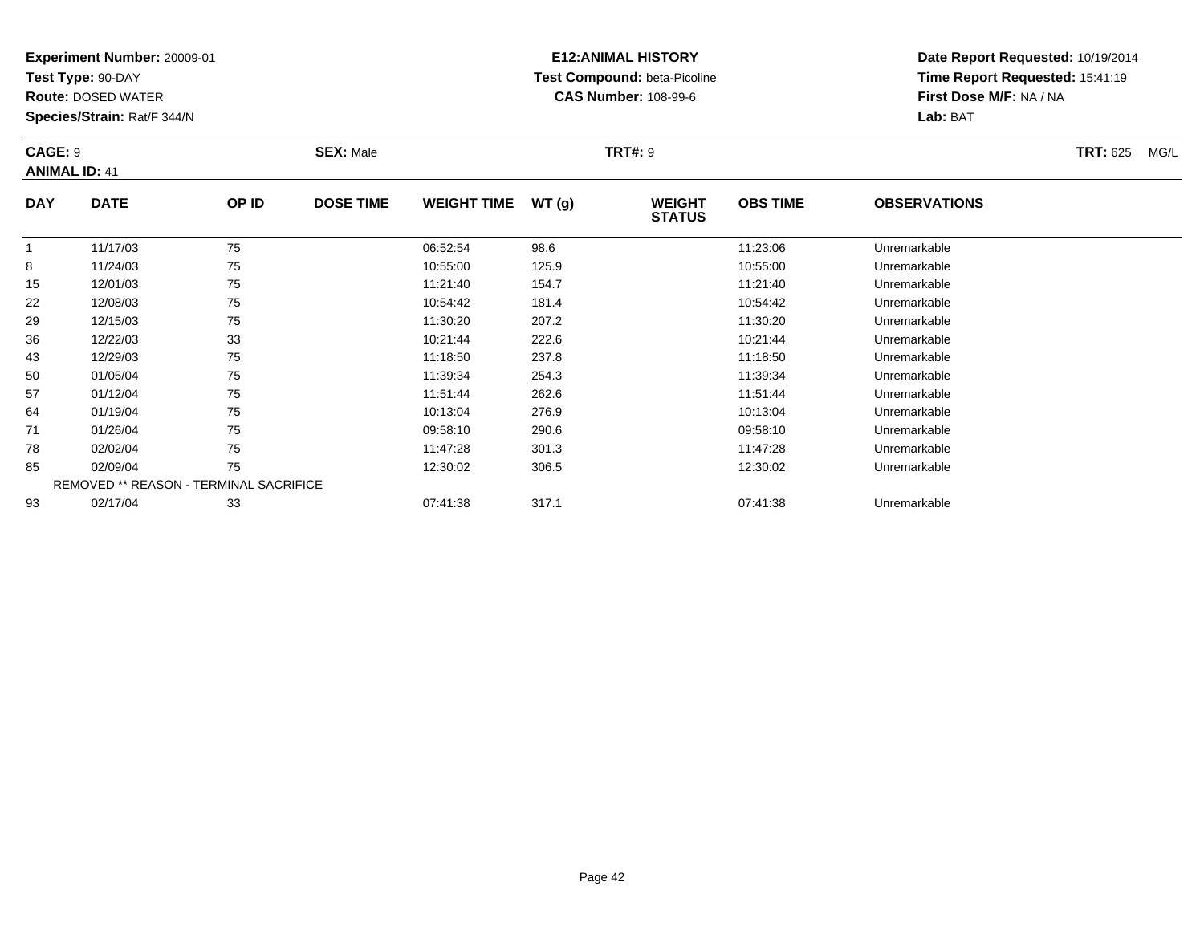**Experiment Number:** 20009-01
**Test Type:** 90-DAY
**Route:** DOSED WATER
**Species/Strain:** Rat/F 344/N

**E12:ANIMAL HISTORY**
**Test Compound:** beta-Picoline
**CAS Number:** 108-99-6

**Date Report Requested:** 10/19/2014
**Time Report Requested:** 15:41:19
**First Dose M/F:** NA / NA
**Lab:** BAT

**CAGE:** 9 **SEX:** Male **TRT#:** 9 **TRT:** 625 MG/L
**ANIMAL ID:** 41

| DAY | DATE | OP ID | DOSE TIME | WEIGHT TIME | WT (g) | WEIGHT STATUS | OBS TIME | OBSERVATIONS |
|---|---|---|---|---|---|---|---|---|
| 1 | 11/17/03 | 75 | | 06:52:54 | 98.6 | | 11:23:06 | Unremarkable |
| 8 | 11/24/03 | 75 | | 10:55:00 | 125.9 | | 10:55:00 | Unremarkable |
| 15 | 12/01/03 | 75 | | 11:21:40 | 154.7 | | 11:21:40 | Unremarkable |
| 22 | 12/08/03 | 75 | | 10:54:42 | 181.4 | | 10:54:42 | Unremarkable |
| 29 | 12/15/03 | 75 | | 11:30:20 | 207.2 | | 11:30:20 | Unremarkable |
| 36 | 12/22/03 | 33 | | 10:21:44 | 222.6 | | 10:21:44 | Unremarkable |
| 43 | 12/29/03 | 75 | | 11:18:50 | 237.8 | | 11:18:50 | Unremarkable |
| 50 | 01/05/04 | 75 | | 11:39:34 | 254.3 | | 11:39:34 | Unremarkable |
| 57 | 01/12/04 | 75 | | 11:51:44 | 262.6 | | 11:51:44 | Unremarkable |
| 64 | 01/19/04 | 75 | | 10:13:04 | 276.9 | | 10:13:04 | Unremarkable |
| 71 | 01/26/04 | 75 | | 09:58:10 | 290.6 | | 09:58:10 | Unremarkable |
| 78 | 02/02/04 | 75 | | 11:47:28 | 301.3 | | 11:47:28 | Unremarkable |
| 85 | 02/09/04 | 75 | | 12:30:02 | 306.5 | | 12:30:02 | Unremarkable |
| | REMOVED ** REASON - TERMINAL SACRIFICE | | | | | | | |
| 93 | 02/17/04 | 33 | | 07:41:38 | 317.1 | | 07:41:38 | Unremarkable |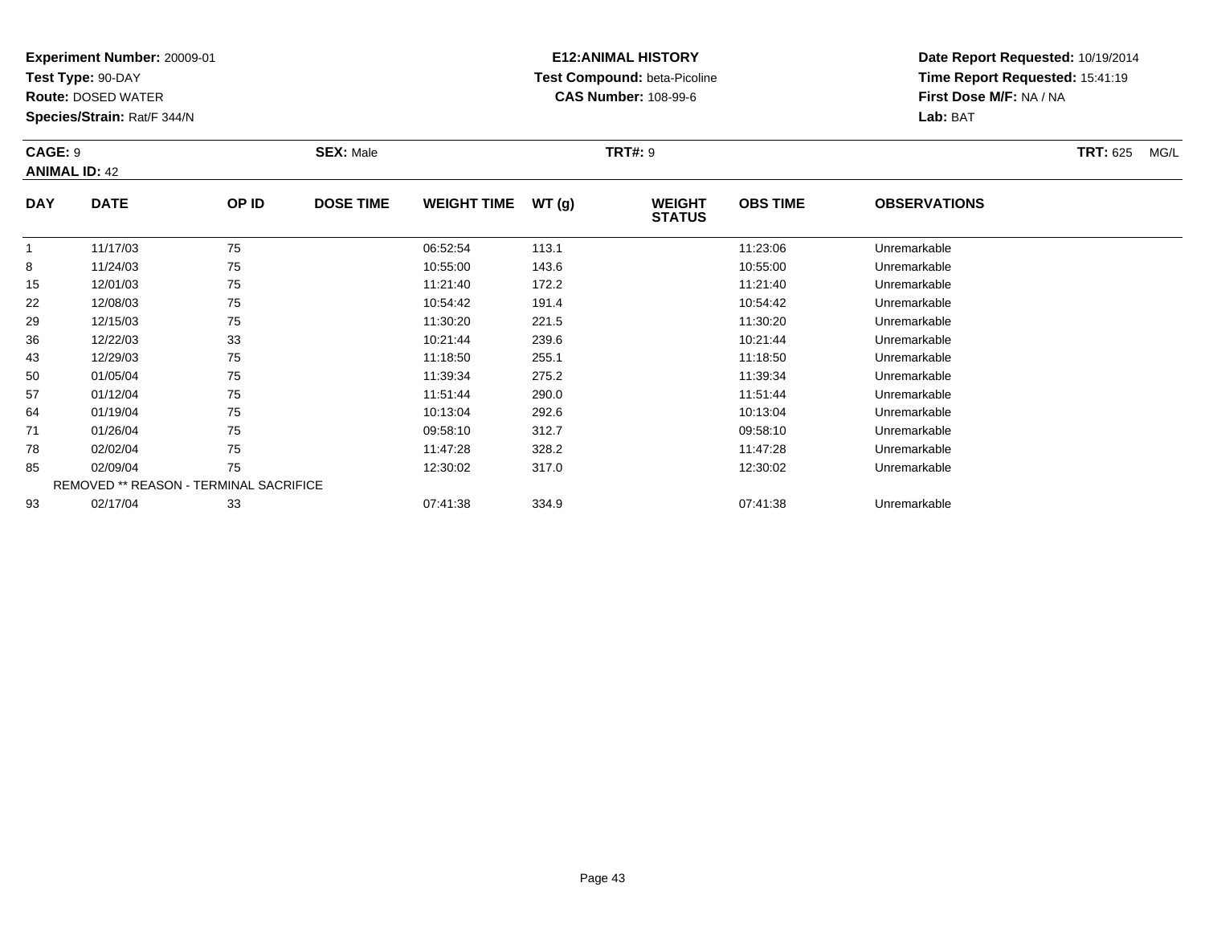**Experiment Number:** 20009-01
**Test Type:** 90-DAY
**Route:** DOSED WATER
**Species/Strain:** Rat/F 344/N

**E12:ANIMAL HISTORY**
**Test Compound:** beta-Picoline
**CAS Number:** 108-99-6

**Date Report Requested:** 10/19/2014
**Time Report Requested:** 15:41:19
**First Dose M/F:** NA / NA
**Lab:** BAT

**CAGE:** 9 **SEX:** Male **TRT#:** 9 **TRT:** 625 MG/L
**ANIMAL ID:** 42

| DAY | DATE | OP ID | DOSE TIME | WEIGHT TIME | WT (g) | WEIGHT STATUS | OBS TIME | OBSERVATIONS |
|---|---|---|---|---|---|---|---|---|
| 1 | 11/17/03 | 75 | | 06:52:54 | 113.1 | | 11:23:06 | Unremarkable |
| 8 | 11/24/03 | 75 | | 10:55:00 | 143.6 | | 10:55:00 | Unremarkable |
| 15 | 12/01/03 | 75 | | 11:21:40 | 172.2 | | 11:21:40 | Unremarkable |
| 22 | 12/08/03 | 75 | | 10:54:42 | 191.4 | | 10:54:42 | Unremarkable |
| 29 | 12/15/03 | 75 | | 11:30:20 | 221.5 | | 11:30:20 | Unremarkable |
| 36 | 12/22/03 | 33 | | 10:21:44 | 239.6 | | 10:21:44 | Unremarkable |
| 43 | 12/29/03 | 75 | | 11:18:50 | 255.1 | | 11:18:50 | Unremarkable |
| 50 | 01/05/04 | 75 | | 11:39:34 | 275.2 | | 11:39:34 | Unremarkable |
| 57 | 01/12/04 | 75 | | 11:51:44 | 290.0 | | 11:51:44 | Unremarkable |
| 64 | 01/19/04 | 75 | | 10:13:04 | 292.6 | | 10:13:04 | Unremarkable |
| 71 | 01/26/04 | 75 | | 09:58:10 | 312.7 | | 09:58:10 | Unremarkable |
| 78 | 02/02/04 | 75 | | 11:47:28 | 328.2 | | 11:47:28 | Unremarkable |
| 85 | 02/09/04 | 75 | | 12:30:02 | 317.0 | | 12:30:02 | Unremarkable |
| REMOVED ** REASON - TERMINAL SACRIFICE | | | | | | | | |
| 93 | 02/17/04 | 33 | | 07:41:38 | 334.9 | | 07:41:38 | Unremarkable |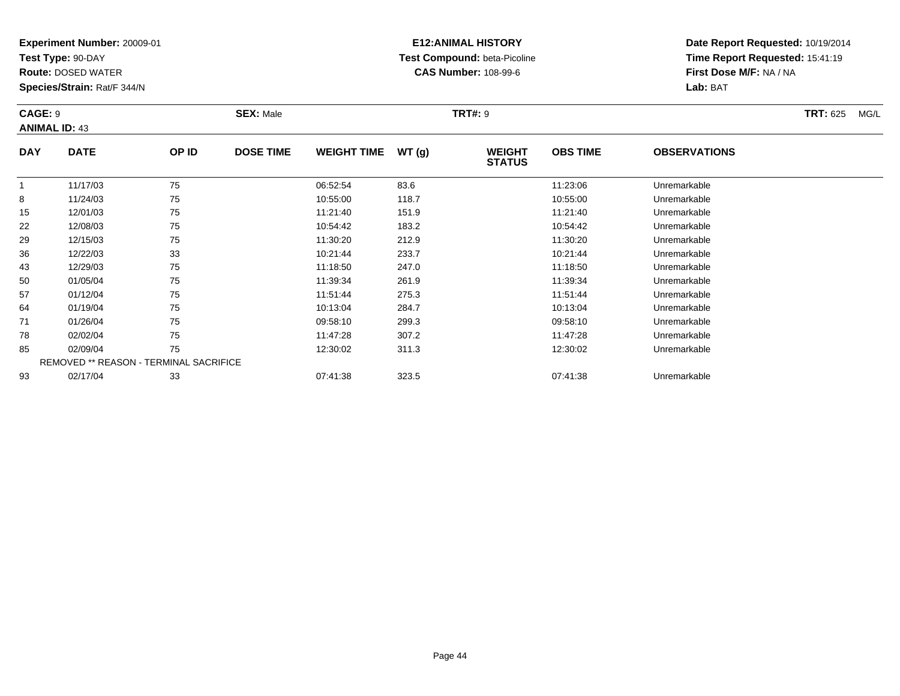**Experiment Number:** 20009-01
**Test Type:** 90-DAY
**Route:** DOSED WATER
**Species/Strain:** Rat/F 344/N

**E12:ANIMAL HISTORY**
**Test Compound:** beta-Picoline
**CAS Number:** 108-99-6

**Date Report Requested:** 10/19/2014
**Time Report Requested:** 15:41:19
**First Dose M/F:** NA / NA
**Lab:** BAT

**CAGE:** 9 **SEX:** Male **TRT#:** 9 **TRT:** 625 MG/L
**ANIMAL ID:** 43

| DAY | DATE | OP ID | DOSE TIME | WEIGHT TIME | WT (g) | WEIGHT STATUS | OBS TIME | OBSERVATIONS |
|---|---|---|---|---|---|---|---|---|
| 1 | 11/17/03 | 75 | | 06:52:54 | 83.6 | | 11:23:06 | Unremarkable |
| 8 | 11/24/03 | 75 | | 10:55:00 | 118.7 | | 10:55:00 | Unremarkable |
| 15 | 12/01/03 | 75 | | 11:21:40 | 151.9 | | 11:21:40 | Unremarkable |
| 22 | 12/08/03 | 75 | | 10:54:42 | 183.2 | | 10:54:42 | Unremarkable |
| 29 | 12/15/03 | 75 | | 11:30:20 | 212.9 | | 11:30:20 | Unremarkable |
| 36 | 12/22/03 | 33 | | 10:21:44 | 233.7 | | 10:21:44 | Unremarkable |
| 43 | 12/29/03 | 75 | | 11:18:50 | 247.0 | | 11:18:50 | Unremarkable |
| 50 | 01/05/04 | 75 | | 11:39:34 | 261.9 | | 11:39:34 | Unremarkable |
| 57 | 01/12/04 | 75 | | 11:51:44 | 275.3 | | 11:51:44 | Unremarkable |
| 64 | 01/19/04 | 75 | | 10:13:04 | 284.7 | | 10:13:04 | Unremarkable |
| 71 | 01/26/04 | 75 | | 09:58:10 | 299.3 | | 09:58:10 | Unremarkable |
| 78 | 02/02/04 | 75 | | 11:47:28 | 307.2 | | 11:47:28 | Unremarkable |
| 85 | 02/09/04 | 75 | | 12:30:02 | 311.3 | | 12:30:02 | Unremarkable |
| REMOVED ** REASON - TERMINAL SACRIFICE | | | | | | | | |
| 93 | 02/17/04 | 33 | | 07:41:38 | 323.5 | | 07:41:38 | Unremarkable |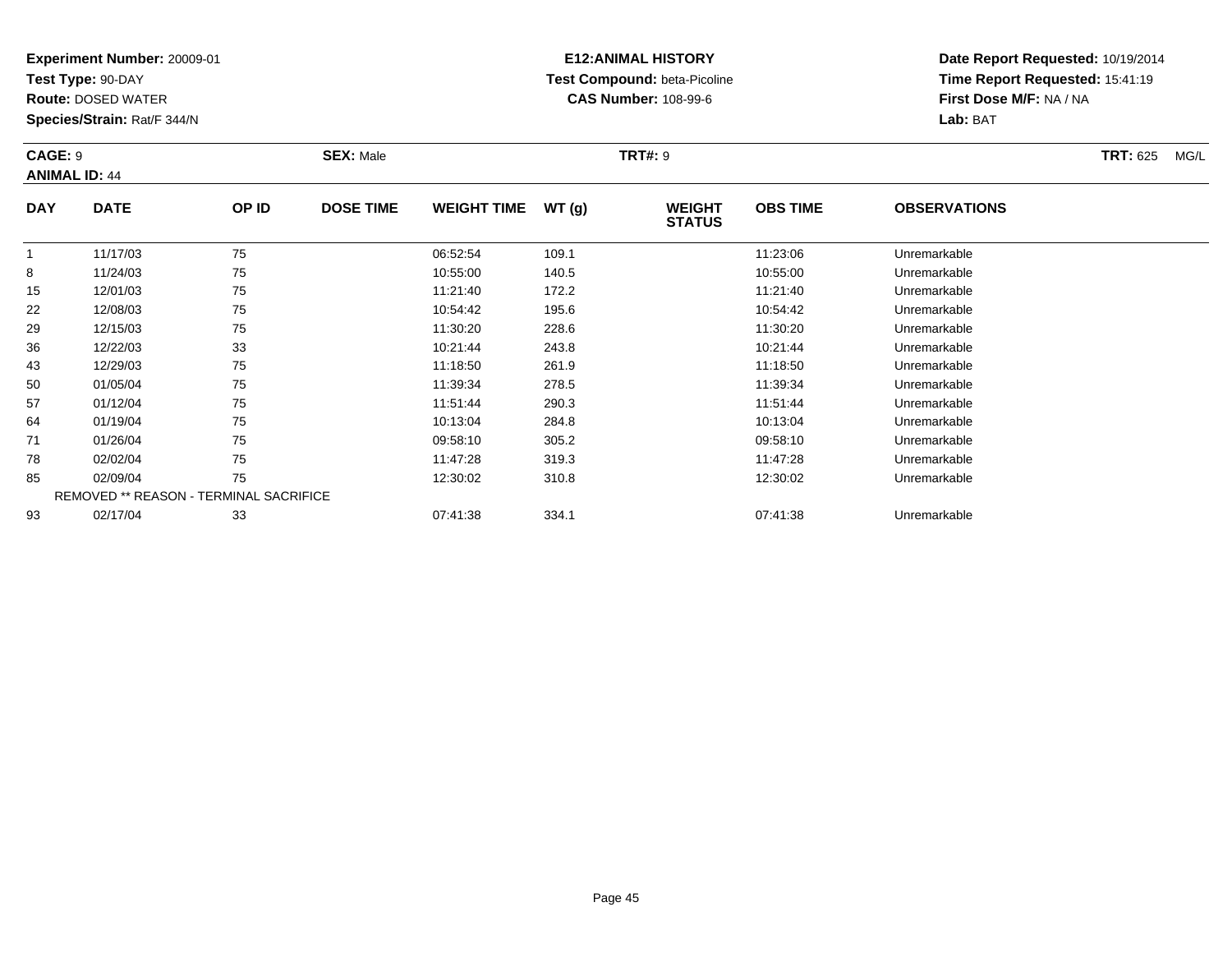**Experiment Number:** 20009-01
**Test Type:** 90-DAY
**Route:** DOSED WATER
**Species/Strain:** Rat/F 344/N

**E12:ANIMAL HISTORY**
**Test Compound:** beta-Picoline
**CAS Number:** 108-99-6

**Date Report Requested:** 10/19/2014
**Time Report Requested:** 15:41:19
**First Dose M/F:** NA / NA
**Lab:** BAT

**CAGE:** 9 **SEX:** Male **TRT#:** 9 **TRT:** 625 MG/L
**ANIMAL ID:** 44

| DAY | DATE | OP ID | DOSE TIME | WEIGHT TIME | WT (g) | WEIGHT STATUS | OBS TIME | OBSERVATIONS |
|---|---|---|---|---|---|---|---|---|
| 1 | 11/17/03 | 75 | | 06:52:54 | 109.1 | | 11:23:06 | Unremarkable |
| 8 | 11/24/03 | 75 | | 10:55:00 | 140.5 | | 10:55:00 | Unremarkable |
| 15 | 12/01/03 | 75 | | 11:21:40 | 172.2 | | 11:21:40 | Unremarkable |
| 22 | 12/08/03 | 75 | | 10:54:42 | 195.6 | | 10:54:42 | Unremarkable |
| 29 | 12/15/03 | 75 | | 11:30:20 | 228.6 | | 11:30:20 | Unremarkable |
| 36 | 12/22/03 | 33 | | 10:21:44 | 243.8 | | 10:21:44 | Unremarkable |
| 43 | 12/29/03 | 75 | | 11:18:50 | 261.9 | | 11:18:50 | Unremarkable |
| 50 | 01/05/04 | 75 | | 11:39:34 | 278.5 | | 11:39:34 | Unremarkable |
| 57 | 01/12/04 | 75 | | 11:51:44 | 290.3 | | 11:51:44 | Unremarkable |
| 64 | 01/19/04 | 75 | | 10:13:04 | 284.8 | | 10:13:04 | Unremarkable |
| 71 | 01/26/04 | 75 | | 09:58:10 | 305.2 | | 09:58:10 | Unremarkable |
| 78 | 02/02/04 | 75 | | 11:47:28 | 319.3 | | 11:47:28 | Unremarkable |
| 85 | 02/09/04 | 75 | | 12:30:02 | 310.8 | | 12:30:02 | Unremarkable |
| REMOVED ** REASON - TERMINAL SACRIFICE | | | | | | | | |
| 93 | 02/17/04 | 33 | | 07:41:38 | 334.1 | | 07:41:38 | Unremarkable |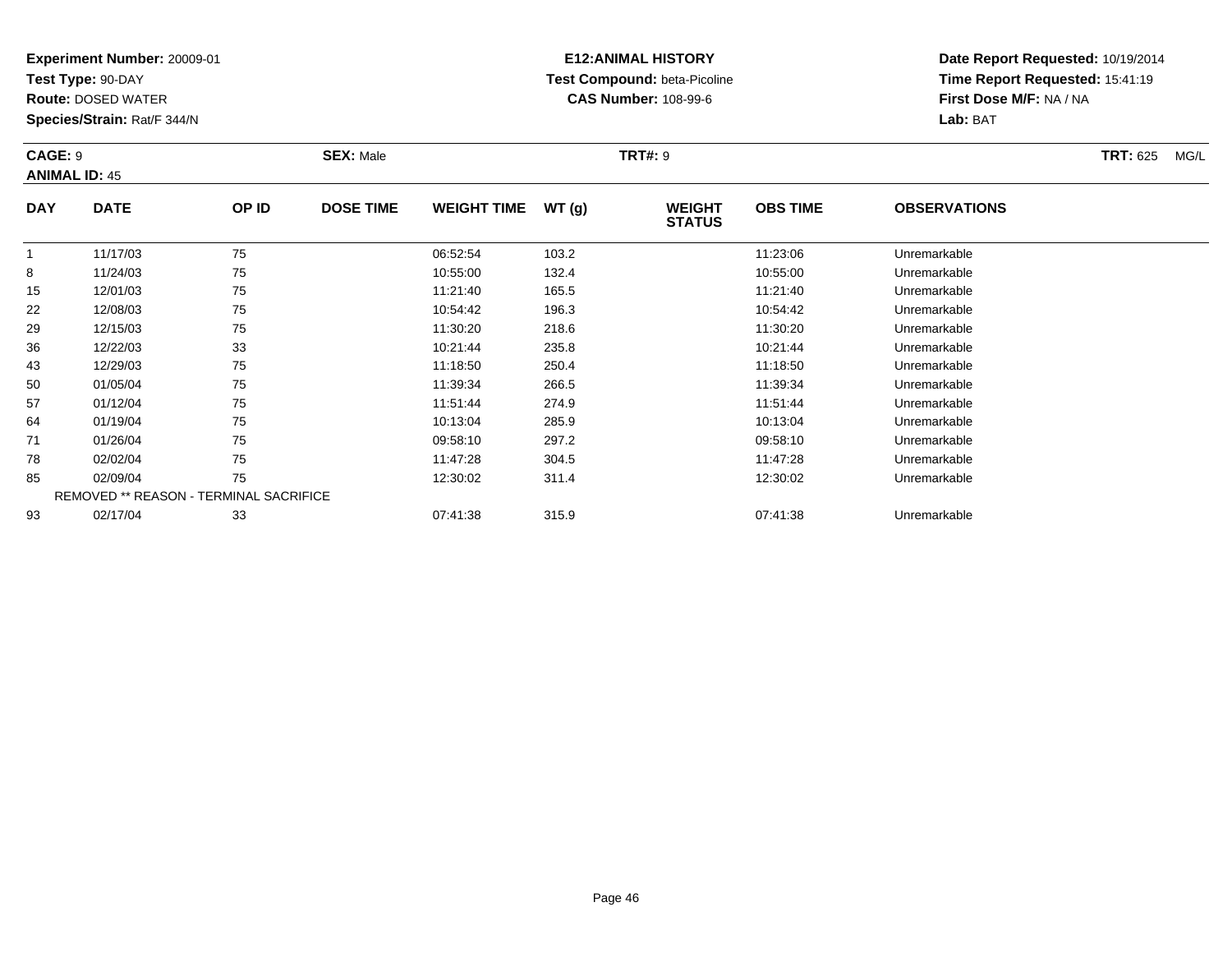**Experiment Number:** 20009-01
**Test Type:** 90-DAY
**Route:** DOSED WATER
**Species/Strain:** Rat/F 344/N

**E12:ANIMAL HISTORY**
**Test Compound:** beta-Picoline
**CAS Number:** 108-99-6

**Date Report Requested:** 10/19/2014
**Time Report Requested:** 15:41:19
**First Dose M/F:** NA / NA
**Lab:** BAT

**CAGE:** 9 **SEX:** Male **TRT#:** 9 **TRT:** 625 MG/L
**ANIMAL ID:** 45

| DAY | DATE | OP ID | DOSE TIME | WEIGHT TIME | WT (g) | WEIGHT STATUS | OBS TIME | OBSERVATIONS |
|---|---|---|---|---|---|---|---|---|
| 1 | 11/17/03 | 75 | | 06:52:54 | 103.2 | | 11:23:06 | Unremarkable |
| 8 | 11/24/03 | 75 | | 10:55:00 | 132.4 | | 10:55:00 | Unremarkable |
| 15 | 12/01/03 | 75 | | 11:21:40 | 165.5 | | 11:21:40 | Unremarkable |
| 22 | 12/08/03 | 75 | | 10:54:42 | 196.3 | | 10:54:42 | Unremarkable |
| 29 | 12/15/03 | 75 | | 11:30:20 | 218.6 | | 11:30:20 | Unremarkable |
| 36 | 12/22/03 | 33 | | 10:21:44 | 235.8 | | 10:21:44 | Unremarkable |
| 43 | 12/29/03 | 75 | | 11:18:50 | 250.4 | | 11:18:50 | Unremarkable |
| 50 | 01/05/04 | 75 | | 11:39:34 | 266.5 | | 11:39:34 | Unremarkable |
| 57 | 01/12/04 | 75 | | 11:51:44 | 274.9 | | 11:51:44 | Unremarkable |
| 64 | 01/19/04 | 75 | | 10:13:04 | 285.9 | | 10:13:04 | Unremarkable |
| 71 | 01/26/04 | 75 | | 09:58:10 | 297.2 | | 09:58:10 | Unremarkable |
| 78 | 02/02/04 | 75 | | 11:47:28 | 304.5 | | 11:47:28 | Unremarkable |
| 85 | 02/09/04 | 75 | | 12:30:02 | 311.4 | | 12:30:02 | Unremarkable |
| | REMOVED ** REASON - TERMINAL SACRIFICE | | | | | | | |
| 93 | 02/17/04 | 33 | | 07:41:38 | 315.9 | | 07:41:38 | Unremarkable |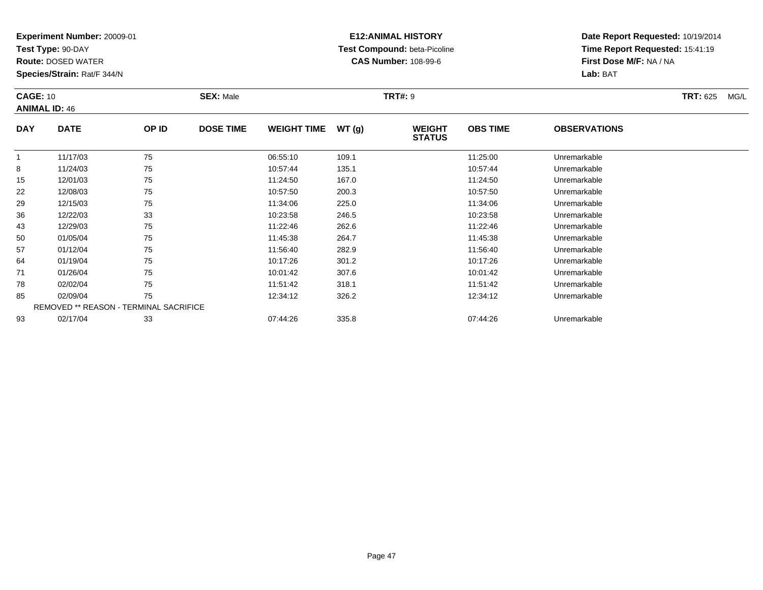**Experiment Number:** 20009-01
**Test Type:** 90-DAY
**Route:** DOSED WATER
**Species/Strain:** Rat/F 344/N

**E12:ANIMAL HISTORY**
**Test Compound:** beta-Picoline
**CAS Number:** 108-99-6

**Date Report Requested:** 10/19/2014
**Time Report Requested:** 15:41:19
**First Dose M/F:** NA / NA
**Lab:** BAT

**CAGE:** 10 **SEX:** Male **TRT#:** 9 **TRT:** 625 MG/L
**ANIMAL ID:** 46

| DAY | DATE | OP ID | DOSE TIME | WEIGHT TIME | WT (g) | WEIGHT STATUS | OBS TIME | OBSERVATIONS |
|---|---|---|---|---|---|---|---|---|
| 1 | 11/17/03 | 75 | | 06:55:10 | 109.1 | | 11:25:00 | Unremarkable |
| 8 | 11/24/03 | 75 | | 10:57:44 | 135.1 | | 10:57:44 | Unremarkable |
| 15 | 12/01/03 | 75 | | 11:24:50 | 167.0 | | 11:24:50 | Unremarkable |
| 22 | 12/08/03 | 75 | | 10:57:50 | 200.3 | | 10:57:50 | Unremarkable |
| 29 | 12/15/03 | 75 | | 11:34:06 | 225.0 | | 11:34:06 | Unremarkable |
| 36 | 12/22/03 | 33 | | 10:23:58 | 246.5 | | 10:23:58 | Unremarkable |
| 43 | 12/29/03 | 75 | | 11:22:46 | 262.6 | | 11:22:46 | Unremarkable |
| 50 | 01/05/04 | 75 | | 11:45:38 | 264.7 | | 11:45:38 | Unremarkable |
| 57 | 01/12/04 | 75 | | 11:56:40 | 282.9 | | 11:56:40 | Unremarkable |
| 64 | 01/19/04 | 75 | | 10:17:26 | 301.2 | | 10:17:26 | Unremarkable |
| 71 | 01/26/04 | 75 | | 10:01:42 | 307.6 | | 10:01:42 | Unremarkable |
| 78 | 02/02/04 | 75 | | 11:51:42 | 318.1 | | 11:51:42 | Unremarkable |
| 85 | 02/09/04 | 75 | | 12:34:12 | 326.2 | | 12:34:12 | Unremarkable |
| REMOVED ** REASON - TERMINAL SACRIFICE | | | | | | | | |
| 93 | 02/17/04 | 33 | | 07:44:26 | 335.8 | | 07:44:26 | Unremarkable |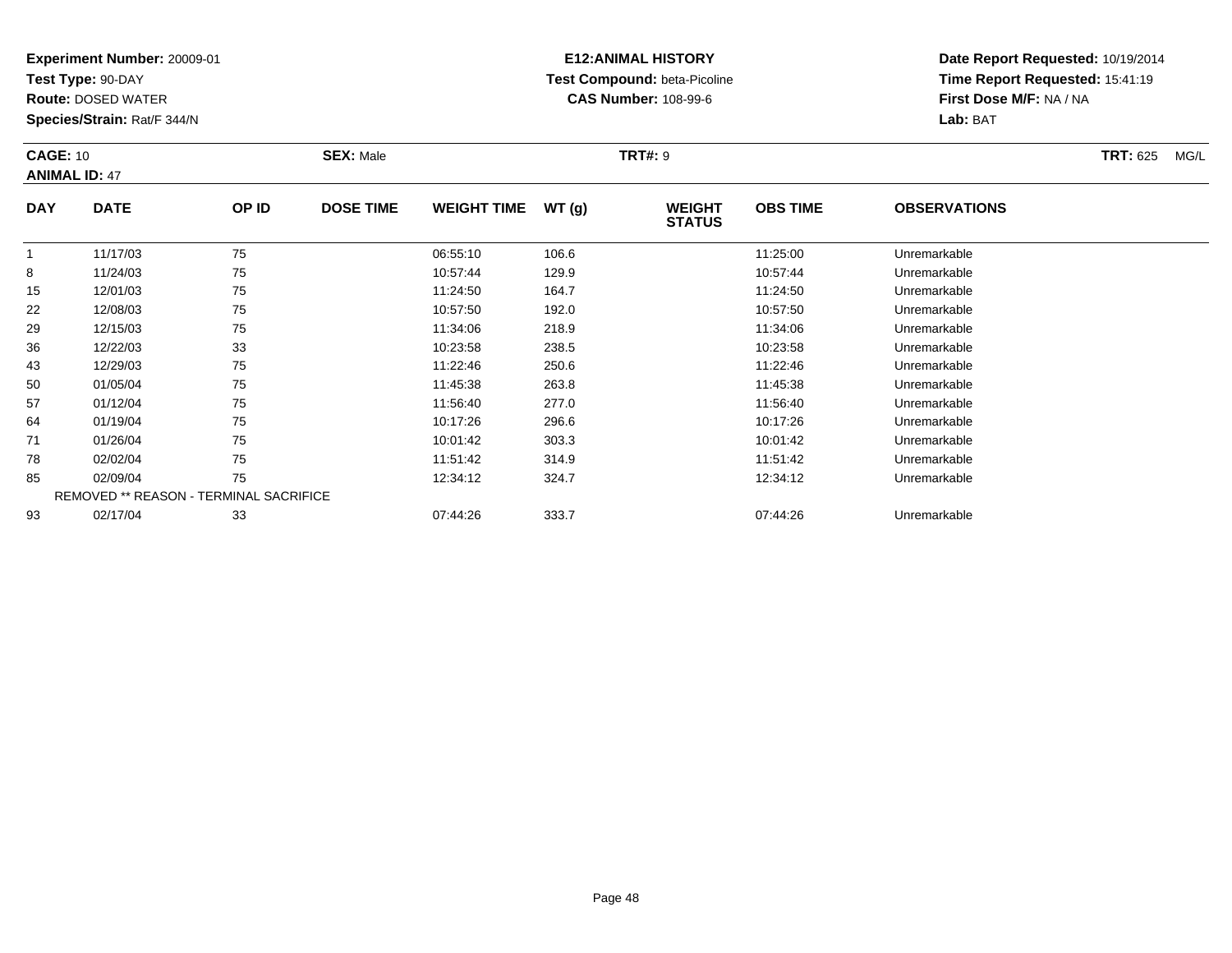**Experiment Number:** 20009-01
**Test Type:** 90-DAY
**Route:** DOSED WATER
**Species/Strain:** Rat/F 344/N

**E12:ANIMAL HISTORY**
**Test Compound:** beta-Picoline
**CAS Number:** 108-99-6

**Date Report Requested:** 10/19/2014
**Time Report Requested:** 15:41:19
**First Dose M/F:** NA / NA
**Lab:** BAT

**CAGE:** 10 **SEX:** Male **TRT#:** 9 **TRT:** 625 MG/L
**ANIMAL ID:** 47

| DAY | DATE | OP ID | DOSE TIME | WEIGHT TIME | WT (g) | WEIGHT STATUS | OBS TIME | OBSERVATIONS |
|---|---|---|---|---|---|---|---|---|
| 1 | 11/17/03 | 75 | | 06:55:10 | 106.6 | | 11:25:00 | Unremarkable |
| 8 | 11/24/03 | 75 | | 10:57:44 | 129.9 | | 10:57:44 | Unremarkable |
| 15 | 12/01/03 | 75 | | 11:24:50 | 164.7 | | 11:24:50 | Unremarkable |
| 22 | 12/08/03 | 75 | | 10:57:50 | 192.0 | | 10:57:50 | Unremarkable |
| 29 | 12/15/03 | 75 | | 11:34:06 | 218.9 | | 11:34:06 | Unremarkable |
| 36 | 12/22/03 | 33 | | 10:23:58 | 238.5 | | 10:23:58 | Unremarkable |
| 43 | 12/29/03 | 75 | | 11:22:46 | 250.6 | | 11:22:46 | Unremarkable |
| 50 | 01/05/04 | 75 | | 11:45:38 | 263.8 | | 11:45:38 | Unremarkable |
| 57 | 01/12/04 | 75 | | 11:56:40 | 277.0 | | 11:56:40 | Unremarkable |
| 64 | 01/19/04 | 75 | | 10:17:26 | 296.6 | | 10:17:26 | Unremarkable |
| 71 | 01/26/04 | 75 | | 10:01:42 | 303.3 | | 10:01:42 | Unremarkable |
| 78 | 02/02/04 | 75 | | 11:51:42 | 314.9 | | 11:51:42 | Unremarkable |
| 85 | 02/09/04 | 75 | | 12:34:12 | 324.7 | | 12:34:12 | Unremarkable |
| REMOVED ** REASON - TERMINAL SACRIFICE | | | | | | | | |
| 93 | 02/17/04 | 33 | | 07:44:26 | 333.7 | | 07:44:26 | Unremarkable |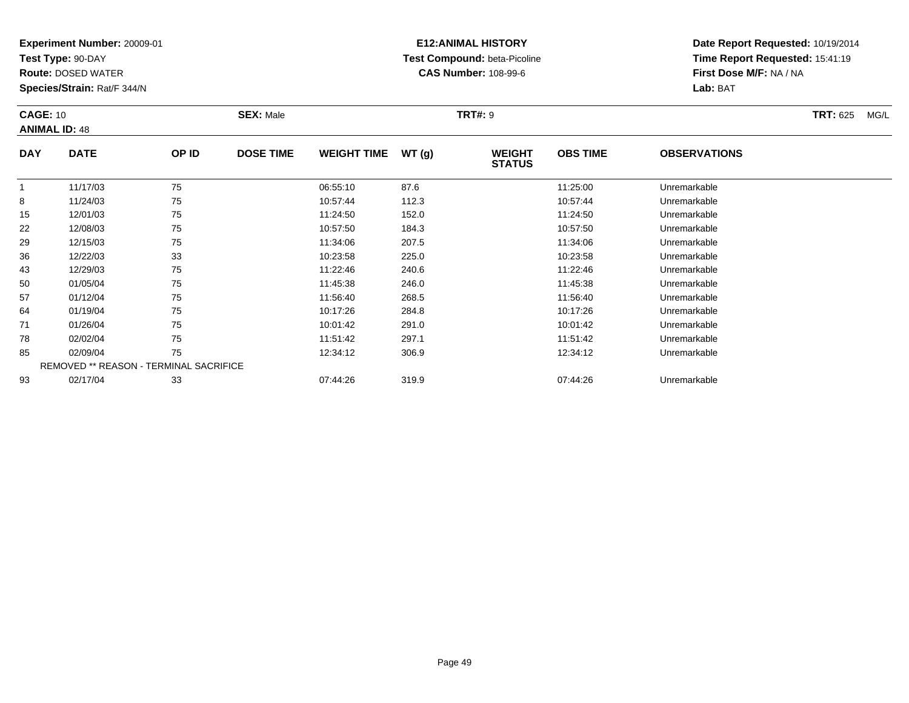**Experiment Number:** 20009-01
**Test Type:** 90-DAY
**Route:** DOSED WATER
**Species/Strain:** Rat/F 344/N

**E12:ANIMAL HISTORY**
**Test Compound:** beta-Picoline
**CAS Number:** 108-99-6

**Date Report Requested:** 10/19/2014
**Time Report Requested:** 15:41:19
**First Dose M/F:** NA / NA
**Lab:** BAT

**CAGE:** 10 **SEX:** Male **TRT#:** 9 **TRT:** 625 MG/L
**ANIMAL ID:** 48

| DAY | DATE | OP ID | DOSE TIME | WEIGHT TIME | WT (g) | WEIGHT STATUS | OBS TIME | OBSERVATIONS |
|---|---|---|---|---|---|---|---|---|
| 1 | 11/17/03 | 75 | | 06:55:10 | 87.6 | | 11:25:00 | Unremarkable |
| 8 | 11/24/03 | 75 | | 10:57:44 | 112.3 | | 10:57:44 | Unremarkable |
| 15 | 12/01/03 | 75 | | 11:24:50 | 152.0 | | 11:24:50 | Unremarkable |
| 22 | 12/08/03 | 75 | | 10:57:50 | 184.3 | | 10:57:50 | Unremarkable |
| 29 | 12/15/03 | 75 | | 11:34:06 | 207.5 | | 11:34:06 | Unremarkable |
| 36 | 12/22/03 | 33 | | 10:23:58 | 225.0 | | 10:23:58 | Unremarkable |
| 43 | 12/29/03 | 75 | | 11:22:46 | 240.6 | | 11:22:46 | Unremarkable |
| 50 | 01/05/04 | 75 | | 11:45:38 | 246.0 | | 11:45:38 | Unremarkable |
| 57 | 01/12/04 | 75 | | 11:56:40 | 268.5 | | 11:56:40 | Unremarkable |
| 64 | 01/19/04 | 75 | | 10:17:26 | 284.8 | | 10:17:26 | Unremarkable |
| 71 | 01/26/04 | 75 | | 10:01:42 | 291.0 | | 10:01:42 | Unremarkable |
| 78 | 02/02/04 | 75 | | 11:51:42 | 297.1 | | 11:51:42 | Unremarkable |
| 85 | 02/09/04 | 75 | | 12:34:12 | 306.9 | | 12:34:12 | Unremarkable |
| REMOVED ** REASON - TERMINAL SACRIFICE | | | | | | | | |
| 93 | 02/17/04 | 33 | | 07:44:26 | 319.9 | | 07:44:26 | Unremarkable |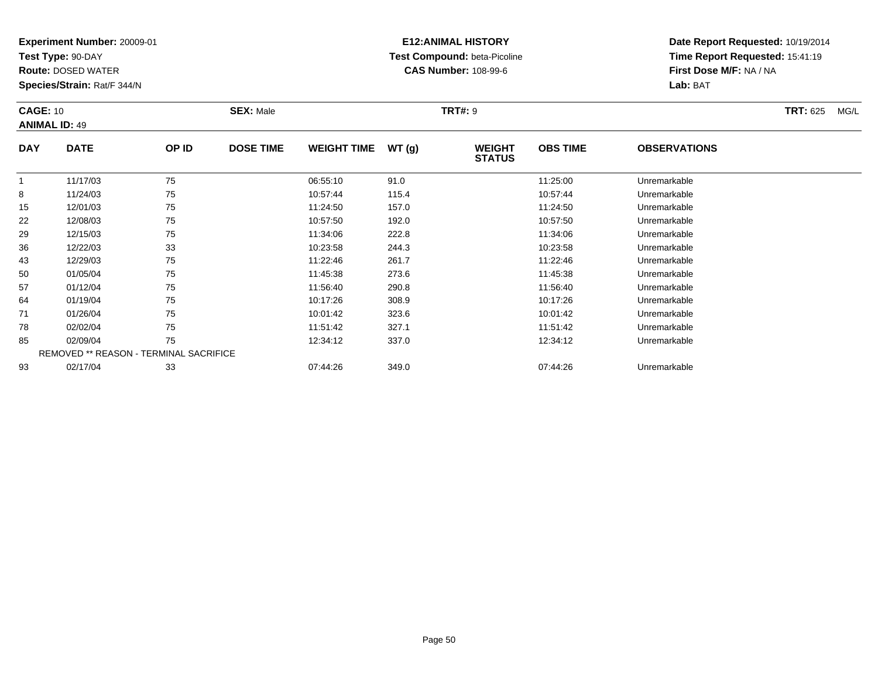**Experiment Number:** 20009-01
**Test Type:** 90-DAY
**Route:** DOSED WATER
**Species/Strain:** Rat/F 344/N

**E12:ANIMAL HISTORY**
**Test Compound:** beta-Picoline
**CAS Number:** 108-99-6

**Date Report Requested:** 10/19/2014
**Time Report Requested:** 15:41:19
**First Dose M/F:** NA / NA
**Lab:** BAT

**CAGE:** 10 **SEX:** Male **TRT#:** 9 **TRT:** 625 MG/L
**ANIMAL ID:** 49

| DAY | DATE | OP ID | DOSE TIME | WEIGHT TIME | WT (g) | WEIGHT STATUS | OBS TIME | OBSERVATIONS |
|---|---|---|---|---|---|---|---|---|
| 1 | 11/17/03 | 75 | | 06:55:10 | 91.0 | | 11:25:00 | Unremarkable |
| 8 | 11/24/03 | 75 | | 10:57:44 | 115.4 | | 10:57:44 | Unremarkable |
| 15 | 12/01/03 | 75 | | 11:24:50 | 157.0 | | 11:24:50 | Unremarkable |
| 22 | 12/08/03 | 75 | | 10:57:50 | 192.0 | | 10:57:50 | Unremarkable |
| 29 | 12/15/03 | 75 | | 11:34:06 | 222.8 | | 11:34:06 | Unremarkable |
| 36 | 12/22/03 | 33 | | 10:23:58 | 244.3 | | 10:23:58 | Unremarkable |
| 43 | 12/29/03 | 75 | | 11:22:46 | 261.7 | | 11:22:46 | Unremarkable |
| 50 | 01/05/04 | 75 | | 11:45:38 | 273.6 | | 11:45:38 | Unremarkable |
| 57 | 01/12/04 | 75 | | 11:56:40 | 290.8 | | 11:56:40 | Unremarkable |
| 64 | 01/19/04 | 75 | | 10:17:26 | 308.9 | | 10:17:26 | Unremarkable |
| 71 | 01/26/04 | 75 | | 10:01:42 | 323.6 | | 10:01:42 | Unremarkable |
| 78 | 02/02/04 | 75 | | 11:51:42 | 327.1 | | 11:51:42 | Unremarkable |
| 85 | 02/09/04 | 75 | | 12:34:12 | 337.0 | | 12:34:12 | Unremarkable |
| REMOVED ** REASON - TERMINAL SACRIFICE | | | | | | | | |
| 93 | 02/17/04 | 33 | | 07:44:26 | 349.0 | | 07:44:26 | Unremarkable |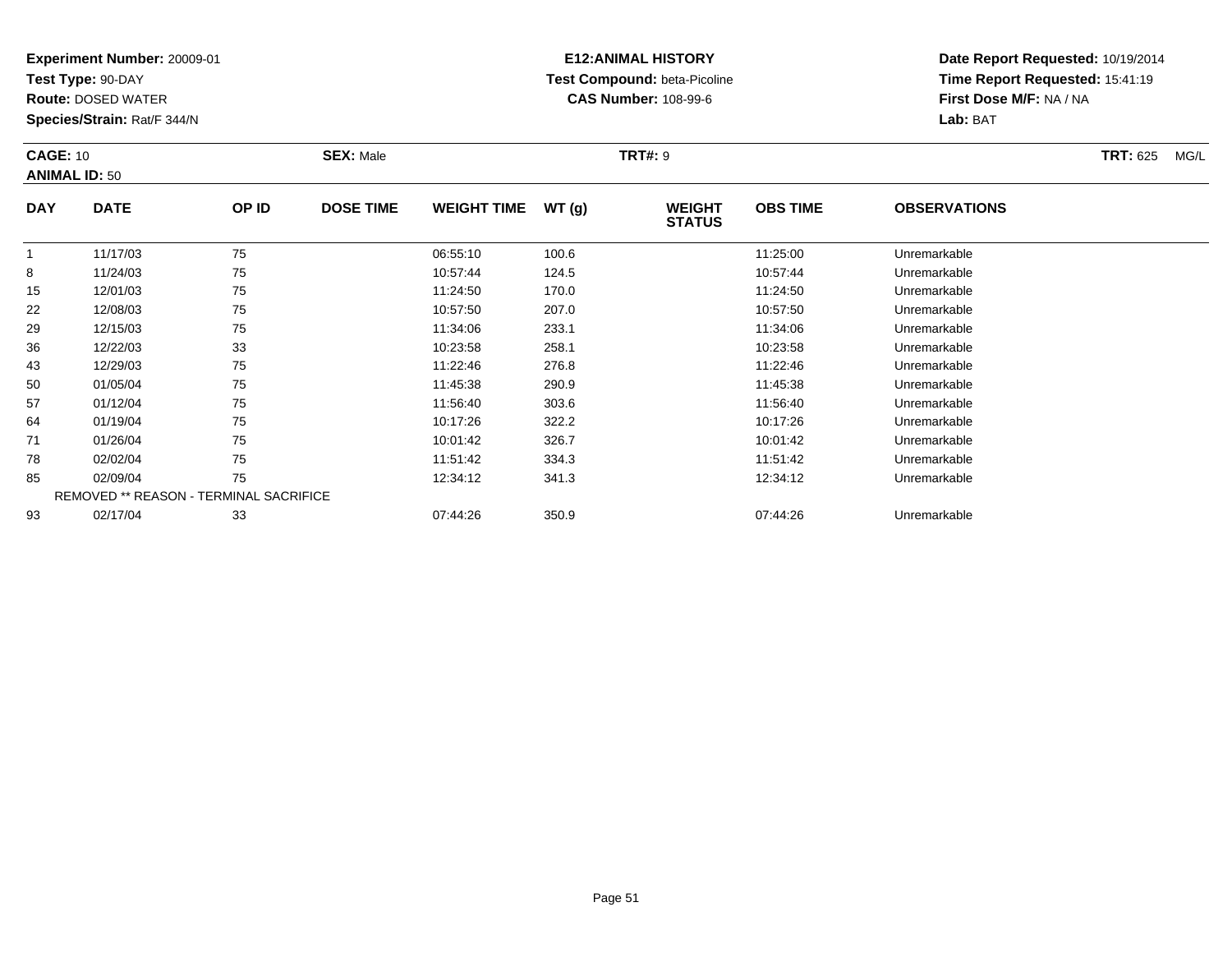**Experiment Number:** 20009-01
**Test Type:** 90-DAY
**Route:** DOSED WATER
**Species/Strain:** Rat/F 344/N

**E12:ANIMAL HISTORY**
**Test Compound:** beta-Picoline
**CAS Number:** 108-99-6

**Date Report Requested:** 10/19/2014
**Time Report Requested:** 15:41:19
**First Dose M/F:** NA / NA
**Lab:** BAT

**CAGE:** 10 **SEX:** Male **TRT#:** 9 **TRT:** 625 MG/L
**ANIMAL ID:** 50

| DAY | DATE | OP ID | DOSE TIME | WEIGHT TIME | WT (g) | WEIGHT STATUS | OBS TIME | OBSERVATIONS |
|---|---|---|---|---|---|---|---|---|
| 1 | 11/17/03 | 75 | | 06:55:10 | 100.6 | | 11:25:00 | Unremarkable |
| 8 | 11/24/03 | 75 | | 10:57:44 | 124.5 | | 10:57:44 | Unremarkable |
| 15 | 12/01/03 | 75 | | 11:24:50 | 170.0 | | 11:24:50 | Unremarkable |
| 22 | 12/08/03 | 75 | | 10:57:50 | 207.0 | | 10:57:50 | Unremarkable |
| 29 | 12/15/03 | 75 | | 11:34:06 | 233.1 | | 11:34:06 | Unremarkable |
| 36 | 12/22/03 | 33 | | 10:23:58 | 258.1 | | 10:23:58 | Unremarkable |
| 43 | 12/29/03 | 75 | | 11:22:46 | 276.8 | | 11:22:46 | Unremarkable |
| 50 | 01/05/04 | 75 | | 11:45:38 | 290.9 | | 11:45:38 | Unremarkable |
| 57 | 01/12/04 | 75 | | 11:56:40 | 303.6 | | 11:56:40 | Unremarkable |
| 64 | 01/19/04 | 75 | | 10:17:26 | 322.2 | | 10:17:26 | Unremarkable |
| 71 | 01/26/04 | 75 | | 10:01:42 | 326.7 | | 10:01:42 | Unremarkable |
| 78 | 02/02/04 | 75 | | 11:51:42 | 334.3 | | 11:51:42 | Unremarkable |
| 85 | 02/09/04 | 75 | | 12:34:12 | 341.3 | | 12:34:12 | Unremarkable |
| REMOVED ** REASON - TERMINAL SACRIFICE | | | | | | | | |
| 93 | 02/17/04 | 33 | | 07:44:26 | 350.9 | | 07:44:26 | Unremarkable |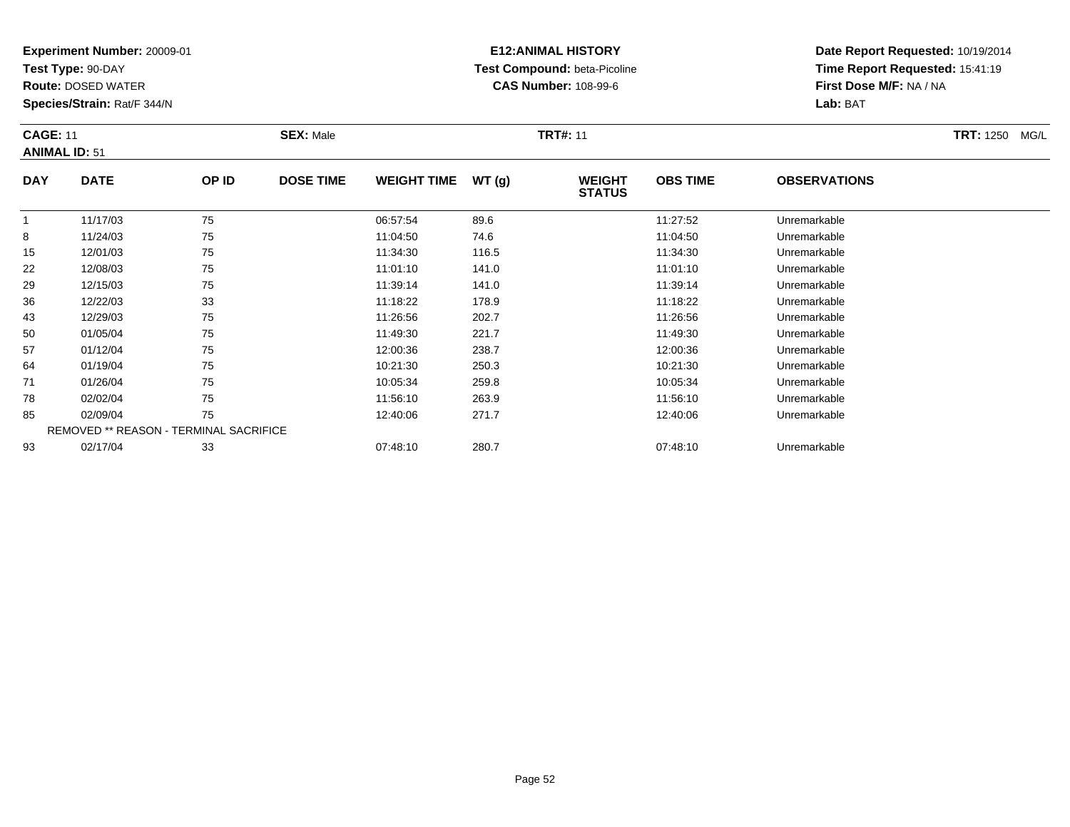**Experiment Number:** 20009-01
**Test Type:** 90-DAY
**Route:** DOSED WATER
**Species/Strain:** Rat/F 344/N

**E12:ANIMAL HISTORY**
**Test Compound:** beta-Picoline
**CAS Number:** 108-99-6

**Date Report Requested:** 10/19/2014
**Time Report Requested:** 15:41:19
**First Dose M/F:** NA / NA
**Lab:** BAT

**CAGE:** 11 **SEX:** Male **TRT#:** 11 **TRT:** 1250 MG/L
**ANIMAL ID:** 51

| DAY | DATE | OP ID | DOSE TIME | WEIGHT TIME | WT (g) | WEIGHT STATUS | OBS TIME | OBSERVATIONS |
|---|---|---|---|---|---|---|---|---|
| 1 | 11/17/03 | 75 | | 06:57:54 | 89.6 | | 11:27:52 | Unremarkable |
| 8 | 11/24/03 | 75 | | 11:04:50 | 74.6 | | 11:04:50 | Unremarkable |
| 15 | 12/01/03 | 75 | | 11:34:30 | 116.5 | | 11:34:30 | Unremarkable |
| 22 | 12/08/03 | 75 | | 11:01:10 | 141.0 | | 11:01:10 | Unremarkable |
| 29 | 12/15/03 | 75 | | 11:39:14 | 141.0 | | 11:39:14 | Unremarkable |
| 36 | 12/22/03 | 33 | | 11:18:22 | 178.9 | | 11:18:22 | Unremarkable |
| 43 | 12/29/03 | 75 | | 11:26:56 | 202.7 | | 11:26:56 | Unremarkable |
| 50 | 01/05/04 | 75 | | 11:49:30 | 221.7 | | 11:49:30 | Unremarkable |
| 57 | 01/12/04 | 75 | | 12:00:36 | 238.7 | | 12:00:36 | Unremarkable |
| 64 | 01/19/04 | 75 | | 10:21:30 | 250.3 | | 10:21:30 | Unremarkable |
| 71 | 01/26/04 | 75 | | 10:05:34 | 259.8 | | 10:05:34 | Unremarkable |
| 78 | 02/02/04 | 75 | | 11:56:10 | 263.9 | | 11:56:10 | Unremarkable |
| 85 | 02/09/04 | 75 | | 12:40:06 | 271.7 | | 12:40:06 | Unremarkable |
| REMOVED ** REASON - TERMINAL SACRIFICE | | | | | | | | |
| 93 | 02/17/04 | 33 | | 07:48:10 | 280.7 | | 07:48:10 | Unremarkable |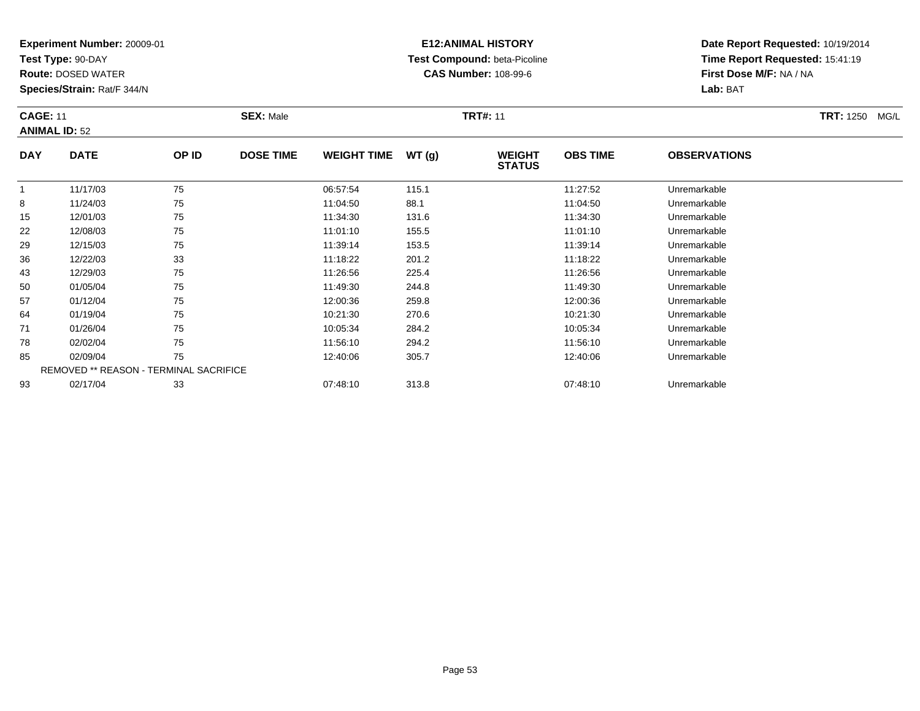**Experiment Number:** 20009-01
**Test Type:** 90-DAY
**Route:** DOSED WATER
**Species/Strain:** Rat/F 344/N

**E12:ANIMAL HISTORY**
**Test Compound:** beta-Picoline
**CAS Number:** 108-99-6

**Date Report Requested:** 10/19/2014
**Time Report Requested:** 15:41:19
**First Dose M/F:** NA / NA
**Lab:** BAT

**CAGE:** 11 **SEX:** Male **TRT#:** 11 **TRT:** 1250 MG/L
**ANIMAL ID:** 52

| DAY | DATE | OP ID | DOSE TIME | WEIGHT TIME | WT (g) | WEIGHT STATUS | OBS TIME | OBSERVATIONS |
|---|---|---|---|---|---|---|---|---|
| 1 | 11/17/03 | 75 | | 06:57:54 | 115.1 | | 11:27:52 | Unremarkable |
| 8 | 11/24/03 | 75 | | 11:04:50 | 88.1 | | 11:04:50 | Unremarkable |
| 15 | 12/01/03 | 75 | | 11:34:30 | 131.6 | | 11:34:30 | Unremarkable |
| 22 | 12/08/03 | 75 | | 11:01:10 | 155.5 | | 11:01:10 | Unremarkable |
| 29 | 12/15/03 | 75 | | 11:39:14 | 153.5 | | 11:39:14 | Unremarkable |
| 36 | 12/22/03 | 33 | | 11:18:22 | 201.2 | | 11:18:22 | Unremarkable |
| 43 | 12/29/03 | 75 | | 11:26:56 | 225.4 | | 11:26:56 | Unremarkable |
| 50 | 01/05/04 | 75 | | 11:49:30 | 244.8 | | 11:49:30 | Unremarkable |
| 57 | 01/12/04 | 75 | | 12:00:36 | 259.8 | | 12:00:36 | Unremarkable |
| 64 | 01/19/04 | 75 | | 10:21:30 | 270.6 | | 10:21:30 | Unremarkable |
| 71 | 01/26/04 | 75 | | 10:05:34 | 284.2 | | 10:05:34 | Unremarkable |
| 78 | 02/02/04 | 75 | | 11:56:10 | 294.2 | | 11:56:10 | Unremarkable |
| 85 | 02/09/04 | 75 | | 12:40:06 | 305.7 | | 12:40:06 | Unremarkable |
| REMOVED ** REASON - TERMINAL SACRIFICE | | | | | | | | |
| 93 | 02/17/04 | 33 | | 07:48:10 | 313.8 | | 07:48:10 | Unremarkable |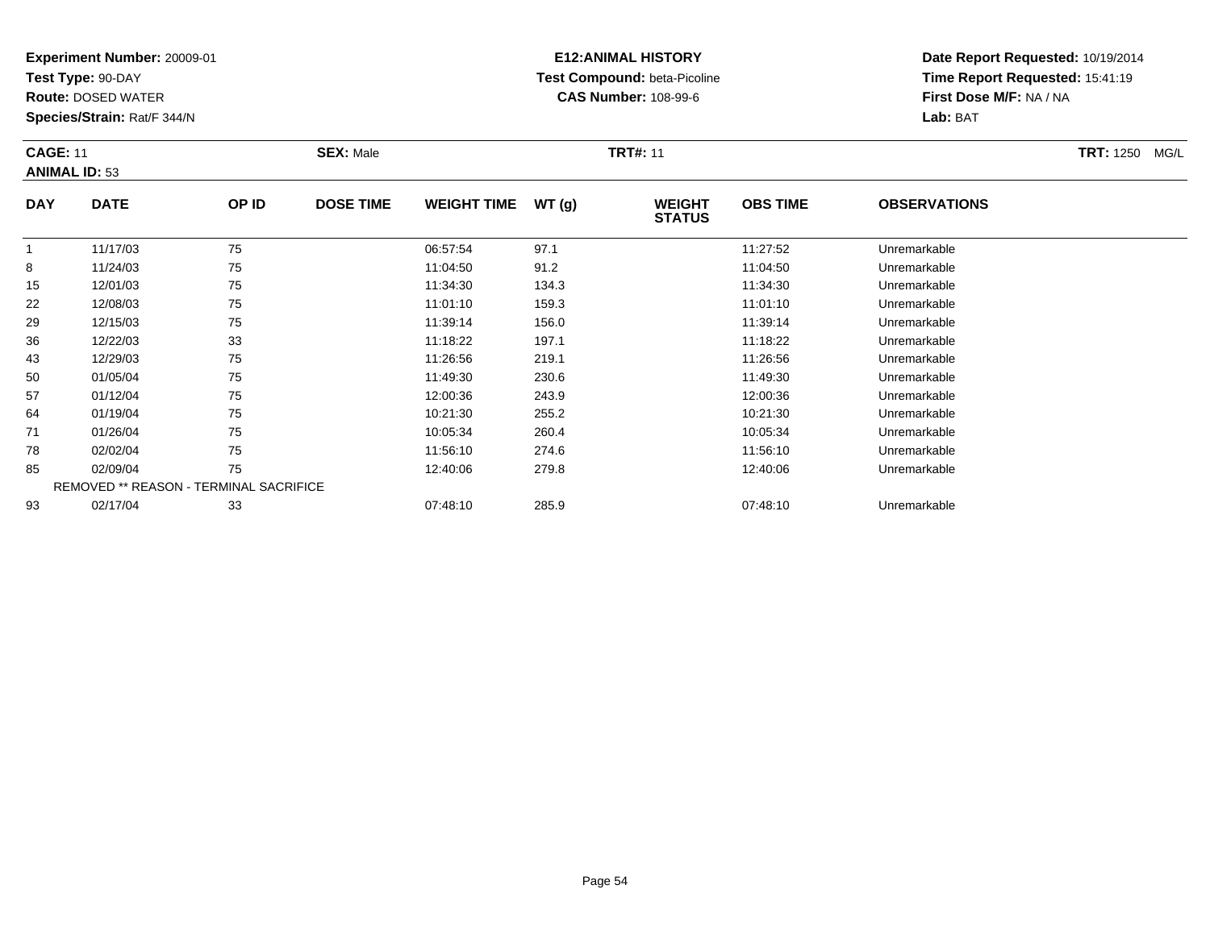**Experiment Number:** 20009-01
**Test Type:** 90-DAY
**Route:** DOSED WATER
**Species/Strain:** Rat/F 344/N

**E12:ANIMAL HISTORY**
**Test Compound:** beta-Picoline
**CAS Number:** 108-99-6

**Date Report Requested:** 10/19/2014
**Time Report Requested:** 15:41:19
**First Dose M/F:** NA / NA
**Lab:** BAT

**CAGE:** 11 **SEX:** Male **TRT#:** 11 **TRT:** 1250 MG/L
**ANIMAL ID:** 53

| DAY | DATE | OP ID | DOSE TIME | WEIGHT TIME | WT (g) | WEIGHT STATUS | OBS TIME | OBSERVATIONS |
|---|---|---|---|---|---|---|---|---|
| 1 | 11/17/03 | 75 | | 06:57:54 | 97.1 | | 11:27:52 | Unremarkable |
| 8 | 11/24/03 | 75 | | 11:04:50 | 91.2 | | 11:04:50 | Unremarkable |
| 15 | 12/01/03 | 75 | | 11:34:30 | 134.3 | | 11:34:30 | Unremarkable |
| 22 | 12/08/03 | 75 | | 11:01:10 | 159.3 | | 11:01:10 | Unremarkable |
| 29 | 12/15/03 | 75 | | 11:39:14 | 156.0 | | 11:39:14 | Unremarkable |
| 36 | 12/22/03 | 33 | | 11:18:22 | 197.1 | | 11:18:22 | Unremarkable |
| 43 | 12/29/03 | 75 | | 11:26:56 | 219.1 | | 11:26:56 | Unremarkable |
| 50 | 01/05/04 | 75 | | 11:49:30 | 230.6 | | 11:49:30 | Unremarkable |
| 57 | 01/12/04 | 75 | | 12:00:36 | 243.9 | | 12:00:36 | Unremarkable |
| 64 | 01/19/04 | 75 | | 10:21:30 | 255.2 | | 10:21:30 | Unremarkable |
| 71 | 01/26/04 | 75 | | 10:05:34 | 260.4 | | 10:05:34 | Unremarkable |
| 78 | 02/02/04 | 75 | | 11:56:10 | 274.6 | | 11:56:10 | Unremarkable |
| 85 | 02/09/04 | 75 | | 12:40:06 | 279.8 | | 12:40:06 | Unremarkable |
| REMOVED ** REASON - TERMINAL SACRIFICE | | | | | | | | |
| 93 | 02/17/04 | 33 | | 07:48:10 | 285.9 | | 07:48:10 | Unremarkable |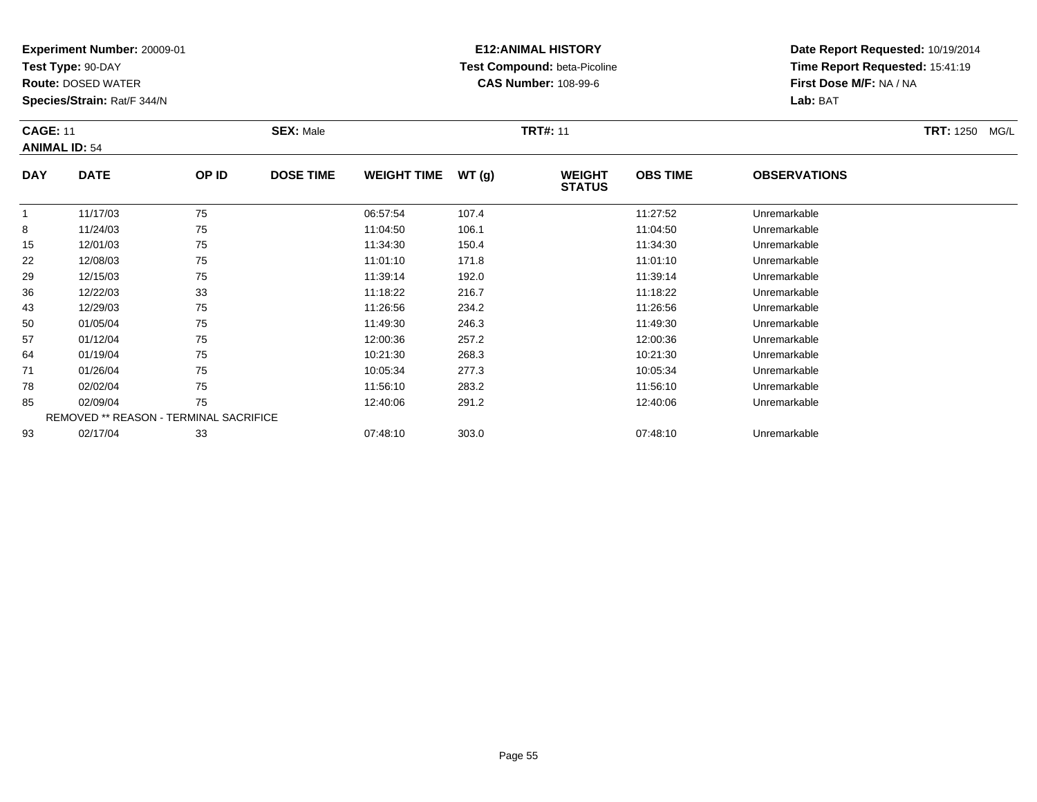**Experiment Number:** 20009-01
**Test Type:** 90-DAY
**Route:** DOSED WATER
**Species/Strain:** Rat/F 344/N

**E12:ANIMAL HISTORY**
**Test Compound:** beta-Picoline
**CAS Number:** 108-99-6

**Date Report Requested:** 10/19/2014
**Time Report Requested:** 15:41:19
**First Dose M/F:** NA / NA
**Lab:** BAT

**CAGE:** 11 **SEX:** Male **TRT#:** 11 **TRT:** 1250 MG/L
**ANIMAL ID:** 54

| DAY | DATE | OP ID | DOSE TIME | WEIGHT TIME | WT (g) | WEIGHT STATUS | OBS TIME | OBSERVATIONS |
|---|---|---|---|---|---|---|---|---|
| 1 | 11/17/03 | 75 | | 06:57:54 | 107.4 | | 11:27:52 | Unremarkable |
| 8 | 11/24/03 | 75 | | 11:04:50 | 106.1 | | 11:04:50 | Unremarkable |
| 15 | 12/01/03 | 75 | | 11:34:30 | 150.4 | | 11:34:30 | Unremarkable |
| 22 | 12/08/03 | 75 | | 11:01:10 | 171.8 | | 11:01:10 | Unremarkable |
| 29 | 12/15/03 | 75 | | 11:39:14 | 192.0 | | 11:39:14 | Unremarkable |
| 36 | 12/22/03 | 33 | | 11:18:22 | 216.7 | | 11:18:22 | Unremarkable |
| 43 | 12/29/03 | 75 | | 11:26:56 | 234.2 | | 11:26:56 | Unremarkable |
| 50 | 01/05/04 | 75 | | 11:49:30 | 246.3 | | 11:49:30 | Unremarkable |
| 57 | 01/12/04 | 75 | | 12:00:36 | 257.2 | | 12:00:36 | Unremarkable |
| 64 | 01/19/04 | 75 | | 10:21:30 | 268.3 | | 10:21:30 | Unremarkable |
| 71 | 01/26/04 | 75 | | 10:05:34 | 277.3 | | 10:05:34 | Unremarkable |
| 78 | 02/02/04 | 75 | | 11:56:10 | 283.2 | | 11:56:10 | Unremarkable |
| 85 | 02/09/04 | 75 | | 12:40:06 | 291.2 | | 12:40:06 | Unremarkable |
| REMOVED ** REASON - TERMINAL SACRIFICE | | | | | | | | |
| 93 | 02/17/04 | 33 | | 07:48:10 | 303.0 | | 07:48:10 | Unremarkable |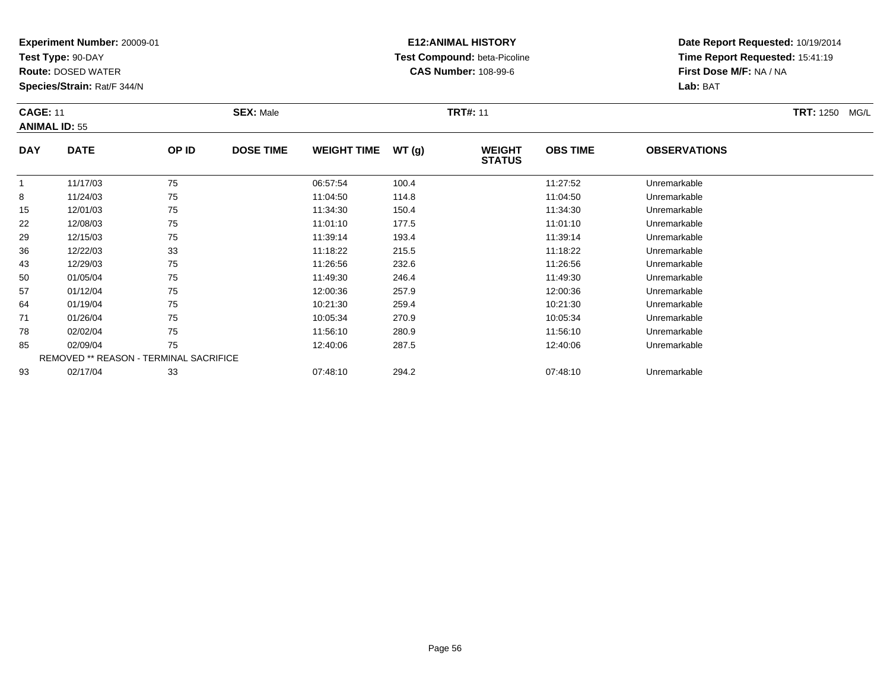**Experiment Number:** 20009-01
**Test Type:** 90-DAY
**Route:** DOSED WATER
**Species/Strain:** Rat/F 344/N

**E12:ANIMAL HISTORY**
**Test Compound:** beta-Picoline
**CAS Number:** 108-99-6

**Date Report Requested:** 10/19/2014
**Time Report Requested:** 15:41:19
**First Dose M/F:** NA / NA
**Lab:** BAT

**CAGE:** 11 **SEX:** Male **TRT#:** 11 **TRT:** 1250 MG/L
**ANIMAL ID:** 55

| DAY | DATE | OP ID | DOSE TIME | WEIGHT TIME | WT (g) | WEIGHT STATUS | OBS TIME | OBSERVATIONS |
|---|---|---|---|---|---|---|---|---|
| 1 | 11/17/03 | 75 | | 06:57:54 | 100.4 | | 11:27:52 | Unremarkable |
| 8 | 11/24/03 | 75 | | 11:04:50 | 114.8 | | 11:04:50 | Unremarkable |
| 15 | 12/01/03 | 75 | | 11:34:30 | 150.4 | | 11:34:30 | Unremarkable |
| 22 | 12/08/03 | 75 | | 11:01:10 | 177.5 | | 11:01:10 | Unremarkable |
| 29 | 12/15/03 | 75 | | 11:39:14 | 193.4 | | 11:39:14 | Unremarkable |
| 36 | 12/22/03 | 33 | | 11:18:22 | 215.5 | | 11:18:22 | Unremarkable |
| 43 | 12/29/03 | 75 | | 11:26:56 | 232.6 | | 11:26:56 | Unremarkable |
| 50 | 01/05/04 | 75 | | 11:49:30 | 246.4 | | 11:49:30 | Unremarkable |
| 57 | 01/12/04 | 75 | | 12:00:36 | 257.9 | | 12:00:36 | Unremarkable |
| 64 | 01/19/04 | 75 | | 10:21:30 | 259.4 | | 10:21:30 | Unremarkable |
| 71 | 01/26/04 | 75 | | 10:05:34 | 270.9 | | 10:05:34 | Unremarkable |
| 78 | 02/02/04 | 75 | | 11:56:10 | 280.9 | | 11:56:10 | Unremarkable |
| 85 | 02/09/04 | 75 | | 12:40:06 | 287.5 | | 12:40:06 | Unremarkable |
| REMOVED ** REASON - TERMINAL SACRIFICE | | | | | | | | |
| 93 | 02/17/04 | 33 | | 07:48:10 | 294.2 | | 07:48:10 | Unremarkable |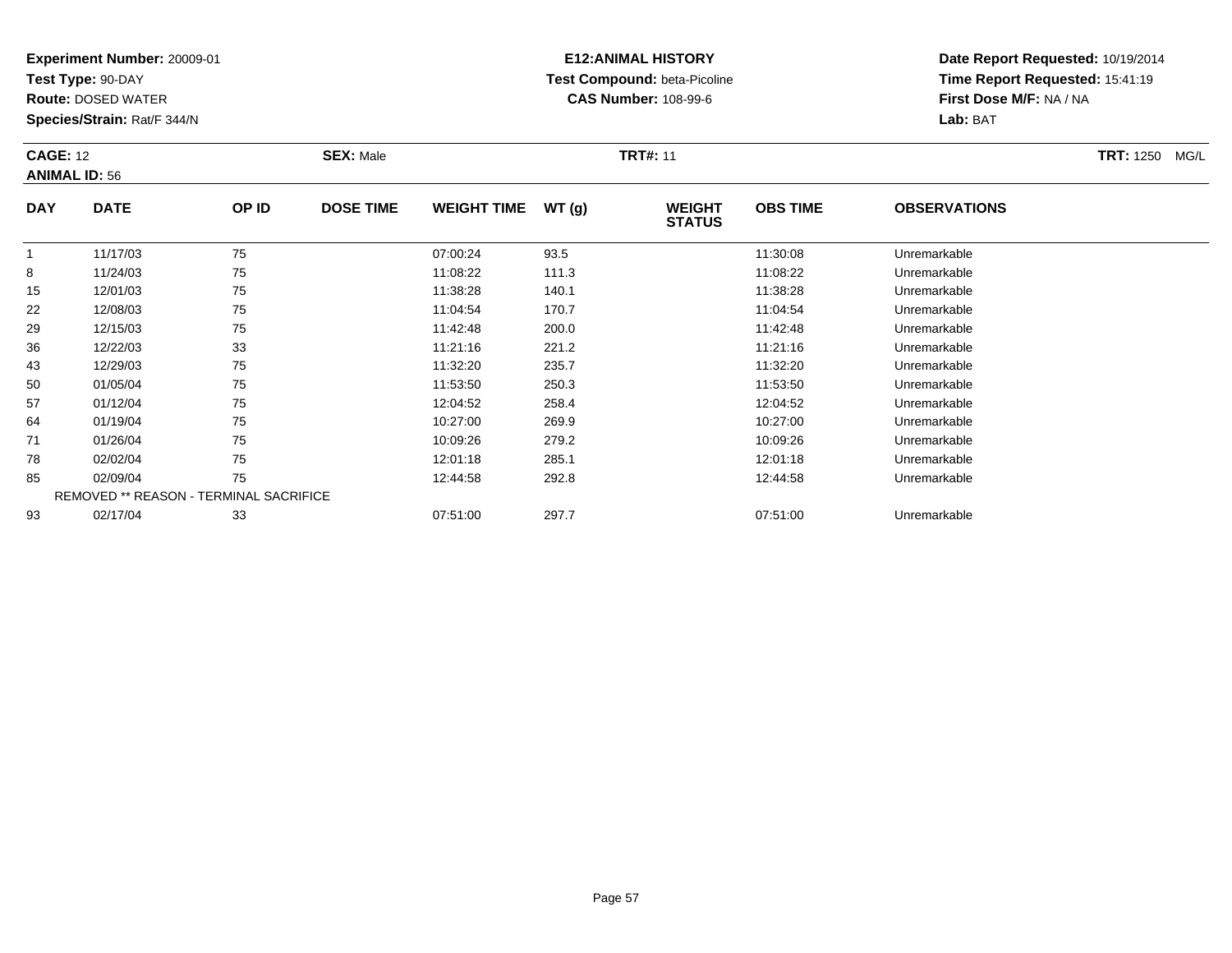**Experiment Number:** 20009-01
**Test Type:** 90-DAY
**Route:** DOSED WATER
**Species/Strain:** Rat/F 344/N

**E12:ANIMAL HISTORY**
**Test Compound:** beta-Picoline
**CAS Number:** 108-99-6

**Date Report Requested:** 10/19/2014
**Time Report Requested:** 15:41:19
**First Dose M/F:** NA / NA
**Lab:** BAT

**CAGE:** 12 **SEX:** Male **TRT#:** 11 **TRT:** 1250 MG/L
**ANIMAL ID:** 56

| DAY | DATE | OP ID | DOSE TIME | WEIGHT TIME | WT (g) | WEIGHT STATUS | OBS TIME | OBSERVATIONS |
|---|---|---|---|---|---|---|---|---|
| 1 | 11/17/03 | 75 | | 07:00:24 | 93.5 | | 11:30:08 | Unremarkable |
| 8 | 11/24/03 | 75 | | 11:08:22 | 111.3 | | 11:08:22 | Unremarkable |
| 15 | 12/01/03 | 75 | | 11:38:28 | 140.1 | | 11:38:28 | Unremarkable |
| 22 | 12/08/03 | 75 | | 11:04:54 | 170.7 | | 11:04:54 | Unremarkable |
| 29 | 12/15/03 | 75 | | 11:42:48 | 200.0 | | 11:42:48 | Unremarkable |
| 36 | 12/22/03 | 33 | | 11:21:16 | 221.2 | | 11:21:16 | Unremarkable |
| 43 | 12/29/03 | 75 | | 11:32:20 | 235.7 | | 11:32:20 | Unremarkable |
| 50 | 01/05/04 | 75 | | 11:53:50 | 250.3 | | 11:53:50 | Unremarkable |
| 57 | 01/12/04 | 75 | | 12:04:52 | 258.4 | | 12:04:52 | Unremarkable |
| 64 | 01/19/04 | 75 | | 10:27:00 | 269.9 | | 10:27:00 | Unremarkable |
| 71 | 01/26/04 | 75 | | 10:09:26 | 279.2 | | 10:09:26 | Unremarkable |
| 78 | 02/02/04 | 75 | | 12:01:18 | 285.1 | | 12:01:18 | Unremarkable |
| 85 | 02/09/04 | 75 | | 12:44:58 | 292.8 | | 12:44:58 | Unremarkable |
| REMOVED ** REASON - TERMINAL SACRIFICE | | | | | | | | |
| 93 | 02/17/04 | 33 | | 07:51:00 | 297.7 | | 07:51:00 | Unremarkable |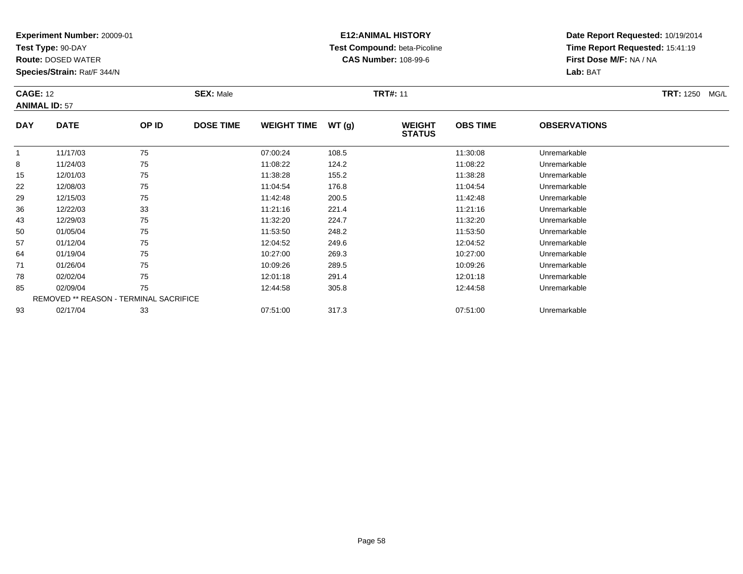**Experiment Number:** 20009-01
**Test Type:** 90-DAY
**Route:** DOSED WATER
**Species/Strain:** Rat/F 344/N

**E12:ANIMAL HISTORY**
**Test Compound:** beta-Picoline
**CAS Number:** 108-99-6

**Date Report Requested:** 10/19/2014
**Time Report Requested:** 15:41:19
**First Dose M/F:** NA / NA
**Lab:** BAT

**CAGE:** 12 **SEX:** Male **TRT#:** 11 **TRT:** 1250 MG/L
**ANIMAL ID:** 57

| DAY | DATE | OP ID | DOSE TIME | WEIGHT TIME | WT (g) | WEIGHT STATUS | OBS TIME | OBSERVATIONS |
|---|---|---|---|---|---|---|---|---|
| 1 | 11/17/03 | 75 | | 07:00:24 | 108.5 | | 11:30:08 | Unremarkable |
| 8 | 11/24/03 | 75 | | 11:08:22 | 124.2 | | 11:08:22 | Unremarkable |
| 15 | 12/01/03 | 75 | | 11:38:28 | 155.2 | | 11:38:28 | Unremarkable |
| 22 | 12/08/03 | 75 | | 11:04:54 | 176.8 | | 11:04:54 | Unremarkable |
| 29 | 12/15/03 | 75 | | 11:42:48 | 200.5 | | 11:42:48 | Unremarkable |
| 36 | 12/22/03 | 33 | | 11:21:16 | 221.4 | | 11:21:16 | Unremarkable |
| 43 | 12/29/03 | 75 | | 11:32:20 | 224.7 | | 11:32:20 | Unremarkable |
| 50 | 01/05/04 | 75 | | 11:53:50 | 248.2 | | 11:53:50 | Unremarkable |
| 57 | 01/12/04 | 75 | | 12:04:52 | 249.6 | | 12:04:52 | Unremarkable |
| 64 | 01/19/04 | 75 | | 10:27:00 | 269.3 | | 10:27:00 | Unremarkable |
| 71 | 01/26/04 | 75 | | 10:09:26 | 289.5 | | 10:09:26 | Unremarkable |
| 78 | 02/02/04 | 75 | | 12:01:18 | 291.4 | | 12:01:18 | Unremarkable |
| 85 | 02/09/04 | 75 | | 12:44:58 | 305.8 | | 12:44:58 | Unremarkable |
| REMOVED ** REASON - TERMINAL SACRIFICE | | | | | | | | |
| 93 | 02/17/04 | 33 | | 07:51:00 | 317.3 | | 07:51:00 | Unremarkable |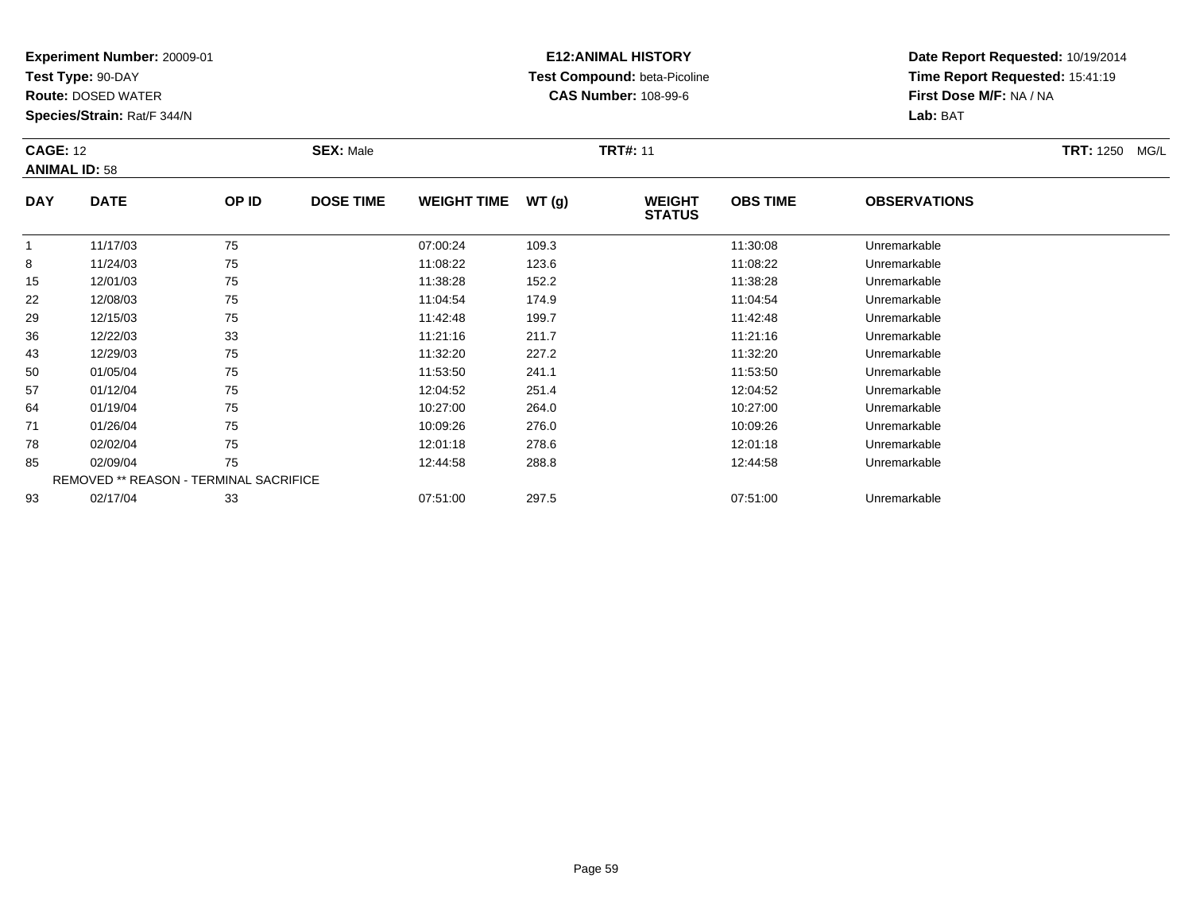**Experiment Number:** 20009-01
**Test Type:** 90-DAY
**Route:** DOSED WATER
**Species/Strain:** Rat/F 344/N

**E12:ANIMAL HISTORY**
**Test Compound:** beta-Picoline
**CAS Number:** 108-99-6

**Date Report Requested:** 10/19/2014
**Time Report Requested:** 15:41:19
**First Dose M/F:** NA / NA
**Lab:** BAT

**CAGE:** 12 **SEX:** Male **TRT#:** 11 **TRT:** 1250 MG/L
**ANIMAL ID:** 58

| DAY | DATE | OP ID | DOSE TIME | WEIGHT TIME | WT (g) | WEIGHT STATUS | OBS TIME | OBSERVATIONS |
|---|---|---|---|---|---|---|---|---|
| 1 | 11/17/03 | 75 | | 07:00:24 | 109.3 | | 11:30:08 | Unremarkable |
| 8 | 11/24/03 | 75 | | 11:08:22 | 123.6 | | 11:08:22 | Unremarkable |
| 15 | 12/01/03 | 75 | | 11:38:28 | 152.2 | | 11:38:28 | Unremarkable |
| 22 | 12/08/03 | 75 | | 11:04:54 | 174.9 | | 11:04:54 | Unremarkable |
| 29 | 12/15/03 | 75 | | 11:42:48 | 199.7 | | 11:42:48 | Unremarkable |
| 36 | 12/22/03 | 33 | | 11:21:16 | 211.7 | | 11:21:16 | Unremarkable |
| 43 | 12/29/03 | 75 | | 11:32:20 | 227.2 | | 11:32:20 | Unremarkable |
| 50 | 01/05/04 | 75 | | 11:53:50 | 241.1 | | 11:53:50 | Unremarkable |
| 57 | 01/12/04 | 75 | | 12:04:52 | 251.4 | | 12:04:52 | Unremarkable |
| 64 | 01/19/04 | 75 | | 10:27:00 | 264.0 | | 10:27:00 | Unremarkable |
| 71 | 01/26/04 | 75 | | 10:09:26 | 276.0 | | 10:09:26 | Unremarkable |
| 78 | 02/02/04 | 75 | | 12:01:18 | 278.6 | | 12:01:18 | Unremarkable |
| 85 | 02/09/04 | 75 | | 12:44:58 | 288.8 | | 12:44:58 | Unremarkable |
| | REMOVED ** REASON - TERMINAL SACRIFICE | | | | | | | |
| 93 | 02/17/04 | 33 | | 07:51:00 | 297.5 | | 07:51:00 | Unremarkable |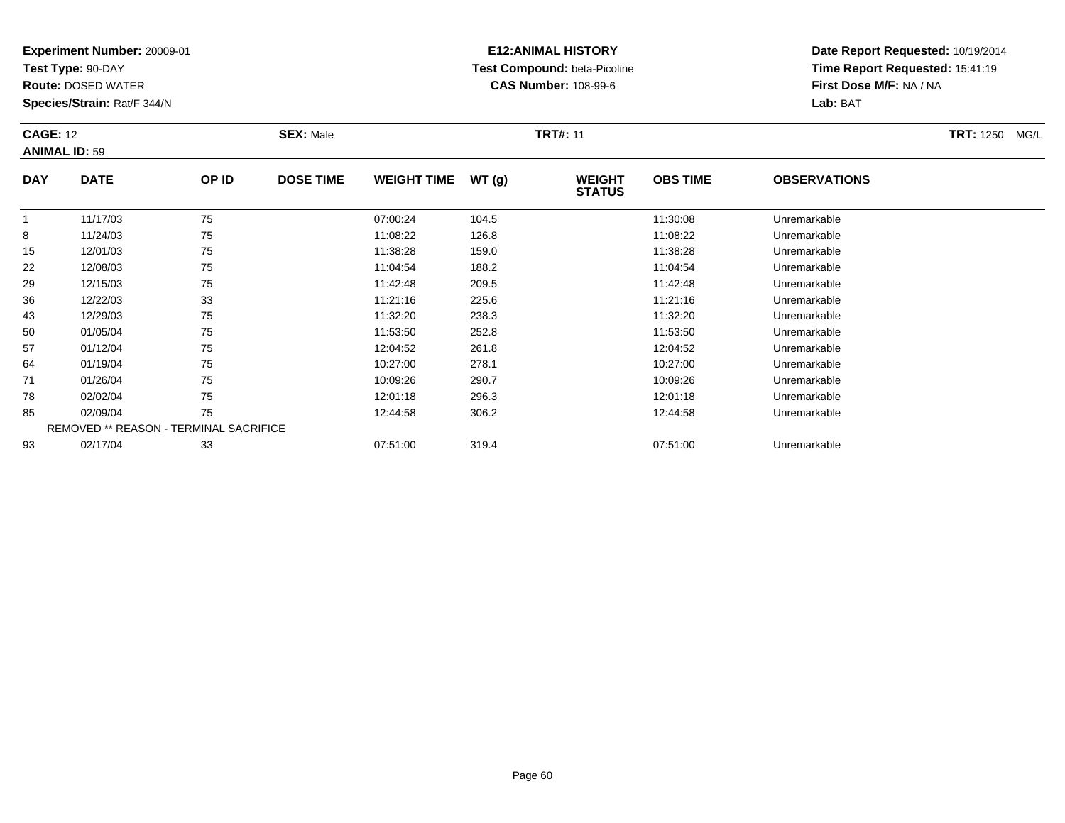**Experiment Number:** 20009-01
**Test Type:** 90-DAY
**Route:** DOSED WATER
**Species/Strain:** Rat/F 344/N

**E12:ANIMAL HISTORY**
**Test Compound:** beta-Picoline
**CAS Number:** 108-99-6

**Date Report Requested:** 10/19/2014
**Time Report Requested:** 15:41:19
**First Dose M/F:** NA / NA
**Lab:** BAT

**CAGE:** 12 **SEX:** Male **TRT#:** 11 **TRT:** 1250 MG/L
**ANIMAL ID:** 59

| DAY | DATE | OP ID | DOSE TIME | WEIGHT TIME | WT (g) | WEIGHT STATUS | OBS TIME | OBSERVATIONS |
|---|---|---|---|---|---|---|---|---|
| 1 | 11/17/03 | 75 | | 07:00:24 | 104.5 | | 11:30:08 | Unremarkable |
| 8 | 11/24/03 | 75 | | 11:08:22 | 126.8 | | 11:08:22 | Unremarkable |
| 15 | 12/01/03 | 75 | | 11:38:28 | 159.0 | | 11:38:28 | Unremarkable |
| 22 | 12/08/03 | 75 | | 11:04:54 | 188.2 | | 11:04:54 | Unremarkable |
| 29 | 12/15/03 | 75 | | 11:42:48 | 209.5 | | 11:42:48 | Unremarkable |
| 36 | 12/22/03 | 33 | | 11:21:16 | 225.6 | | 11:21:16 | Unremarkable |
| 43 | 12/29/03 | 75 | | 11:32:20 | 238.3 | | 11:32:20 | Unremarkable |
| 50 | 01/05/04 | 75 | | 11:53:50 | 252.8 | | 11:53:50 | Unremarkable |
| 57 | 01/12/04 | 75 | | 12:04:52 | 261.8 | | 12:04:52 | Unremarkable |
| 64 | 01/19/04 | 75 | | 10:27:00 | 278.1 | | 10:27:00 | Unremarkable |
| 71 | 01/26/04 | 75 | | 10:09:26 | 290.7 | | 10:09:26 | Unremarkable |
| 78 | 02/02/04 | 75 | | 12:01:18 | 296.3 | | 12:01:18 | Unremarkable |
| 85 | 02/09/04 | 75 | | 12:44:58 | 306.2 | | 12:44:58 | Unremarkable |
| REMOVED ** REASON - TERMINAL SACRIFICE | | | | | | | | |
| 93 | 02/17/04 | 33 | | 07:51:00 | 319.4 | | 07:51:00 | Unremarkable |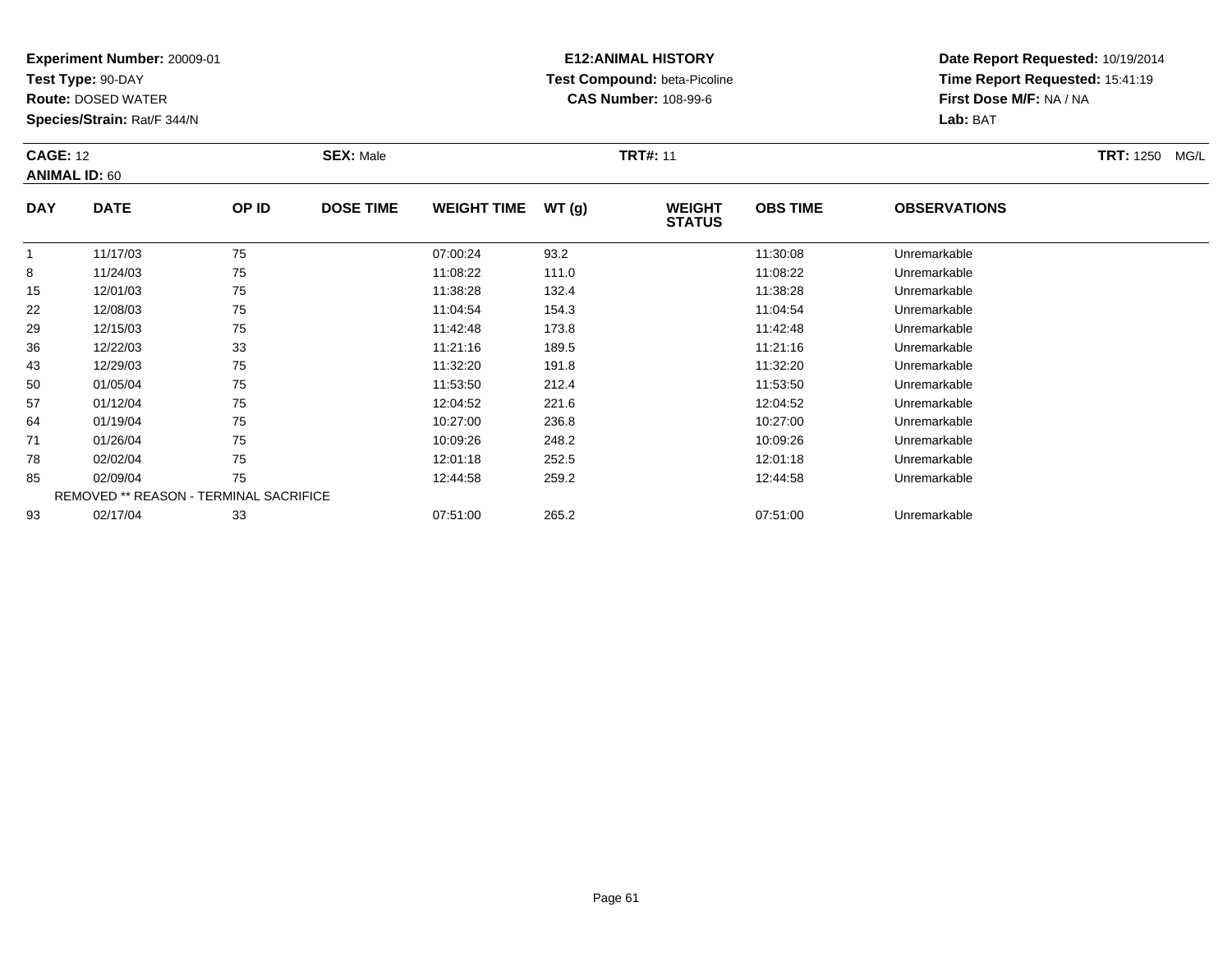**Experiment Number:** 20009-01
**Test Type:** 90-DAY
**Route:** DOSED WATER
**Species/Strain:** Rat/F 344/N

**E12:ANIMAL HISTORY**
**Test Compound:** beta-Picoline
**CAS Number:** 108-99-6

**Date Report Requested:** 10/19/2014
**Time Report Requested:** 15:41:19
**First Dose M/F:** NA / NA
**Lab:** BAT

**CAGE:** 12 **SEX:** Male **TRT#:** 11 **TRT:** 1250 MG/L
**ANIMAL ID:** 60

| DAY | DATE | OP ID | DOSE TIME | WEIGHT TIME | WT (g) | WEIGHT STATUS | OBS TIME | OBSERVATIONS |
|---|---|---|---|---|---|---|---|---|
| 1 | 11/17/03 | 75 | | 07:00:24 | 93.2 | | 11:30:08 | Unremarkable |
| 8 | 11/24/03 | 75 | | 11:08:22 | 111.0 | | 11:08:22 | Unremarkable |
| 15 | 12/01/03 | 75 | | 11:38:28 | 132.4 | | 11:38:28 | Unremarkable |
| 22 | 12/08/03 | 75 | | 11:04:54 | 154.3 | | 11:04:54 | Unremarkable |
| 29 | 12/15/03 | 75 | | 11:42:48 | 173.8 | | 11:42:48 | Unremarkable |
| 36 | 12/22/03 | 33 | | 11:21:16 | 189.5 | | 11:21:16 | Unremarkable |
| 43 | 12/29/03 | 75 | | 11:32:20 | 191.8 | | 11:32:20 | Unremarkable |
| 50 | 01/05/04 | 75 | | 11:53:50 | 212.4 | | 11:53:50 | Unremarkable |
| 57 | 01/12/04 | 75 | | 12:04:52 | 221.6 | | 12:04:52 | Unremarkable |
| 64 | 01/19/04 | 75 | | 10:27:00 | 236.8 | | 10:27:00 | Unremarkable |
| 71 | 01/26/04 | 75 | | 10:09:26 | 248.2 | | 10:09:26 | Unremarkable |
| 78 | 02/02/04 | 75 | | 12:01:18 | 252.5 | | 12:01:18 | Unremarkable |
| 85 | 02/09/04 | 75 | | 12:44:58 | 259.2 | | 12:44:58 | Unremarkable |
| REMOVED ** REASON - TERMINAL SACRIFICE | | | | | | | | |
| 93 | 02/17/04 | 33 | | 07:51:00 | 265.2 | | 07:51:00 | Unremarkable |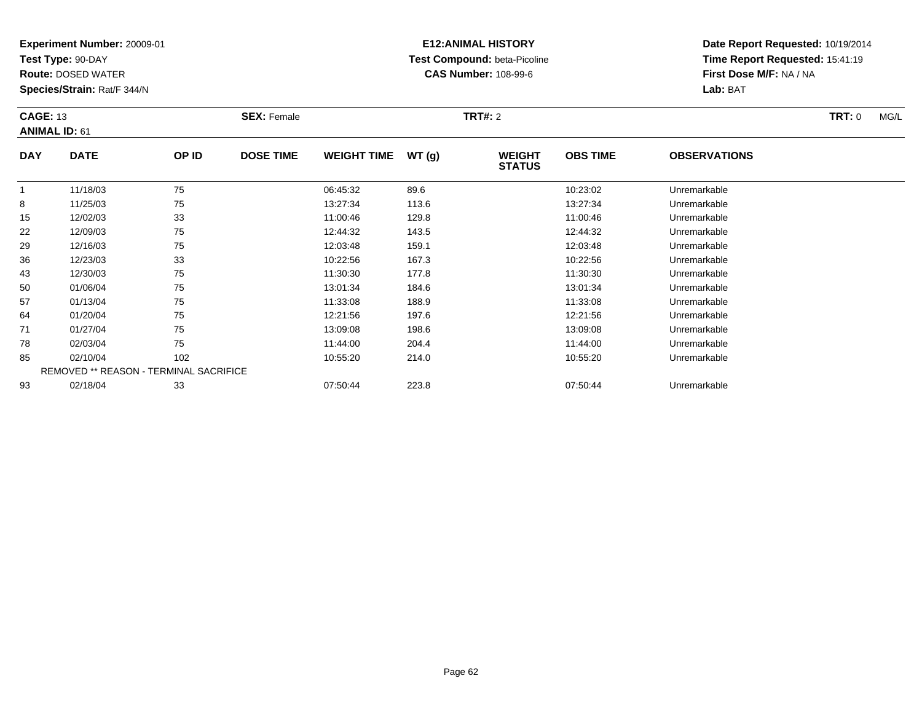**Experiment Number:** 20009-01
**Test Type:** 90-DAY
**Route:** DOSED WATER
**Species/Strain:** Rat/F 344/N

**E12:ANIMAL HISTORY**
**Test Compound:** beta-Picoline
**CAS Number:** 108-99-6

**Date Report Requested:** 10/19/2014
**Time Report Requested:** 15:41:19
**First Dose M/F:** NA / NA
**Lab:** BAT

**CAGE:** 13 **SEX:** Female **TRT#:** 2 **TRT:** 0 MG/L
**ANIMAL ID:** 61

| DAY | DATE | OP ID | DOSE TIME | WEIGHT TIME | WT (g) | WEIGHT STATUS | OBS TIME | OBSERVATIONS |
|---|---|---|---|---|---|---|---|---|
| 1 | 11/18/03 | 75 | | 06:45:32 | 89.6 | | 10:23:02 | Unremarkable |
| 8 | 11/25/03 | 75 | | 13:27:34 | 113.6 | | 13:27:34 | Unremarkable |
| 15 | 12/02/03 | 33 | | 11:00:46 | 129.8 | | 11:00:46 | Unremarkable |
| 22 | 12/09/03 | 75 | | 12:44:32 | 143.5 | | 12:44:32 | Unremarkable |
| 29 | 12/16/03 | 75 | | 12:03:48 | 159.1 | | 12:03:48 | Unremarkable |
| 36 | 12/23/03 | 33 | | 10:22:56 | 167.3 | | 10:22:56 | Unremarkable |
| 43 | 12/30/03 | 75 | | 11:30:30 | 177.8 | | 11:30:30 | Unremarkable |
| 50 | 01/06/04 | 75 | | 13:01:34 | 184.6 | | 13:01:34 | Unremarkable |
| 57 | 01/13/04 | 75 | | 11:33:08 | 188.9 | | 11:33:08 | Unremarkable |
| 64 | 01/20/04 | 75 | | 12:21:56 | 197.6 | | 12:21:56 | Unremarkable |
| 71 | 01/27/04 | 75 | | 13:09:08 | 198.6 | | 13:09:08 | Unremarkable |
| 78 | 02/03/04 | 75 | | 11:44:00 | 204.4 | | 11:44:00 | Unremarkable |
| 85 | 02/10/04 | 102 | | 10:55:20 | 214.0 | | 10:55:20 | Unremarkable |
| REMOVED ** REASON - TERMINAL SACRIFICE | | | | | | | | |
| 93 | 02/18/04 | 33 | | 07:50:44 | 223.8 | | 07:50:44 | Unremarkable |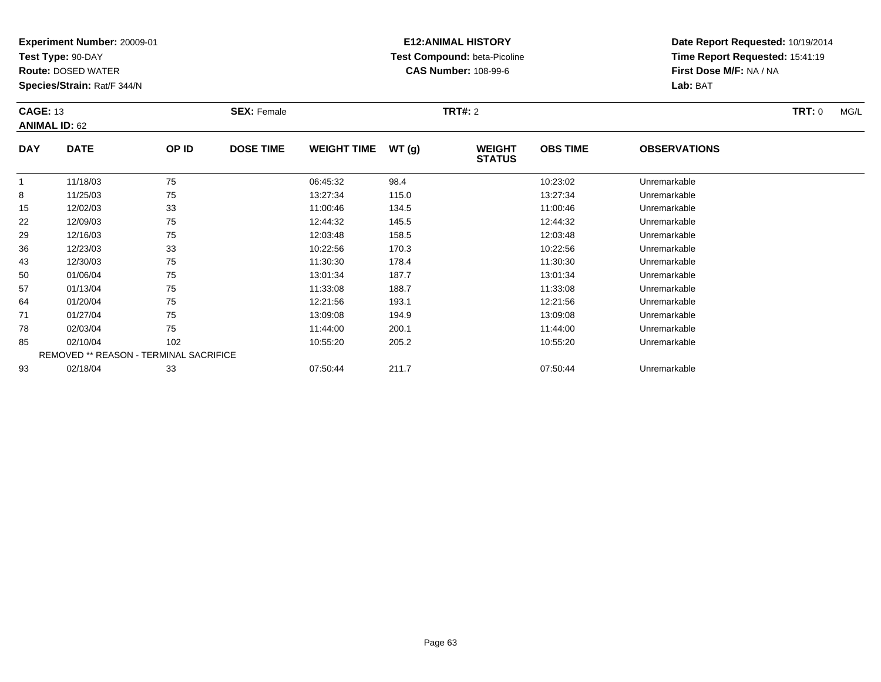**Experiment Number:** 20009-01
**Test Type:** 90-DAY
**Route:** DOSED WATER
**Species/Strain:** Rat/F 344/N

**E12:ANIMAL HISTORY**
**Test Compound:** beta-Picoline
**CAS Number:** 108-99-6

**Date Report Requested:** 10/19/2014
**Time Report Requested:** 15:41:19
**First Dose M/F:** NA / NA
**Lab:** BAT

**CAGE:** 13 **SEX:** Female **TRT#:** 2 **TRT:** 0 MG/L
**ANIMAL ID:** 62

| DAY | DATE | OP ID | DOSE TIME | WEIGHT TIME | WT (g) | WEIGHT STATUS | OBS TIME | OBSERVATIONS |
|---|---|---|---|---|---|---|---|---|
| 1 | 11/18/03 | 75 | | 06:45:32 | 98.4 | | 10:23:02 | Unremarkable |
| 8 | 11/25/03 | 75 | | 13:27:34 | 115.0 | | 13:27:34 | Unremarkable |
| 15 | 12/02/03 | 33 | | 11:00:46 | 134.5 | | 11:00:46 | Unremarkable |
| 22 | 12/09/03 | 75 | | 12:44:32 | 145.5 | | 12:44:32 | Unremarkable |
| 29 | 12/16/03 | 75 | | 12:03:48 | 158.5 | | 12:03:48 | Unremarkable |
| 36 | 12/23/03 | 33 | | 10:22:56 | 170.3 | | 10:22:56 | Unremarkable |
| 43 | 12/30/03 | 75 | | 11:30:30 | 178.4 | | 11:30:30 | Unremarkable |
| 50 | 01/06/04 | 75 | | 13:01:34 | 187.7 | | 13:01:34 | Unremarkable |
| 57 | 01/13/04 | 75 | | 11:33:08 | 188.7 | | 11:33:08 | Unremarkable |
| 64 | 01/20/04 | 75 | | 12:21:56 | 193.1 | | 12:21:56 | Unremarkable |
| 71 | 01/27/04 | 75 | | 13:09:08 | 194.9 | | 13:09:08 | Unremarkable |
| 78 | 02/03/04 | 75 | | 11:44:00 | 200.1 | | 11:44:00 | Unremarkable |
| 85 | 02/10/04 | 102 | | 10:55:20 | 205.2 | | 10:55:20 | Unremarkable |
| REMOVED ** REASON - TERMINAL SACRIFICE | | | | | | | | |
| 93 | 02/18/04 | 33 | | 07:50:44 | 211.7 | | 07:50:44 | Unremarkable |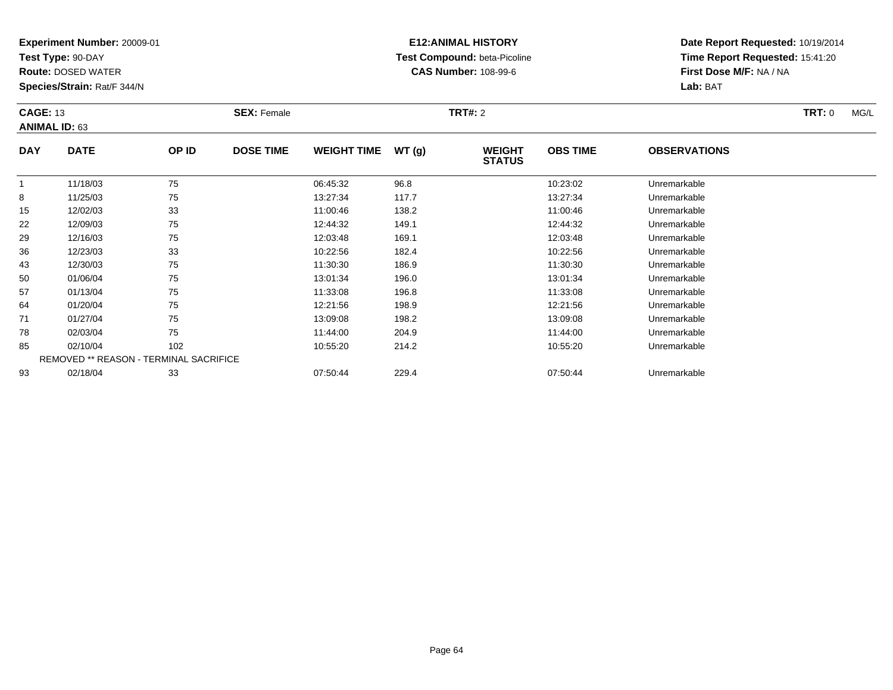**Experiment Number:** 20009-01
**Test Type:** 90-DAY
**Route:** DOSED WATER
**Species/Strain:** Rat/F 344/N

**E12:ANIMAL HISTORY**
**Test Compound:** beta-Picoline
**CAS Number:** 108-99-6

**Date Report Requested:** 10/19/2014
**Time Report Requested:** 15:41:20
**First Dose M/F:** NA / NA
**Lab:** BAT

**CAGE:** 13 **SEX:** Female **TRT#:** 2 **TRT:** 0 MG/L
**ANIMAL ID:** 63

| DAY | DATE | OP ID | DOSE TIME | WEIGHT TIME | WT (g) | WEIGHT STATUS | OBS TIME | OBSERVATIONS |
|---|---|---|---|---|---|---|---|---|
| 1 | 11/18/03 | 75 | | 06:45:32 | 96.8 | | 10:23:02 | Unremarkable |
| 8 | 11/25/03 | 75 | | 13:27:34 | 117.7 | | 13:27:34 | Unremarkable |
| 15 | 12/02/03 | 33 | | 11:00:46 | 138.2 | | 11:00:46 | Unremarkable |
| 22 | 12/09/03 | 75 | | 12:44:32 | 149.1 | | 12:44:32 | Unremarkable |
| 29 | 12/16/03 | 75 | | 12:03:48 | 169.1 | | 12:03:48 | Unremarkable |
| 36 | 12/23/03 | 33 | | 10:22:56 | 182.4 | | 10:22:56 | Unremarkable |
| 43 | 12/30/03 | 75 | | 11:30:30 | 186.9 | | 11:30:30 | Unremarkable |
| 50 | 01/06/04 | 75 | | 13:01:34 | 196.0 | | 13:01:34 | Unremarkable |
| 57 | 01/13/04 | 75 | | 11:33:08 | 196.8 | | 11:33:08 | Unremarkable |
| 64 | 01/20/04 | 75 | | 12:21:56 | 198.9 | | 12:21:56 | Unremarkable |
| 71 | 01/27/04 | 75 | | 13:09:08 | 198.2 | | 13:09:08 | Unremarkable |
| 78 | 02/03/04 | 75 | | 11:44:00 | 204.9 | | 11:44:00 | Unremarkable |
| 85 | 02/10/04 | 102 | | 10:55:20 | 214.2 | | 10:55:20 | Unremarkable |
| REMOVED ** REASON - TERMINAL SACRIFICE | | | | | | | | |
| 93 | 02/18/04 | 33 | | 07:50:44 | 229.4 | | 07:50:44 | Unremarkable |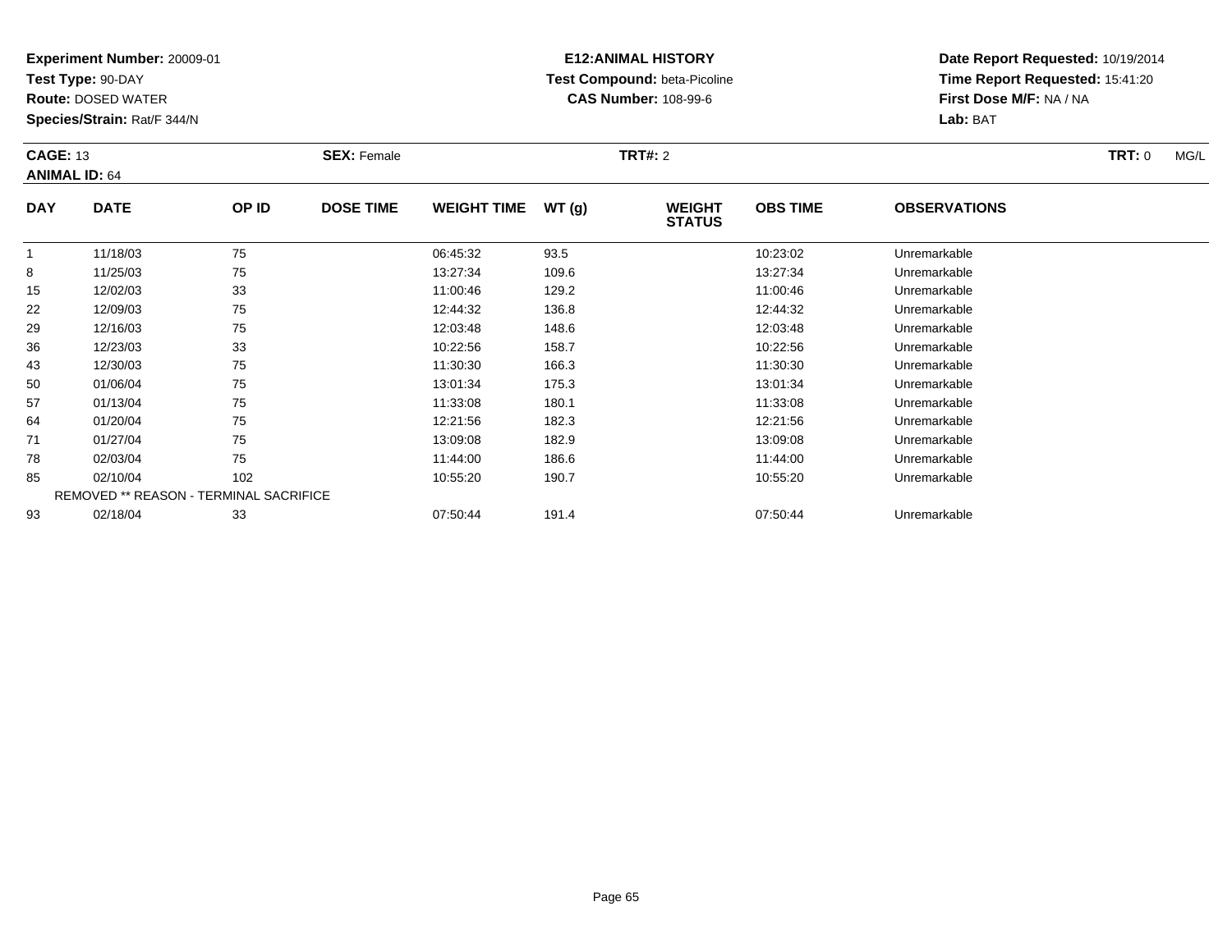**Experiment Number:** 20009-01
**Test Type:** 90-DAY
**Route:** DOSED WATER
**Species/Strain:** Rat/F 344/N

**E12:ANIMAL HISTORY**
**Test Compound:** beta-Picoline
**CAS Number:** 108-99-6

**Date Report Requested:** 10/19/2014
**Time Report Requested:** 15:41:20
**First Dose M/F:** NA / NA
**Lab:** BAT

**CAGE:** 13 **SEX:** Female **TRT#:** 2 **TRT:** 0 MG/L
**ANIMAL ID:** 64

| DAY | DATE | OP ID | DOSE TIME | WEIGHT TIME | WT (g) | WEIGHT STATUS | OBS TIME | OBSERVATIONS |
|---|---|---|---|---|---|---|---|---|
| 1 | 11/18/03 | 75 | | 06:45:32 | 93.5 | | 10:23:02 | Unremarkable |
| 8 | 11/25/03 | 75 | | 13:27:34 | 109.6 | | 13:27:34 | Unremarkable |
| 15 | 12/02/03 | 33 | | 11:00:46 | 129.2 | | 11:00:46 | Unremarkable |
| 22 | 12/09/03 | 75 | | 12:44:32 | 136.8 | | 12:44:32 | Unremarkable |
| 29 | 12/16/03 | 75 | | 12:03:48 | 148.6 | | 12:03:48 | Unremarkable |
| 36 | 12/23/03 | 33 | | 10:22:56 | 158.7 | | 10:22:56 | Unremarkable |
| 43 | 12/30/03 | 75 | | 11:30:30 | 166.3 | | 11:30:30 | Unremarkable |
| 50 | 01/06/04 | 75 | | 13:01:34 | 175.3 | | 13:01:34 | Unremarkable |
| 57 | 01/13/04 | 75 | | 11:33:08 | 180.1 | | 11:33:08 | Unremarkable |
| 64 | 01/20/04 | 75 | | 12:21:56 | 182.3 | | 12:21:56 | Unremarkable |
| 71 | 01/27/04 | 75 | | 13:09:08 | 182.9 | | 13:09:08 | Unremarkable |
| 78 | 02/03/04 | 75 | | 11:44:00 | 186.6 | | 11:44:00 | Unremarkable |
| 85 | 02/10/04 | 102 | | 10:55:20 | 190.7 | | 10:55:20 | Unremarkable |
| REMOVED ** REASON - TERMINAL SACRIFICE | | | | | | | | |
| 93 | 02/18/04 | 33 | | 07:50:44 | 191.4 | | 07:50:44 | Unremarkable |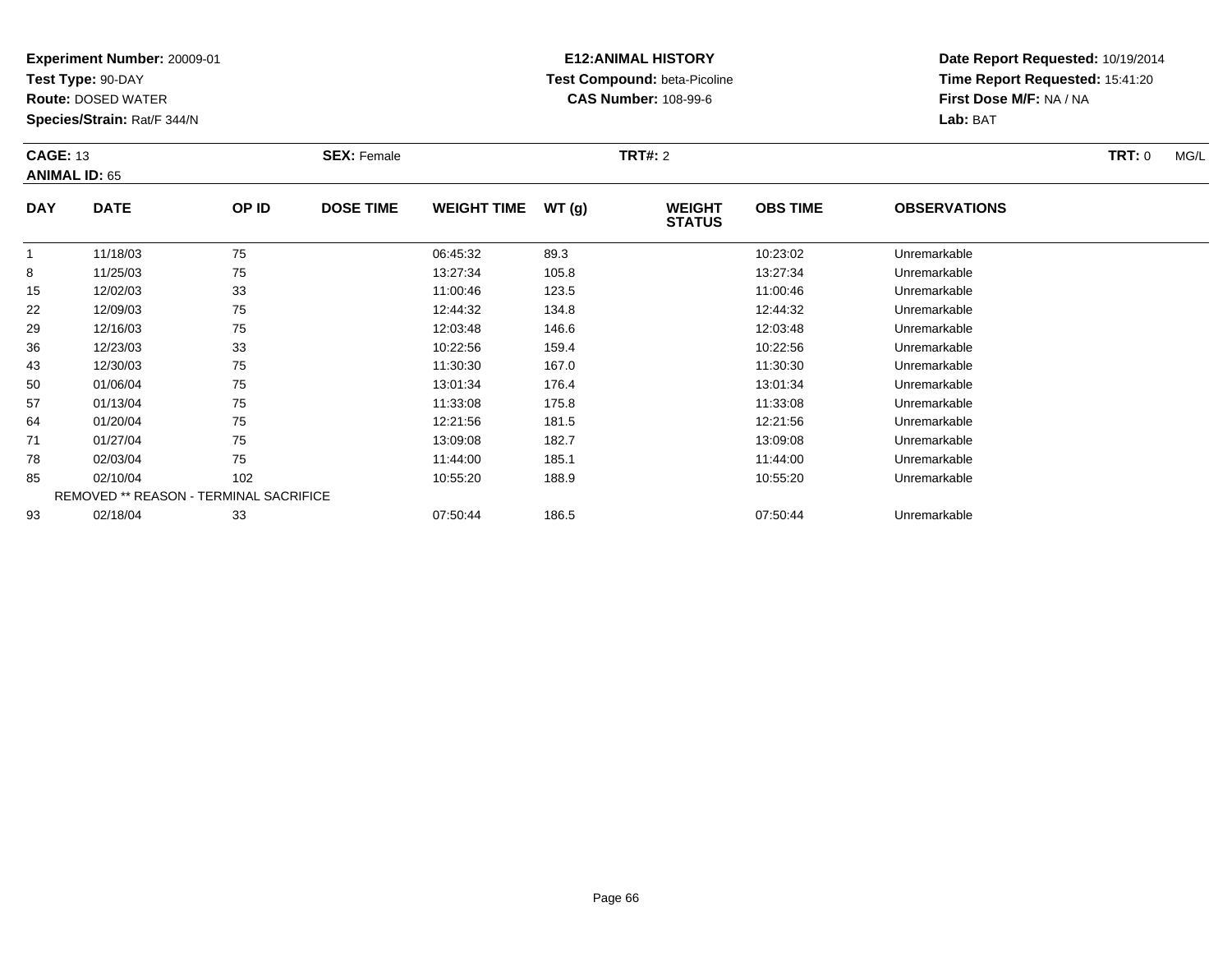**Experiment Number:** 20009-01
**Test Type:** 90-DAY
**Route:** DOSED WATER
**Species/Strain:** Rat/F 344/N

**E12:ANIMAL HISTORY**
**Test Compound:** beta-Picoline
**CAS Number:** 108-99-6

**Date Report Requested:** 10/19/2014
**Time Report Requested:** 15:41:20
**First Dose M/F:** NA / NA
**Lab:** BAT

**CAGE:** 13 **SEX:** Female **TRT#:** 2 **TRT:** 0 MG/L
**ANIMAL ID:** 65

| DAY | DATE | OP ID | DOSE TIME | WEIGHT TIME | WT (g) | WEIGHT STATUS | OBS TIME | OBSERVATIONS |
|---|---|---|---|---|---|---|---|---|
| 1 | 11/18/03 | 75 | | 06:45:32 | 89.3 | | 10:23:02 | Unremarkable |
| 8 | 11/25/03 | 75 | | 13:27:34 | 105.8 | | 13:27:34 | Unremarkable |
| 15 | 12/02/03 | 33 | | 11:00:46 | 123.5 | | 11:00:46 | Unremarkable |
| 22 | 12/09/03 | 75 | | 12:44:32 | 134.8 | | 12:44:32 | Unremarkable |
| 29 | 12/16/03 | 75 | | 12:03:48 | 146.6 | | 12:03:48 | Unremarkable |
| 36 | 12/23/03 | 33 | | 10:22:56 | 159.4 | | 10:22:56 | Unremarkable |
| 43 | 12/30/03 | 75 | | 11:30:30 | 167.0 | | 11:30:30 | Unremarkable |
| 50 | 01/06/04 | 75 | | 13:01:34 | 176.4 | | 13:01:34 | Unremarkable |
| 57 | 01/13/04 | 75 | | 11:33:08 | 175.8 | | 11:33:08 | Unremarkable |
| 64 | 01/20/04 | 75 | | 12:21:56 | 181.5 | | 12:21:56 | Unremarkable |
| 71 | 01/27/04 | 75 | | 13:09:08 | 182.7 | | 13:09:08 | Unremarkable |
| 78 | 02/03/04 | 75 | | 11:44:00 | 185.1 | | 11:44:00 | Unremarkable |
| 85 | 02/10/04 | 102 | | 10:55:20 | 188.9 | | 10:55:20 | Unremarkable |
| REMOVED ** REASON - TERMINAL SACRIFICE | | | | | | | | |
| 93 | 02/18/04 | 33 | | 07:50:44 | 186.5 | | 07:50:44 | Unremarkable |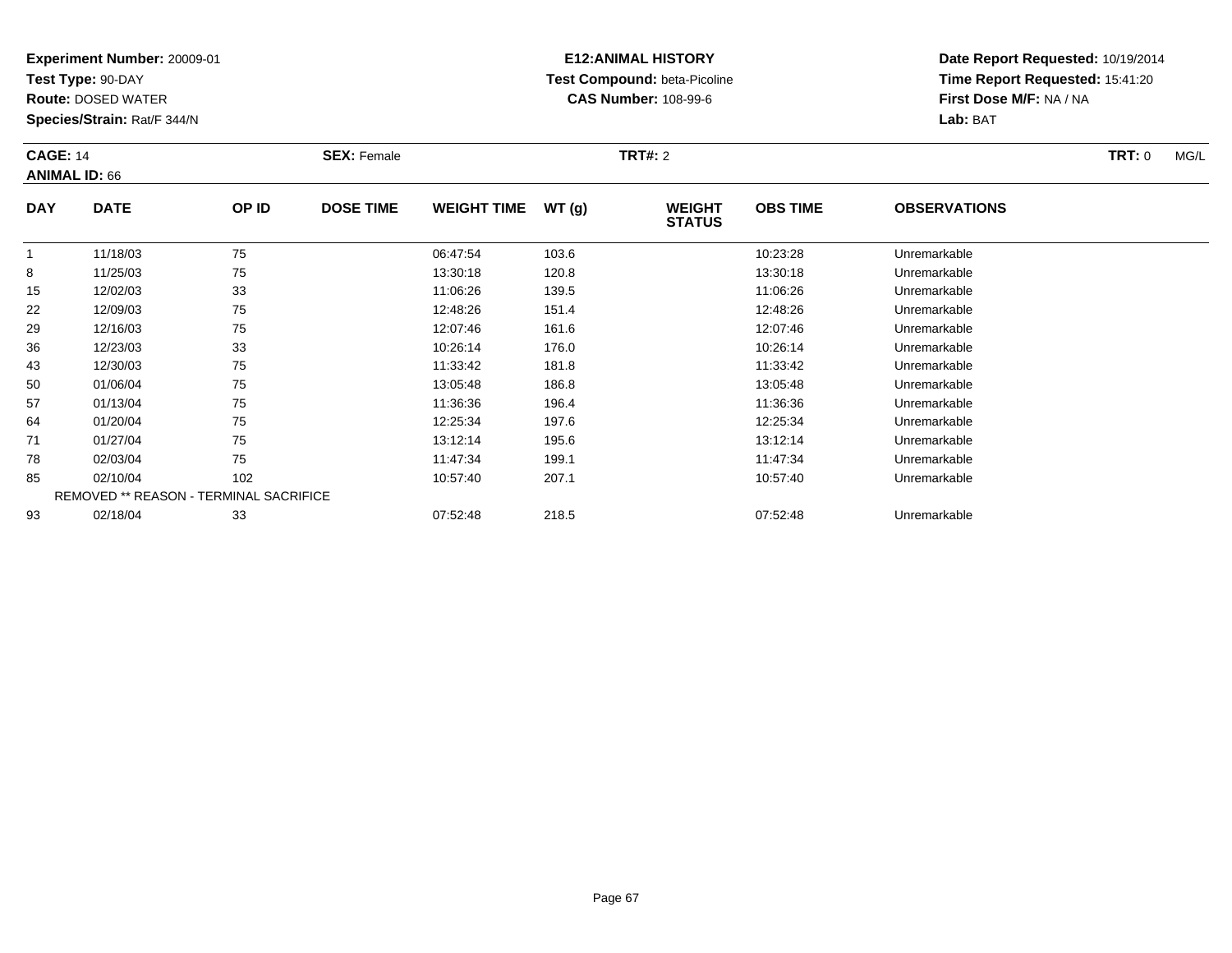**Experiment Number:** 20009-01
**Test Type:** 90-DAY
**Route:** DOSED WATER
**Species/Strain:** Rat/F 344/N

**E12:ANIMAL HISTORY**
**Test Compound:** beta-Picoline
**CAS Number:** 108-99-6

**Date Report Requested:** 10/19/2014
**Time Report Requested:** 15:41:20
**First Dose M/F:** NA / NA
**Lab:** BAT

**CAGE:** 14 **SEX:** Female **TRT#:** 2 **TRT:** 0 MG/L
**ANIMAL ID:** 66

| DAY | DATE | OP ID | DOSE TIME | WEIGHT TIME | WT (g) | WEIGHT STATUS | OBS TIME | OBSERVATIONS |
|---|---|---|---|---|---|---|---|---|
| 1 | 11/18/03 | 75 | | 06:47:54 | 103.6 | | 10:23:28 | Unremarkable |
| 8 | 11/25/03 | 75 | | 13:30:18 | 120.8 | | 13:30:18 | Unremarkable |
| 15 | 12/02/03 | 33 | | 11:06:26 | 139.5 | | 11:06:26 | Unremarkable |
| 22 | 12/09/03 | 75 | | 12:48:26 | 151.4 | | 12:48:26 | Unremarkable |
| 29 | 12/16/03 | 75 | | 12:07:46 | 161.6 | | 12:07:46 | Unremarkable |
| 36 | 12/23/03 | 33 | | 10:26:14 | 176.0 | | 10:26:14 | Unremarkable |
| 43 | 12/30/03 | 75 | | 11:33:42 | 181.8 | | 11:33:42 | Unremarkable |
| 50 | 01/06/04 | 75 | | 13:05:48 | 186.8 | | 13:05:48 | Unremarkable |
| 57 | 01/13/04 | 75 | | 11:36:36 | 196.4 | | 11:36:36 | Unremarkable |
| 64 | 01/20/04 | 75 | | 12:25:34 | 197.6 | | 12:25:34 | Unremarkable |
| 71 | 01/27/04 | 75 | | 13:12:14 | 195.6 | | 13:12:14 | Unremarkable |
| 78 | 02/03/04 | 75 | | 11:47:34 | 199.1 | | 11:47:34 | Unremarkable |
| 85 | 02/10/04 | 102 | | 10:57:40 | 207.1 | | 10:57:40 | Unremarkable |
| REMOVED ** REASON - TERMINAL SACRIFICE | | | | | | | | |
| 93 | 02/18/04 | 33 | | 07:52:48 | 218.5 | | 07:52:48 | Unremarkable |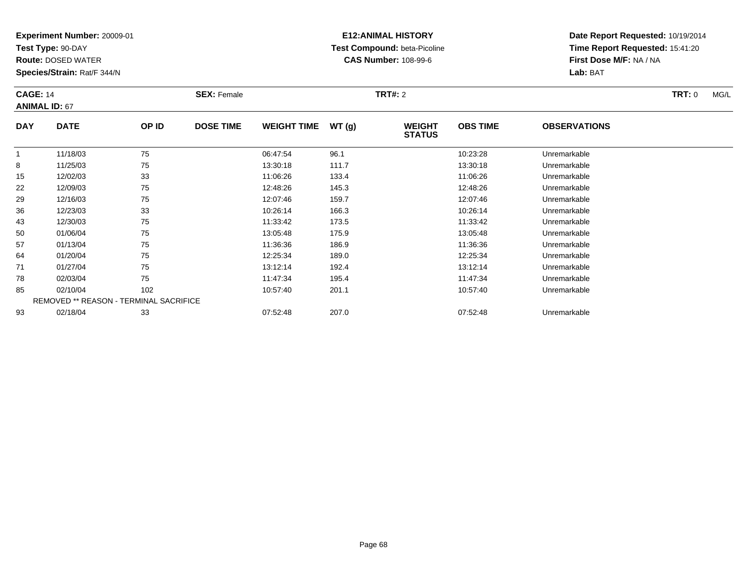**Experiment Number:** 20009-01
**Test Type:** 90-DAY
**Route:** DOSED WATER
**Species/Strain:** Rat/F 344/N

**E12:ANIMAL HISTORY**
**Test Compound:** beta-Picoline
**CAS Number:** 108-99-6

**Date Report Requested:** 10/19/2014
**Time Report Requested:** 15:41:20
**First Dose M/F:** NA / NA
**Lab:** BAT

**CAGE:** 14 **SEX:** Female **TRT#:** 2 **TRT:** 0 MG/L
**ANIMAL ID:** 67

| DAY | DATE | OP ID | DOSE TIME | WEIGHT TIME | WT (g) | WEIGHT STATUS | OBS TIME | OBSERVATIONS |
|---|---|---|---|---|---|---|---|---|
| 1 | 11/18/03 | 75 | | 06:47:54 | 96.1 | | 10:23:28 | Unremarkable |
| 8 | 11/25/03 | 75 | | 13:30:18 | 111.7 | | 13:30:18 | Unremarkable |
| 15 | 12/02/03 | 33 | | 11:06:26 | 133.4 | | 11:06:26 | Unremarkable |
| 22 | 12/09/03 | 75 | | 12:48:26 | 145.3 | | 12:48:26 | Unremarkable |
| 29 | 12/16/03 | 75 | | 12:07:46 | 159.7 | | 12:07:46 | Unremarkable |
| 36 | 12/23/03 | 33 | | 10:26:14 | 166.3 | | 10:26:14 | Unremarkable |
| 43 | 12/30/03 | 75 | | 11:33:42 | 173.5 | | 11:33:42 | Unremarkable |
| 50 | 01/06/04 | 75 | | 13:05:48 | 175.9 | | 13:05:48 | Unremarkable |
| 57 | 01/13/04 | 75 | | 11:36:36 | 186.9 | | 11:36:36 | Unremarkable |
| 64 | 01/20/04 | 75 | | 12:25:34 | 189.0 | | 12:25:34 | Unremarkable |
| 71 | 01/27/04 | 75 | | 13:12:14 | 192.4 | | 13:12:14 | Unremarkable |
| 78 | 02/03/04 | 75 | | 11:47:34 | 195.4 | | 11:47:34 | Unremarkable |
| 85 | 02/10/04 | 102 | | 10:57:40 | 201.1 | | 10:57:40 | Unremarkable |
| REMOVED ** REASON - TERMINAL SACRIFICE | | | | | | | | |
| 93 | 02/18/04 | 33 | | 07:52:48 | 207.0 | | 07:52:48 | Unremarkable |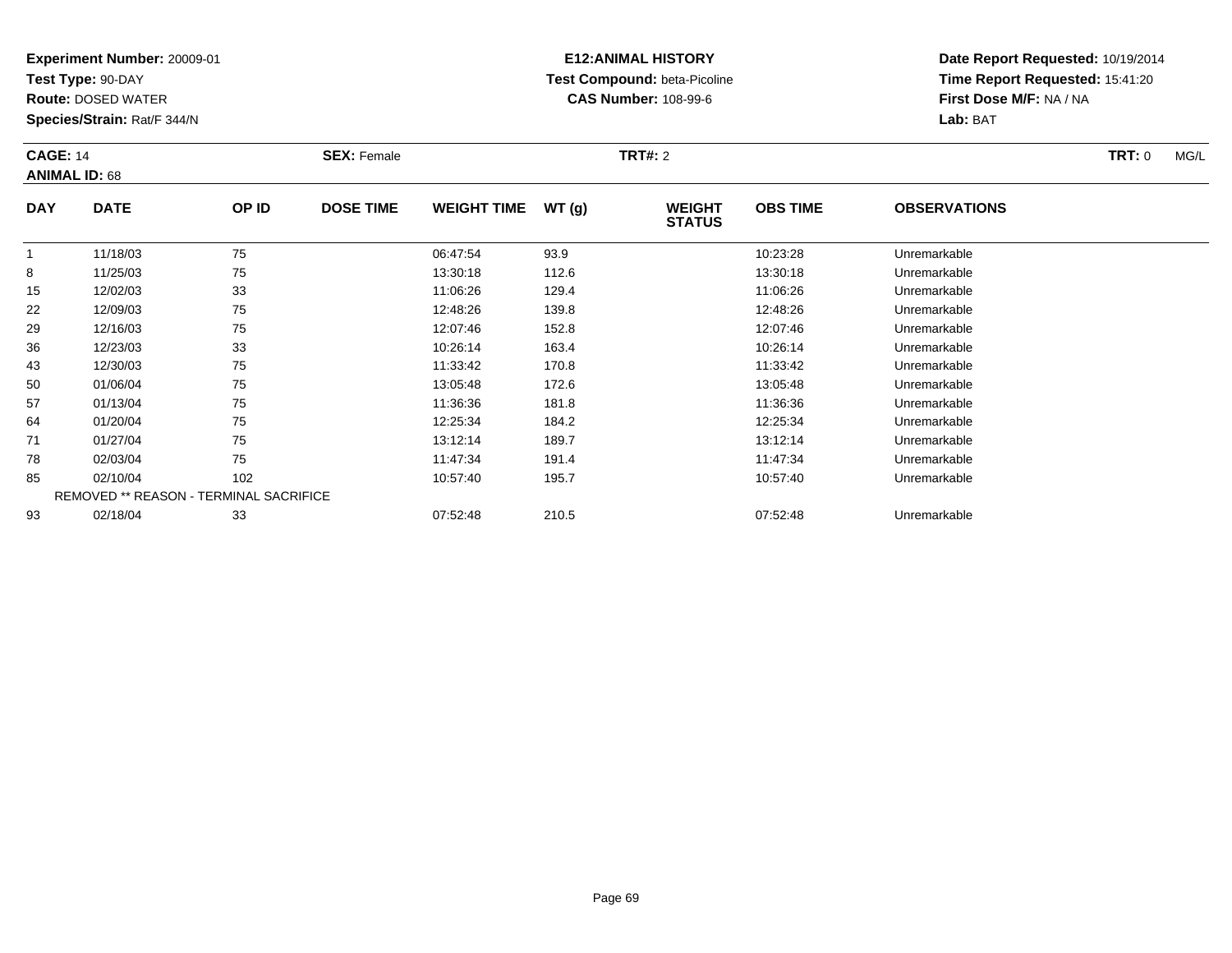**Experiment Number:** 20009-01
**Test Type:** 90-DAY
**Route:** DOSED WATER
**Species/Strain:** Rat/F 344/N

**E12:ANIMAL HISTORY**
**Test Compound:** beta-Picoline
**CAS Number:** 108-99-6

**Date Report Requested:** 10/19/2014
**Time Report Requested:** 15:41:20
**First Dose M/F:** NA / NA
**Lab:** BAT

**CAGE:** 14 **SEX:** Female **TRT#:** 2 **TRT:** 0 MG/L
**ANIMAL ID:** 68

| DAY | DATE | OP ID | DOSE TIME | WEIGHT TIME | WT (g) | WEIGHT STATUS | OBS TIME | OBSERVATIONS |
|---|---|---|---|---|---|---|---|---|
| 1 | 11/18/03 | 75 | | 06:47:54 | 93.9 | | 10:23:28 | Unremarkable |
| 8 | 11/25/03 | 75 | | 13:30:18 | 112.6 | | 13:30:18 | Unremarkable |
| 15 | 12/02/03 | 33 | | 11:06:26 | 129.4 | | 11:06:26 | Unremarkable |
| 22 | 12/09/03 | 75 | | 12:48:26 | 139.8 | | 12:48:26 | Unremarkable |
| 29 | 12/16/03 | 75 | | 12:07:46 | 152.8 | | 12:07:46 | Unremarkable |
| 36 | 12/23/03 | 33 | | 10:26:14 | 163.4 | | 10:26:14 | Unremarkable |
| 43 | 12/30/03 | 75 | | 11:33:42 | 170.8 | | 11:33:42 | Unremarkable |
| 50 | 01/06/04 | 75 | | 13:05:48 | 172.6 | | 13:05:48 | Unremarkable |
| 57 | 01/13/04 | 75 | | 11:36:36 | 181.8 | | 11:36:36 | Unremarkable |
| 64 | 01/20/04 | 75 | | 12:25:34 | 184.2 | | 12:25:34 | Unremarkable |
| 71 | 01/27/04 | 75 | | 13:12:14 | 189.7 | | 13:12:14 | Unremarkable |
| 78 | 02/03/04 | 75 | | 11:47:34 | 191.4 | | 11:47:34 | Unremarkable |
| 85 | 02/10/04 | 102 | | 10:57:40 | 195.7 | | 10:57:40 | Unremarkable |
| | REMOVED ** REASON - TERMINAL SACRIFICE | | | | | | | |
| 93 | 02/18/04 | 33 | | 07:52:48 | 210.5 | | 07:52:48 | Unremarkable |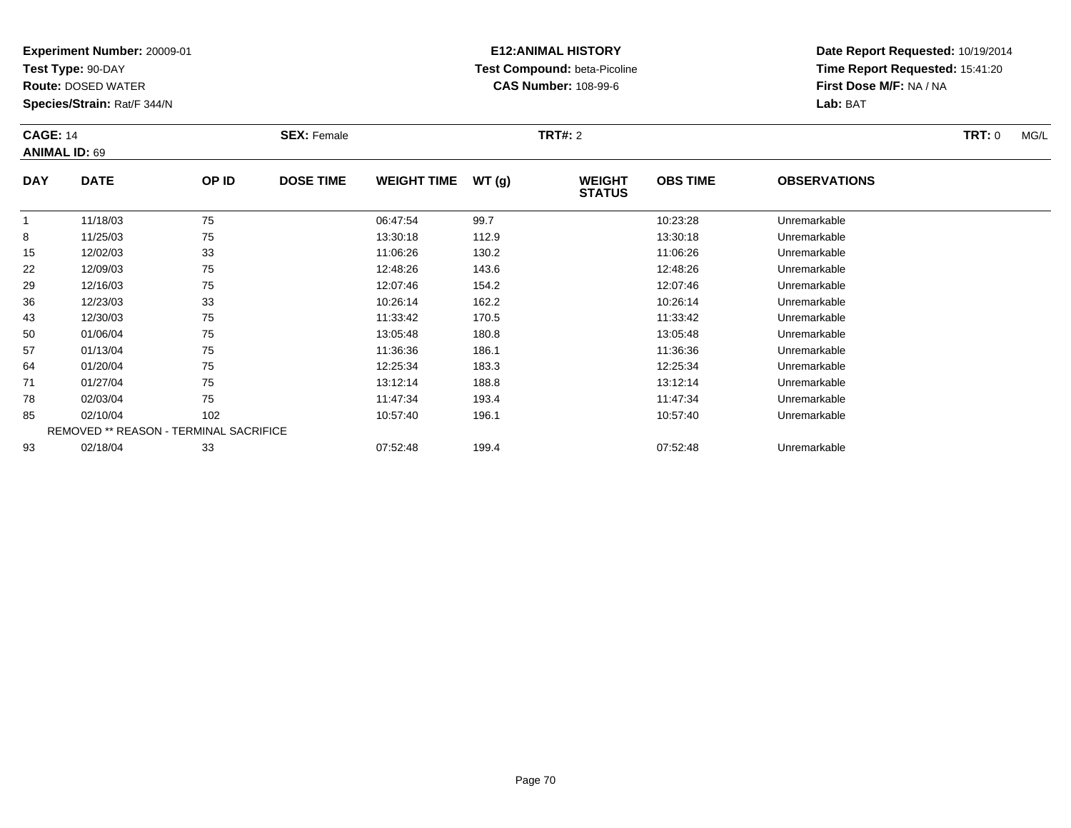**Experiment Number:** 20009-01
**Test Type:** 90-DAY
**Route:** DOSED WATER
**Species/Strain:** Rat/F 344/N

**E12:ANIMAL HISTORY**
**Test Compound:** beta-Picoline
**CAS Number:** 108-99-6

**Date Report Requested:** 10/19/2014
**Time Report Requested:** 15:41:20
**First Dose M/F:** NA / NA
**Lab:** BAT

**CAGE:** 14 **SEX:** Female **TRT#:** 2 **TRT:** 0 MG/L
**ANIMAL ID:** 69

| DAY | DATE | OP ID | DOSE TIME | WEIGHT TIME | WT (g) | WEIGHT STATUS | OBS TIME | OBSERVATIONS |
|---|---|---|---|---|---|---|---|---|
| 1 | 11/18/03 | 75 | | 06:47:54 | 99.7 | | 10:23:28 | Unremarkable |
| 8 | 11/25/03 | 75 | | 13:30:18 | 112.9 | | 13:30:18 | Unremarkable |
| 15 | 12/02/03 | 33 | | 11:06:26 | 130.2 | | 11:06:26 | Unremarkable |
| 22 | 12/09/03 | 75 | | 12:48:26 | 143.6 | | 12:48:26 | Unremarkable |
| 29 | 12/16/03 | 75 | | 12:07:46 | 154.2 | | 12:07:46 | Unremarkable |
| 36 | 12/23/03 | 33 | | 10:26:14 | 162.2 | | 10:26:14 | Unremarkable |
| 43 | 12/30/03 | 75 | | 11:33:42 | 170.5 | | 11:33:42 | Unremarkable |
| 50 | 01/06/04 | 75 | | 13:05:48 | 180.8 | | 13:05:48 | Unremarkable |
| 57 | 01/13/04 | 75 | | 11:36:36 | 186.1 | | 11:36:36 | Unremarkable |
| 64 | 01/20/04 | 75 | | 12:25:34 | 183.3 | | 12:25:34 | Unremarkable |
| 71 | 01/27/04 | 75 | | 13:12:14 | 188.8 | | 13:12:14 | Unremarkable |
| 78 | 02/03/04 | 75 | | 11:47:34 | 193.4 | | 11:47:34 | Unremarkable |
| 85 | 02/10/04 | 102 | | 10:57:40 | 196.1 | | 10:57:40 | Unremarkable |
| | REMOVED ** REASON - TERMINAL SACRIFICE | | | | | | | |
| 93 | 02/18/04 | 33 | | 07:52:48 | 199.4 | | 07:52:48 | Unremarkable |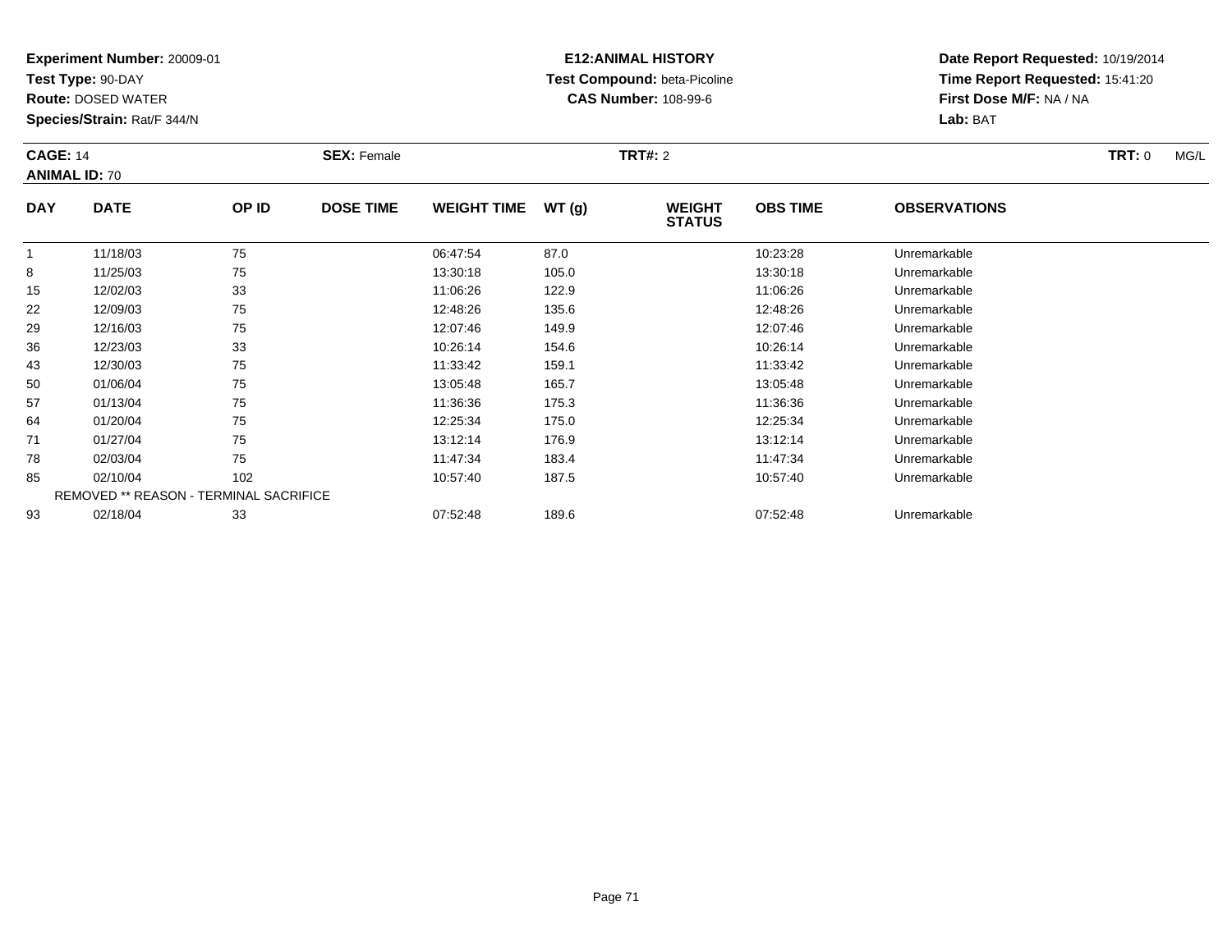**Experiment Number:** 20009-01
**Test Type:** 90-DAY
**Route:** DOSED WATER
**Species/Strain:** Rat/F 344/N

**E12:ANIMAL HISTORY**
**Test Compound:** beta-Picoline
**CAS Number:** 108-99-6

**Date Report Requested:** 10/19/2014
**Time Report Requested:** 15:41:20
**First Dose M/F:** NA / NA
**Lab:** BAT

**CAGE:** 14 **SEX:** Female **TRT#:** 2 **TRT:** 0 MG/L
**ANIMAL ID:** 70

| DAY | DATE | OP ID | DOSE TIME | WEIGHT TIME | WT (g) | WEIGHT STATUS | OBS TIME | OBSERVATIONS |
|---|---|---|---|---|---|---|---|---|
| 1 | 11/18/03 | 75 | | 06:47:54 | 87.0 | | 10:23:28 | Unremarkable |
| 8 | 11/25/03 | 75 | | 13:30:18 | 105.0 | | 13:30:18 | Unremarkable |
| 15 | 12/02/03 | 33 | | 11:06:26 | 122.9 | | 11:06:26 | Unremarkable |
| 22 | 12/09/03 | 75 | | 12:48:26 | 135.6 | | 12:48:26 | Unremarkable |
| 29 | 12/16/03 | 75 | | 12:07:46 | 149.9 | | 12:07:46 | Unremarkable |
| 36 | 12/23/03 | 33 | | 10:26:14 | 154.6 | | 10:26:14 | Unremarkable |
| 43 | 12/30/03 | 75 | | 11:33:42 | 159.1 | | 11:33:42 | Unremarkable |
| 50 | 01/06/04 | 75 | | 13:05:48 | 165.7 | | 13:05:48 | Unremarkable |
| 57 | 01/13/04 | 75 | | 11:36:36 | 175.3 | | 11:36:36 | Unremarkable |
| 64 | 01/20/04 | 75 | | 12:25:34 | 175.0 | | 12:25:34 | Unremarkable |
| 71 | 01/27/04 | 75 | | 13:12:14 | 176.9 | | 13:12:14 | Unremarkable |
| 78 | 02/03/04 | 75 | | 11:47:34 | 183.4 | | 11:47:34 | Unremarkable |
| 85 | 02/10/04 | 102 | | 10:57:40 | 187.5 | | 10:57:40 | Unremarkable |
| REMOVED ** REASON - TERMINAL SACRIFICE | | | | | | | | |
| 93 | 02/18/04 | 33 | | 07:52:48 | 189.6 | | 07:52:48 | Unremarkable |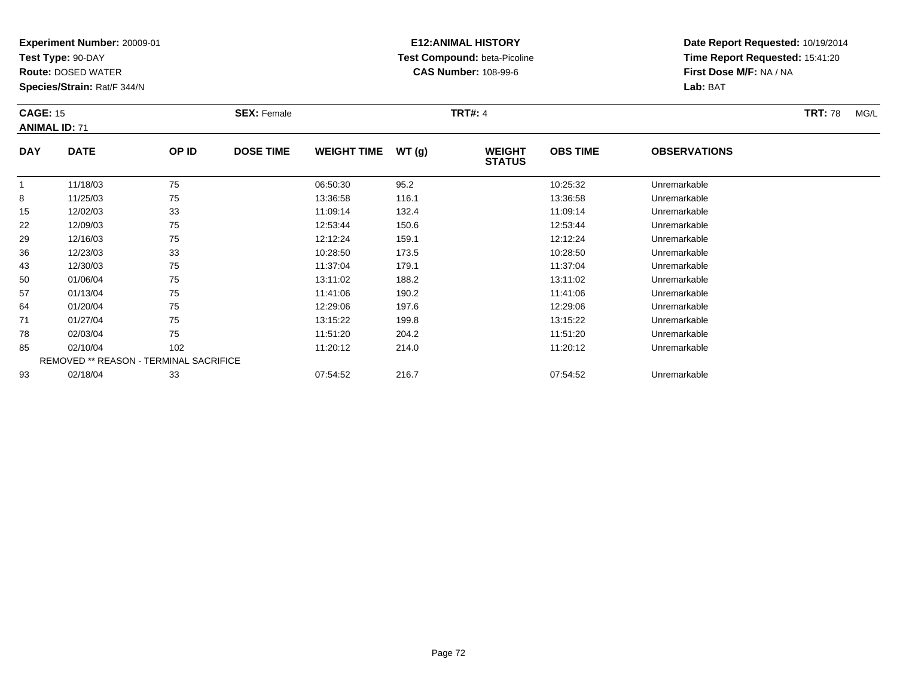**Experiment Number:** 20009-01
**Test Type:** 90-DAY
**Route:** DOSED WATER
**Species/Strain:** Rat/F 344/N

**E12:ANIMAL HISTORY**
**Test Compound:** beta-Picoline
**CAS Number:** 108-99-6

**Date Report Requested:** 10/19/2014
**Time Report Requested:** 15:41:20
**First Dose M/F:** NA / NA
**Lab:** BAT

**CAGE:** 15 **SEX:** Female **TRT#:** 4 **TRT:** 78 MG/L
**ANIMAL ID:** 71

| DAY | DATE | OP ID | DOSE TIME | WEIGHT TIME | WT (g) | WEIGHT STATUS | OBS TIME | OBSERVATIONS |
|---|---|---|---|---|---|---|---|---|
| 1 | 11/18/03 | 75 | | 06:50:30 | 95.2 | | 10:25:32 | Unremarkable |
| 8 | 11/25/03 | 75 | | 13:36:58 | 116.1 | | 13:36:58 | Unremarkable |
| 15 | 12/02/03 | 33 | | 11:09:14 | 132.4 | | 11:09:14 | Unremarkable |
| 22 | 12/09/03 | 75 | | 12:53:44 | 150.6 | | 12:53:44 | Unremarkable |
| 29 | 12/16/03 | 75 | | 12:12:24 | 159.1 | | 12:12:24 | Unremarkable |
| 36 | 12/23/03 | 33 | | 10:28:50 | 173.5 | | 10:28:50 | Unremarkable |
| 43 | 12/30/03 | 75 | | 11:37:04 | 179.1 | | 11:37:04 | Unremarkable |
| 50 | 01/06/04 | 75 | | 13:11:02 | 188.2 | | 13:11:02 | Unremarkable |
| 57 | 01/13/04 | 75 | | 11:41:06 | 190.2 | | 11:41:06 | Unremarkable |
| 64 | 01/20/04 | 75 | | 12:29:06 | 197.6 | | 12:29:06 | Unremarkable |
| 71 | 01/27/04 | 75 | | 13:15:22 | 199.8 | | 13:15:22 | Unremarkable |
| 78 | 02/03/04 | 75 | | 11:51:20 | 204.2 | | 11:51:20 | Unremarkable |
| 85 | 02/10/04 | 102 | | 11:20:12 | 214.0 | | 11:20:12 | Unremarkable |
| REMOVED ** REASON - TERMINAL SACRIFICE | | | | | | | | |
| 93 | 02/18/04 | 33 | | 07:54:52 | 216.7 | | 07:54:52 | Unremarkable |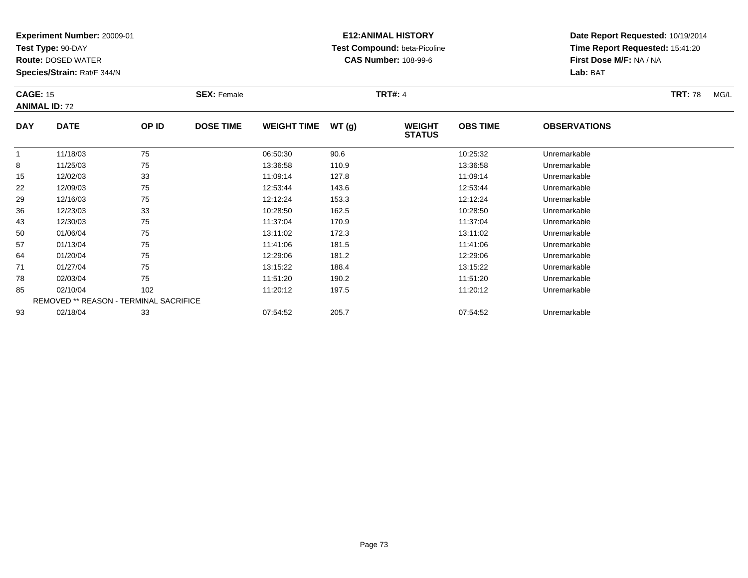**Experiment Number:** 20009-01
**Test Type:** 90-DAY
**Route:** DOSED WATER
**Species/Strain:** Rat/F 344/N

**E12:ANIMAL HISTORY**
**Test Compound:** beta-Picoline
**CAS Number:** 108-99-6

**Date Report Requested:** 10/19/2014
**Time Report Requested:** 15:41:20
**First Dose M/F:** NA / NA
**Lab:** BAT

**CAGE:** 15 **SEX:** Female **TRT#:** 4 **TRT:** 78 MG/L
**ANIMAL ID:** 72

| DAY | DATE | OP ID | DOSE TIME | WEIGHT TIME | WT (g) | WEIGHT STATUS | OBS TIME | OBSERVATIONS |
|---|---|---|---|---|---|---|---|---|
| 1 | 11/18/03 | 75 | | 06:50:30 | 90.6 | | 10:25:32 | Unremarkable |
| 8 | 11/25/03 | 75 | | 13:36:58 | 110.9 | | 13:36:58 | Unremarkable |
| 15 | 12/02/03 | 33 | | 11:09:14 | 127.8 | | 11:09:14 | Unremarkable |
| 22 | 12/09/03 | 75 | | 12:53:44 | 143.6 | | 12:53:44 | Unremarkable |
| 29 | 12/16/03 | 75 | | 12:12:24 | 153.3 | | 12:12:24 | Unremarkable |
| 36 | 12/23/03 | 33 | | 10:28:50 | 162.5 | | 10:28:50 | Unremarkable |
| 43 | 12/30/03 | 75 | | 11:37:04 | 170.9 | | 11:37:04 | Unremarkable |
| 50 | 01/06/04 | 75 | | 13:11:02 | 172.3 | | 13:11:02 | Unremarkable |
| 57 | 01/13/04 | 75 | | 11:41:06 | 181.5 | | 11:41:06 | Unremarkable |
| 64 | 01/20/04 | 75 | | 12:29:06 | 181.2 | | 12:29:06 | Unremarkable |
| 71 | 01/27/04 | 75 | | 13:15:22 | 188.4 | | 13:15:22 | Unremarkable |
| 78 | 02/03/04 | 75 | | 11:51:20 | 190.2 | | 11:51:20 | Unremarkable |
| 85 | 02/10/04 | 102 | | 11:20:12 | 197.5 | | 11:20:12 | Unremarkable |
| REMOVED ** REASON - TERMINAL SACRIFICE | | | | | | | | |
| 93 | 02/18/04 | 33 | | 07:54:52 | 205.7 | | 07:54:52 | Unremarkable |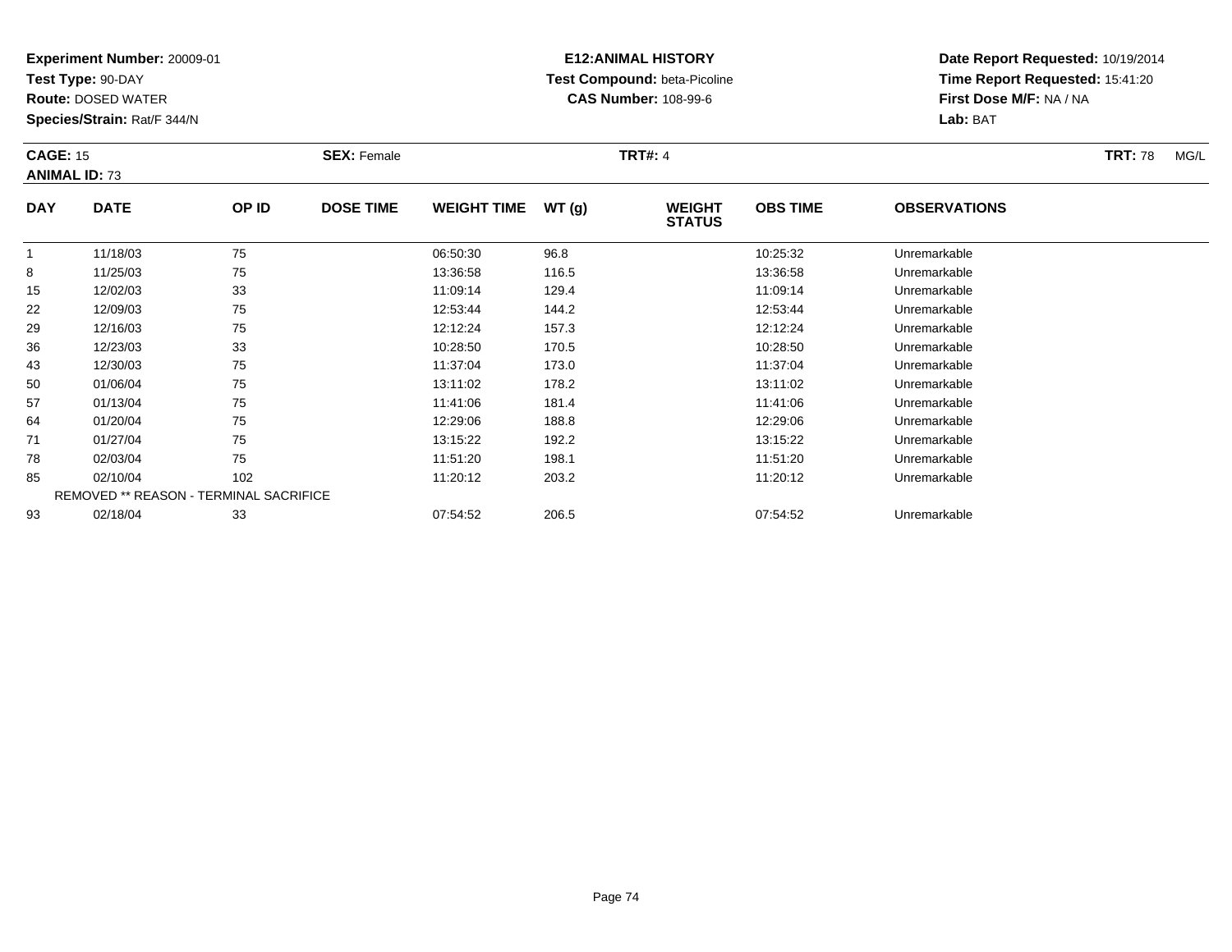**Experiment Number:** 20009-01
**Test Type:** 90-DAY
**Route:** DOSED WATER
**Species/Strain:** Rat/F 344/N

**E12:ANIMAL HISTORY**
**Test Compound:** beta-Picoline
**CAS Number:** 108-99-6

**Date Report Requested:** 10/19/2014
**Time Report Requested:** 15:41:20
**First Dose M/F:** NA / NA
**Lab:** BAT

**CAGE:** 15 **SEX:** Female **TRT#:** 4 **TRT:** 78 MG/L
**ANIMAL ID:** 73

| DAY | DATE | OP ID | DOSE TIME | WEIGHT TIME | WT (g) | WEIGHT STATUS | OBS TIME | OBSERVATIONS |
|---|---|---|---|---|---|---|---|---|
| 1 | 11/18/03 | 75 | | 06:50:30 | 96.8 | | 10:25:32 | Unremarkable |
| 8 | 11/25/03 | 75 | | 13:36:58 | 116.5 | | 13:36:58 | Unremarkable |
| 15 | 12/02/03 | 33 | | 11:09:14 | 129.4 | | 11:09:14 | Unremarkable |
| 22 | 12/09/03 | 75 | | 12:53:44 | 144.2 | | 12:53:44 | Unremarkable |
| 29 | 12/16/03 | 75 | | 12:12:24 | 157.3 | | 12:12:24 | Unremarkable |
| 36 | 12/23/03 | 33 | | 10:28:50 | 170.5 | | 10:28:50 | Unremarkable |
| 43 | 12/30/03 | 75 | | 11:37:04 | 173.0 | | 11:37:04 | Unremarkable |
| 50 | 01/06/04 | 75 | | 13:11:02 | 178.2 | | 13:11:02 | Unremarkable |
| 57 | 01/13/04 | 75 | | 11:41:06 | 181.4 | | 11:41:06 | Unremarkable |
| 64 | 01/20/04 | 75 | | 12:29:06 | 188.8 | | 12:29:06 | Unremarkable |
| 71 | 01/27/04 | 75 | | 13:15:22 | 192.2 | | 13:15:22 | Unremarkable |
| 78 | 02/03/04 | 75 | | 11:51:20 | 198.1 | | 11:51:20 | Unremarkable |
| 85 | 02/10/04 | 102 | | 11:20:12 | 203.2 | | 11:20:12 | Unremarkable |
| REMOVED ** REASON - TERMINAL SACRIFICE | | | | | | | | |
| 93 | 02/18/04 | 33 | | 07:54:52 | 206.5 | | 07:54:52 | Unremarkable |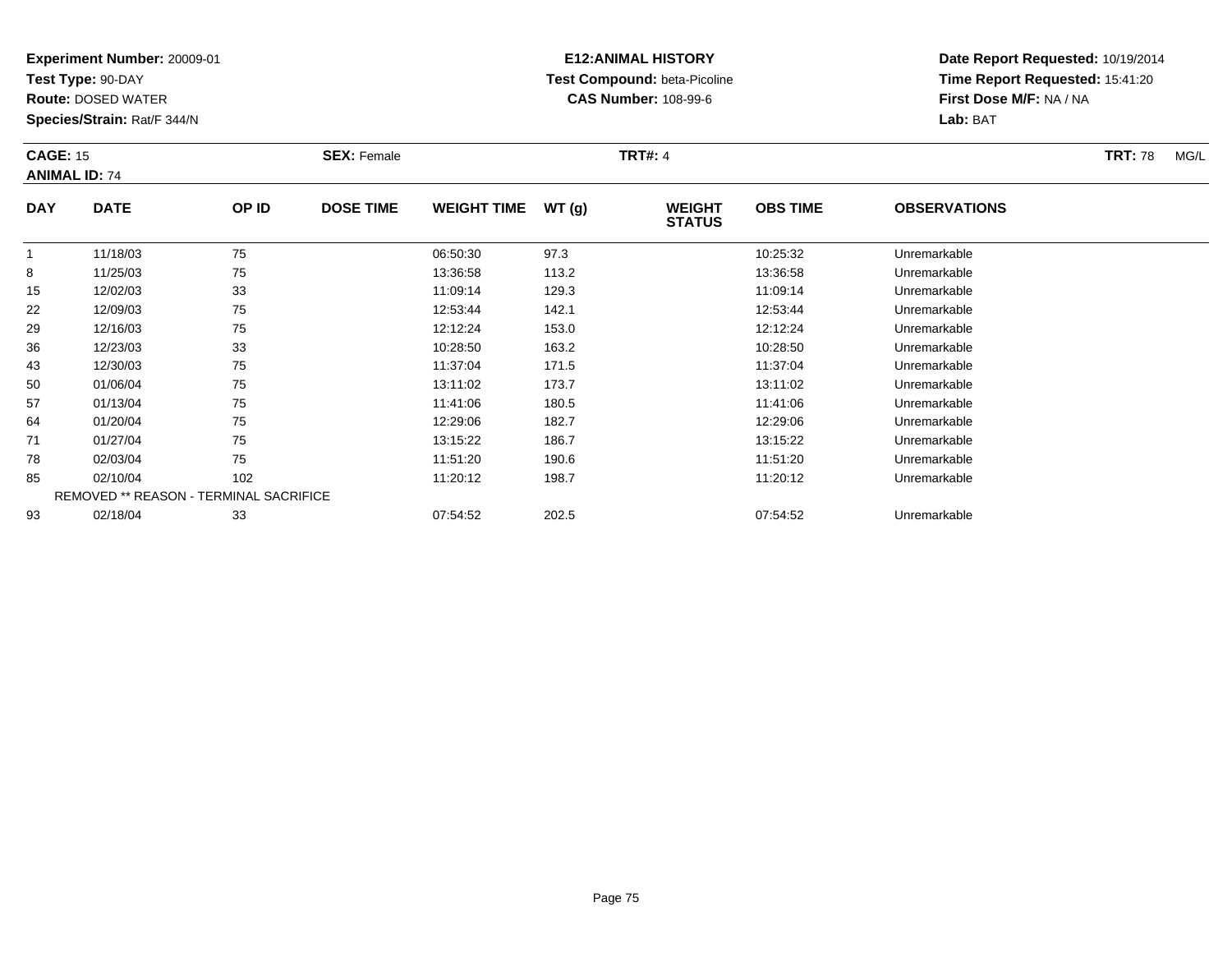**Experiment Number:** 20009-01
**Test Type:** 90-DAY
**Route:** DOSED WATER
**Species/Strain:** Rat/F 344/N

**E12:ANIMAL HISTORY**
**Test Compound:** beta-Picoline
**CAS Number:** 108-99-6

**Date Report Requested:** 10/19/2014
**Time Report Requested:** 15:41:20
**First Dose M/F:** NA / NA
**Lab:** BAT

**CAGE:** 15 **SEX:** Female **TRT#:** 4 **TRT:** 78 MG/L
**ANIMAL ID:** 74

| DAY | DATE | OP ID | DOSE TIME | WEIGHT TIME | WT (g) | WEIGHT STATUS | OBS TIME | OBSERVATIONS |
|---|---|---|---|---|---|---|---|---|
| 1 | 11/18/03 | 75 | | 06:50:30 | 97.3 | | 10:25:32 | Unremarkable |
| 8 | 11/25/03 | 75 | | 13:36:58 | 113.2 | | 13:36:58 | Unremarkable |
| 15 | 12/02/03 | 33 | | 11:09:14 | 129.3 | | 11:09:14 | Unremarkable |
| 22 | 12/09/03 | 75 | | 12:53:44 | 142.1 | | 12:53:44 | Unremarkable |
| 29 | 12/16/03 | 75 | | 12:12:24 | 153.0 | | 12:12:24 | Unremarkable |
| 36 | 12/23/03 | 33 | | 10:28:50 | 163.2 | | 10:28:50 | Unremarkable |
| 43 | 12/30/03 | 75 | | 11:37:04 | 171.5 | | 11:37:04 | Unremarkable |
| 50 | 01/06/04 | 75 | | 13:11:02 | 173.7 | | 13:11:02 | Unremarkable |
| 57 | 01/13/04 | 75 | | 11:41:06 | 180.5 | | 11:41:06 | Unremarkable |
| 64 | 01/20/04 | 75 | | 12:29:06 | 182.7 | | 12:29:06 | Unremarkable |
| 71 | 01/27/04 | 75 | | 13:15:22 | 186.7 | | 13:15:22 | Unremarkable |
| 78 | 02/03/04 | 75 | | 11:51:20 | 190.6 | | 11:51:20 | Unremarkable |
| 85 | 02/10/04 | 102 | | 11:20:12 | 198.7 | | 11:20:12 | Unremarkable |
| REMOVED ** REASON - TERMINAL SACRIFICE | | | | | | | | |
| 93 | 02/18/04 | 33 | | 07:54:52 | 202.5 | | 07:54:52 | Unremarkable |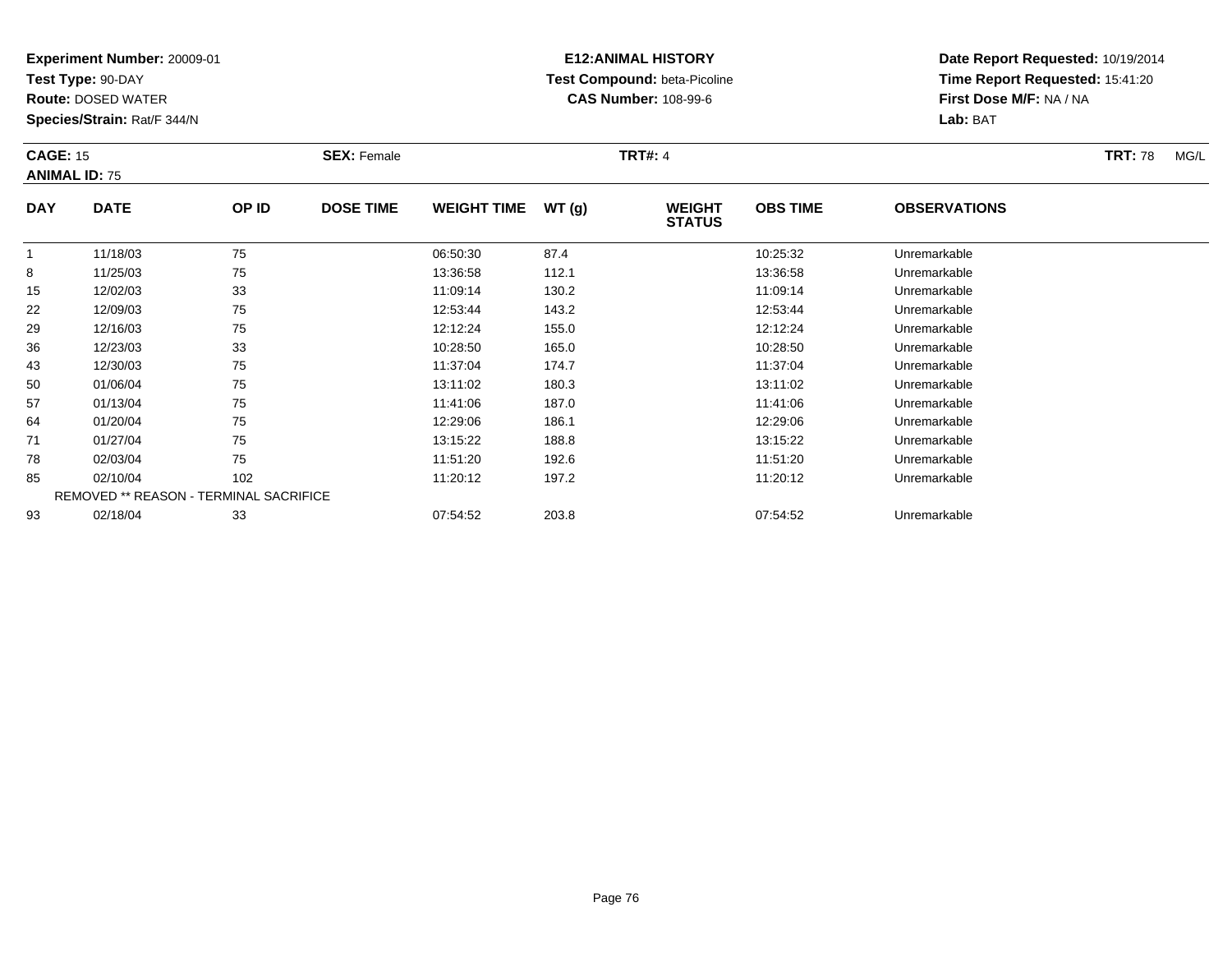**Experiment Number:** 20009-01
**Test Type:** 90-DAY
**Route:** DOSED WATER
**Species/Strain:** Rat/F 344/N

**E12:ANIMAL HISTORY**
**Test Compound:** beta-Picoline
**CAS Number:** 108-99-6

**Date Report Requested:** 10/19/2014
**Time Report Requested:** 15:41:20
**First Dose M/F:** NA / NA
**Lab:** BAT

**CAGE:** 15 **SEX:** Female **TRT#:** 4 **TRT:** 78 MG/L
**ANIMAL ID:** 75

| DAY | DATE | OP ID | DOSE TIME | WEIGHT TIME | WT (g) | WEIGHT STATUS | OBS TIME | OBSERVATIONS |
|---|---|---|---|---|---|---|---|---|
| 1 | 11/18/03 | 75 | | 06:50:30 | 87.4 | | 10:25:32 | Unremarkable |
| 8 | 11/25/03 | 75 | | 13:36:58 | 112.1 | | 13:36:58 | Unremarkable |
| 15 | 12/02/03 | 33 | | 11:09:14 | 130.2 | | 11:09:14 | Unremarkable |
| 22 | 12/09/03 | 75 | | 12:53:44 | 143.2 | | 12:53:44 | Unremarkable |
| 29 | 12/16/03 | 75 | | 12:12:24 | 155.0 | | 12:12:24 | Unremarkable |
| 36 | 12/23/03 | 33 | | 10:28:50 | 165.0 | | 10:28:50 | Unremarkable |
| 43 | 12/30/03 | 75 | | 11:37:04 | 174.7 | | 11:37:04 | Unremarkable |
| 50 | 01/06/04 | 75 | | 13:11:02 | 180.3 | | 13:11:02 | Unremarkable |
| 57 | 01/13/04 | 75 | | 11:41:06 | 187.0 | | 11:41:06 | Unremarkable |
| 64 | 01/20/04 | 75 | | 12:29:06 | 186.1 | | 12:29:06 | Unremarkable |
| 71 | 01/27/04 | 75 | | 13:15:22 | 188.8 | | 13:15:22 | Unremarkable |
| 78 | 02/03/04 | 75 | | 11:51:20 | 192.6 | | 11:51:20 | Unremarkable |
| 85 | 02/10/04 | 102 | | 11:20:12 | 197.2 | | 11:20:12 | Unremarkable |
| REMOVED ** REASON - TERMINAL SACRIFICE | | | | | | | | |
| 93 | 02/18/04 | 33 | | 07:54:52 | 203.8 | | 07:54:52 | Unremarkable |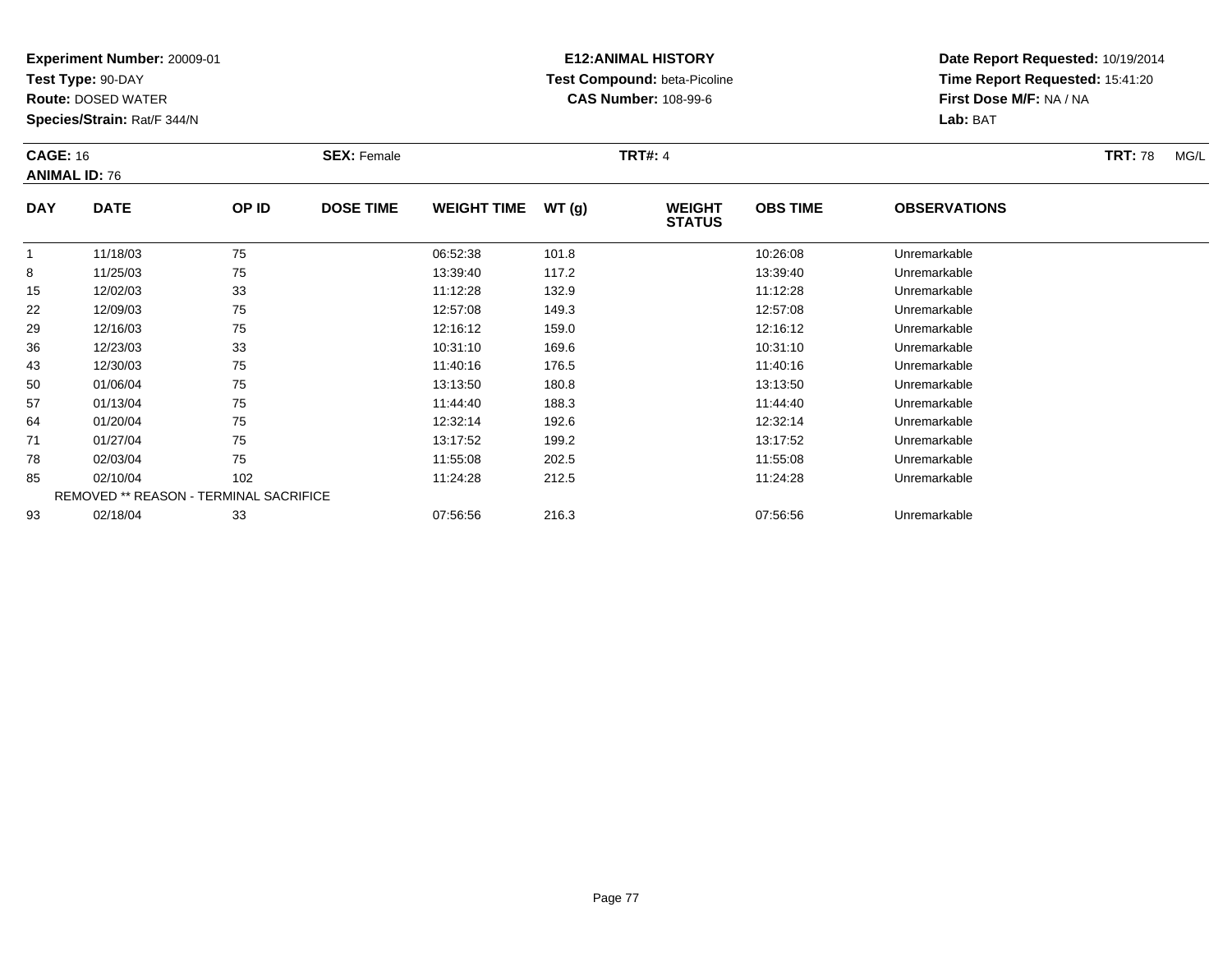**Experiment Number:** 20009-01
**Test Type:** 90-DAY
**Route:** DOSED WATER
**Species/Strain:** Rat/F 344/N

**E12:ANIMAL HISTORY**
**Test Compound:** beta-Picoline
**CAS Number:** 108-99-6

**Date Report Requested:** 10/19/2014
**Time Report Requested:** 15:41:20
**First Dose M/F:** NA / NA
**Lab:** BAT

**CAGE:** 16 **SEX:** Female **TRT#:** 4 **TRT:** 78 MG/L
**ANIMAL ID:** 76

| DAY | DATE | OP ID | DOSE TIME | WEIGHT TIME | WT (g) | WEIGHT STATUS | OBS TIME | OBSERVATIONS |
|---|---|---|---|---|---|---|---|---|
| 1 | 11/18/03 | 75 | | 06:52:38 | 101.8 | | 10:26:08 | Unremarkable |
| 8 | 11/25/03 | 75 | | 13:39:40 | 117.2 | | 13:39:40 | Unremarkable |
| 15 | 12/02/03 | 33 | | 11:12:28 | 132.9 | | 11:12:28 | Unremarkable |
| 22 | 12/09/03 | 75 | | 12:57:08 | 149.3 | | 12:57:08 | Unremarkable |
| 29 | 12/16/03 | 75 | | 12:16:12 | 159.0 | | 12:16:12 | Unremarkable |
| 36 | 12/23/03 | 33 | | 10:31:10 | 169.6 | | 10:31:10 | Unremarkable |
| 43 | 12/30/03 | 75 | | 11:40:16 | 176.5 | | 11:40:16 | Unremarkable |
| 50 | 01/06/04 | 75 | | 13:13:50 | 180.8 | | 13:13:50 | Unremarkable |
| 57 | 01/13/04 | 75 | | 11:44:40 | 188.3 | | 11:44:40 | Unremarkable |
| 64 | 01/20/04 | 75 | | 12:32:14 | 192.6 | | 12:32:14 | Unremarkable |
| 71 | 01/27/04 | 75 | | 13:17:52 | 199.2 | | 13:17:52 | Unremarkable |
| 78 | 02/03/04 | 75 | | 11:55:08 | 202.5 | | 11:55:08 | Unremarkable |
| 85 | 02/10/04 | 102 | | 11:24:28 | 212.5 | | 11:24:28 | Unremarkable |
| REMOVED ** REASON - TERMINAL SACRIFICE | | | | | | | | |
| 93 | 02/18/04 | 33 | | 07:56:56 | 216.3 | | 07:56:56 | Unremarkable |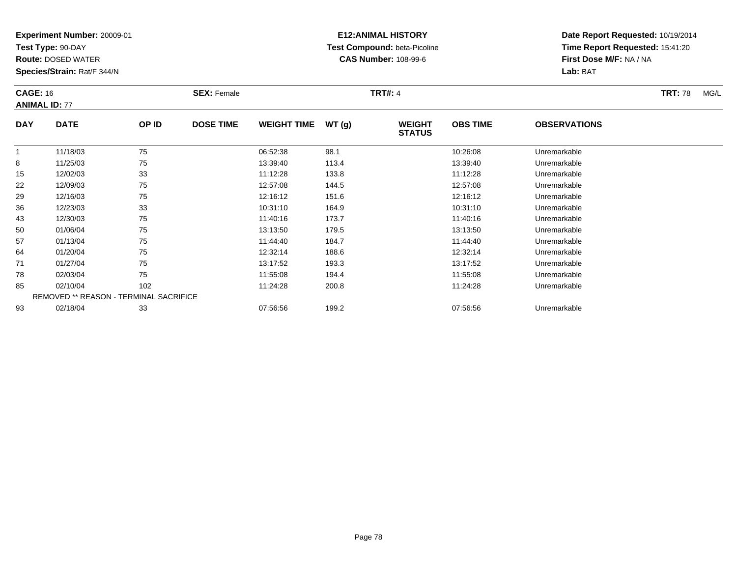**Experiment Number:** 20009-01
**Test Type:** 90-DAY
**Route:** DOSED WATER
**Species/Strain:** Rat/F 344/N

**E12:ANIMAL HISTORY**
**Test Compound:** beta-Picoline
**CAS Number:** 108-99-6

**Date Report Requested:** 10/19/2014
**Time Report Requested:** 15:41:20
**First Dose M/F:** NA / NA
**Lab:** BAT

**CAGE:** 16 **SEX:** Female **TRT#:** 4 **TRT:** 78 MG/L
**ANIMAL ID:** 77

| DAY | DATE | OP ID | DOSE TIME | WEIGHT TIME | WT (g) | WEIGHT STATUS | OBS TIME | OBSERVATIONS |
|---|---|---|---|---|---|---|---|---|
| 1 | 11/18/03 | 75 | | 06:52:38 | 98.1 | | 10:26:08 | Unremarkable |
| 8 | 11/25/03 | 75 | | 13:39:40 | 113.4 | | 13:39:40 | Unremarkable |
| 15 | 12/02/03 | 33 | | 11:12:28 | 133.8 | | 11:12:28 | Unremarkable |
| 22 | 12/09/03 | 75 | | 12:57:08 | 144.5 | | 12:57:08 | Unremarkable |
| 29 | 12/16/03 | 75 | | 12:16:12 | 151.6 | | 12:16:12 | Unremarkable |
| 36 | 12/23/03 | 33 | | 10:31:10 | 164.9 | | 10:31:10 | Unremarkable |
| 43 | 12/30/03 | 75 | | 11:40:16 | 173.7 | | 11:40:16 | Unremarkable |
| 50 | 01/06/04 | 75 | | 13:13:50 | 179.5 | | 13:13:50 | Unremarkable |
| 57 | 01/13/04 | 75 | | 11:44:40 | 184.7 | | 11:44:40 | Unremarkable |
| 64 | 01/20/04 | 75 | | 12:32:14 | 188.6 | | 12:32:14 | Unremarkable |
| 71 | 01/27/04 | 75 | | 13:17:52 | 193.3 | | 13:17:52 | Unremarkable |
| 78 | 02/03/04 | 75 | | 11:55:08 | 194.4 | | 11:55:08 | Unremarkable |
| 85 | 02/10/04 | 102 | | 11:24:28 | 200.8 | | 11:24:28 | Unremarkable |
| REMOVED ** REASON - TERMINAL SACRIFICE | | | | | | | | |
| 93 | 02/18/04 | 33 | | 07:56:56 | 199.2 | | 07:56:56 | Unremarkable |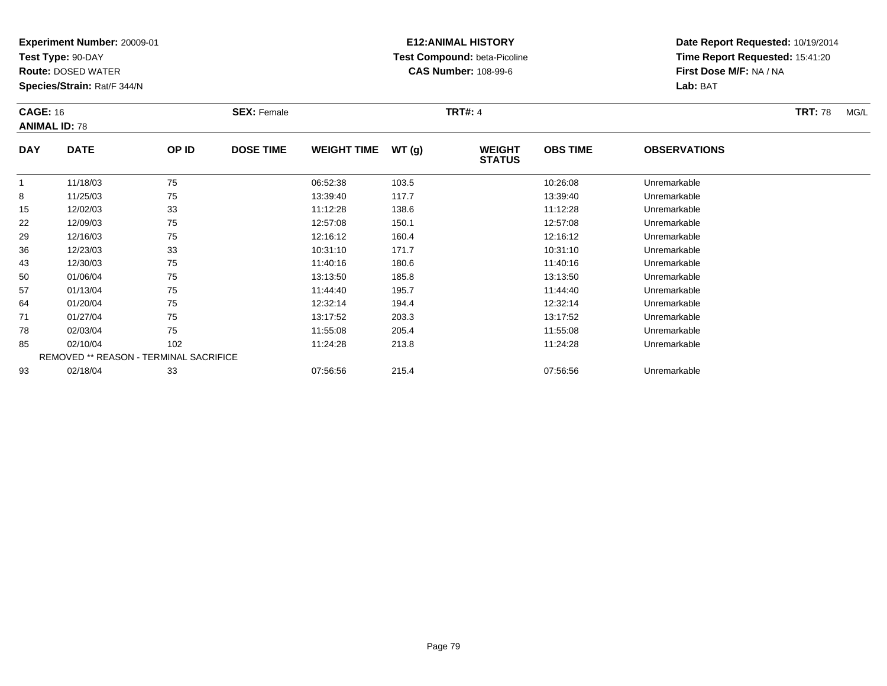**Experiment Number:** 20009-01
**Test Type:** 90-DAY
**Route:** DOSED WATER
**Species/Strain:** Rat/F 344/N

**E12:ANIMAL HISTORY**
**Test Compound:** beta-Picoline
**CAS Number:** 108-99-6

**Date Report Requested:** 10/19/2014
**Time Report Requested:** 15:41:20
**First Dose M/F:** NA / NA
**Lab:** BAT

**CAGE:** 16 **SEX:** Female **TRT#:** 4 **TRT:** 78 MG/L
**ANIMAL ID:** 78

| DAY | DATE | OP ID | DOSE TIME | WEIGHT TIME | WT (g) | WEIGHT STATUS | OBS TIME | OBSERVATIONS |
|---|---|---|---|---|---|---|---|---|
| 1 | 11/18/03 | 75 | | 06:52:38 | 103.5 | | 10:26:08 | Unremarkable |
| 8 | 11/25/03 | 75 | | 13:39:40 | 117.7 | | 13:39:40 | Unremarkable |
| 15 | 12/02/03 | 33 | | 11:12:28 | 138.6 | | 11:12:28 | Unremarkable |
| 22 | 12/09/03 | 75 | | 12:57:08 | 150.1 | | 12:57:08 | Unremarkable |
| 29 | 12/16/03 | 75 | | 12:16:12 | 160.4 | | 12:16:12 | Unremarkable |
| 36 | 12/23/03 | 33 | | 10:31:10 | 171.7 | | 10:31:10 | Unremarkable |
| 43 | 12/30/03 | 75 | | 11:40:16 | 180.6 | | 11:40:16 | Unremarkable |
| 50 | 01/06/04 | 75 | | 13:13:50 | 185.8 | | 13:13:50 | Unremarkable |
| 57 | 01/13/04 | 75 | | 11:44:40 | 195.7 | | 11:44:40 | Unremarkable |
| 64 | 01/20/04 | 75 | | 12:32:14 | 194.4 | | 12:32:14 | Unremarkable |
| 71 | 01/27/04 | 75 | | 13:17:52 | 203.3 | | 13:17:52 | Unremarkable |
| 78 | 02/03/04 | 75 | | 11:55:08 | 205.4 | | 11:55:08 | Unremarkable |
| 85 | 02/10/04 | 102 | | 11:24:28 | 213.8 | | 11:24:28 | Unremarkable |
| REMOVED ** REASON - TERMINAL SACRIFICE | | | | | | | | |
| 93 | 02/18/04 | 33 | | 07:56:56 | 215.4 | | 07:56:56 | Unremarkable |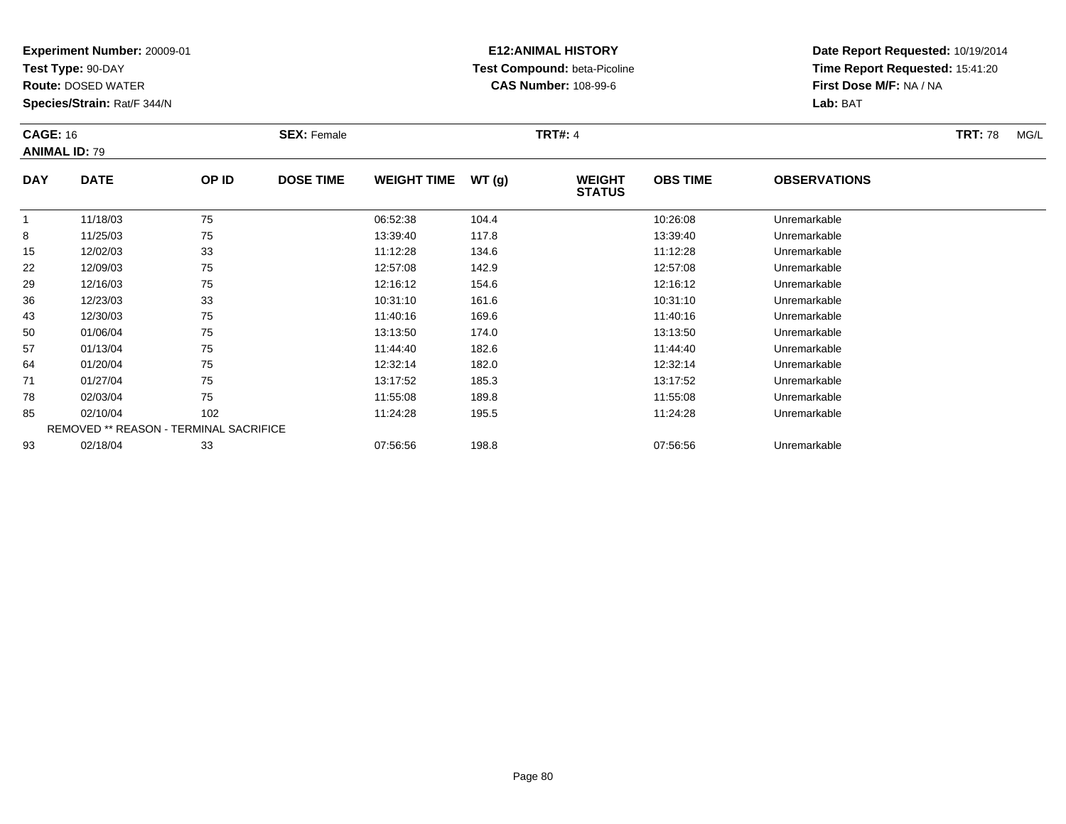**Experiment Number:** 20009-01
**Test Type:** 90-DAY
**Route:** DOSED WATER
**Species/Strain:** Rat/F 344/N

**E12:ANIMAL HISTORY**
**Test Compound:** beta-Picoline
**CAS Number:** 108-99-6

**Date Report Requested:** 10/19/2014
**Time Report Requested:** 15:41:20
**First Dose M/F:** NA / NA
**Lab:** BAT

**CAGE:** 16 **SEX:** Female **TRT#:** 4 **TRT:** 78 MG/L
**ANIMAL ID:** 79

| DAY | DATE | OP ID | DOSE TIME | WEIGHT TIME | WT (g) | WEIGHT STATUS | OBS TIME | OBSERVATIONS |
|---|---|---|---|---|---|---|---|---|
| 1 | 11/18/03 | 75 | | 06:52:38 | 104.4 | | 10:26:08 | Unremarkable |
| 8 | 11/25/03 | 75 | | 13:39:40 | 117.8 | | 13:39:40 | Unremarkable |
| 15 | 12/02/03 | 33 | | 11:12:28 | 134.6 | | 11:12:28 | Unremarkable |
| 22 | 12/09/03 | 75 | | 12:57:08 | 142.9 | | 12:57:08 | Unremarkable |
| 29 | 12/16/03 | 75 | | 12:16:12 | 154.6 | | 12:16:12 | Unremarkable |
| 36 | 12/23/03 | 33 | | 10:31:10 | 161.6 | | 10:31:10 | Unremarkable |
| 43 | 12/30/03 | 75 | | 11:40:16 | 169.6 | | 11:40:16 | Unremarkable |
| 50 | 01/06/04 | 75 | | 13:13:50 | 174.0 | | 13:13:50 | Unremarkable |
| 57 | 01/13/04 | 75 | | 11:44:40 | 182.6 | | 11:44:40 | Unremarkable |
| 64 | 01/20/04 | 75 | | 12:32:14 | 182.0 | | 12:32:14 | Unremarkable |
| 71 | 01/27/04 | 75 | | 13:17:52 | 185.3 | | 13:17:52 | Unremarkable |
| 78 | 02/03/04 | 75 | | 11:55:08 | 189.8 | | 11:55:08 | Unremarkable |
| 85 | 02/10/04 | 102 | | 11:24:28 | 195.5 | | 11:24:28 | Unremarkable |
| REMOVED ** REASON - TERMINAL SACRIFICE | | | | | | | | |
| 93 | 02/18/04 | 33 | | 07:56:56 | 198.8 | | 07:56:56 | Unremarkable |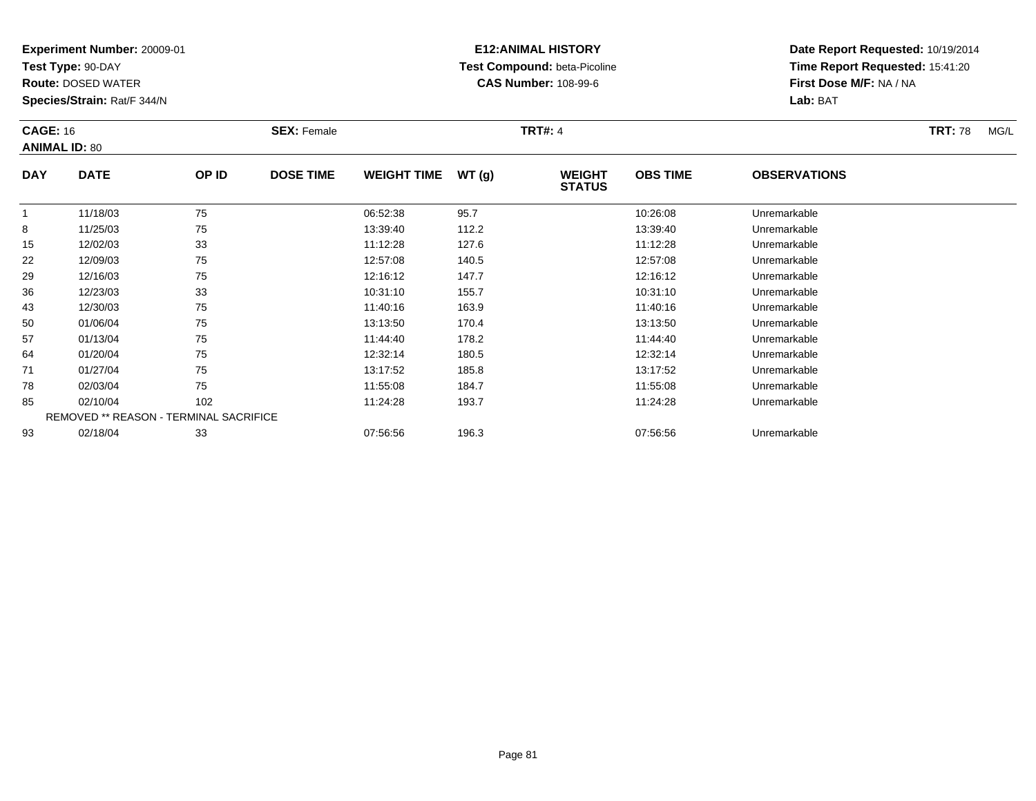**Experiment Number:** 20009-01
**Test Type:** 90-DAY
**Route:** DOSED WATER
**Species/Strain:** Rat/F 344/N

**E12:ANIMAL HISTORY**
**Test Compound:** beta-Picoline
**CAS Number:** 108-99-6

**Date Report Requested:** 10/19/2014
**Time Report Requested:** 15:41:20
**First Dose M/F:** NA / NA
**Lab:** BAT

**CAGE:** 16 **SEX:** Female **TRT#:** 4 **TRT:** 78 MG/L
**ANIMAL ID:** 80

| DAY | DATE | OP ID | DOSE TIME | WEIGHT TIME | WT (g) | WEIGHT STATUS | OBS TIME | OBSERVATIONS |
|---|---|---|---|---|---|---|---|---|
| 1 | 11/18/03 | 75 | | 06:52:38 | 95.7 | | 10:26:08 | Unremarkable |
| 8 | 11/25/03 | 75 | | 13:39:40 | 112.2 | | 13:39:40 | Unremarkable |
| 15 | 12/02/03 | 33 | | 11:12:28 | 127.6 | | 11:12:28 | Unremarkable |
| 22 | 12/09/03 | 75 | | 12:57:08 | 140.5 | | 12:57:08 | Unremarkable |
| 29 | 12/16/03 | 75 | | 12:16:12 | 147.7 | | 12:16:12 | Unremarkable |
| 36 | 12/23/03 | 33 | | 10:31:10 | 155.7 | | 10:31:10 | Unremarkable |
| 43 | 12/30/03 | 75 | | 11:40:16 | 163.9 | | 11:40:16 | Unremarkable |
| 50 | 01/06/04 | 75 | | 13:13:50 | 170.4 | | 13:13:50 | Unremarkable |
| 57 | 01/13/04 | 75 | | 11:44:40 | 178.2 | | 11:44:40 | Unremarkable |
| 64 | 01/20/04 | 75 | | 12:32:14 | 180.5 | | 12:32:14 | Unremarkable |
| 71 | 01/27/04 | 75 | | 13:17:52 | 185.8 | | 13:17:52 | Unremarkable |
| 78 | 02/03/04 | 75 | | 11:55:08 | 184.7 | | 11:55:08 | Unremarkable |
| 85 | 02/10/04 | 102 | | 11:24:28 | 193.7 | | 11:24:28 | Unremarkable |
| REMOVED ** REASON - TERMINAL SACRIFICE | | | | | | | | |
| 93 | 02/18/04 | 33 | | 07:56:56 | 196.3 | | 07:56:56 | Unremarkable |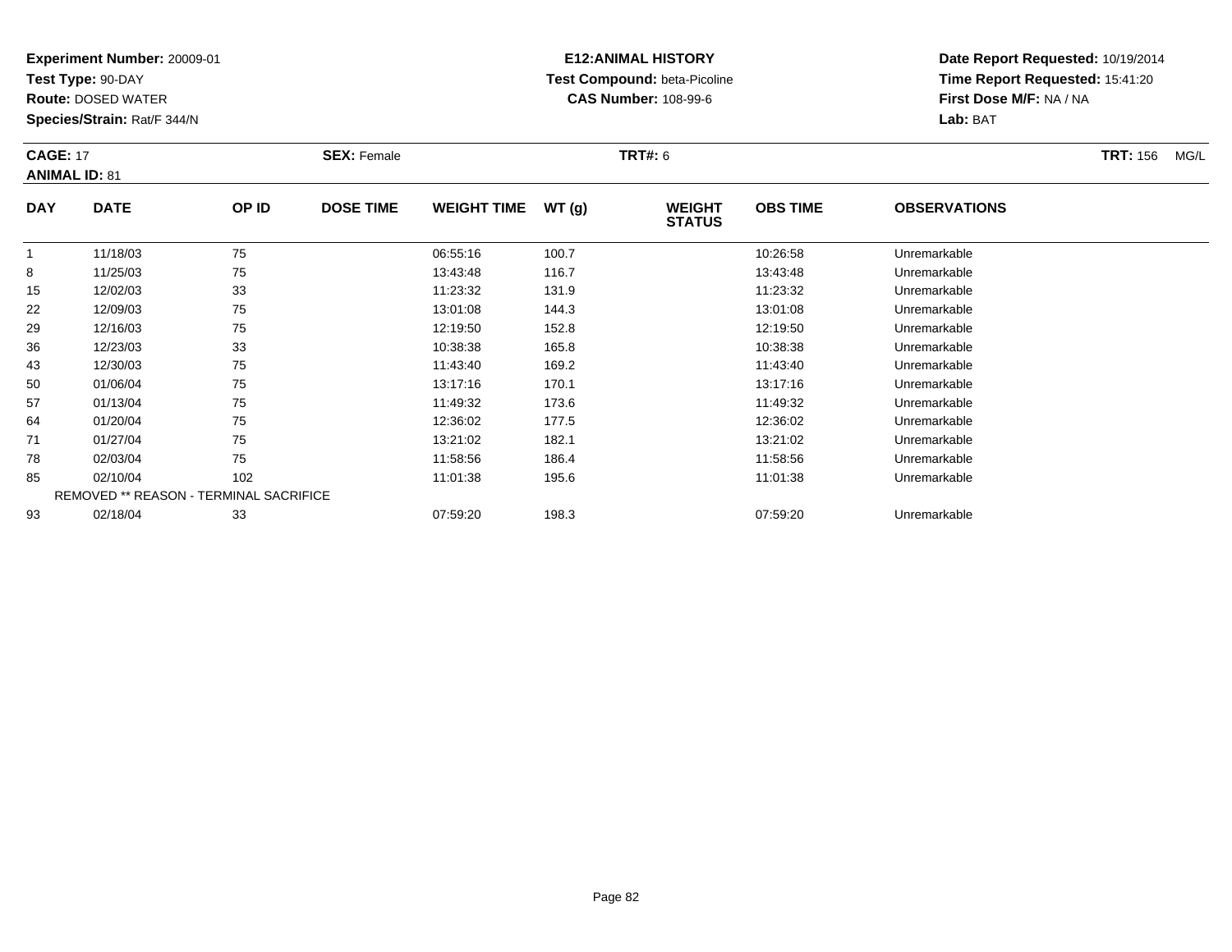**Experiment Number:** 20009-01
**Test Type:** 90-DAY
**Route:** DOSED WATER
**Species/Strain:** Rat/F 344/N

**E12:ANIMAL HISTORY**
**Test Compound:** beta-Picoline
**CAS Number:** 108-99-6

**Date Report Requested:** 10/19/2014
**Time Report Requested:** 15:41:20
**First Dose M/F:** NA / NA
**Lab:** BAT

**CAGE:** 17 **SEX:** Female **TRT#:** 6 **TRT:** 156 MG/L
**ANIMAL ID:** 81

| DAY | DATE | OP ID | DOSE TIME | WEIGHT TIME | WT (g) | WEIGHT STATUS | OBS TIME | OBSERVATIONS |
|---|---|---|---|---|---|---|---|---|
| 1 | 11/18/03 | 75 | | 06:55:16 | 100.7 | | 10:26:58 | Unremarkable |
| 8 | 11/25/03 | 75 | | 13:43:48 | 116.7 | | 13:43:48 | Unremarkable |
| 15 | 12/02/03 | 33 | | 11:23:32 | 131.9 | | 11:23:32 | Unremarkable |
| 22 | 12/09/03 | 75 | | 13:01:08 | 144.3 | | 13:01:08 | Unremarkable |
| 29 | 12/16/03 | 75 | | 12:19:50 | 152.8 | | 12:19:50 | Unremarkable |
| 36 | 12/23/03 | 33 | | 10:38:38 | 165.8 | | 10:38:38 | Unremarkable |
| 43 | 12/30/03 | 75 | | 11:43:40 | 169.2 | | 11:43:40 | Unremarkable |
| 50 | 01/06/04 | 75 | | 13:17:16 | 170.1 | | 13:17:16 | Unremarkable |
| 57 | 01/13/04 | 75 | | 11:49:32 | 173.6 | | 11:49:32 | Unremarkable |
| 64 | 01/20/04 | 75 | | 12:36:02 | 177.5 | | 12:36:02 | Unremarkable |
| 71 | 01/27/04 | 75 | | 13:21:02 | 182.1 | | 13:21:02 | Unremarkable |
| 78 | 02/03/04 | 75 | | 11:58:56 | 186.4 | | 11:58:56 | Unremarkable |
| 85 | 02/10/04 | 102 | | 11:01:38 | 195.6 | | 11:01:38 | Unremarkable |
| | REMOVED ** REASON - TERMINAL SACRIFICE | | | | | | | |
| 93 | 02/18/04 | 33 | | 07:59:20 | 198.3 | | 07:59:20 | Unremarkable |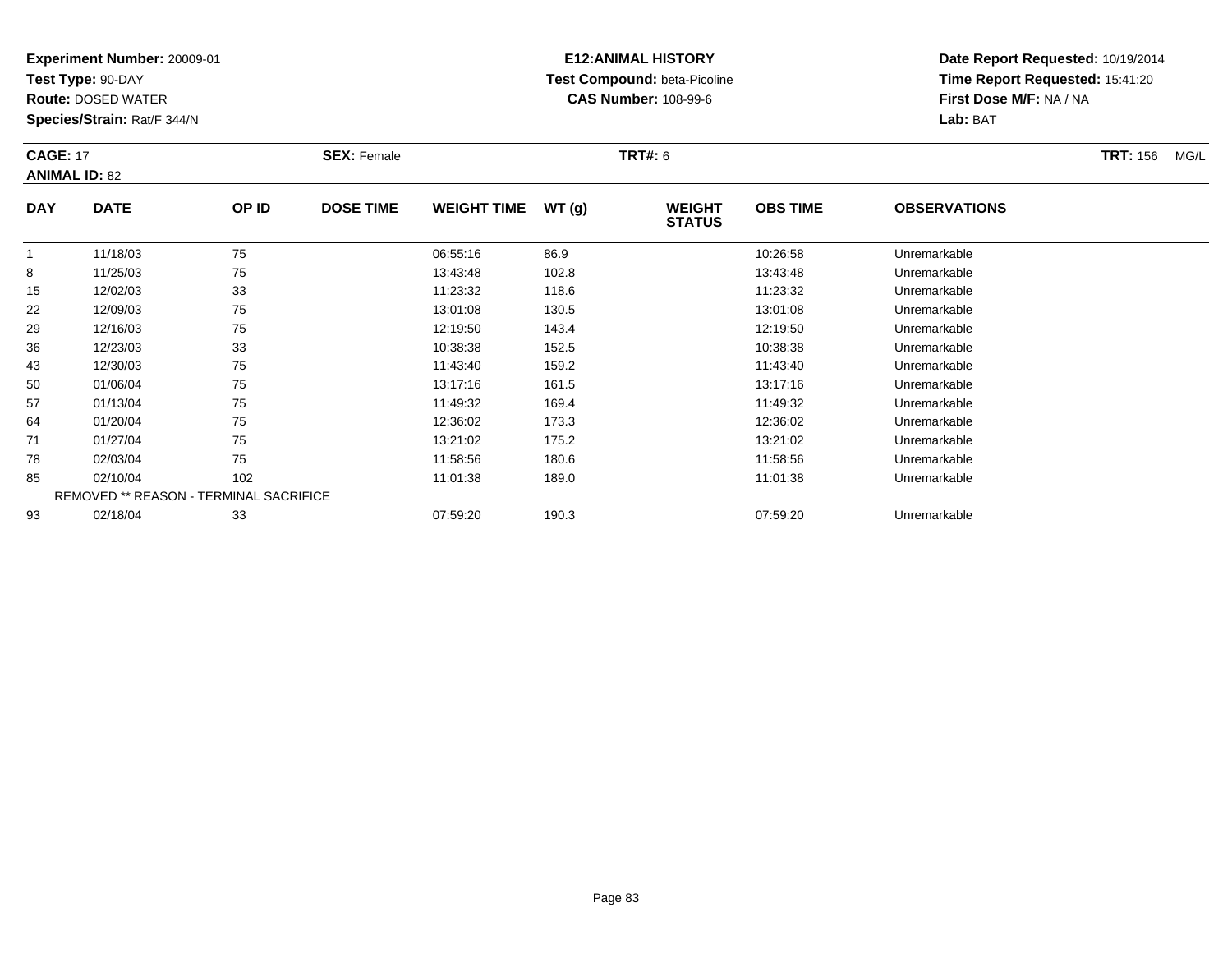**Experiment Number:** 20009-01
**Test Type:** 90-DAY
**Route:** DOSED WATER
**Species/Strain:** Rat/F 344/N

**E12:ANIMAL HISTORY**
**Test Compound:** beta-Picoline
**CAS Number:** 108-99-6

**Date Report Requested:** 10/19/2014
**Time Report Requested:** 15:41:20
**First Dose M/F:** NA / NA
**Lab:** BAT

**CAGE:** 17 **SEX:** Female **TRT#:** 6 **TRT:** 156 MG/L
**ANIMAL ID:** 82

| DAY | DATE | OP ID | DOSE TIME | WEIGHT TIME | WT (g) | WEIGHT STATUS | OBS TIME | OBSERVATIONS |
|---|---|---|---|---|---|---|---|---|
| 1 | 11/18/03 | 75 | | 06:55:16 | 86.9 | | 10:26:58 | Unremarkable |
| 8 | 11/25/03 | 75 | | 13:43:48 | 102.8 | | 13:43:48 | Unremarkable |
| 15 | 12/02/03 | 33 | | 11:23:32 | 118.6 | | 11:23:32 | Unremarkable |
| 22 | 12/09/03 | 75 | | 13:01:08 | 130.5 | | 13:01:08 | Unremarkable |
| 29 | 12/16/03 | 75 | | 12:19:50 | 143.4 | | 12:19:50 | Unremarkable |
| 36 | 12/23/03 | 33 | | 10:38:38 | 152.5 | | 10:38:38 | Unremarkable |
| 43 | 12/30/03 | 75 | | 11:43:40 | 159.2 | | 11:43:40 | Unremarkable |
| 50 | 01/06/04 | 75 | | 13:17:16 | 161.5 | | 13:17:16 | Unremarkable |
| 57 | 01/13/04 | 75 | | 11:49:32 | 169.4 | | 11:49:32 | Unremarkable |
| 64 | 01/20/04 | 75 | | 12:36:02 | 173.3 | | 12:36:02 | Unremarkable |
| 71 | 01/27/04 | 75 | | 13:21:02 | 175.2 | | 13:21:02 | Unremarkable |
| 78 | 02/03/04 | 75 | | 11:58:56 | 180.6 | | 11:58:56 | Unremarkable |
| 85 | 02/10/04 | 102 | | 11:01:38 | 189.0 | | 11:01:38 | Unremarkable |
| REMOVED ** REASON - TERMINAL SACRIFICE | | | | | | | | |
| 93 | 02/18/04 | 33 | | 07:59:20 | 190.3 | | 07:59:20 | Unremarkable |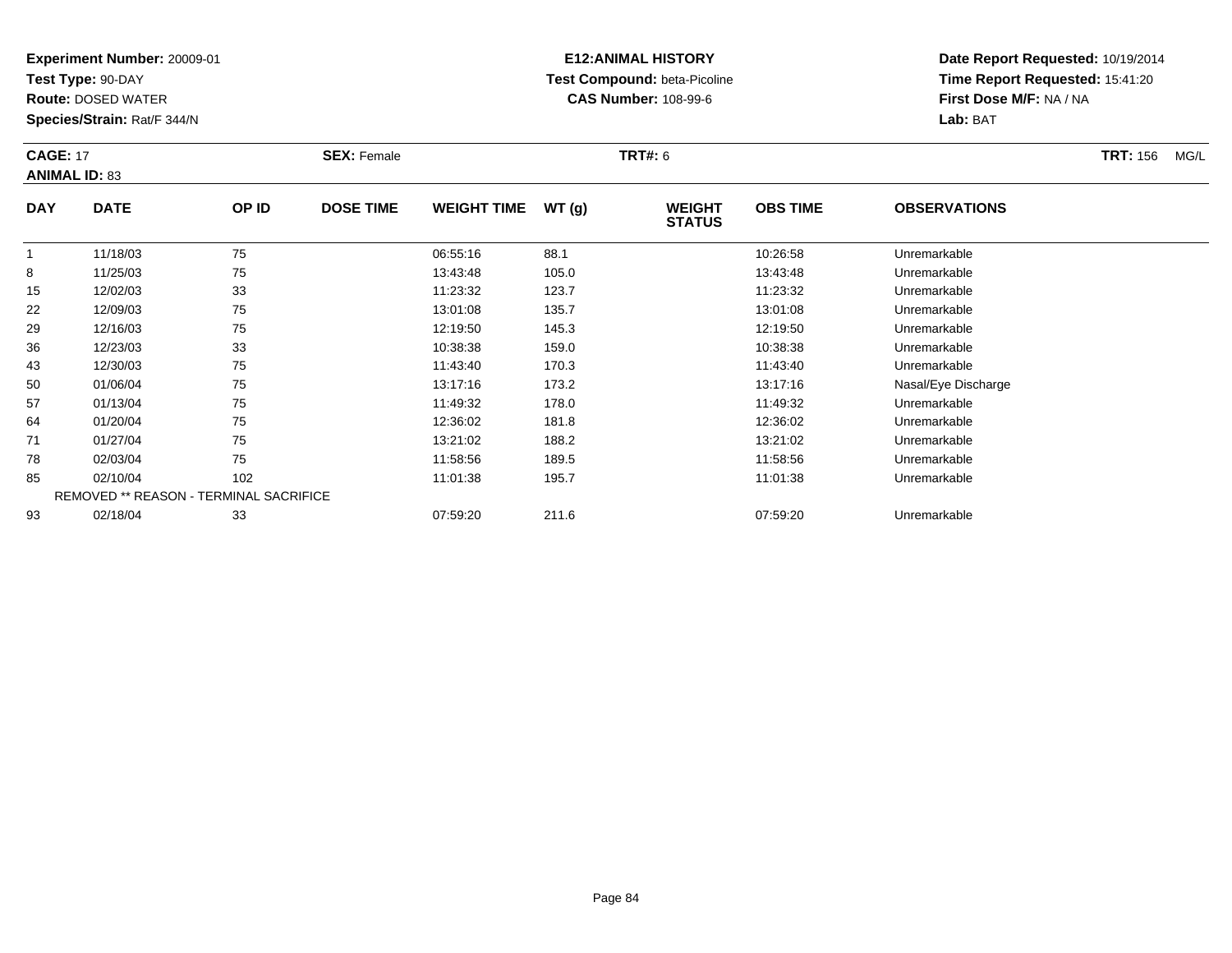**Experiment Number:** 20009-01
**Test Type:** 90-DAY
**Route:** DOSED WATER
**Species/Strain:** Rat/F 344/N

**E12:ANIMAL HISTORY**
**Test Compound:** beta-Picoline
**CAS Number:** 108-99-6

**Date Report Requested:** 10/19/2014
**Time Report Requested:** 15:41:20
**First Dose M/F:** NA / NA
**Lab:** BAT

**CAGE:** 17 **SEX:** Female **TRT#:** 6 **TRT:** 156 MG/L
**ANIMAL ID:** 83

| DAY | DATE | OP ID | DOSE TIME | WEIGHT TIME | WT (g) | WEIGHT STATUS | OBS TIME | OBSERVATIONS |
|---|---|---|---|---|---|---|---|---|
| 1 | 11/18/03 | 75 | | 06:55:16 | 88.1 | | 10:26:58 | Unremarkable |
| 8 | 11/25/03 | 75 | | 13:43:48 | 105.0 | | 13:43:48 | Unremarkable |
| 15 | 12/02/03 | 33 | | 11:23:32 | 123.7 | | 11:23:32 | Unremarkable |
| 22 | 12/09/03 | 75 | | 13:01:08 | 135.7 | | 13:01:08 | Unremarkable |
| 29 | 12/16/03 | 75 | | 12:19:50 | 145.3 | | 12:19:50 | Unremarkable |
| 36 | 12/23/03 | 33 | | 10:38:38 | 159.0 | | 10:38:38 | Unremarkable |
| 43 | 12/30/03 | 75 | | 11:43:40 | 170.3 | | 11:43:40 | Unremarkable |
| 50 | 01/06/04 | 75 | | 13:17:16 | 173.2 | | 13:17:16 | Nasal/Eye Discharge |
| 57 | 01/13/04 | 75 | | 11:49:32 | 178.0 | | 11:49:32 | Unremarkable |
| 64 | 01/20/04 | 75 | | 12:36:02 | 181.8 | | 12:36:02 | Unremarkable |
| 71 | 01/27/04 | 75 | | 13:21:02 | 188.2 | | 13:21:02 | Unremarkable |
| 78 | 02/03/04 | 75 | | 11:58:56 | 189.5 | | 11:58:56 | Unremarkable |
| 85 | 02/10/04 | 102 | | 11:01:38 | 195.7 | | 11:01:38 | Unremarkable |
| REMOVED ** REASON - TERMINAL SACRIFICE | | | | | | | | |
| 93 | 02/18/04 | 33 | | 07:59:20 | 211.6 | | 07:59:20 | Unremarkable |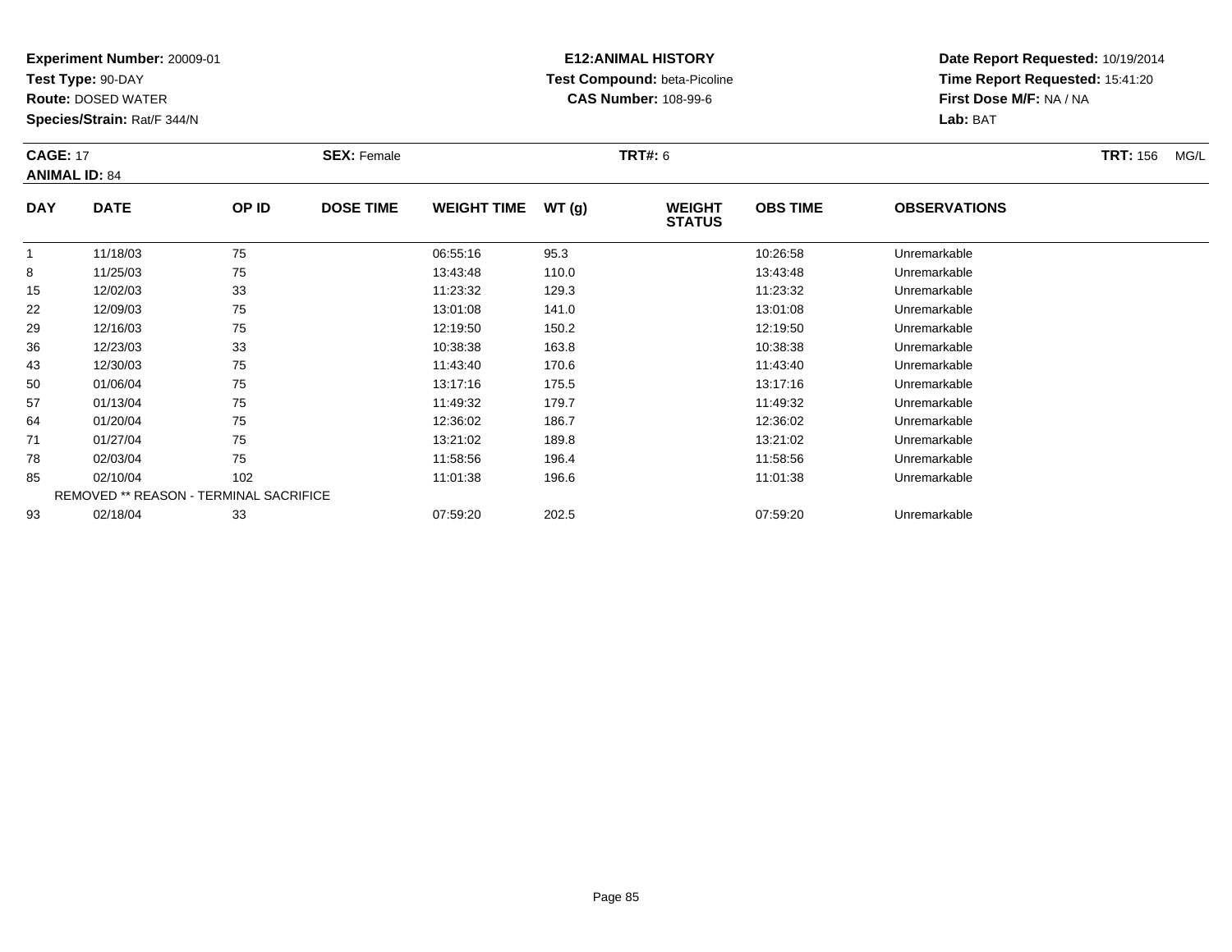**Experiment Number:** 20009-01
**Test Type:** 90-DAY
**Route:** DOSED WATER
**Species/Strain:** Rat/F 344/N

**E12:ANIMAL HISTORY**
**Test Compound:** beta-Picoline
**CAS Number:** 108-99-6

**Date Report Requested:** 10/19/2014
**Time Report Requested:** 15:41:20
**First Dose M/F:** NA / NA
**Lab:** BAT

**CAGE:** 17 **SEX:** Female **TRT#:** 6 **TRT:** 156 MG/L
**ANIMAL ID:** 84

| DAY | DATE | OP ID | DOSE TIME | WEIGHT TIME | WT (g) | WEIGHT STATUS | OBS TIME | OBSERVATIONS |
|---|---|---|---|---|---|---|---|---|
| 1 | 11/18/03 | 75 | | 06:55:16 | 95.3 | | 10:26:58 | Unremarkable |
| 8 | 11/25/03 | 75 | | 13:43:48 | 110.0 | | 13:43:48 | Unremarkable |
| 15 | 12/02/03 | 33 | | 11:23:32 | 129.3 | | 11:23:32 | Unremarkable |
| 22 | 12/09/03 | 75 | | 13:01:08 | 141.0 | | 13:01:08 | Unremarkable |
| 29 | 12/16/03 | 75 | | 12:19:50 | 150.2 | | 12:19:50 | Unremarkable |
| 36 | 12/23/03 | 33 | | 10:38:38 | 163.8 | | 10:38:38 | Unremarkable |
| 43 | 12/30/03 | 75 | | 11:43:40 | 170.6 | | 11:43:40 | Unremarkable |
| 50 | 01/06/04 | 75 | | 13:17:16 | 175.5 | | 13:17:16 | Unremarkable |
| 57 | 01/13/04 | 75 | | 11:49:32 | 179.7 | | 11:49:32 | Unremarkable |
| 64 | 01/20/04 | 75 | | 12:36:02 | 186.7 | | 12:36:02 | Unremarkable |
| 71 | 01/27/04 | 75 | | 13:21:02 | 189.8 | | 13:21:02 | Unremarkable |
| 78 | 02/03/04 | 75 | | 11:58:56 | 196.4 | | 11:58:56 | Unremarkable |
| 85 | 02/10/04 | 102 | | 11:01:38 | 196.6 | | 11:01:38 | Unremarkable |
| REMOVED ** REASON - TERMINAL SACRIFICE | | | | | | | | |
| 93 | 02/18/04 | 33 | | 07:59:20 | 202.5 | | 07:59:20 | Unremarkable |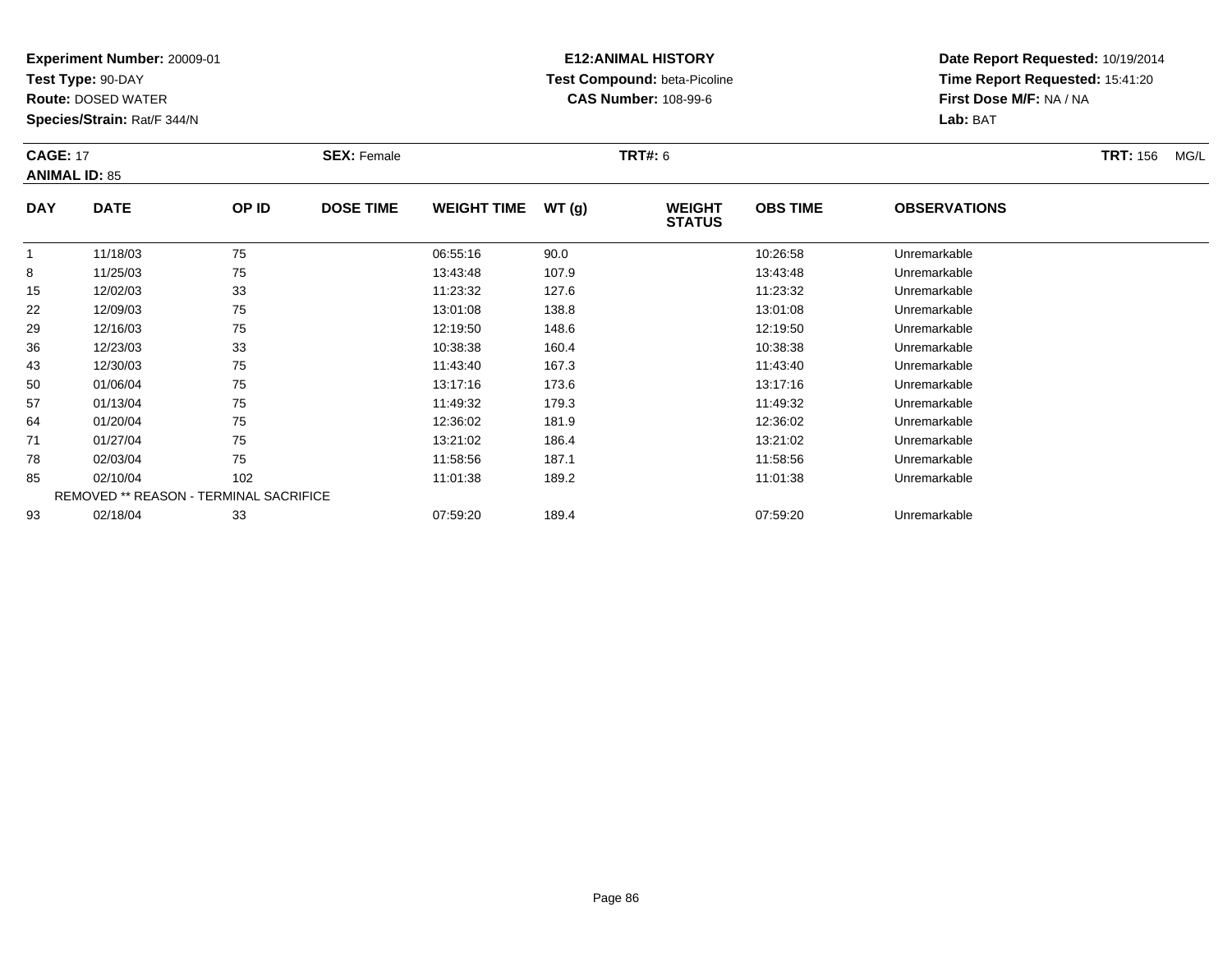**Experiment Number:** 20009-01
**Test Type:** 90-DAY
**Route:** DOSED WATER
**Species/Strain:** Rat/F 344/N

**E12:ANIMAL HISTORY**
**Test Compound:** beta-Picoline
**CAS Number:** 108-99-6

**Date Report Requested:** 10/19/2014
**Time Report Requested:** 15:41:20
**First Dose M/F:** NA / NA
**Lab:** BAT

**CAGE:** 17 **SEX:** Female **TRT#:** 6 **TRT:** 156 MG/L
**ANIMAL ID:** 85

| DAY | DATE | OP ID | DOSE TIME | WEIGHT TIME | WT (g) | WEIGHT STATUS | OBS TIME | OBSERVATIONS |
|---|---|---|---|---|---|---|---|---|
| 1 | 11/18/03 | 75 | | 06:55:16 | 90.0 | | 10:26:58 | Unremarkable |
| 8 | 11/25/03 | 75 | | 13:43:48 | 107.9 | | 13:43:48 | Unremarkable |
| 15 | 12/02/03 | 33 | | 11:23:32 | 127.6 | | 11:23:32 | Unremarkable |
| 22 | 12/09/03 | 75 | | 13:01:08 | 138.8 | | 13:01:08 | Unremarkable |
| 29 | 12/16/03 | 75 | | 12:19:50 | 148.6 | | 12:19:50 | Unremarkable |
| 36 | 12/23/03 | 33 | | 10:38:38 | 160.4 | | 10:38:38 | Unremarkable |
| 43 | 12/30/03 | 75 | | 11:43:40 | 167.3 | | 11:43:40 | Unremarkable |
| 50 | 01/06/04 | 75 | | 13:17:16 | 173.6 | | 13:17:16 | Unremarkable |
| 57 | 01/13/04 | 75 | | 11:49:32 | 179.3 | | 11:49:32 | Unremarkable |
| 64 | 01/20/04 | 75 | | 12:36:02 | 181.9 | | 12:36:02 | Unremarkable |
| 71 | 01/27/04 | 75 | | 13:21:02 | 186.4 | | 13:21:02 | Unremarkable |
| 78 | 02/03/04 | 75 | | 11:58:56 | 187.1 | | 11:58:56 | Unremarkable |
| 85 | 02/10/04 | 102 | | 11:01:38 | 189.2 | | 11:01:38 | Unremarkable |
| REMOVED ** REASON - TERMINAL SACRIFICE | | | | | | | | |
| 93 | 02/18/04 | 33 | | 07:59:20 | 189.4 | | 07:59:20 | Unremarkable |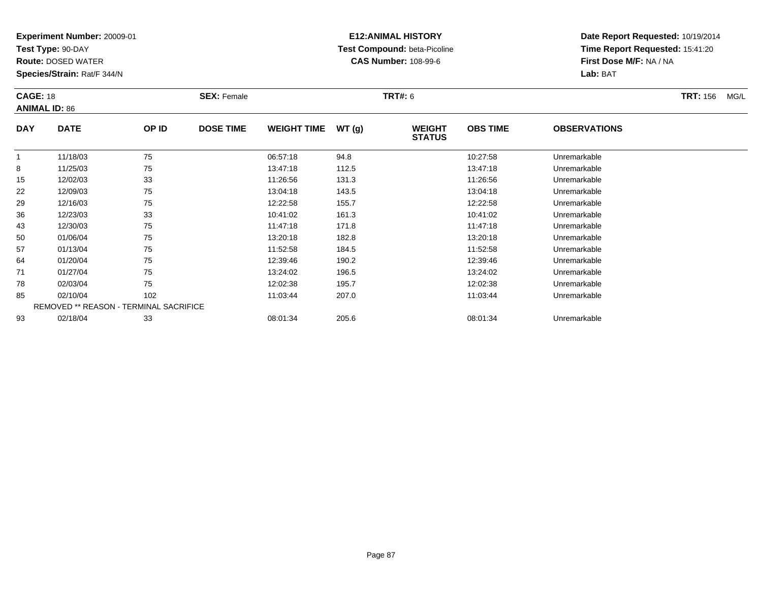**Experiment Number:** 20009-01
**Test Type:** 90-DAY
**Route:** DOSED WATER
**Species/Strain:** Rat/F 344/N

**E12:ANIMAL HISTORY**
**Test Compound:** beta-Picoline
**CAS Number:** 108-99-6

**Date Report Requested:** 10/19/2014
**Time Report Requested:** 15:41:20
**First Dose M/F:** NA / NA
**Lab:** BAT

**CAGE:** 18 **SEX:** Female **TRT#:** 6 **TRT:** 156 MG/L
**ANIMAL ID:** 86

| DAY | DATE | OP ID | DOSE TIME | WEIGHT TIME | WT (g) | WEIGHT STATUS | OBS TIME | OBSERVATIONS |
|---|---|---|---|---|---|---|---|---|
| 1 | 11/18/03 | 75 | | 06:57:18 | 94.8 | | 10:27:58 | Unremarkable |
| 8 | 11/25/03 | 75 | | 13:47:18 | 112.5 | | 13:47:18 | Unremarkable |
| 15 | 12/02/03 | 33 | | 11:26:56 | 131.3 | | 11:26:56 | Unremarkable |
| 22 | 12/09/03 | 75 | | 13:04:18 | 143.5 | | 13:04:18 | Unremarkable |
| 29 | 12/16/03 | 75 | | 12:22:58 | 155.7 | | 12:22:58 | Unremarkable |
| 36 | 12/23/03 | 33 | | 10:41:02 | 161.3 | | 10:41:02 | Unremarkable |
| 43 | 12/30/03 | 75 | | 11:47:18 | 171.8 | | 11:47:18 | Unremarkable |
| 50 | 01/06/04 | 75 | | 13:20:18 | 182.8 | | 13:20:18 | Unremarkable |
| 57 | 01/13/04 | 75 | | 11:52:58 | 184.5 | | 11:52:58 | Unremarkable |
| 64 | 01/20/04 | 75 | | 12:39:46 | 190.2 | | 12:39:46 | Unremarkable |
| 71 | 01/27/04 | 75 | | 13:24:02 | 196.5 | | 13:24:02 | Unremarkable |
| 78 | 02/03/04 | 75 | | 12:02:38 | 195.7 | | 12:02:38 | Unremarkable |
| 85 | 02/10/04 | 102 | | 11:03:44 | 207.0 | | 11:03:44 | Unremarkable |
| REMOVED ** REASON - TERMINAL SACRIFICE | | | | | | | | |
| 93 | 02/18/04 | 33 | | 08:01:34 | 205.6 | | 08:01:34 | Unremarkable |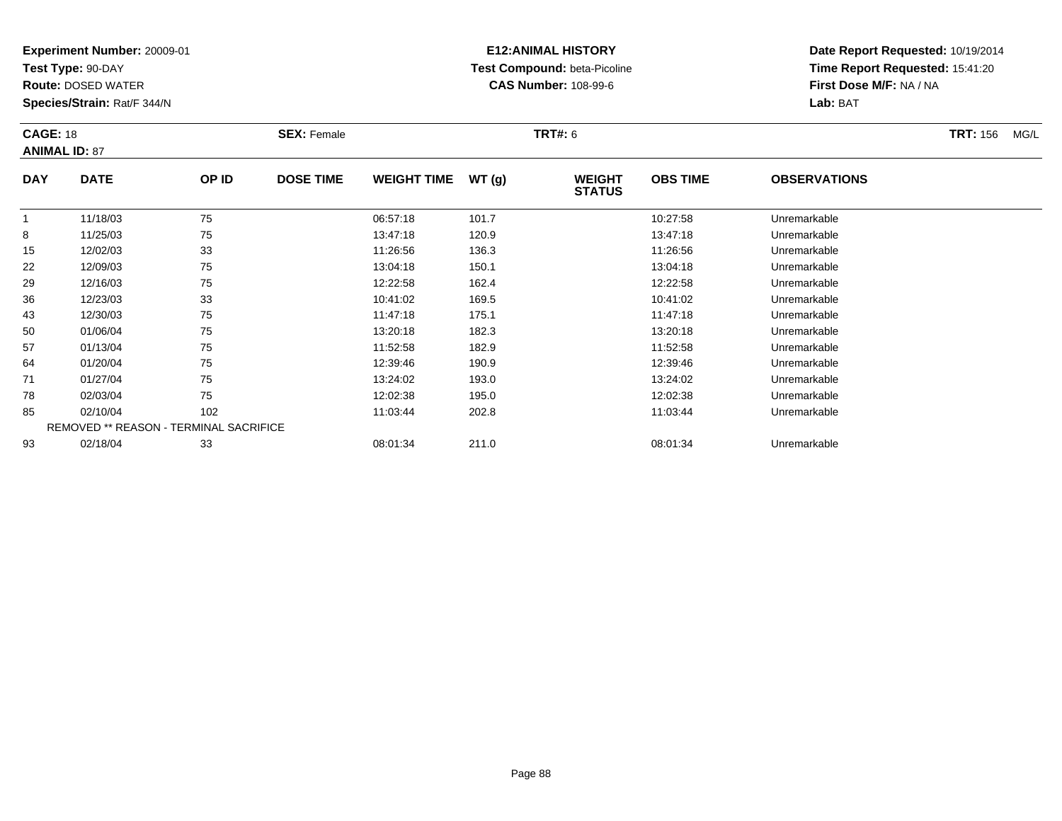**Experiment Number:** 20009-01
**Test Type:** 90-DAY
**Route:** DOSED WATER
**Species/Strain:** Rat/F 344/N

**E12:ANIMAL HISTORY**
**Test Compound:** beta-Picoline
**CAS Number:** 108-99-6

**Date Report Requested:** 10/19/2014
**Time Report Requested:** 15:41:20
**First Dose M/F:** NA / NA
**Lab:** BAT

**CAGE:** 18 **SEX:** Female **TRT#:** 6 **TRT:** 156 MG/L
**ANIMAL ID:** 87

| DAY | DATE | OP ID | DOSE TIME | WEIGHT TIME | WT (g) | WEIGHT STATUS | OBS TIME | OBSERVATIONS |
|---|---|---|---|---|---|---|---|---|
| 1 | 11/18/03 | 75 | | 06:57:18 | 101.7 | | 10:27:58 | Unremarkable |
| 8 | 11/25/03 | 75 | | 13:47:18 | 120.9 | | 13:47:18 | Unremarkable |
| 15 | 12/02/03 | 33 | | 11:26:56 | 136.3 | | 11:26:56 | Unremarkable |
| 22 | 12/09/03 | 75 | | 13:04:18 | 150.1 | | 13:04:18 | Unremarkable |
| 29 | 12/16/03 | 75 | | 12:22:58 | 162.4 | | 12:22:58 | Unremarkable |
| 36 | 12/23/03 | 33 | | 10:41:02 | 169.5 | | 10:41:02 | Unremarkable |
| 43 | 12/30/03 | 75 | | 11:47:18 | 175.1 | | 11:47:18 | Unremarkable |
| 50 | 01/06/04 | 75 | | 13:20:18 | 182.3 | | 13:20:18 | Unremarkable |
| 57 | 01/13/04 | 75 | | 11:52:58 | 182.9 | | 11:52:58 | Unremarkable |
| 64 | 01/20/04 | 75 | | 12:39:46 | 190.9 | | 12:39:46 | Unremarkable |
| 71 | 01/27/04 | 75 | | 13:24:02 | 193.0 | | 13:24:02 | Unremarkable |
| 78 | 02/03/04 | 75 | | 12:02:38 | 195.0 | | 12:02:38 | Unremarkable |
| 85 | 02/10/04 | 102 | | 11:03:44 | 202.8 | | 11:03:44 | Unremarkable |
| REMOVED ** REASON - TERMINAL SACRIFICE | | | | | | | | |
| 93 | 02/18/04 | 33 | | 08:01:34 | 211.0 | | 08:01:34 | Unremarkable |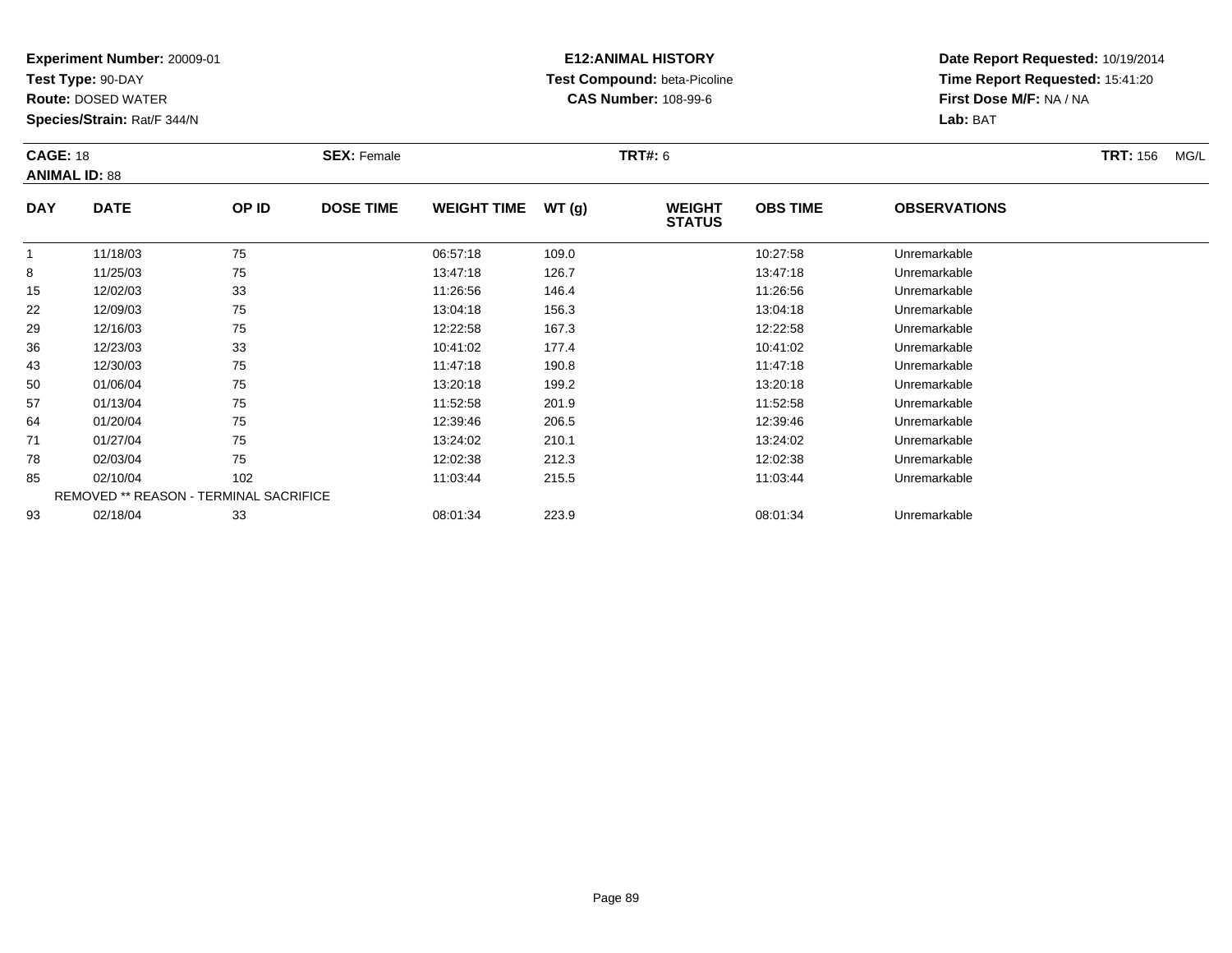**Experiment Number:** 20009-01
**Test Type:** 90-DAY
**Route:** DOSED WATER
**Species/Strain:** Rat/F 344/N

**E12:ANIMAL HISTORY**
**Test Compound:** beta-Picoline
**CAS Number:** 108-99-6

**Date Report Requested:** 10/19/2014
**Time Report Requested:** 15:41:20
**First Dose M/F:** NA / NA
**Lab:** BAT

**CAGE:** 18 **SEX:** Female **TRT#:** 6 **TRT:** 156 MG/L
**ANIMAL ID:** 88

| DAY | DATE | OP ID | DOSE TIME | WEIGHT TIME | WT (g) | WEIGHT STATUS | OBS TIME | OBSERVATIONS |
|---|---|---|---|---|---|---|---|---|
| 1 | 11/18/03 | 75 | | 06:57:18 | 109.0 | | 10:27:58 | Unremarkable |
| 8 | 11/25/03 | 75 | | 13:47:18 | 126.7 | | 13:47:18 | Unremarkable |
| 15 | 12/02/03 | 33 | | 11:26:56 | 146.4 | | 11:26:56 | Unremarkable |
| 22 | 12/09/03 | 75 | | 13:04:18 | 156.3 | | 13:04:18 | Unremarkable |
| 29 | 12/16/03 | 75 | | 12:22:58 | 167.3 | | 12:22:58 | Unremarkable |
| 36 | 12/23/03 | 33 | | 10:41:02 | 177.4 | | 10:41:02 | Unremarkable |
| 43 | 12/30/03 | 75 | | 11:47:18 | 190.8 | | 11:47:18 | Unremarkable |
| 50 | 01/06/04 | 75 | | 13:20:18 | 199.2 | | 13:20:18 | Unremarkable |
| 57 | 01/13/04 | 75 | | 11:52:58 | 201.9 | | 11:52:58 | Unremarkable |
| 64 | 01/20/04 | 75 | | 12:39:46 | 206.5 | | 12:39:46 | Unremarkable |
| 71 | 01/27/04 | 75 | | 13:24:02 | 210.1 | | 13:24:02 | Unremarkable |
| 78 | 02/03/04 | 75 | | 12:02:38 | 212.3 | | 12:02:38 | Unremarkable |
| 85 | 02/10/04 | 102 | | 11:03:44 | 215.5 | | 11:03:44 | Unremarkable |
| REMOVED ** REASON - TERMINAL SACRIFICE | | | | | | | | |
| 93 | 02/18/04 | 33 | | 08:01:34 | 223.9 | | 08:01:34 | Unremarkable |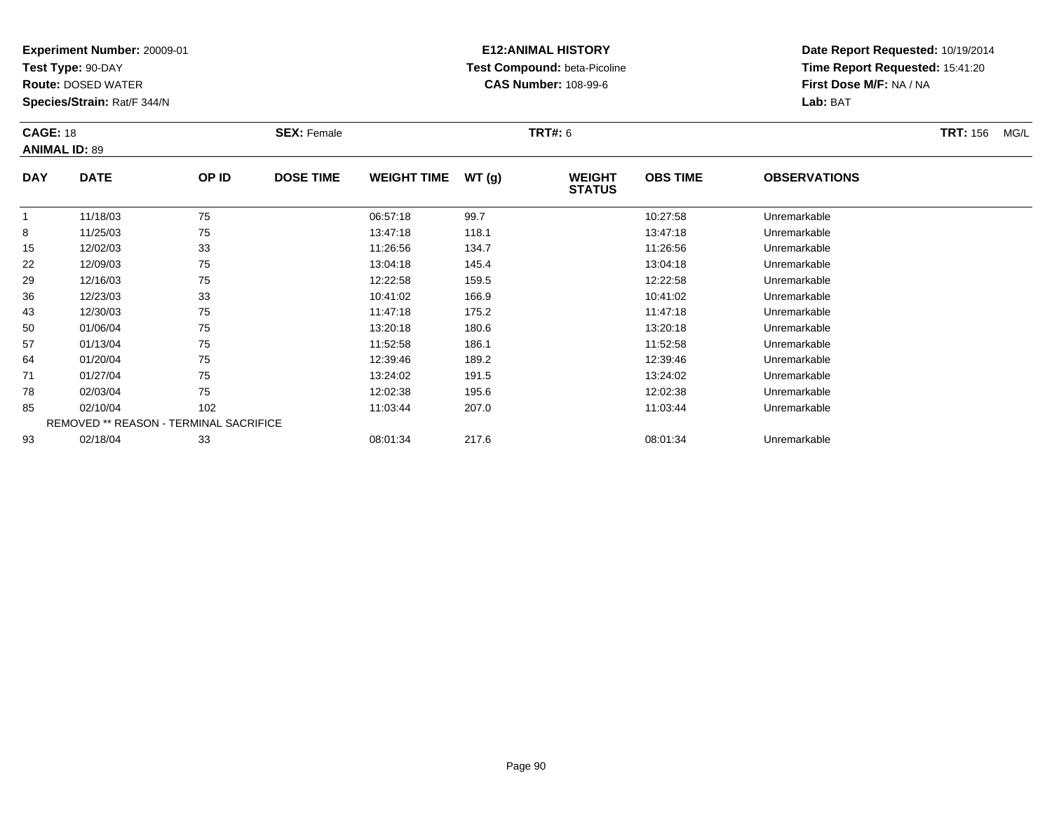**Experiment Number:** 20009-01
**Test Type:** 90-DAY
**Route:** DOSED WATER
**Species/Strain:** Rat/F 344/N

**E12:ANIMAL HISTORY**
**Test Compound:** beta-Picoline
**CAS Number:** 108-99-6

**Date Report Requested:** 10/19/2014
**Time Report Requested:** 15:41:20
**First Dose M/F:** NA / NA
**Lab:** BAT

**CAGE:** 18 **SEX:** Female **TRT#:** 6 **TRT:** 156 MG/L
**ANIMAL ID:** 89

| DAY | DATE | OP ID | DOSE TIME | WEIGHT TIME | WT (g) | WEIGHT STATUS | OBS TIME | OBSERVATIONS |
|---|---|---|---|---|---|---|---|---|
| 1 | 11/18/03 | 75 | | 06:57:18 | 99.7 | | 10:27:58 | Unremarkable |
| 8 | 11/25/03 | 75 | | 13:47:18 | 118.1 | | 13:47:18 | Unremarkable |
| 15 | 12/02/03 | 33 | | 11:26:56 | 134.7 | | 11:26:56 | Unremarkable |
| 22 | 12/09/03 | 75 | | 13:04:18 | 145.4 | | 13:04:18 | Unremarkable |
| 29 | 12/16/03 | 75 | | 12:22:58 | 159.5 | | 12:22:58 | Unremarkable |
| 36 | 12/23/03 | 33 | | 10:41:02 | 166.9 | | 10:41:02 | Unremarkable |
| 43 | 12/30/03 | 75 | | 11:47:18 | 175.2 | | 11:47:18 | Unremarkable |
| 50 | 01/06/04 | 75 | | 13:20:18 | 180.6 | | 13:20:18 | Unremarkable |
| 57 | 01/13/04 | 75 | | 11:52:58 | 186.1 | | 11:52:58 | Unremarkable |
| 64 | 01/20/04 | 75 | | 12:39:46 | 189.2 | | 12:39:46 | Unremarkable |
| 71 | 01/27/04 | 75 | | 13:24:02 | 191.5 | | 13:24:02 | Unremarkable |
| 78 | 02/03/04 | 75 | | 12:02:38 | 195.6 | | 12:02:38 | Unremarkable |
| 85 | 02/10/04 | 102 | | 11:03:44 | 207.0 | | 11:03:44 | Unremarkable |
| REMOVED ** REASON - TERMINAL SACRIFICE | | | | | | | | |
| 93 | 02/18/04 | 33 | | 08:01:34 | 217.6 | | 08:01:34 | Unremarkable |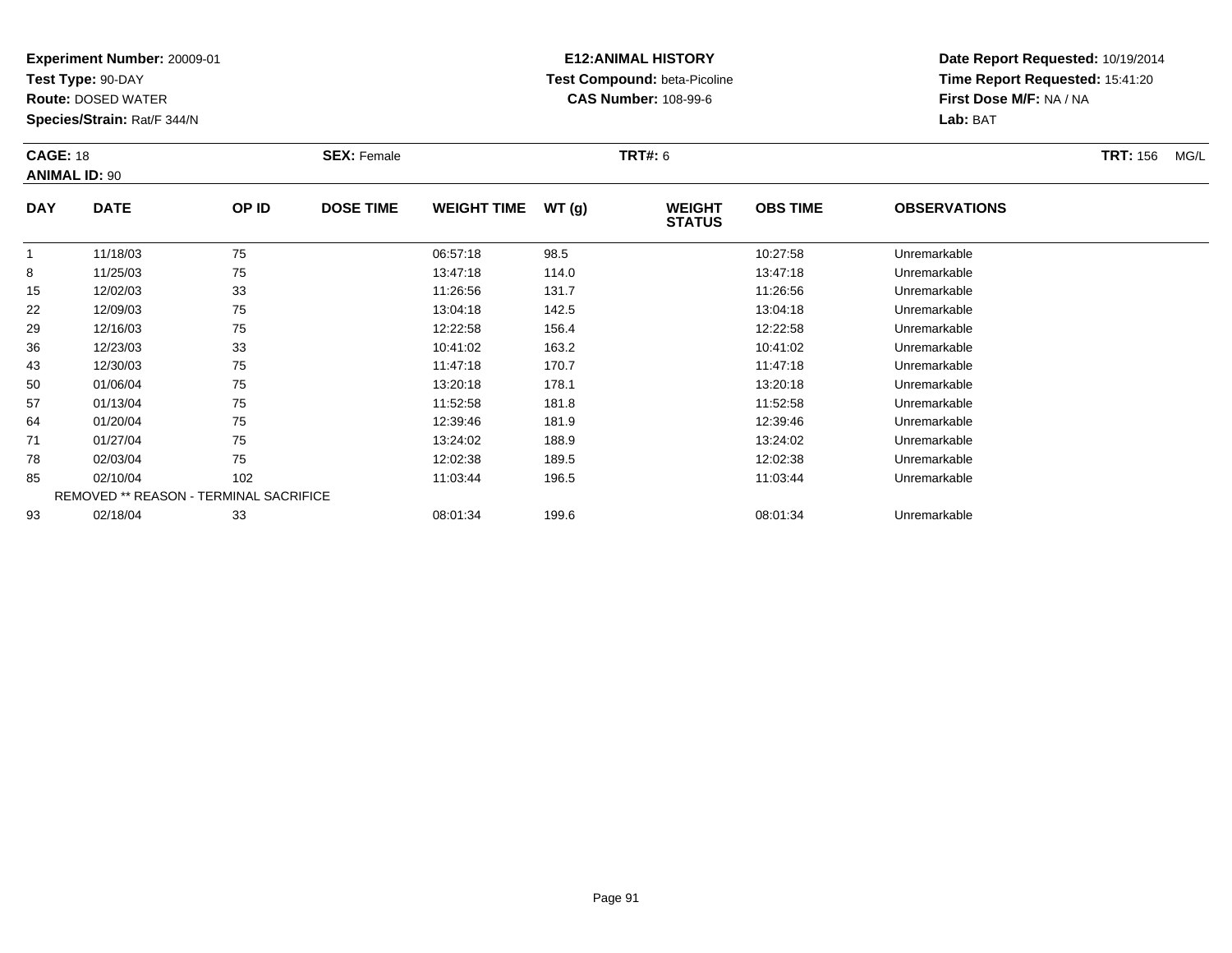**Experiment Number:** 20009-01
**Test Type:** 90-DAY
**Route:** DOSED WATER
**Species/Strain:** Rat/F 344/N

**E12:ANIMAL HISTORY**
**Test Compound:** beta-Picoline
**CAS Number:** 108-99-6

**Date Report Requested:** 10/19/2014
**Time Report Requested:** 15:41:20
**First Dose M/F:** NA / NA
**Lab:** BAT

**CAGE:** 18 **SEX:** Female **TRT#:** 6 **TRT:** 156 MG/L
**ANIMAL ID:** 90

| DAY | DATE | OP ID | DOSE TIME | WEIGHT TIME | WT (g) | WEIGHT STATUS | OBS TIME | OBSERVATIONS |
|---|---|---|---|---|---|---|---|---|
| 1 | 11/18/03 | 75 | | 06:57:18 | 98.5 | | 10:27:58 | Unremarkable |
| 8 | 11/25/03 | 75 | | 13:47:18 | 114.0 | | 13:47:18 | Unremarkable |
| 15 | 12/02/03 | 33 | | 11:26:56 | 131.7 | | 11:26:56 | Unremarkable |
| 22 | 12/09/03 | 75 | | 13:04:18 | 142.5 | | 13:04:18 | Unremarkable |
| 29 | 12/16/03 | 75 | | 12:22:58 | 156.4 | | 12:22:58 | Unremarkable |
| 36 | 12/23/03 | 33 | | 10:41:02 | 163.2 | | 10:41:02 | Unremarkable |
| 43 | 12/30/03 | 75 | | 11:47:18 | 170.7 | | 11:47:18 | Unremarkable |
| 50 | 01/06/04 | 75 | | 13:20:18 | 178.1 | | 13:20:18 | Unremarkable |
| 57 | 01/13/04 | 75 | | 11:52:58 | 181.8 | | 11:52:58 | Unremarkable |
| 64 | 01/20/04 | 75 | | 12:39:46 | 181.9 | | 12:39:46 | Unremarkable |
| 71 | 01/27/04 | 75 | | 13:24:02 | 188.9 | | 13:24:02 | Unremarkable |
| 78 | 02/03/04 | 75 | | 12:02:38 | 189.5 | | 12:02:38 | Unremarkable |
| 85 | 02/10/04 | 102 | | 11:03:44 | 196.5 | | 11:03:44 | Unremarkable |
| REMOVED ** REASON - TERMINAL SACRIFICE | | | | | | | | |
| 93 | 02/18/04 | 33 | | 08:01:34 | 199.6 | | 08:01:34 | Unremarkable |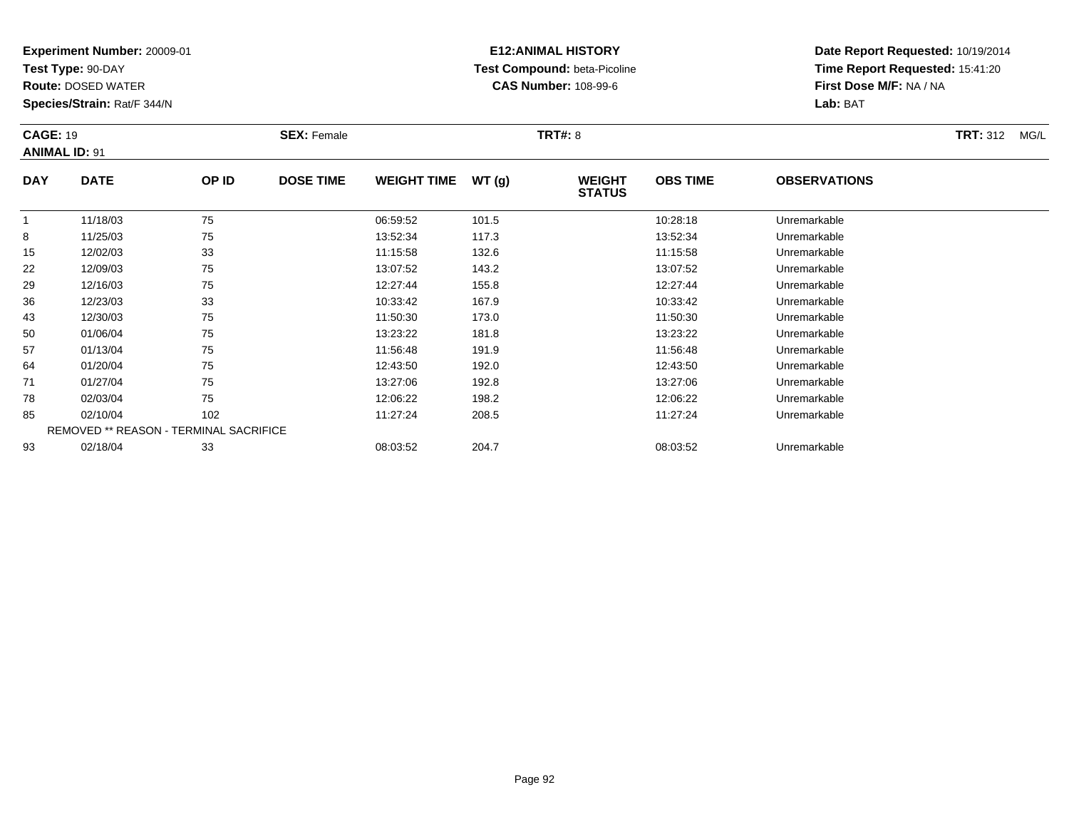**Experiment Number:** 20009-01
**Test Type:** 90-DAY
**Route:** DOSED WATER
**Species/Strain:** Rat/F 344/N

**E12:ANIMAL HISTORY**
**Test Compound:** beta-Picoline
**CAS Number:** 108-99-6

**Date Report Requested:** 10/19/2014
**Time Report Requested:** 15:41:20
**First Dose M/F:** NA / NA
**Lab:** BAT

**CAGE:** 19 **SEX:** Female **TRT#:** 8 **TRT:** 312 MG/L
**ANIMAL ID:** 91

| DAY | DATE | OP ID | DOSE TIME | WEIGHT TIME | WT (g) | WEIGHT STATUS | OBS TIME | OBSERVATIONS |
|---|---|---|---|---|---|---|---|---|
| 1 | 11/18/03 | 75 | | 06:59:52 | 101.5 | | 10:28:18 | Unremarkable |
| 8 | 11/25/03 | 75 | | 13:52:34 | 117.3 | | 13:52:34 | Unremarkable |
| 15 | 12/02/03 | 33 | | 11:15:58 | 132.6 | | 11:15:58 | Unremarkable |
| 22 | 12/09/03 | 75 | | 13:07:52 | 143.2 | | 13:07:52 | Unremarkable |
| 29 | 12/16/03 | 75 | | 12:27:44 | 155.8 | | 12:27:44 | Unremarkable |
| 36 | 12/23/03 | 33 | | 10:33:42 | 167.9 | | 10:33:42 | Unremarkable |
| 43 | 12/30/03 | 75 | | 11:50:30 | 173.0 | | 11:50:30 | Unremarkable |
| 50 | 01/06/04 | 75 | | 13:23:22 | 181.8 | | 13:23:22 | Unremarkable |
| 57 | 01/13/04 | 75 | | 11:56:48 | 191.9 | | 11:56:48 | Unremarkable |
| 64 | 01/20/04 | 75 | | 12:43:50 | 192.0 | | 12:43:50 | Unremarkable |
| 71 | 01/27/04 | 75 | | 13:27:06 | 192.8 | | 13:27:06 | Unremarkable |
| 78 | 02/03/04 | 75 | | 12:06:22 | 198.2 | | 12:06:22 | Unremarkable |
| 85 | 02/10/04 | 102 | | 11:27:24 | 208.5 | | 11:27:24 | Unremarkable |
| REMOVED ** REASON - TERMINAL SACRIFICE | | | | | | | | |
| 93 | 02/18/04 | 33 | | 08:03:52 | 204.7 | | 08:03:52 | Unremarkable |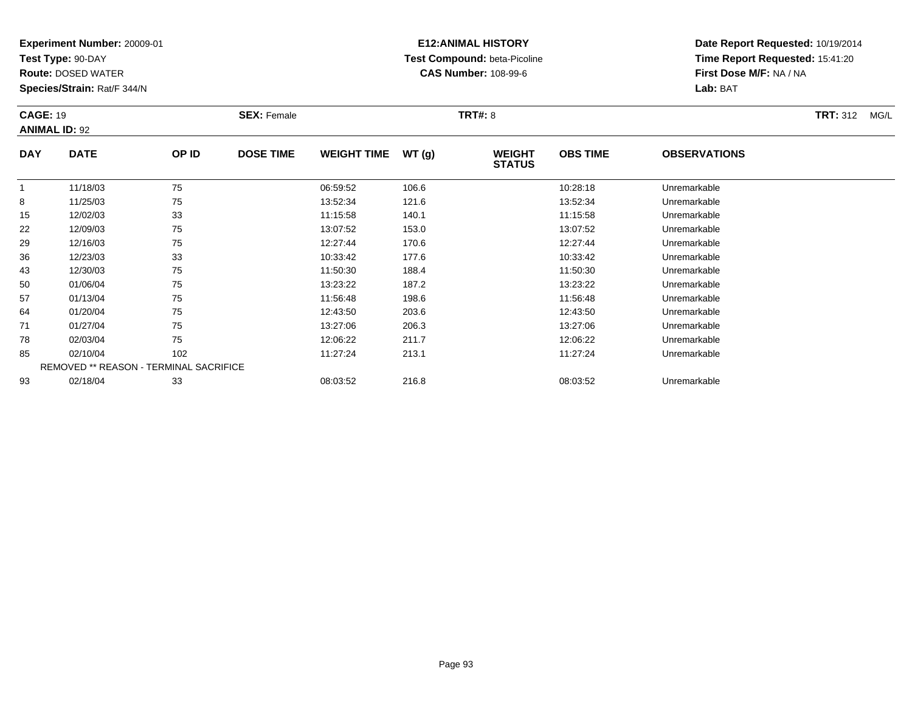**Experiment Number:** 20009-01
**Test Type:** 90-DAY
**Route:** DOSED WATER
**Species/Strain:** Rat/F 344/N

**E12:ANIMAL HISTORY**
**Test Compound:** beta-Picoline
**CAS Number:** 108-99-6

**Date Report Requested:** 10/19/2014
**Time Report Requested:** 15:41:20
**First Dose M/F:** NA / NA
**Lab:** BAT

**CAGE:** 19 **SEX:** Female **TRT#:** 8 **TRT:** 312 MG/L
**ANIMAL ID:** 92

| DAY | DATE | OP ID | DOSE TIME | WEIGHT TIME | WT (g) | WEIGHT STATUS | OBS TIME | OBSERVATIONS |
|---|---|---|---|---|---|---|---|---|
| 1 | 11/18/03 | 75 | | 06:59:52 | 106.6 | | 10:28:18 | Unremarkable |
| 8 | 11/25/03 | 75 | | 13:52:34 | 121.6 | | 13:52:34 | Unremarkable |
| 15 | 12/02/03 | 33 | | 11:15:58 | 140.1 | | 11:15:58 | Unremarkable |
| 22 | 12/09/03 | 75 | | 13:07:52 | 153.0 | | 13:07:52 | Unremarkable |
| 29 | 12/16/03 | 75 | | 12:27:44 | 170.6 | | 12:27:44 | Unremarkable |
| 36 | 12/23/03 | 33 | | 10:33:42 | 177.6 | | 10:33:42 | Unremarkable |
| 43 | 12/30/03 | 75 | | 11:50:30 | 188.4 | | 11:50:30 | Unremarkable |
| 50 | 01/06/04 | 75 | | 13:23:22 | 187.2 | | 13:23:22 | Unremarkable |
| 57 | 01/13/04 | 75 | | 11:56:48 | 198.6 | | 11:56:48 | Unremarkable |
| 64 | 01/20/04 | 75 | | 12:43:50 | 203.6 | | 12:43:50 | Unremarkable |
| 71 | 01/27/04 | 75 | | 13:27:06 | 206.3 | | 13:27:06 | Unremarkable |
| 78 | 02/03/04 | 75 | | 12:06:22 | 211.7 | | 12:06:22 | Unremarkable |
| 85 | 02/10/04 | 102 | | 11:27:24 | 213.1 | | 11:27:24 | Unremarkable |
| REMOVED ** REASON - TERMINAL SACRIFICE | | | | | | | | |
| 93 | 02/18/04 | 33 | | 08:03:52 | 216.8 | | 08:03:52 | Unremarkable |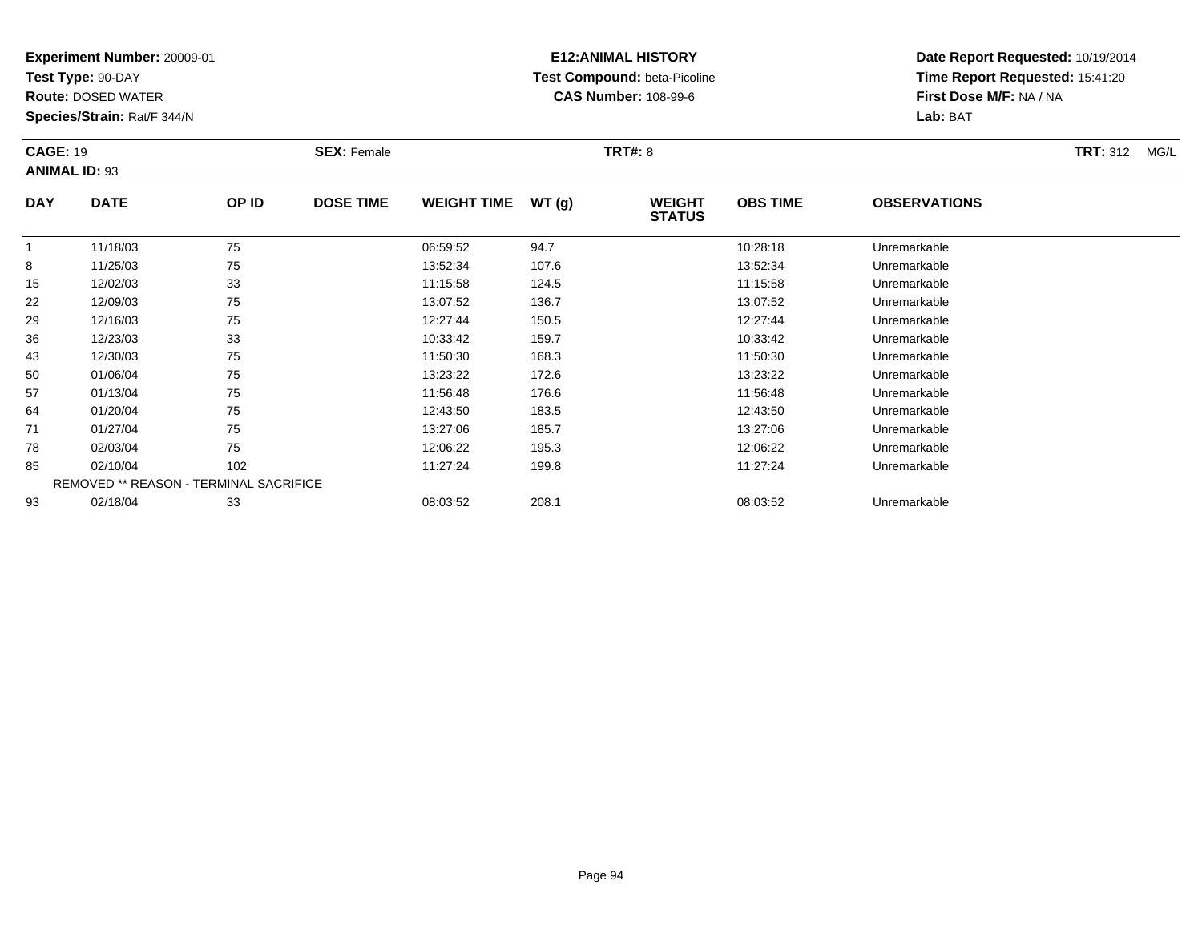**Experiment Number:** 20009-01
**Test Type:** 90-DAY
**Route:** DOSED WATER
**Species/Strain:** Rat/F 344/N

**E12:ANIMAL HISTORY**
**Test Compound:** beta-Picoline
**CAS Number:** 108-99-6

**Date Report Requested:** 10/19/2014
**Time Report Requested:** 15:41:20
**First Dose M/F:** NA / NA
**Lab:** BAT

**CAGE:** 19 **SEX:** Female **TRT#:** 8 **TRT:** 312 MG/L
**ANIMAL ID:** 93

| DAY | DATE | OP ID | DOSE TIME | WEIGHT TIME | WT (g) | WEIGHT STATUS | OBS TIME | OBSERVATIONS |
|---|---|---|---|---|---|---|---|---|
| 1 | 11/18/03 | 75 | | 06:59:52 | 94.7 | | 10:28:18 | Unremarkable |
| 8 | 11/25/03 | 75 | | 13:52:34 | 107.6 | | 13:52:34 | Unremarkable |
| 15 | 12/02/03 | 33 | | 11:15:58 | 124.5 | | 11:15:58 | Unremarkable |
| 22 | 12/09/03 | 75 | | 13:07:52 | 136.7 | | 13:07:52 | Unremarkable |
| 29 | 12/16/03 | 75 | | 12:27:44 | 150.5 | | 12:27:44 | Unremarkable |
| 36 | 12/23/03 | 33 | | 10:33:42 | 159.7 | | 10:33:42 | Unremarkable |
| 43 | 12/30/03 | 75 | | 11:50:30 | 168.3 | | 11:50:30 | Unremarkable |
| 50 | 01/06/04 | 75 | | 13:23:22 | 172.6 | | 13:23:22 | Unremarkable |
| 57 | 01/13/04 | 75 | | 11:56:48 | 176.6 | | 11:56:48 | Unremarkable |
| 64 | 01/20/04 | 75 | | 12:43:50 | 183.5 | | 12:43:50 | Unremarkable |
| 71 | 01/27/04 | 75 | | 13:27:06 | 185.7 | | 13:27:06 | Unremarkable |
| 78 | 02/03/04 | 75 | | 12:06:22 | 195.3 | | 12:06:22 | Unremarkable |
| 85 | 02/10/04 | 102 | | 11:27:24 | 199.8 | | 11:27:24 | Unremarkable |
| REMOVED ** REASON - TERMINAL SACRIFICE | | | | | | | | |
| 93 | 02/18/04 | 33 | | 08:03:52 | 208.1 | | 08:03:52 | Unremarkable |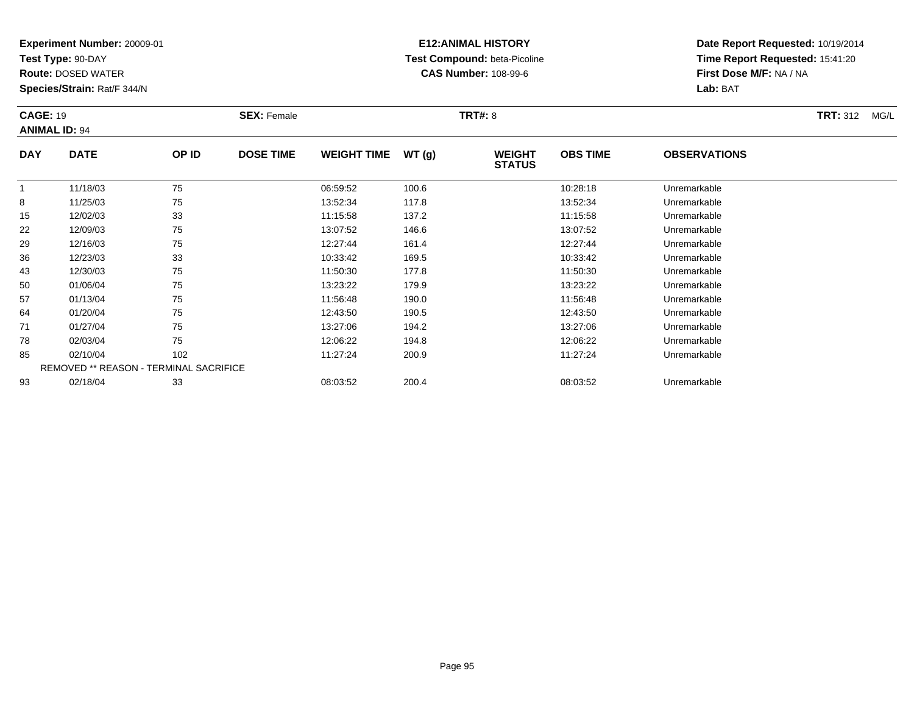**Experiment Number:** 20009-01
**Test Type:** 90-DAY
**Route:** DOSED WATER
**Species/Strain:** Rat/F 344/N

**E12:ANIMAL HISTORY**
**Test Compound:** beta-Picoline
**CAS Number:** 108-99-6

**Date Report Requested:** 10/19/2014
**Time Report Requested:** 15:41:20
**First Dose M/F:** NA / NA
**Lab:** BAT

**CAGE:** 19 **SEX:** Female **TRT#:** 8 **TRT:** 312 MG/L
**ANIMAL ID:** 94

| DAY | DATE | OP ID | DOSE TIME | WEIGHT TIME | WT (g) | WEIGHT STATUS | OBS TIME | OBSERVATIONS |
|---|---|---|---|---|---|---|---|---|
| 1 | 11/18/03 | 75 | | 06:59:52 | 100.6 | | 10:28:18 | Unremarkable |
| 8 | 11/25/03 | 75 | | 13:52:34 | 117.8 | | 13:52:34 | Unremarkable |
| 15 | 12/02/03 | 33 | | 11:15:58 | 137.2 | | 11:15:58 | Unremarkable |
| 22 | 12/09/03 | 75 | | 13:07:52 | 146.6 | | 13:07:52 | Unremarkable |
| 29 | 12/16/03 | 75 | | 12:27:44 | 161.4 | | 12:27:44 | Unremarkable |
| 36 | 12/23/03 | 33 | | 10:33:42 | 169.5 | | 10:33:42 | Unremarkable |
| 43 | 12/30/03 | 75 | | 11:50:30 | 177.8 | | 11:50:30 | Unremarkable |
| 50 | 01/06/04 | 75 | | 13:23:22 | 179.9 | | 13:23:22 | Unremarkable |
| 57 | 01/13/04 | 75 | | 11:56:48 | 190.0 | | 11:56:48 | Unremarkable |
| 64 | 01/20/04 | 75 | | 12:43:50 | 190.5 | | 12:43:50 | Unremarkable |
| 71 | 01/27/04 | 75 | | 13:27:06 | 194.2 | | 13:27:06 | Unremarkable |
| 78 | 02/03/04 | 75 | | 12:06:22 | 194.8 | | 12:06:22 | Unremarkable |
| 85 | 02/10/04 | 102 | | 11:27:24 | 200.9 | | 11:27:24 | Unremarkable |
| REMOVED ** REASON - TERMINAL SACRIFICE | | | | | | | | |
| 93 | 02/18/04 | 33 | | 08:03:52 | 200.4 | | 08:03:52 | Unremarkable |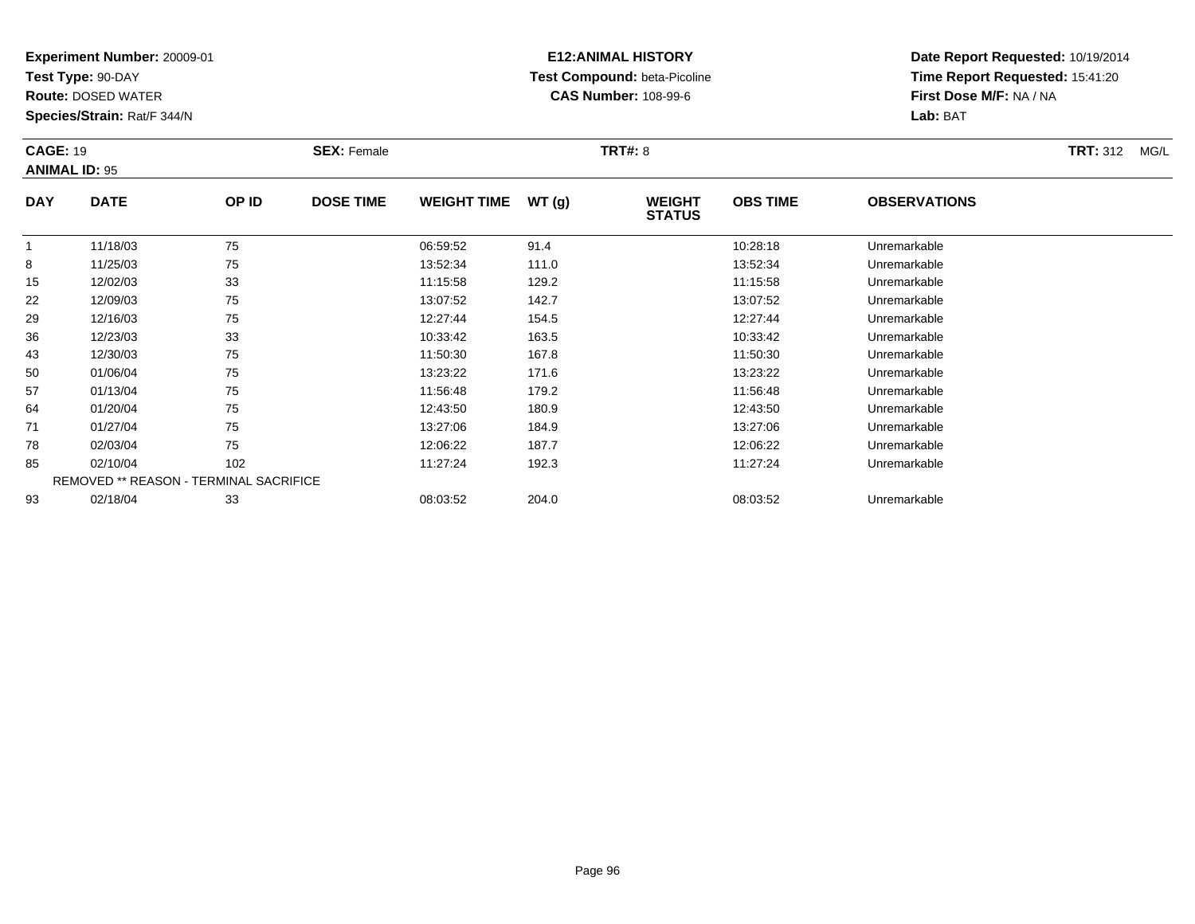**Experiment Number:** 20009-01
**Test Type:** 90-DAY
**Route:** DOSED WATER
**Species/Strain:** Rat/F 344/N

**E12:ANIMAL HISTORY**
**Test Compound:** beta-Picoline
**CAS Number:** 108-99-6

**Date Report Requested:** 10/19/2014
**Time Report Requested:** 15:41:20
**First Dose M/F:** NA / NA
**Lab:** BAT

**CAGE:** 19 **SEX:** Female **TRT#:** 8 **TRT:** 312 MG/L
**ANIMAL ID:** 95

| DAY | DATE | OP ID | DOSE TIME | WEIGHT TIME | WT (g) | WEIGHT STATUS | OBS TIME | OBSERVATIONS |
|---|---|---|---|---|---|---|---|---|
| 1 | 11/18/03 | 75 | | 06:59:52 | 91.4 | | 10:28:18 | Unremarkable |
| 8 | 11/25/03 | 75 | | 13:52:34 | 111.0 | | 13:52:34 | Unremarkable |
| 15 | 12/02/03 | 33 | | 11:15:58 | 129.2 | | 11:15:58 | Unremarkable |
| 22 | 12/09/03 | 75 | | 13:07:52 | 142.7 | | 13:07:52 | Unremarkable |
| 29 | 12/16/03 | 75 | | 12:27:44 | 154.5 | | 12:27:44 | Unremarkable |
| 36 | 12/23/03 | 33 | | 10:33:42 | 163.5 | | 10:33:42 | Unremarkable |
| 43 | 12/30/03 | 75 | | 11:50:30 | 167.8 | | 11:50:30 | Unremarkable |
| 50 | 01/06/04 | 75 | | 13:23:22 | 171.6 | | 13:23:22 | Unremarkable |
| 57 | 01/13/04 | 75 | | 11:56:48 | 179.2 | | 11:56:48 | Unremarkable |
| 64 | 01/20/04 | 75 | | 12:43:50 | 180.9 | | 12:43:50 | Unremarkable |
| 71 | 01/27/04 | 75 | | 13:27:06 | 184.9 | | 13:27:06 | Unremarkable |
| 78 | 02/03/04 | 75 | | 12:06:22 | 187.7 | | 12:06:22 | Unremarkable |
| 85 | 02/10/04 | 102 | | 11:27:24 | 192.3 | | 11:27:24 | Unremarkable |
| REMOVED ** REASON - TERMINAL SACRIFICE | | | | | | | | |
| 93 | 02/18/04 | 33 | | 08:03:52 | 204.0 | | 08:03:52 | Unremarkable |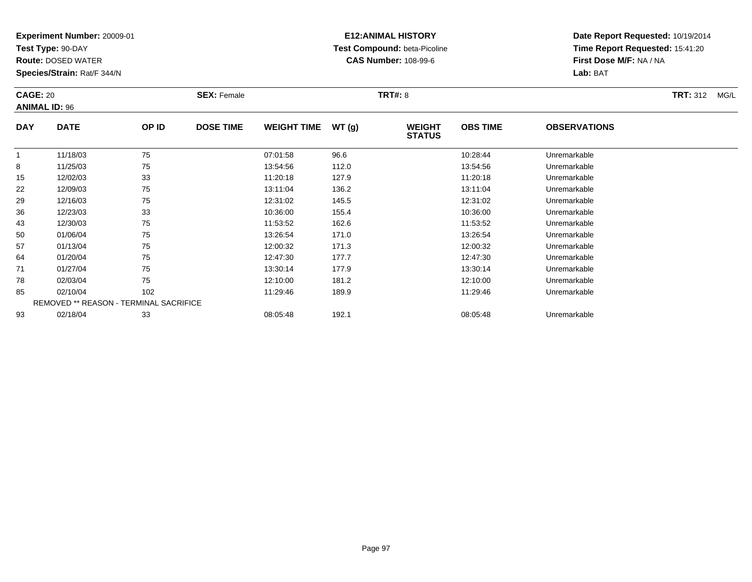**Experiment Number:** 20009-01
**Test Type:** 90-DAY
**Route:** DOSED WATER
**Species/Strain:** Rat/F 344/N

**E12:ANIMAL HISTORY**
**Test Compound:** beta-Picoline
**CAS Number:** 108-99-6

**Date Report Requested:** 10/19/2014
**Time Report Requested:** 15:41:20
**First Dose M/F:** NA / NA
**Lab:** BAT

**CAGE:** 20 **SEX:** Female **TRT#:** 8 **TRT:** 312 MG/L
**ANIMAL ID:** 96

| DAY | DATE | OP ID | DOSE TIME | WEIGHT TIME | WT (g) | WEIGHT STATUS | OBS TIME | OBSERVATIONS |
|---|---|---|---|---|---|---|---|---|
| 1 | 11/18/03 | 75 | | 07:01:58 | 96.6 | | 10:28:44 | Unremarkable |
| 8 | 11/25/03 | 75 | | 13:54:56 | 112.0 | | 13:54:56 | Unremarkable |
| 15 | 12/02/03 | 33 | | 11:20:18 | 127.9 | | 11:20:18 | Unremarkable |
| 22 | 12/09/03 | 75 | | 13:11:04 | 136.2 | | 13:11:04 | Unremarkable |
| 29 | 12/16/03 | 75 | | 12:31:02 | 145.5 | | 12:31:02 | Unremarkable |
| 36 | 12/23/03 | 33 | | 10:36:00 | 155.4 | | 10:36:00 | Unremarkable |
| 43 | 12/30/03 | 75 | | 11:53:52 | 162.6 | | 11:53:52 | Unremarkable |
| 50 | 01/06/04 | 75 | | 13:26:54 | 171.0 | | 13:26:54 | Unremarkable |
| 57 | 01/13/04 | 75 | | 12:00:32 | 171.3 | | 12:00:32 | Unremarkable |
| 64 | 01/20/04 | 75 | | 12:47:30 | 177.7 | | 12:47:30 | Unremarkable |
| 71 | 01/27/04 | 75 | | 13:30:14 | 177.9 | | 13:30:14 | Unremarkable |
| 78 | 02/03/04 | 75 | | 12:10:00 | 181.2 | | 12:10:00 | Unremarkable |
| 85 | 02/10/04 | 102 | | 11:29:46 | 189.9 | | 11:29:46 | Unremarkable |
| | REMOVED ** REASON - TERMINAL SACRIFICE | | | | | | | |
| 93 | 02/18/04 | 33 | | 08:05:48 | 192.1 | | 08:05:48 | Unremarkable |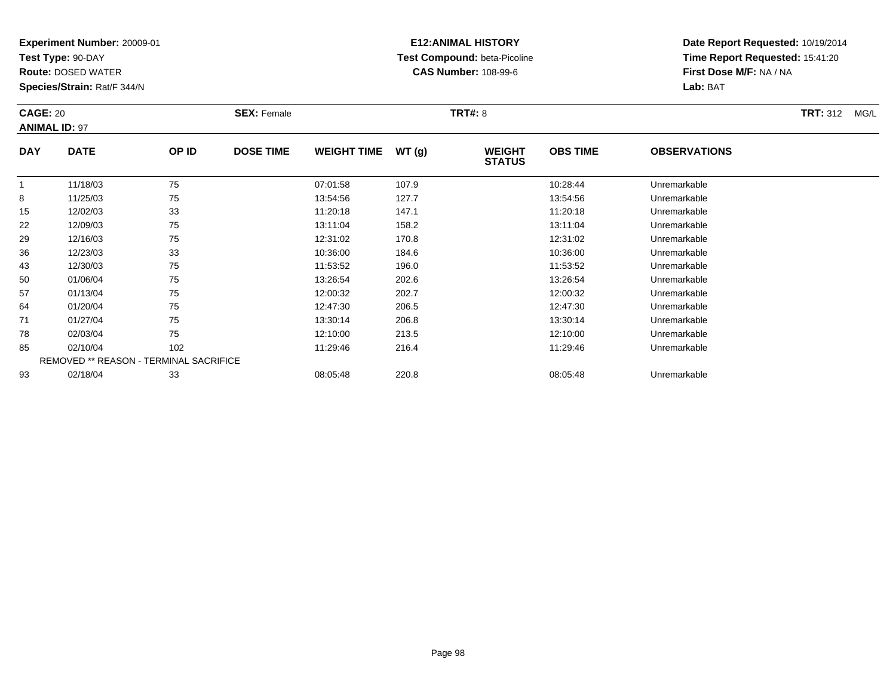**Experiment Number:** 20009-01
**Test Type:** 90-DAY
**Route:** DOSED WATER
**Species/Strain:** Rat/F 344/N

**E12:ANIMAL HISTORY**
**Test Compound:** beta-Picoline
**CAS Number:** 108-99-6

**Date Report Requested:** 10/19/2014
**Time Report Requested:** 15:41:20
**First Dose M/F:** NA / NA
**Lab:** BAT

**CAGE:** 20
**ANIMAL ID:** 97
**SEX:** Female
**TRT#:** 8
**TRT:** 312 MG/L

| DAY | DATE | OP ID | DOSE TIME | WEIGHT TIME | WT (g) | WEIGHT STATUS | OBS TIME | OBSERVATIONS |
|---|---|---|---|---|---|---|---|---|
| 1 | 11/18/03 | 75 | | 07:01:58 | 107.9 | | 10:28:44 | Unremarkable |
| 8 | 11/25/03 | 75 | | 13:54:56 | 127.7 | | 13:54:56 | Unremarkable |
| 15 | 12/02/03 | 33 | | 11:20:18 | 147.1 | | 11:20:18 | Unremarkable |
| 22 | 12/09/03 | 75 | | 13:11:04 | 158.2 | | 13:11:04 | Unremarkable |
| 29 | 12/16/03 | 75 | | 12:31:02 | 170.8 | | 12:31:02 | Unremarkable |
| 36 | 12/23/03 | 33 | | 10:36:00 | 184.6 | | 10:36:00 | Unremarkable |
| 43 | 12/30/03 | 75 | | 11:53:52 | 196.0 | | 11:53:52 | Unremarkable |
| 50 | 01/06/04 | 75 | | 13:26:54 | 202.6 | | 13:26:54 | Unremarkable |
| 57 | 01/13/04 | 75 | | 12:00:32 | 202.7 | | 12:00:32 | Unremarkable |
| 64 | 01/20/04 | 75 | | 12:47:30 | 206.5 | | 12:47:30 | Unremarkable |
| 71 | 01/27/04 | 75 | | 13:30:14 | 206.8 | | 13:30:14 | Unremarkable |
| 78 | 02/03/04 | 75 | | 12:10:00 | 213.5 | | 12:10:00 | Unremarkable |
| 85 | 02/10/04 | 102 | | 11:29:46 | 216.4 | | 11:29:46 | Unremarkable |
| REMOVED ** REASON - TERMINAL SACRIFICE | | | | | | | | |
| 93 | 02/18/04 | 33 | | 08:05:48 | 220.8 | | 08:05:48 | Unremarkable |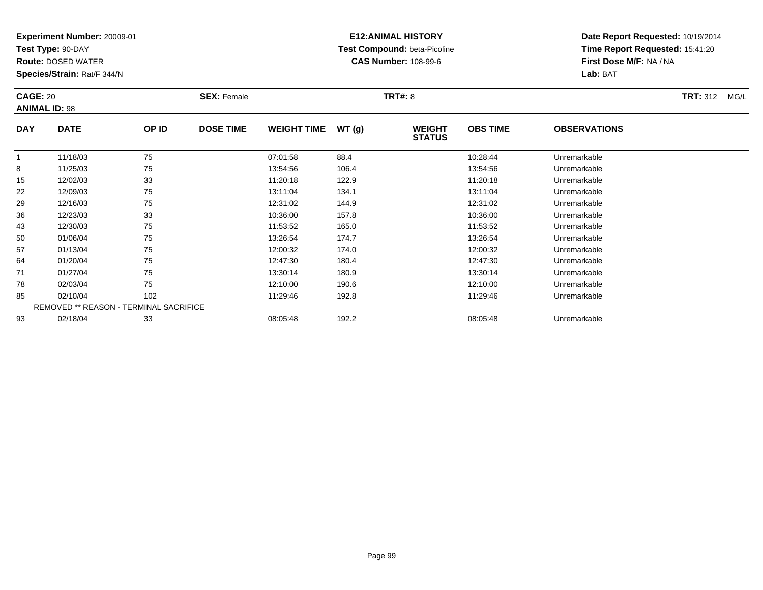**Experiment Number:** 20009-01
**Test Type:** 90-DAY
**Route:** DOSED WATER
**Species/Strain:** Rat/F 344/N

**E12:ANIMAL HISTORY**
**Test Compound:** beta-Picoline
**CAS Number:** 108-99-6

**Date Report Requested:** 10/19/2014
**Time Report Requested:** 15:41:20
**First Dose M/F:** NA / NA
**Lab:** BAT

**CAGE:** 20 **SEX:** Female **TRT#:** 8 **TRT:** 312 MG/L
**ANIMAL ID:** 98

| DAY | DATE | OP ID | DOSE TIME | WEIGHT TIME | WT (g) | WEIGHT STATUS | OBS TIME | OBSERVATIONS |
|---|---|---|---|---|---|---|---|---|
| 1 | 11/18/03 | 75 | | 07:01:58 | 88.4 | | 10:28:44 | Unremarkable |
| 8 | 11/25/03 | 75 | | 13:54:56 | 106.4 | | 13:54:56 | Unremarkable |
| 15 | 12/02/03 | 33 | | 11:20:18 | 122.9 | | 11:20:18 | Unremarkable |
| 22 | 12/09/03 | 75 | | 13:11:04 | 134.1 | | 13:11:04 | Unremarkable |
| 29 | 12/16/03 | 75 | | 12:31:02 | 144.9 | | 12:31:02 | Unremarkable |
| 36 | 12/23/03 | 33 | | 10:36:00 | 157.8 | | 10:36:00 | Unremarkable |
| 43 | 12/30/03 | 75 | | 11:53:52 | 165.0 | | 11:53:52 | Unremarkable |
| 50 | 01/06/04 | 75 | | 13:26:54 | 174.7 | | 13:26:54 | Unremarkable |
| 57 | 01/13/04 | 75 | | 12:00:32 | 174.0 | | 12:00:32 | Unremarkable |
| 64 | 01/20/04 | 75 | | 12:47:30 | 180.4 | | 12:47:30 | Unremarkable |
| 71 | 01/27/04 | 75 | | 13:30:14 | 180.9 | | 13:30:14 | Unremarkable |
| 78 | 02/03/04 | 75 | | 12:10:00 | 190.6 | | 12:10:00 | Unremarkable |
| 85 | 02/10/04 | 102 | | 11:29:46 | 192.8 | | 11:29:46 | Unremarkable |
| REMOVED ** REASON - TERMINAL SACRIFICE | | | | | | | | |
| 93 | 02/18/04 | 33 | | 08:05:48 | 192.2 | | 08:05:48 | Unremarkable |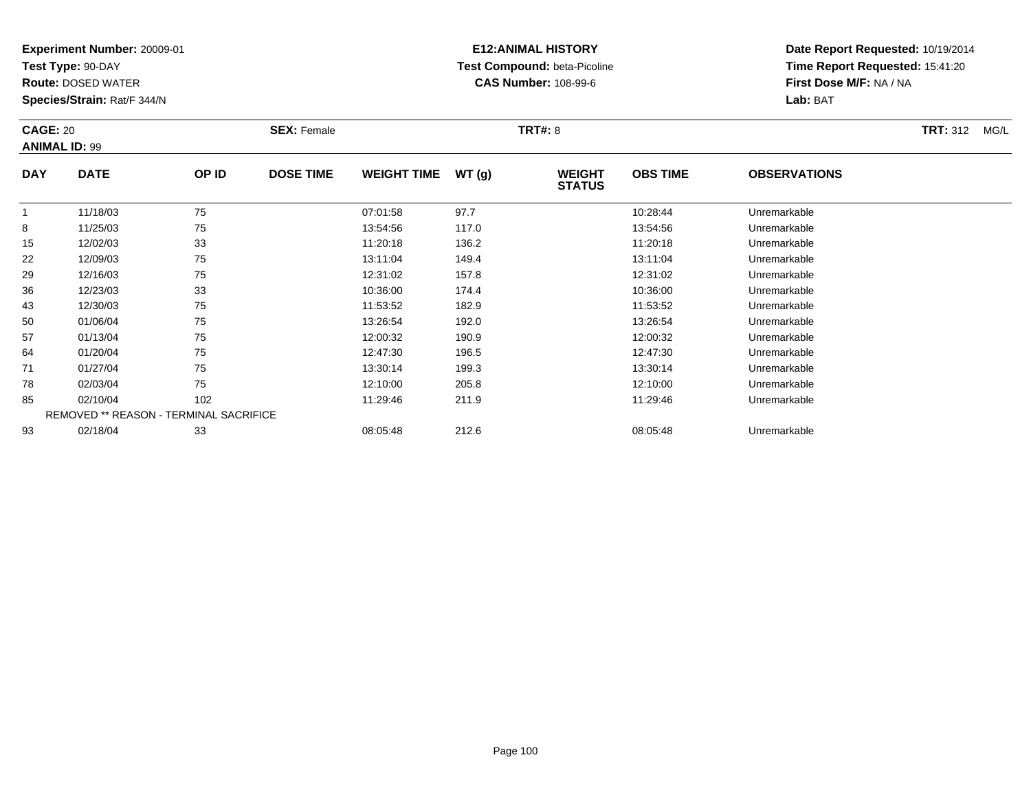**Experiment Number:** 20009-01
**Test Type:** 90-DAY
**Route:** DOSED WATER
**Species/Strain:** Rat/F 344/N

**E12:ANIMAL HISTORY**
**Test Compound:** beta-Picoline
**CAS Number:** 108-99-6

**Date Report Requested:** 10/19/2014
**Time Report Requested:** 15:41:20
**First Dose M/F:** NA / NA
**Lab:** BAT

**CAGE:** 20 **SEX:** Female **TRT#:** 8 **TRT:** 312 MG/L
**ANIMAL ID:** 99

| DAY | DATE | OP ID | DOSE TIME | WEIGHT TIME | WT (g) | WEIGHT STATUS | OBS TIME | OBSERVATIONS |
|---|---|---|---|---|---|---|---|---|
| 1 | 11/18/03 | 75 | | 07:01:58 | 97.7 | | 10:28:44 | Unremarkable |
| 8 | 11/25/03 | 75 | | 13:54:56 | 117.0 | | 13:54:56 | Unremarkable |
| 15 | 12/02/03 | 33 | | 11:20:18 | 136.2 | | 11:20:18 | Unremarkable |
| 22 | 12/09/03 | 75 | | 13:11:04 | 149.4 | | 13:11:04 | Unremarkable |
| 29 | 12/16/03 | 75 | | 12:31:02 | 157.8 | | 12:31:02 | Unremarkable |
| 36 | 12/23/03 | 33 | | 10:36:00 | 174.4 | | 10:36:00 | Unremarkable |
| 43 | 12/30/03 | 75 | | 11:53:52 | 182.9 | | 11:53:52 | Unremarkable |
| 50 | 01/06/04 | 75 | | 13:26:54 | 192.0 | | 13:26:54 | Unremarkable |
| 57 | 01/13/04 | 75 | | 12:00:32 | 190.9 | | 12:00:32 | Unremarkable |
| 64 | 01/20/04 | 75 | | 12:47:30 | 196.5 | | 12:47:30 | Unremarkable |
| 71 | 01/27/04 | 75 | | 13:30:14 | 199.3 | | 13:30:14 | Unremarkable |
| 78 | 02/03/04 | 75 | | 12:10:00 | 205.8 | | 12:10:00 | Unremarkable |
| 85 | 02/10/04 | 102 | | 11:29:46 | 211.9 | | 11:29:46 | Unremarkable |
| REMOVED ** REASON - TERMINAL SACRIFICE | | | | | | | | |
| 93 | 02/18/04 | 33 | | 08:05:48 | 212.6 | | 08:05:48 | Unremarkable |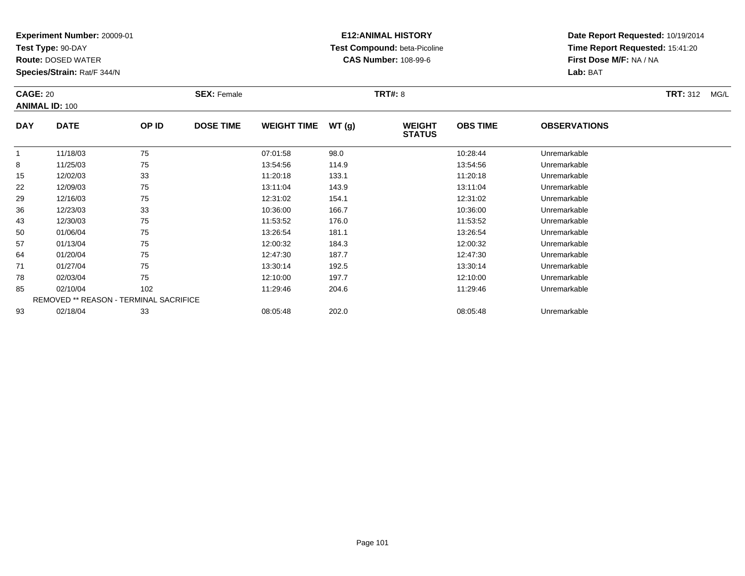**Experiment Number:** 20009-01
**Test Type:** 90-DAY
**Route:** DOSED WATER
**Species/Strain:** Rat/F 344/N

**E12:ANIMAL HISTORY**
**Test Compound:** beta-Picoline
**CAS Number:** 108-99-6

**Date Report Requested:** 10/19/2014
**Time Report Requested:** 15:41:20
**First Dose M/F:** NA / NA
**Lab:** BAT

**CAGE:** 20 **SEX:** Female **TRT#:** 8 **TRT:** 312 MG/L
**ANIMAL ID:** 100

| DAY | DATE | OP ID | DOSE TIME | WEIGHT TIME | WT (g) | WEIGHT STATUS | OBS TIME | OBSERVATIONS |
|---|---|---|---|---|---|---|---|---|
| 1 | 11/18/03 | 75 | | 07:01:58 | 98.0 | | 10:28:44 | Unremarkable |
| 8 | 11/25/03 | 75 | | 13:54:56 | 114.9 | | 13:54:56 | Unremarkable |
| 15 | 12/02/03 | 33 | | 11:20:18 | 133.1 | | 11:20:18 | Unremarkable |
| 22 | 12/09/03 | 75 | | 13:11:04 | 143.9 | | 13:11:04 | Unremarkable |
| 29 | 12/16/03 | 75 | | 12:31:02 | 154.1 | | 12:31:02 | Unremarkable |
| 36 | 12/23/03 | 33 | | 10:36:00 | 166.7 | | 10:36:00 | Unremarkable |
| 43 | 12/30/03 | 75 | | 11:53:52 | 176.0 | | 11:53:52 | Unremarkable |
| 50 | 01/06/04 | 75 | | 13:26:54 | 181.1 | | 13:26:54 | Unremarkable |
| 57 | 01/13/04 | 75 | | 12:00:32 | 184.3 | | 12:00:32 | Unremarkable |
| 64 | 01/20/04 | 75 | | 12:47:30 | 187.7 | | 12:47:30 | Unremarkable |
| 71 | 01/27/04 | 75 | | 13:30:14 | 192.5 | | 13:30:14 | Unremarkable |
| 78 | 02/03/04 | 75 | | 12:10:00 | 197.7 | | 12:10:00 | Unremarkable |
| 85 | 02/10/04 | 102 | | 11:29:46 | 204.6 | | 11:29:46 | Unremarkable |
| REMOVED ** REASON - TERMINAL SACRIFICE | | | | | | | | |
| 93 | 02/18/04 | 33 | | 08:05:48 | 202.0 | | 08:05:48 | Unremarkable |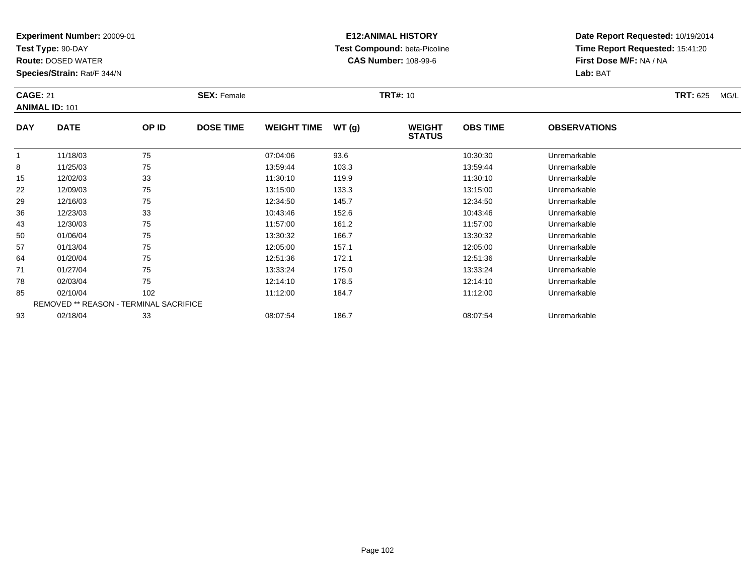**Experiment Number:** 20009-01
**Test Type:** 90-DAY
**Route:** DOSED WATER
**Species/Strain:** Rat/F 344/N

**E12:ANIMAL HISTORY**
**Test Compound:** beta-Picoline
**CAS Number:** 108-99-6

**Date Report Requested:** 10/19/2014
**Time Report Requested:** 15:41:20
**First Dose M/F:** NA / NA
**Lab:** BAT

**CAGE:** 21
**ANIMAL ID:** 101
**SEX:** Female
**TRT#:** 10
**TRT:** 625 MG/L

| DAY | DATE | OP ID | DOSE TIME | WEIGHT TIME | WT (g) | WEIGHT STATUS | OBS TIME | OBSERVATIONS |
|---|---|---|---|---|---|---|---|---|
| 1 | 11/18/03 | 75 | | 07:04:06 | 93.6 | | 10:30:30 | Unremarkable |
| 8 | 11/25/03 | 75 | | 13:59:44 | 103.3 | | 13:59:44 | Unremarkable |
| 15 | 12/02/03 | 33 | | 11:30:10 | 119.9 | | 11:30:10 | Unremarkable |
| 22 | 12/09/03 | 75 | | 13:15:00 | 133.3 | | 13:15:00 | Unremarkable |
| 29 | 12/16/03 | 75 | | 12:34:50 | 145.7 | | 12:34:50 | Unremarkable |
| 36 | 12/23/03 | 33 | | 10:43:46 | 152.6 | | 10:43:46 | Unremarkable |
| 43 | 12/30/03 | 75 | | 11:57:00 | 161.2 | | 11:57:00 | Unremarkable |
| 50 | 01/06/04 | 75 | | 13:30:32 | 166.7 | | 13:30:32 | Unremarkable |
| 57 | 01/13/04 | 75 | | 12:05:00 | 157.1 | | 12:05:00 | Unremarkable |
| 64 | 01/20/04 | 75 | | 12:51:36 | 172.1 | | 12:51:36 | Unremarkable |
| 71 | 01/27/04 | 75 | | 13:33:24 | 175.0 | | 13:33:24 | Unremarkable |
| 78 | 02/03/04 | 75 | | 12:14:10 | 178.5 | | 12:14:10 | Unremarkable |
| 85 | 02/10/04 | 102 | | 11:12:00 | 184.7 | | 11:12:00 | Unremarkable |
| REMOVED ** REASON - TERMINAL SACRIFICE | | | | | | | | |
| 93 | 02/18/04 | 33 | | 08:07:54 | 186.7 | | 08:07:54 | Unremarkable |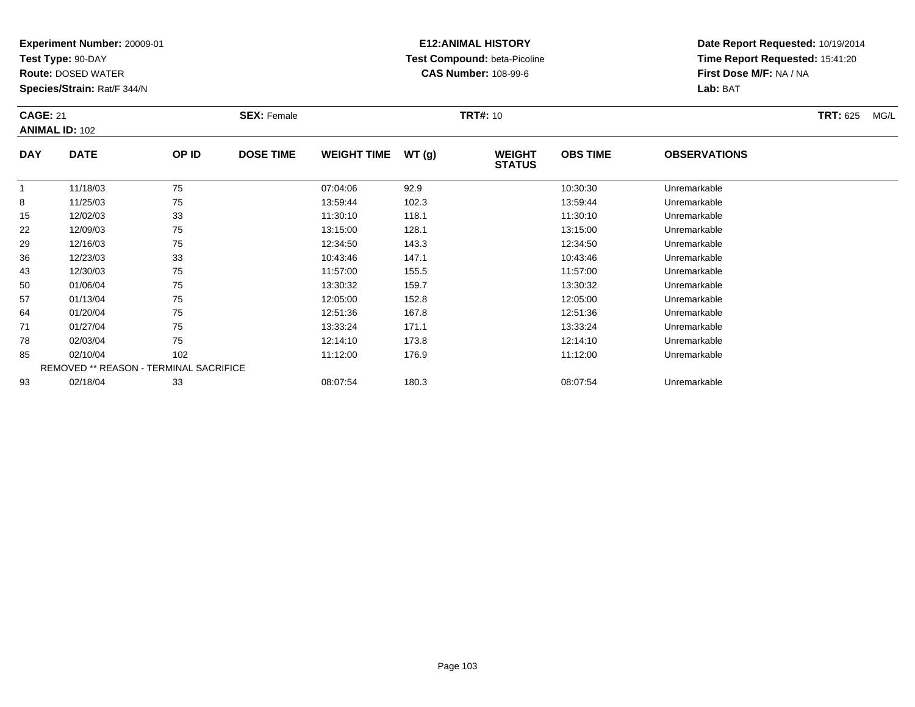**Experiment Number:** 20009-01
**Test Type:** 90-DAY
**Route:** DOSED WATER
**Species/Strain:** Rat/F 344/N

**E12:ANIMAL HISTORY**
**Test Compound:** beta-Picoline
**CAS Number:** 108-99-6

**Date Report Requested:** 10/19/2014
**Time Report Requested:** 15:41:20
**First Dose M/F:** NA / NA
**Lab:** BAT

**CAGE:** 21 **SEX:** Female **TRT#:** 10 **TRT:** 625 MG/L
**ANIMAL ID:** 102

| DAY | DATE | OP ID | DOSE TIME | WEIGHT TIME | WT (g) | WEIGHT STATUS | OBS TIME | OBSERVATIONS |
|---|---|---|---|---|---|---|---|---|
| 1 | 11/18/03 | 75 | | 07:04:06 | 92.9 | | 10:30:30 | Unremarkable |
| 8 | 11/25/03 | 75 | | 13:59:44 | 102.3 | | 13:59:44 | Unremarkable |
| 15 | 12/02/03 | 33 | | 11:30:10 | 118.1 | | 11:30:10 | Unremarkable |
| 22 | 12/09/03 | 75 | | 13:15:00 | 128.1 | | 13:15:00 | Unremarkable |
| 29 | 12/16/03 | 75 | | 12:34:50 | 143.3 | | 12:34:50 | Unremarkable |
| 36 | 12/23/03 | 33 | | 10:43:46 | 147.1 | | 10:43:46 | Unremarkable |
| 43 | 12/30/03 | 75 | | 11:57:00 | 155.5 | | 11:57:00 | Unremarkable |
| 50 | 01/06/04 | 75 | | 13:30:32 | 159.7 | | 13:30:32 | Unremarkable |
| 57 | 01/13/04 | 75 | | 12:05:00 | 152.8 | | 12:05:00 | Unremarkable |
| 64 | 01/20/04 | 75 | | 12:51:36 | 167.8 | | 12:51:36 | Unremarkable |
| 71 | 01/27/04 | 75 | | 13:33:24 | 171.1 | | 13:33:24 | Unremarkable |
| 78 | 02/03/04 | 75 | | 12:14:10 | 173.8 | | 12:14:10 | Unremarkable |
| 85 | 02/10/04 | 102 | | 11:12:00 | 176.9 | | 11:12:00 | Unremarkable |
| | REMOVED ** REASON - TERMINAL SACRIFICE | | | | | | | |
| 93 | 02/18/04 | 33 | | 08:07:54 | 180.3 | | 08:07:54 | Unremarkable |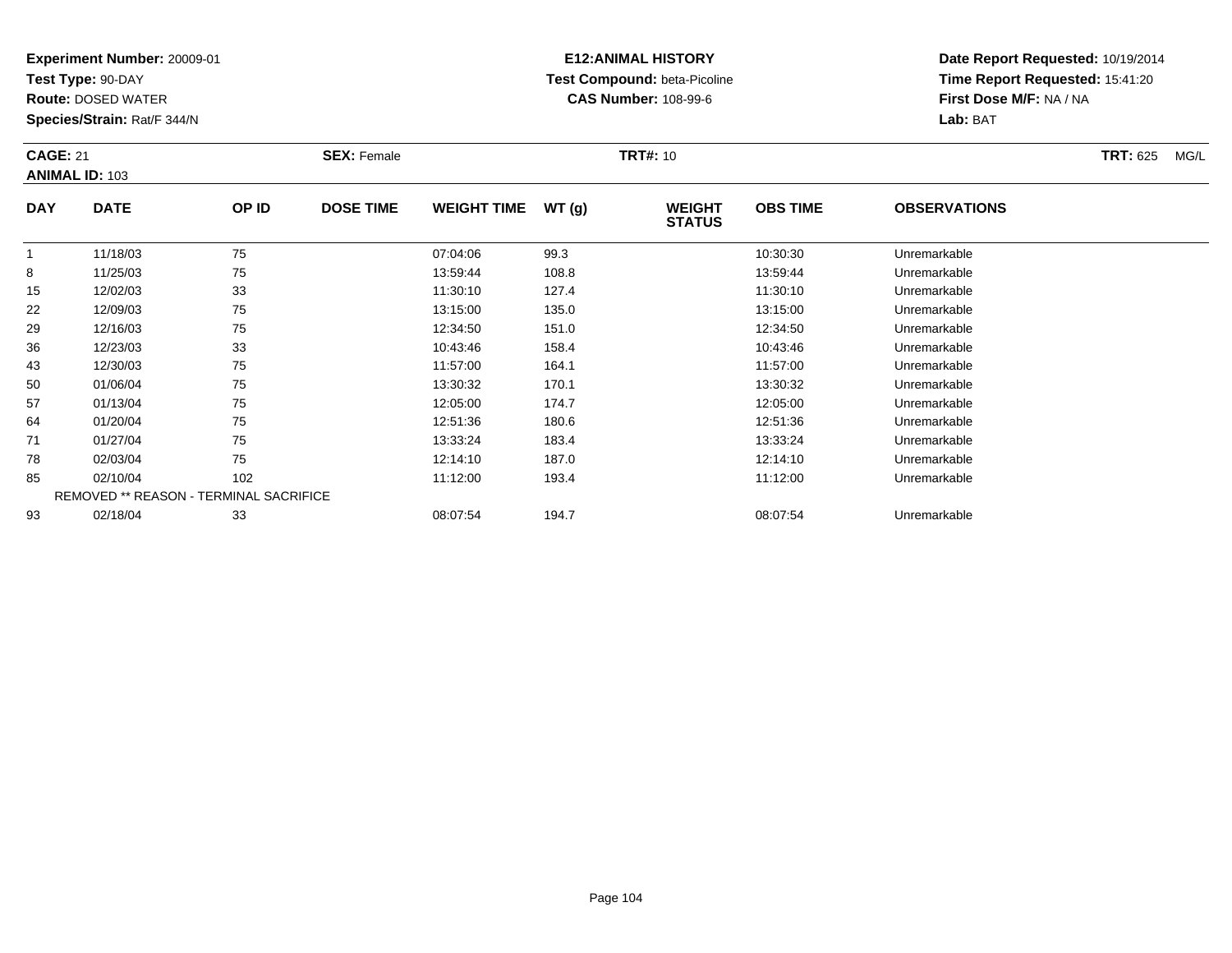**Experiment Number:** 20009-01
**Test Type:** 90-DAY
**Route:** DOSED WATER
**Species/Strain:** Rat/F 344/N

**E12:ANIMAL HISTORY**
**Test Compound:** beta-Picoline
**CAS Number:** 108-99-6

**Date Report Requested:** 10/19/2014
**Time Report Requested:** 15:41:20
**First Dose M/F:** NA / NA
**Lab:** BAT

**CAGE:** 21 **SEX:** Female **TRT#:** 10 **TRT:** 625 MG/L
**ANIMAL ID:** 103

| DAY | DATE | OP ID | DOSE TIME | WEIGHT TIME | WT (g) | WEIGHT STATUS | OBS TIME | OBSERVATIONS |
|---|---|---|---|---|---|---|---|---|
| 1 | 11/18/03 | 75 | | 07:04:06 | 99.3 | | 10:30:30 | Unremarkable |
| 8 | 11/25/03 | 75 | | 13:59:44 | 108.8 | | 13:59:44 | Unremarkable |
| 15 | 12/02/03 | 33 | | 11:30:10 | 127.4 | | 11:30:10 | Unremarkable |
| 22 | 12/09/03 | 75 | | 13:15:00 | 135.0 | | 13:15:00 | Unremarkable |
| 29 | 12/16/03 | 75 | | 12:34:50 | 151.0 | | 12:34:50 | Unremarkable |
| 36 | 12/23/03 | 33 | | 10:43:46 | 158.4 | | 10:43:46 | Unremarkable |
| 43 | 12/30/03 | 75 | | 11:57:00 | 164.1 | | 11:57:00 | Unremarkable |
| 50 | 01/06/04 | 75 | | 13:30:32 | 170.1 | | 13:30:32 | Unremarkable |
| 57 | 01/13/04 | 75 | | 12:05:00 | 174.7 | | 12:05:00 | Unremarkable |
| 64 | 01/20/04 | 75 | | 12:51:36 | 180.6 | | 12:51:36 | Unremarkable |
| 71 | 01/27/04 | 75 | | 13:33:24 | 183.4 | | 13:33:24 | Unremarkable |
| 78 | 02/03/04 | 75 | | 12:14:10 | 187.0 | | 12:14:10 | Unremarkable |
| 85 | 02/10/04 | 102 | | 11:12:00 | 193.4 | | 11:12:00 | Unremarkable |
| REMOVED ** REASON - TERMINAL SACRIFICE | | | | | | | | |
| 93 | 02/18/04 | 33 | | 08:07:54 | 194.7 | | 08:07:54 | Unremarkable |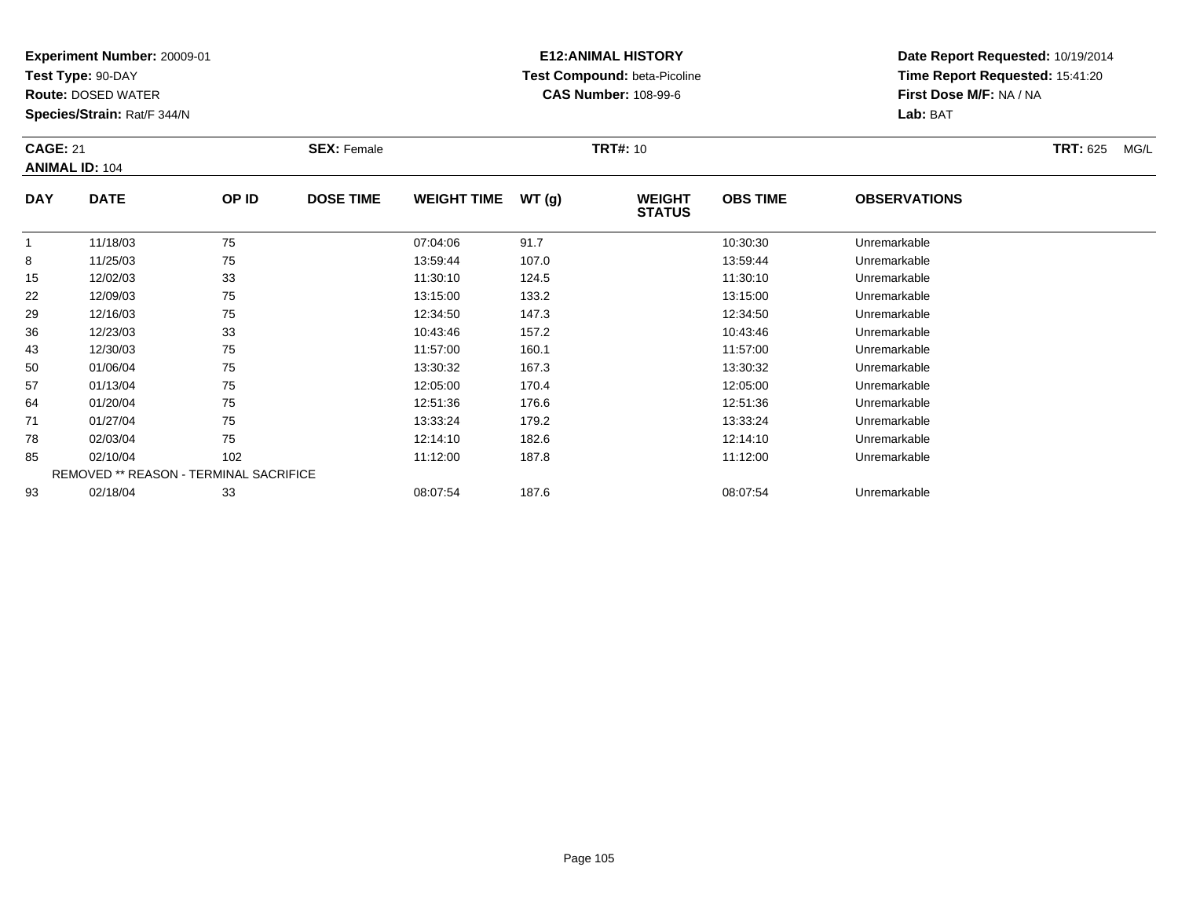**Experiment Number:** 20009-01
**Test Type:** 90-DAY
**Route:** DOSED WATER
**Species/Strain:** Rat/F 344/N

**E12:ANIMAL HISTORY**
**Test Compound:** beta-Picoline
**CAS Number:** 108-99-6

**Date Report Requested:** 10/19/2014
**Time Report Requested:** 15:41:20
**First Dose M/F:** NA / NA
**Lab:** BAT

**CAGE:** 21 **SEX:** Female **TRT#:** 10 **TRT:** 625 MG/L
**ANIMAL ID:** 104

| DAY | DATE | OP ID | DOSE TIME | WEIGHT TIME | WT (g) | WEIGHT STATUS | OBS TIME | OBSERVATIONS |
|---|---|---|---|---|---|---|---|---|
| 1 | 11/18/03 | 75 | | 07:04:06 | 91.7 | | 10:30:30 | Unremarkable |
| 8 | 11/25/03 | 75 | | 13:59:44 | 107.0 | | 13:59:44 | Unremarkable |
| 15 | 12/02/03 | 33 | | 11:30:10 | 124.5 | | 11:30:10 | Unremarkable |
| 22 | 12/09/03 | 75 | | 13:15:00 | 133.2 | | 13:15:00 | Unremarkable |
| 29 | 12/16/03 | 75 | | 12:34:50 | 147.3 | | 12:34:50 | Unremarkable |
| 36 | 12/23/03 | 33 | | 10:43:46 | 157.2 | | 10:43:46 | Unremarkable |
| 43 | 12/30/03 | 75 | | 11:57:00 | 160.1 | | 11:57:00 | Unremarkable |
| 50 | 01/06/04 | 75 | | 13:30:32 | 167.3 | | 13:30:32 | Unremarkable |
| 57 | 01/13/04 | 75 | | 12:05:00 | 170.4 | | 12:05:00 | Unremarkable |
| 64 | 01/20/04 | 75 | | 12:51:36 | 176.6 | | 12:51:36 | Unremarkable |
| 71 | 01/27/04 | 75 | | 13:33:24 | 179.2 | | 13:33:24 | Unremarkable |
| 78 | 02/03/04 | 75 | | 12:14:10 | 182.6 | | 12:14:10 | Unremarkable |
| 85 | 02/10/04 | 102 | | 11:12:00 | 187.8 | | 11:12:00 | Unremarkable |
| REMOVED ** REASON - TERMINAL SACRIFICE | | | | | | | | |
| 93 | 02/18/04 | 33 | | 08:07:54 | 187.6 | | 08:07:54 | Unremarkable |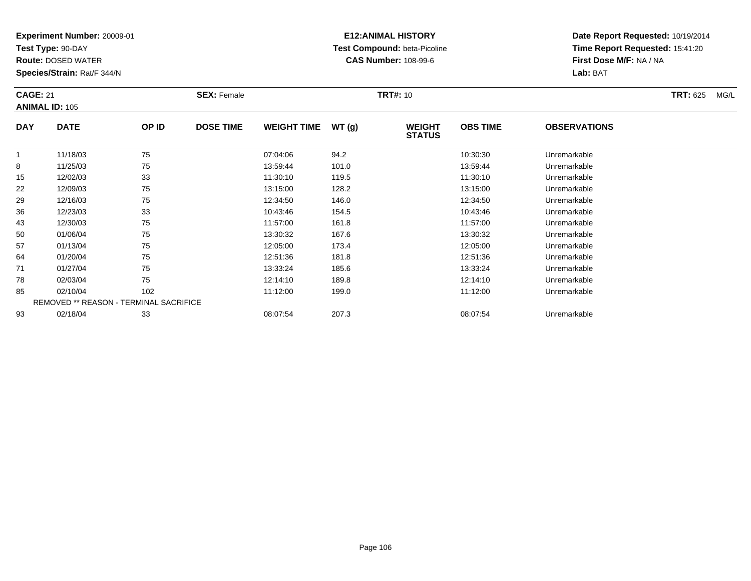**Experiment Number:** 20009-01
**Test Type:** 90-DAY
**Route:** DOSED WATER
**Species/Strain:** Rat/F 344/N

**E12:ANIMAL HISTORY**
**Test Compound:** beta-Picoline
**CAS Number:** 108-99-6

**Date Report Requested:** 10/19/2014
**Time Report Requested:** 15:41:20
**First Dose M/F:** NA / NA
**Lab:** BAT

**CAGE:** 21 **SEX:** Female **TRT#:** 10 **TRT:** 625 MG/L
**ANIMAL ID:** 105

| DAY | DATE | OP ID | DOSE TIME | WEIGHT TIME | WT (g) | WEIGHT STATUS | OBS TIME | OBSERVATIONS |
|---|---|---|---|---|---|---|---|---|
| 1 | 11/18/03 | 75 | | 07:04:06 | 94.2 | | 10:30:30 | Unremarkable |
| 8 | 11/25/03 | 75 | | 13:59:44 | 101.0 | | 13:59:44 | Unremarkable |
| 15 | 12/02/03 | 33 | | 11:30:10 | 119.5 | | 11:30:10 | Unremarkable |
| 22 | 12/09/03 | 75 | | 13:15:00 | 128.2 | | 13:15:00 | Unremarkable |
| 29 | 12/16/03 | 75 | | 12:34:50 | 146.0 | | 12:34:50 | Unremarkable |
| 36 | 12/23/03 | 33 | | 10:43:46 | 154.5 | | 10:43:46 | Unremarkable |
| 43 | 12/30/03 | 75 | | 11:57:00 | 161.8 | | 11:57:00 | Unremarkable |
| 50 | 01/06/04 | 75 | | 13:30:32 | 167.6 | | 13:30:32 | Unremarkable |
| 57 | 01/13/04 | 75 | | 12:05:00 | 173.4 | | 12:05:00 | Unremarkable |
| 64 | 01/20/04 | 75 | | 12:51:36 | 181.8 | | 12:51:36 | Unremarkable |
| 71 | 01/27/04 | 75 | | 13:33:24 | 185.6 | | 13:33:24 | Unremarkable |
| 78 | 02/03/04 | 75 | | 12:14:10 | 189.8 | | 12:14:10 | Unremarkable |
| 85 | 02/10/04 | 102 | | 11:12:00 | 199.0 | | 11:12:00 | Unremarkable |
| REMOVED ** REASON - TERMINAL SACRIFICE | | | | | | | | |
| 93 | 02/18/04 | 33 | | 08:07:54 | 207.3 | | 08:07:54 | Unremarkable |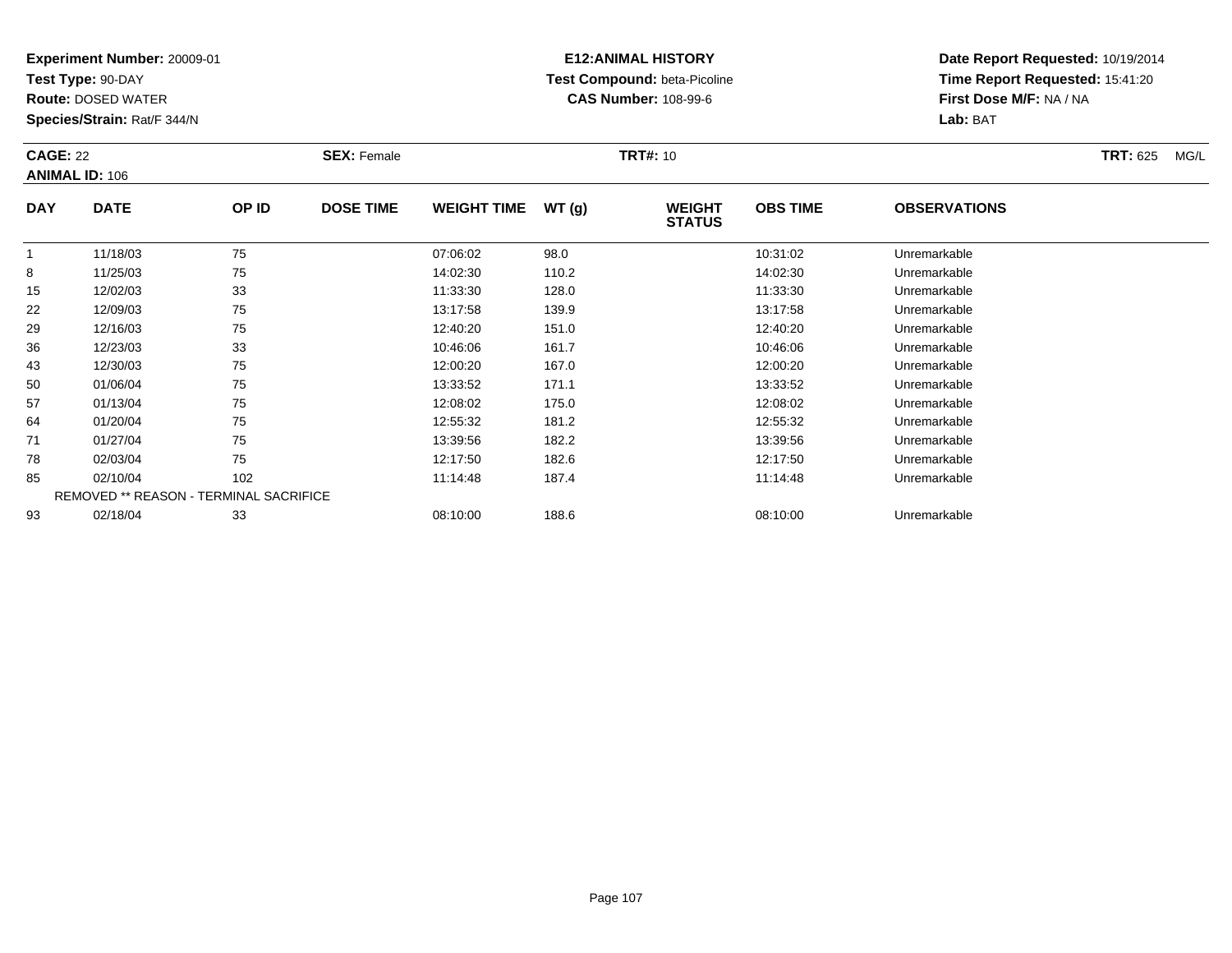**Experiment Number:** 20009-01
**Test Type:** 90-DAY
**Route:** DOSED WATER
**Species/Strain:** Rat/F 344/N

**E12:ANIMAL HISTORY**
**Test Compound:** beta-Picoline
**CAS Number:** 108-99-6

**Date Report Requested:** 10/19/2014
**Time Report Requested:** 15:41:20
**First Dose M/F:** NA / NA
**Lab:** BAT

**CAGE:** 22 **SEX:** Female **TRT#:** 10 **TRT:** 625 MG/L
**ANIMAL ID:** 106

| DAY | DATE | OP ID | DOSE TIME | WEIGHT TIME | WT (g) | WEIGHT STATUS | OBS TIME | OBSERVATIONS |
|---|---|---|---|---|---|---|---|---|
| 1 | 11/18/03 | 75 | | 07:06:02 | 98.0 | | 10:31:02 | Unremarkable |
| 8 | 11/25/03 | 75 | | 14:02:30 | 110.2 | | 14:02:30 | Unremarkable |
| 15 | 12/02/03 | 33 | | 11:33:30 | 128.0 | | 11:33:30 | Unremarkable |
| 22 | 12/09/03 | 75 | | 13:17:58 | 139.9 | | 13:17:58 | Unremarkable |
| 29 | 12/16/03 | 75 | | 12:40:20 | 151.0 | | 12:40:20 | Unremarkable |
| 36 | 12/23/03 | 33 | | 10:46:06 | 161.7 | | 10:46:06 | Unremarkable |
| 43 | 12/30/03 | 75 | | 12:00:20 | 167.0 | | 12:00:20 | Unremarkable |
| 50 | 01/06/04 | 75 | | 13:33:52 | 171.1 | | 13:33:52 | Unremarkable |
| 57 | 01/13/04 | 75 | | 12:08:02 | 175.0 | | 12:08:02 | Unremarkable |
| 64 | 01/20/04 | 75 | | 12:55:32 | 181.2 | | 12:55:32 | Unremarkable |
| 71 | 01/27/04 | 75 | | 13:39:56 | 182.2 | | 13:39:56 | Unremarkable |
| 78 | 02/03/04 | 75 | | 12:17:50 | 182.6 | | 12:17:50 | Unremarkable |
| 85 | 02/10/04 | 102 | | 11:14:48 | 187.4 | | 11:14:48 | Unremarkable |
| REMOVED ** REASON - TERMINAL SACRIFICE | | | | | | | | |
| 93 | 02/18/04 | 33 | | 08:10:00 | 188.6 | | 08:10:00 | Unremarkable |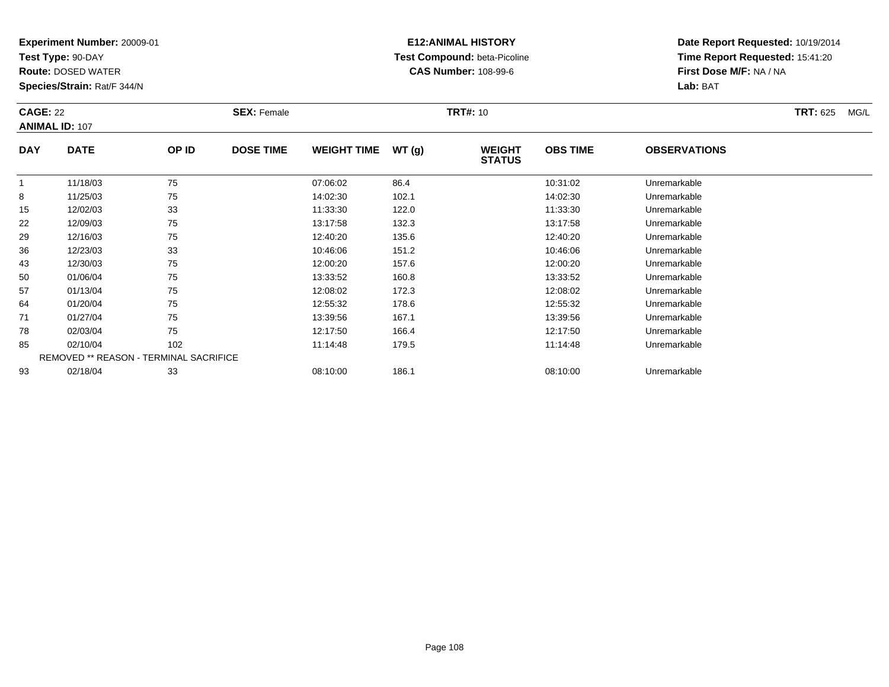**Experiment Number:** 20009-01
**Test Type:** 90-DAY
**Route:** DOSED WATER
**Species/Strain:** Rat/F 344/N

**E12:ANIMAL HISTORY**
**Test Compound:** beta-Picoline
**CAS Number:** 108-99-6

**Date Report Requested:** 10/19/2014
**Time Report Requested:** 15:41:20
**First Dose M/F:** NA / NA
**Lab:** BAT

**CAGE:** 22 **SEX:** Female **TRT#:** 10 **TRT:** 625 MG/L
**ANIMAL ID:** 107

| DAY | DATE | OP ID | DOSE TIME | WEIGHT TIME | WT (g) | WEIGHT STATUS | OBS TIME | OBSERVATIONS |
|---|---|---|---|---|---|---|---|---|
| 1 | 11/18/03 | 75 | | 07:06:02 | 86.4 | | 10:31:02 | Unremarkable |
| 8 | 11/25/03 | 75 | | 14:02:30 | 102.1 | | 14:02:30 | Unremarkable |
| 15 | 12/02/03 | 33 | | 11:33:30 | 122.0 | | 11:33:30 | Unremarkable |
| 22 | 12/09/03 | 75 | | 13:17:58 | 132.3 | | 13:17:58 | Unremarkable |
| 29 | 12/16/03 | 75 | | 12:40:20 | 135.6 | | 12:40:20 | Unremarkable |
| 36 | 12/23/03 | 33 | | 10:46:06 | 151.2 | | 10:46:06 | Unremarkable |
| 43 | 12/30/03 | 75 | | 12:00:20 | 157.6 | | 12:00:20 | Unremarkable |
| 50 | 01/06/04 | 75 | | 13:33:52 | 160.8 | | 13:33:52 | Unremarkable |
| 57 | 01/13/04 | 75 | | 12:08:02 | 172.3 | | 12:08:02 | Unremarkable |
| 64 | 01/20/04 | 75 | | 12:55:32 | 178.6 | | 12:55:32 | Unremarkable |
| 71 | 01/27/04 | 75 | | 13:39:56 | 167.1 | | 13:39:56 | Unremarkable |
| 78 | 02/03/04 | 75 | | 12:17:50 | 166.4 | | 12:17:50 | Unremarkable |
| 85 | 02/10/04 | 102 | | 11:14:48 | 179.5 | | 11:14:48 | Unremarkable |
| REMOVED ** REASON - TERMINAL SACRIFICE | | | | | | | | |
| 93 | 02/18/04 | 33 | | 08:10:00 | 186.1 | | 08:10:00 | Unremarkable |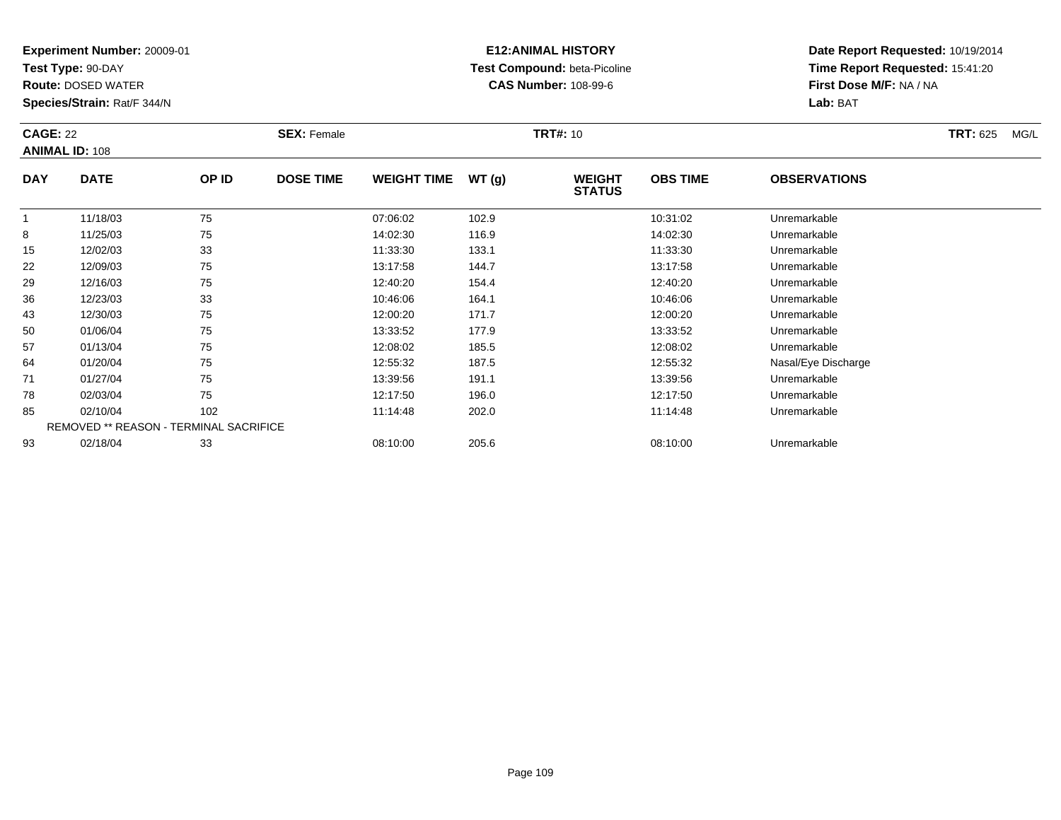**Experiment Number:** 20009-01
**Test Type:** 90-DAY
**Route:** DOSED WATER
**Species/Strain:** Rat/F 344/N

**E12:ANIMAL HISTORY**
**Test Compound:** beta-Picoline
**CAS Number:** 108-99-6

**Date Report Requested:** 10/19/2014
**Time Report Requested:** 15:41:20
**First Dose M/F:** NA / NA
**Lab:** BAT

**CAGE:** 22　　**SEX:** Female　　**TRT#:** 10　　**TRT:** 625 MG/L
**ANIMAL ID:** 108

| DAY | DATE | OP ID | DOSE TIME | WEIGHT TIME | WT (g) | WEIGHT STATUS | OBS TIME | OBSERVATIONS |
|---|---|---|---|---|---|---|---|---|
| 1 | 11/18/03 | 75 | | 07:06:02 | 102.9 | | 10:31:02 | Unremarkable |
| 8 | 11/25/03 | 75 | | 14:02:30 | 116.9 | | 14:02:30 | Unremarkable |
| 15 | 12/02/03 | 33 | | 11:33:30 | 133.1 | | 11:33:30 | Unremarkable |
| 22 | 12/09/03 | 75 | | 13:17:58 | 144.7 | | 13:17:58 | Unremarkable |
| 29 | 12/16/03 | 75 | | 12:40:20 | 154.4 | | 12:40:20 | Unremarkable |
| 36 | 12/23/03 | 33 | | 10:46:06 | 164.1 | | 10:46:06 | Unremarkable |
| 43 | 12/30/03 | 75 | | 12:00:20 | 171.7 | | 12:00:20 | Unremarkable |
| 50 | 01/06/04 | 75 | | 13:33:52 | 177.9 | | 13:33:52 | Unremarkable |
| 57 | 01/13/04 | 75 | | 12:08:02 | 185.5 | | 12:08:02 | Unremarkable |
| 64 | 01/20/04 | 75 | | 12:55:32 | 187.5 | | 12:55:32 | Nasal/Eye Discharge |
| 71 | 01/27/04 | 75 | | 13:39:56 | 191.1 | | 13:39:56 | Unremarkable |
| 78 | 02/03/04 | 75 | | 12:17:50 | 196.0 | | 12:17:50 | Unremarkable |
| 85 | 02/10/04 | 102 | | 11:14:48 | 202.0 | | 11:14:48 | Unremarkable |
| REMOVED ** REASON - TERMINAL SACRIFICE | | | | | | | | |
| 93 | 02/18/04 | 33 | | 08:10:00 | 205.6 | | 08:10:00 | Unremarkable |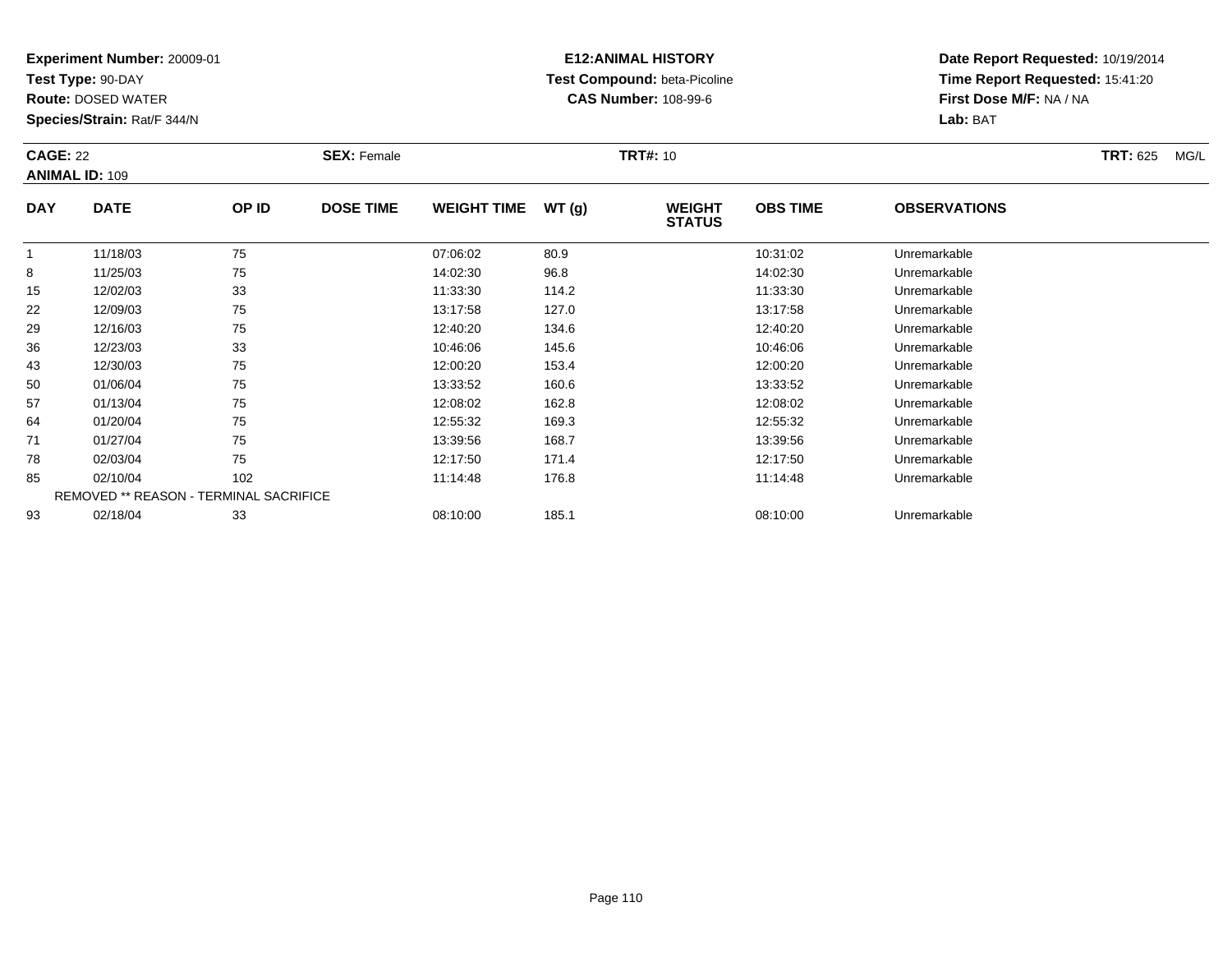**Experiment Number:** 20009-01
**Test Type:** 90-DAY
**Route:** DOSED WATER
**Species/Strain:** Rat/F 344/N

**E12:ANIMAL HISTORY**
**Test Compound:** beta-Picoline
**CAS Number:** 108-99-6

**Date Report Requested:** 10/19/2014
**Time Report Requested:** 15:41:20
**First Dose M/F:** NA / NA
**Lab:** BAT

**CAGE:** 22 **SEX:** Female **TRT#:** 10 **TRT:** 625 MG/L
**ANIMAL ID:** 109

| DAY | DATE | OP ID | DOSE TIME | WEIGHT TIME | WT (g) | WEIGHT STATUS | OBS TIME | OBSERVATIONS |
|---|---|---|---|---|---|---|---|---|
| 1 | 11/18/03 | 75 | | 07:06:02 | 80.9 | | 10:31:02 | Unremarkable |
| 8 | 11/25/03 | 75 | | 14:02:30 | 96.8 | | 14:02:30 | Unremarkable |
| 15 | 12/02/03 | 33 | | 11:33:30 | 114.2 | | 11:33:30 | Unremarkable |
| 22 | 12/09/03 | 75 | | 13:17:58 | 127.0 | | 13:17:58 | Unremarkable |
| 29 | 12/16/03 | 75 | | 12:40:20 | 134.6 | | 12:40:20 | Unremarkable |
| 36 | 12/23/03 | 33 | | 10:46:06 | 145.6 | | 10:46:06 | Unremarkable |
| 43 | 12/30/03 | 75 | | 12:00:20 | 153.4 | | 12:00:20 | Unremarkable |
| 50 | 01/06/04 | 75 | | 13:33:52 | 160.6 | | 13:33:52 | Unremarkable |
| 57 | 01/13/04 | 75 | | 12:08:02 | 162.8 | | 12:08:02 | Unremarkable |
| 64 | 01/20/04 | 75 | | 12:55:32 | 169.3 | | 12:55:32 | Unremarkable |
| 71 | 01/27/04 | 75 | | 13:39:56 | 168.7 | | 13:39:56 | Unremarkable |
| 78 | 02/03/04 | 75 | | 12:17:50 | 171.4 | | 12:17:50 | Unremarkable |
| 85 | 02/10/04 | 102 | | 11:14:48 | 176.8 | | 11:14:48 | Unremarkable |
| REMOVED ** REASON - TERMINAL SACRIFICE | | | | | | | | |
| 93 | 02/18/04 | 33 | | 08:10:00 | 185.1 | | 08:10:00 | Unremarkable |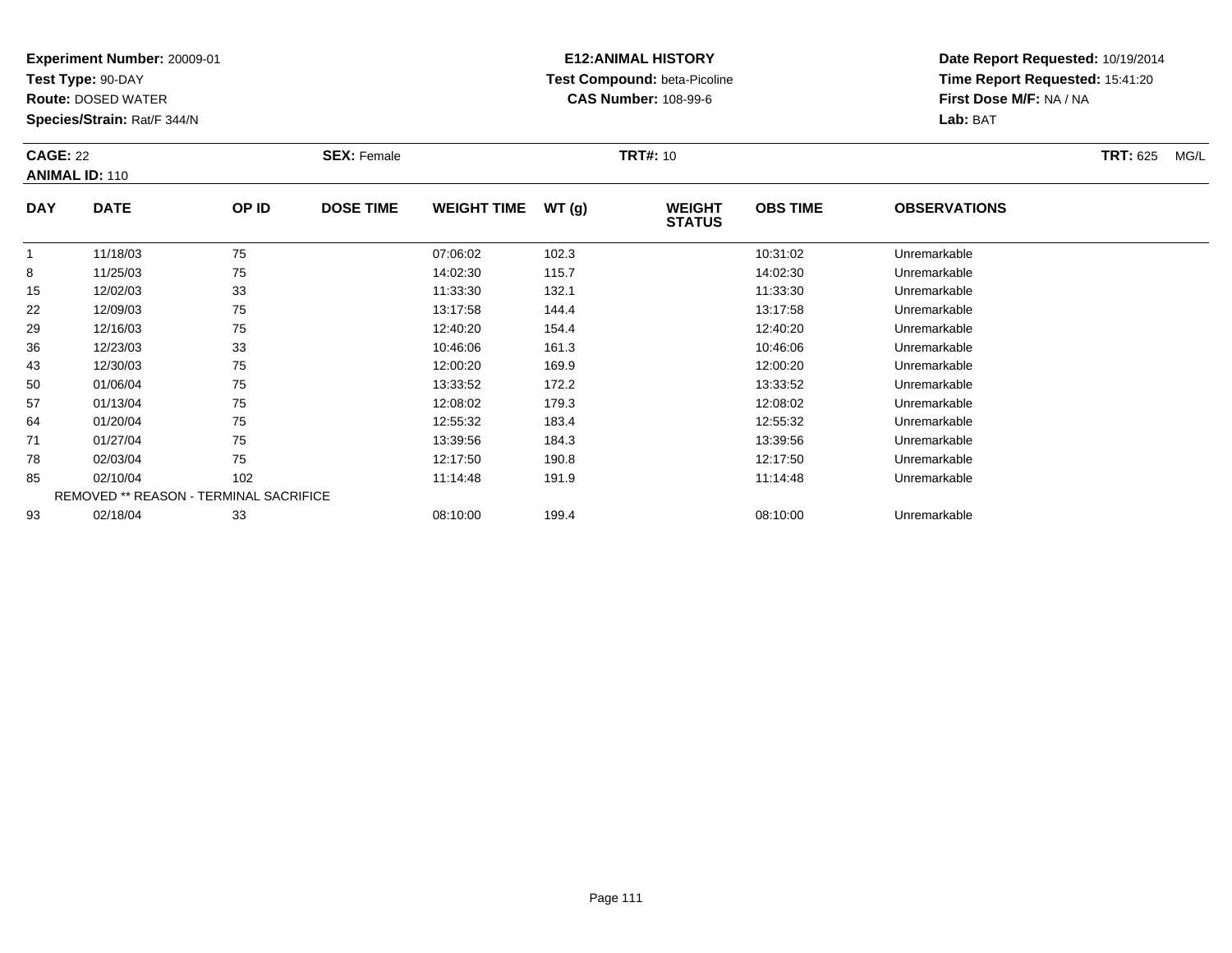**Experiment Number:** 20009-01
**Test Type:** 90-DAY
**Route:** DOSED WATER
**Species/Strain:** Rat/F 344/N

**E12:ANIMAL HISTORY**
**Test Compound:** beta-Picoline
**CAS Number:** 108-99-6

**Date Report Requested:** 10/19/2014
**Time Report Requested:** 15:41:20
**First Dose M/F:** NA / NA
**Lab:** BAT

**CAGE:** 22 **SEX:** Female **TRT#:** 10 **TRT:** 625 MG/L
**ANIMAL ID:** 110

| DAY | DATE | OP ID | DOSE TIME | WEIGHT TIME | WT (g) | WEIGHT STATUS | OBS TIME | OBSERVATIONS |
|---|---|---|---|---|---|---|---|---|
| 1 | 11/18/03 | 75 | | 07:06:02 | 102.3 | | 10:31:02 | Unremarkable |
| 8 | 11/25/03 | 75 | | 14:02:30 | 115.7 | | 14:02:30 | Unremarkable |
| 15 | 12/02/03 | 33 | | 11:33:30 | 132.1 | | 11:33:30 | Unremarkable |
| 22 | 12/09/03 | 75 | | 13:17:58 | 144.4 | | 13:17:58 | Unremarkable |
| 29 | 12/16/03 | 75 | | 12:40:20 | 154.4 | | 12:40:20 | Unremarkable |
| 36 | 12/23/03 | 33 | | 10:46:06 | 161.3 | | 10:46:06 | Unremarkable |
| 43 | 12/30/03 | 75 | | 12:00:20 | 169.9 | | 12:00:20 | Unremarkable |
| 50 | 01/06/04 | 75 | | 13:33:52 | 172.2 | | 13:33:52 | Unremarkable |
| 57 | 01/13/04 | 75 | | 12:08:02 | 179.3 | | 12:08:02 | Unremarkable |
| 64 | 01/20/04 | 75 | | 12:55:32 | 183.4 | | 12:55:32 | Unremarkable |
| 71 | 01/27/04 | 75 | | 13:39:56 | 184.3 | | 13:39:56 | Unremarkable |
| 78 | 02/03/04 | 75 | | 12:17:50 | 190.8 | | 12:17:50 | Unremarkable |
| 85 | 02/10/04 | 102 | | 11:14:48 | 191.9 | | 11:14:48 | Unremarkable |
| | REMOVED ** REASON - TERMINAL SACRIFICE | | | | | | | |
| 93 | 02/18/04 | 33 | | 08:10:00 | 199.4 | | 08:10:00 | Unremarkable |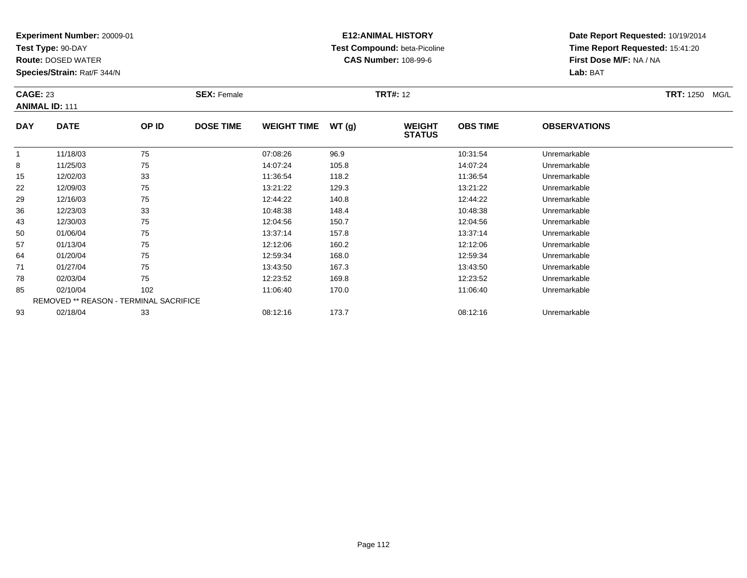**Experiment Number:** 20009-01
**Test Type:** 90-DAY
**Route:** DOSED WATER
**Species/Strain:** Rat/F 344/N

**E12:ANIMAL HISTORY**
**Test Compound:** beta-Picoline
**CAS Number:** 108-99-6

**Date Report Requested:** 10/19/2014
**Time Report Requested:** 15:41:20
**First Dose M/F:** NA / NA
**Lab:** BAT

**CAGE:** 23 **SEX:** Female **TRT#:** 12 **TRT:** 1250 MG/L
**ANIMAL ID:** 111

| DAY | DATE | OP ID | DOSE TIME | WEIGHT TIME | WT (g) | WEIGHT STATUS | OBS TIME | OBSERVATIONS |
|---|---|---|---|---|---|---|---|---|
| 1 | 11/18/03 | 75 | | 07:08:26 | 96.9 | | 10:31:54 | Unremarkable |
| 8 | 11/25/03 | 75 | | 14:07:24 | 105.8 | | 14:07:24 | Unremarkable |
| 15 | 12/02/03 | 33 | | 11:36:54 | 118.2 | | 11:36:54 | Unremarkable |
| 22 | 12/09/03 | 75 | | 13:21:22 | 129.3 | | 13:21:22 | Unremarkable |
| 29 | 12/16/03 | 75 | | 12:44:22 | 140.8 | | 12:44:22 | Unremarkable |
| 36 | 12/23/03 | 33 | | 10:48:38 | 148.4 | | 10:48:38 | Unremarkable |
| 43 | 12/30/03 | 75 | | 12:04:56 | 150.7 | | 12:04:56 | Unremarkable |
| 50 | 01/06/04 | 75 | | 13:37:14 | 157.8 | | 13:37:14 | Unremarkable |
| 57 | 01/13/04 | 75 | | 12:12:06 | 160.2 | | 12:12:06 | Unremarkable |
| 64 | 01/20/04 | 75 | | 12:59:34 | 168.0 | | 12:59:34 | Unremarkable |
| 71 | 01/27/04 | 75 | | 13:43:50 | 167.3 | | 13:43:50 | Unremarkable |
| 78 | 02/03/04 | 75 | | 12:23:52 | 169.8 | | 12:23:52 | Unremarkable |
| 85 | 02/10/04 | 102 | | 11:06:40 | 170.0 | | 11:06:40 | Unremarkable |
| REMOVED ** REASON - TERMINAL SACRIFICE | | | | | | | | |
| 93 | 02/18/04 | 33 | | 08:12:16 | 173.7 | | 08:12:16 | Unremarkable |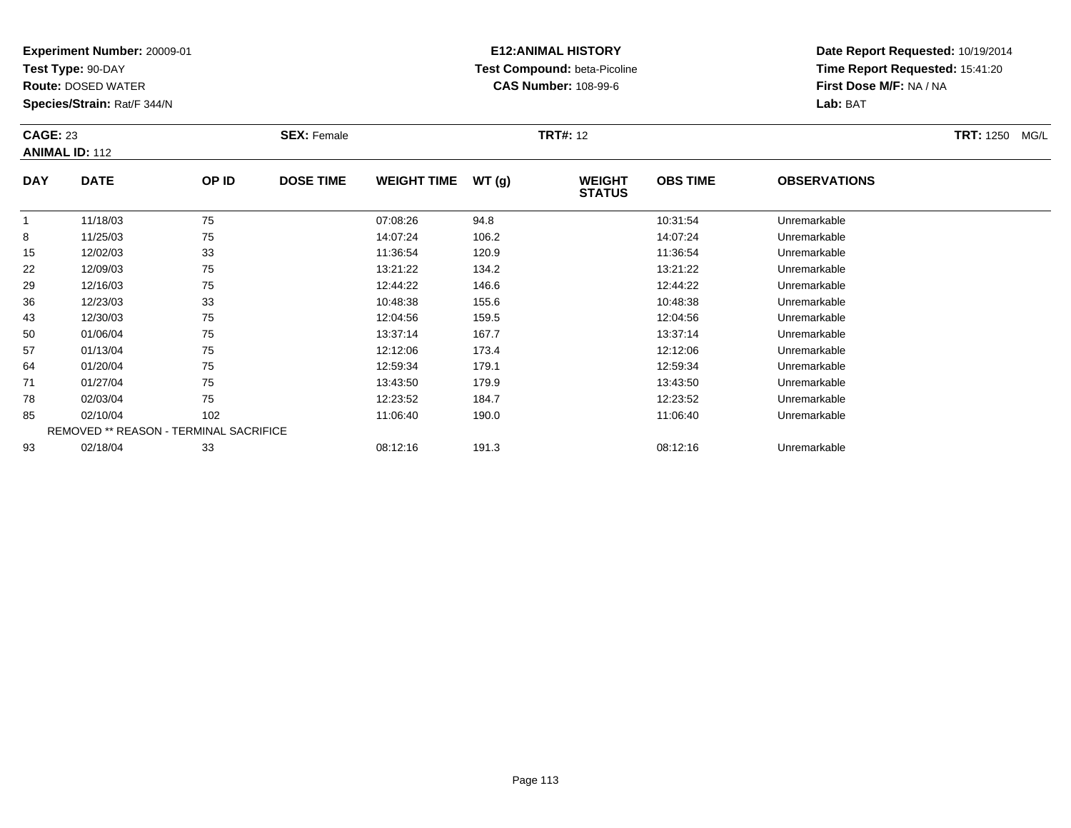**Experiment Number:** 20009-01
**Test Type:** 90-DAY
**Route:** DOSED WATER
**Species/Strain:** Rat/F 344/N

**E12:ANIMAL HISTORY**
**Test Compound:** beta-Picoline
**CAS Number:** 108-99-6

**Date Report Requested:** 10/19/2014
**Time Report Requested:** 15:41:20
**First Dose M/F:** NA / NA
**Lab:** BAT

**CAGE:** 23 **SEX:** Female **TRT#:** 12 **TRT:** 1250 MG/L
**ANIMAL ID:** 112

| DAY | DATE | OP ID | DOSE TIME | WEIGHT TIME | WT (g) | WEIGHT STATUS | OBS TIME | OBSERVATIONS |
|---|---|---|---|---|---|---|---|---|
| 1 | 11/18/03 | 75 | | 07:08:26 | 94.8 | | 10:31:54 | Unremarkable |
| 8 | 11/25/03 | 75 | | 14:07:24 | 106.2 | | 14:07:24 | Unremarkable |
| 15 | 12/02/03 | 33 | | 11:36:54 | 120.9 | | 11:36:54 | Unremarkable |
| 22 | 12/09/03 | 75 | | 13:21:22 | 134.2 | | 13:21:22 | Unremarkable |
| 29 | 12/16/03 | 75 | | 12:44:22 | 146.6 | | 12:44:22 | Unremarkable |
| 36 | 12/23/03 | 33 | | 10:48:38 | 155.6 | | 10:48:38 | Unremarkable |
| 43 | 12/30/03 | 75 | | 12:04:56 | 159.5 | | 12:04:56 | Unremarkable |
| 50 | 01/06/04 | 75 | | 13:37:14 | 167.7 | | 13:37:14 | Unremarkable |
| 57 | 01/13/04 | 75 | | 12:12:06 | 173.4 | | 12:12:06 | Unremarkable |
| 64 | 01/20/04 | 75 | | 12:59:34 | 179.1 | | 12:59:34 | Unremarkable |
| 71 | 01/27/04 | 75 | | 13:43:50 | 179.9 | | 13:43:50 | Unremarkable |
| 78 | 02/03/04 | 75 | | 12:23:52 | 184.7 | | 12:23:52 | Unremarkable |
| 85 | 02/10/04 | 102 | | 11:06:40 | 190.0 | | 11:06:40 | Unremarkable |
| REMOVED ** REASON - TERMINAL SACRIFICE | | | | | | | | |
| 93 | 02/18/04 | 33 | | 08:12:16 | 191.3 | | 08:12:16 | Unremarkable |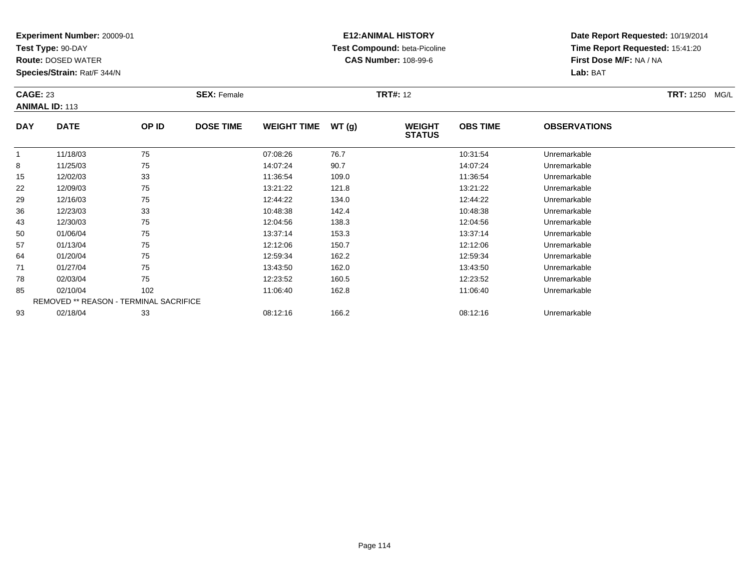**Experiment Number:** 20009-01
**Test Type:** 90-DAY
**Route:** DOSED WATER
**Species/Strain:** Rat/F 344/N

**E12:ANIMAL HISTORY**
**Test Compound:** beta-Picoline
**CAS Number:** 108-99-6

**Date Report Requested:** 10/19/2014
**Time Report Requested:** 15:41:20
**First Dose M/F:** NA / NA
**Lab:** BAT

**CAGE:** 23
**ANIMAL ID:** 113
**SEX:** Female
**TRT#:** 12
**TRT:** 1250 MG/L

| DAY | DATE | OP ID | DOSE TIME | WEIGHT TIME | WT (g) | WEIGHT STATUS | OBS TIME | OBSERVATIONS |
|---|---|---|---|---|---|---|---|---|
| 1 | 11/18/03 | 75 | | 07:08:26 | 76.7 | | 10:31:54 | Unremarkable |
| 8 | 11/25/03 | 75 | | 14:07:24 | 90.7 | | 14:07:24 | Unremarkable |
| 15 | 12/02/03 | 33 | | 11:36:54 | 109.0 | | 11:36:54 | Unremarkable |
| 22 | 12/09/03 | 75 | | 13:21:22 | 121.8 | | 13:21:22 | Unremarkable |
| 29 | 12/16/03 | 75 | | 12:44:22 | 134.0 | | 12:44:22 | Unremarkable |
| 36 | 12/23/03 | 33 | | 10:48:38 | 142.4 | | 10:48:38 | Unremarkable |
| 43 | 12/30/03 | 75 | | 12:04:56 | 138.3 | | 12:04:56 | Unremarkable |
| 50 | 01/06/04 | 75 | | 13:37:14 | 153.3 | | 13:37:14 | Unremarkable |
| 57 | 01/13/04 | 75 | | 12:12:06 | 150.7 | | 12:12:06 | Unremarkable |
| 64 | 01/20/04 | 75 | | 12:59:34 | 162.2 | | 12:59:34 | Unremarkable |
| 71 | 01/27/04 | 75 | | 13:43:50 | 162.0 | | 13:43:50 | Unremarkable |
| 78 | 02/03/04 | 75 | | 12:23:52 | 160.5 | | 12:23:52 | Unremarkable |
| 85 | 02/10/04 | 102 | | 11:06:40 | 162.8 | | 11:06:40 | Unremarkable |
| REMOVED ** REASON - TERMINAL SACRIFICE | | | | | | | | |
| 93 | 02/18/04 | 33 | | 08:12:16 | 166.2 | | 08:12:16 | Unremarkable |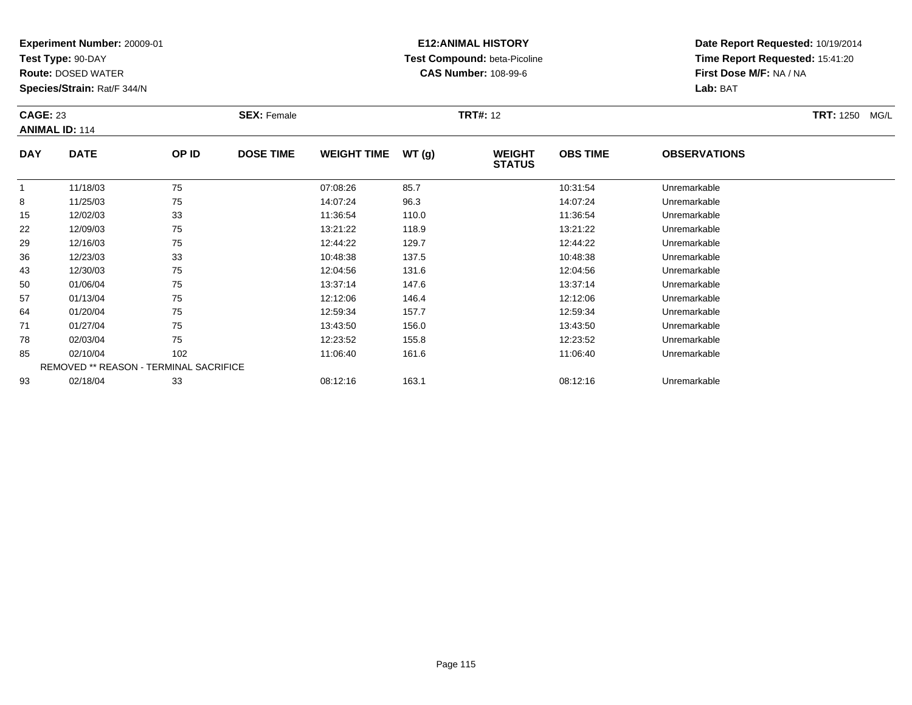**Experiment Number:** 20009-01
**Test Type:** 90-DAY
**Route:** DOSED WATER
**Species/Strain:** Rat/F 344/N

**E12:ANIMAL HISTORY**
**Test Compound:** beta-Picoline
**CAS Number:** 108-99-6

**Date Report Requested:** 10/19/2014
**Time Report Requested:** 15:41:20
**First Dose M/F:** NA / NA
**Lab:** BAT

**CAGE:** 23 **SEX:** Female **TRT#:** 12 **TRT:** 1250 MG/L
**ANIMAL ID:** 114

| DAY | DATE | OP ID | DOSE TIME | WEIGHT TIME | WT (g) | WEIGHT STATUS | OBS TIME | OBSERVATIONS |
|---|---|---|---|---|---|---|---|---|
| 1 | 11/18/03 | 75 | | 07:08:26 | 85.7 | | 10:31:54 | Unremarkable |
| 8 | 11/25/03 | 75 | | 14:07:24 | 96.3 | | 14:07:24 | Unremarkable |
| 15 | 12/02/03 | 33 | | 11:36:54 | 110.0 | | 11:36:54 | Unremarkable |
| 22 | 12/09/03 | 75 | | 13:21:22 | 118.9 | | 13:21:22 | Unremarkable |
| 29 | 12/16/03 | 75 | | 12:44:22 | 129.7 | | 12:44:22 | Unremarkable |
| 36 | 12/23/03 | 33 | | 10:48:38 | 137.5 | | 10:48:38 | Unremarkable |
| 43 | 12/30/03 | 75 | | 12:04:56 | 131.6 | | 12:04:56 | Unremarkable |
| 50 | 01/06/04 | 75 | | 13:37:14 | 147.6 | | 13:37:14 | Unremarkable |
| 57 | 01/13/04 | 75 | | 12:12:06 | 146.4 | | 12:12:06 | Unremarkable |
| 64 | 01/20/04 | 75 | | 12:59:34 | 157.7 | | 12:59:34 | Unremarkable |
| 71 | 01/27/04 | 75 | | 13:43:50 | 156.0 | | 13:43:50 | Unremarkable |
| 78 | 02/03/04 | 75 | | 12:23:52 | 155.8 | | 12:23:52 | Unremarkable |
| 85 | 02/10/04 | 102 | | 11:06:40 | 161.6 | | 11:06:40 | Unremarkable |
| REMOVED ** REASON - TERMINAL SACRIFICE | | | | | | | | |
| 93 | 02/18/04 | 33 | | 08:12:16 | 163.1 | | 08:12:16 | Unremarkable |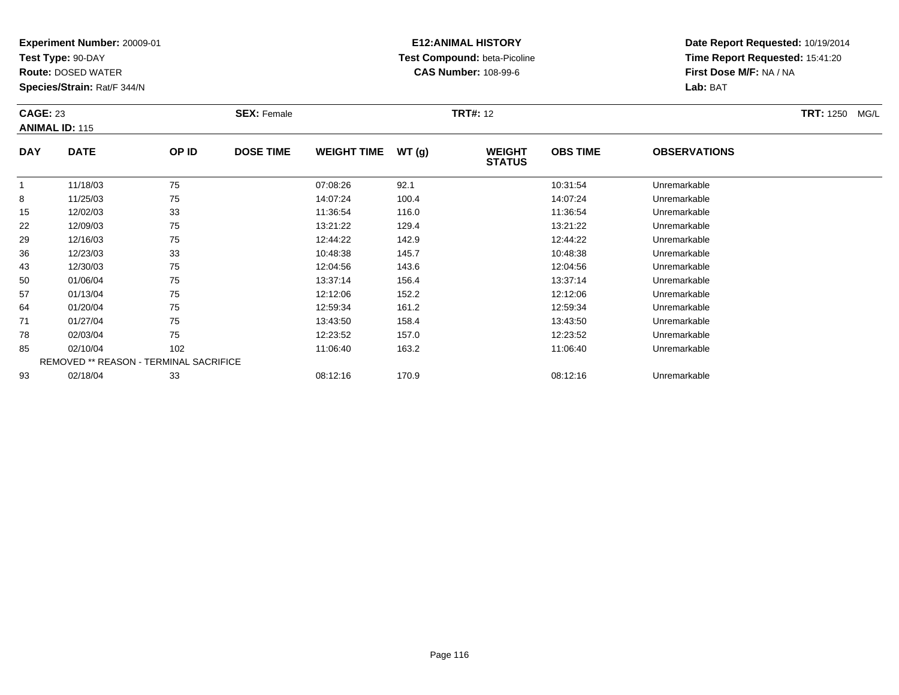**Experiment Number:** 20009-01
**Test Type:** 90-DAY
**Route:** DOSED WATER
**Species/Strain:** Rat/F 344/N

**E12:ANIMAL HISTORY**
**Test Compound:** beta-Picoline
**CAS Number:** 108-99-6

**Date Report Requested:** 10/19/2014
**Time Report Requested:** 15:41:20
**First Dose M/F:** NA / NA
**Lab:** BAT

**CAGE:** 23 **SEX:** Female **TRT#:** 12 **TRT:** 1250 MG/L
**ANIMAL ID:** 115

| DAY | DATE | OP ID | DOSE TIME | WEIGHT TIME | WT (g) | WEIGHT STATUS | OBS TIME | OBSERVATIONS |
|---|---|---|---|---|---|---|---|---|
| 1 | 11/18/03 | 75 | | 07:08:26 | 92.1 | | 10:31:54 | Unremarkable |
| 8 | 11/25/03 | 75 | | 14:07:24 | 100.4 | | 14:07:24 | Unremarkable |
| 15 | 12/02/03 | 33 | | 11:36:54 | 116.0 | | 11:36:54 | Unremarkable |
| 22 | 12/09/03 | 75 | | 13:21:22 | 129.4 | | 13:21:22 | Unremarkable |
| 29 | 12/16/03 | 75 | | 12:44:22 | 142.9 | | 12:44:22 | Unremarkable |
| 36 | 12/23/03 | 33 | | 10:48:38 | 145.7 | | 10:48:38 | Unremarkable |
| 43 | 12/30/03 | 75 | | 12:04:56 | 143.6 | | 12:04:56 | Unremarkable |
| 50 | 01/06/04 | 75 | | 13:37:14 | 156.4 | | 13:37:14 | Unremarkable |
| 57 | 01/13/04 | 75 | | 12:12:06 | 152.2 | | 12:12:06 | Unremarkable |
| 64 | 01/20/04 | 75 | | 12:59:34 | 161.2 | | 12:59:34 | Unremarkable |
| 71 | 01/27/04 | 75 | | 13:43:50 | 158.4 | | 13:43:50 | Unremarkable |
| 78 | 02/03/04 | 75 | | 12:23:52 | 157.0 | | 12:23:52 | Unremarkable |
| 85 | 02/10/04 | 102 | | 11:06:40 | 163.2 | | 11:06:40 | Unremarkable |
| REMOVED ** REASON - TERMINAL SACRIFICE | | | | | | | | |
| 93 | 02/18/04 | 33 | | 08:12:16 | 170.9 | | 08:12:16 | Unremarkable |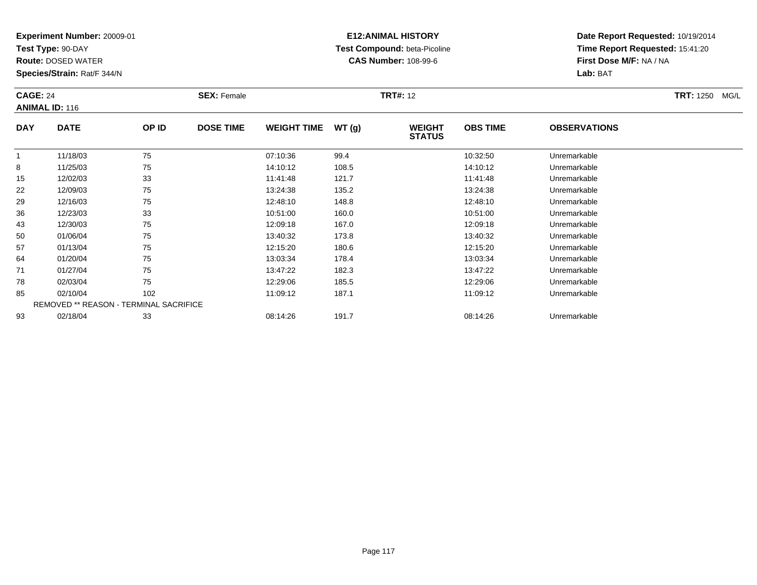**Experiment Number:** 20009-01
**Test Type:** 90-DAY
**Route:** DOSED WATER
**Species/Strain:** Rat/F 344/N

**E12:ANIMAL HISTORY**
**Test Compound:** beta-Picoline
**CAS Number:** 108-99-6

**Date Report Requested:** 10/19/2014
**Time Report Requested:** 15:41:20
**First Dose M/F:** NA / NA
**Lab:** BAT

**CAGE:** 24
**ANIMAL ID:** 116

**SEX:** Female

**TRT#:** 12

**TRT:** 1250 MG/L

| DAY | DATE | OP ID | DOSE TIME | WEIGHT TIME | WT (g) | WEIGHT STATUS | OBS TIME | OBSERVATIONS |
|---|---|---|---|---|---|---|---|---|
| 1 | 11/18/03 | 75 | | 07:10:36 | 99.4 | | 10:32:50 | Unremarkable |
| 8 | 11/25/03 | 75 | | 14:10:12 | 108.5 | | 14:10:12 | Unremarkable |
| 15 | 12/02/03 | 33 | | 11:41:48 | 121.7 | | 11:41:48 | Unremarkable |
| 22 | 12/09/03 | 75 | | 13:24:38 | 135.2 | | 13:24:38 | Unremarkable |
| 29 | 12/16/03 | 75 | | 12:48:10 | 148.8 | | 12:48:10 | Unremarkable |
| 36 | 12/23/03 | 33 | | 10:51:00 | 160.0 | | 10:51:00 | Unremarkable |
| 43 | 12/30/03 | 75 | | 12:09:18 | 167.0 | | 12:09:18 | Unremarkable |
| 50 | 01/06/04 | 75 | | 13:40:32 | 173.8 | | 13:40:32 | Unremarkable |
| 57 | 01/13/04 | 75 | | 12:15:20 | 180.6 | | 12:15:20 | Unremarkable |
| 64 | 01/20/04 | 75 | | 13:03:34 | 178.4 | | 13:03:34 | Unremarkable |
| 71 | 01/27/04 | 75 | | 13:47:22 | 182.3 | | 13:47:22 | Unremarkable |
| 78 | 02/03/04 | 75 | | 12:29:06 | 185.5 | | 12:29:06 | Unremarkable |
| 85 | 02/10/04 | 102 | | 11:09:12 | 187.1 | | 11:09:12 | Unremarkable |
| REMOVED ** REASON - TERMINAL SACRIFICE | | | | | | | | |
| 93 | 02/18/04 | 33 | | 08:14:26 | 191.7 | | 08:14:26 | Unremarkable |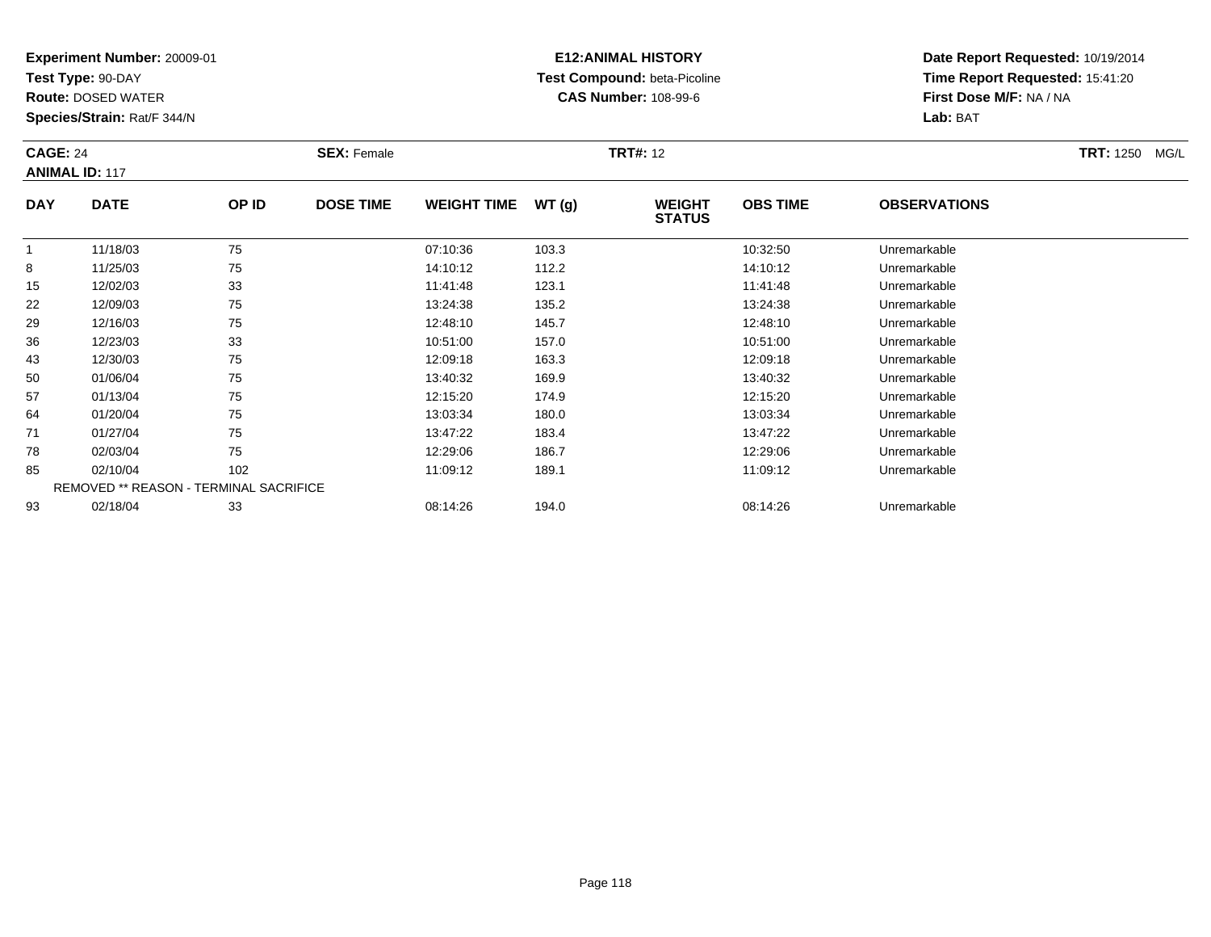**Experiment Number:** 20009-01
**Test Type:** 90-DAY
**Route:** DOSED WATER
**Species/Strain:** Rat/F 344/N

**E12:ANIMAL HISTORY**
**Test Compound:** beta-Picoline
**CAS Number:** 108-99-6

**Date Report Requested:** 10/19/2014
**Time Report Requested:** 15:41:20
**First Dose M/F:** NA / NA
**Lab:** BAT

**CAGE:** 24 **SEX:** Female **TRT#:** 12 **TRT:** 1250 MG/L
**ANIMAL ID:** 117

| DAY | DATE | OP ID | DOSE TIME | WEIGHT TIME | WT (g) | WEIGHT STATUS | OBS TIME | OBSERVATIONS |
|---|---|---|---|---|---|---|---|---|
| 1 | 11/18/03 | 75 | | 07:10:36 | 103.3 | | 10:32:50 | Unremarkable |
| 8 | 11/25/03 | 75 | | 14:10:12 | 112.2 | | 14:10:12 | Unremarkable |
| 15 | 12/02/03 | 33 | | 11:41:48 | 123.1 | | 11:41:48 | Unremarkable |
| 22 | 12/09/03 | 75 | | 13:24:38 | 135.2 | | 13:24:38 | Unremarkable |
| 29 | 12/16/03 | 75 | | 12:48:10 | 145.7 | | 12:48:10 | Unremarkable |
| 36 | 12/23/03 | 33 | | 10:51:00 | 157.0 | | 10:51:00 | Unremarkable |
| 43 | 12/30/03 | 75 | | 12:09:18 | 163.3 | | 12:09:18 | Unremarkable |
| 50 | 01/06/04 | 75 | | 13:40:32 | 169.9 | | 13:40:32 | Unremarkable |
| 57 | 01/13/04 | 75 | | 12:15:20 | 174.9 | | 12:15:20 | Unremarkable |
| 64 | 01/20/04 | 75 | | 13:03:34 | 180.0 | | 13:03:34 | Unremarkable |
| 71 | 01/27/04 | 75 | | 13:47:22 | 183.4 | | 13:47:22 | Unremarkable |
| 78 | 02/03/04 | 75 | | 12:29:06 | 186.7 | | 12:29:06 | Unremarkable |
| 85 | 02/10/04 | 102 | | 11:09:12 | 189.1 | | 11:09:12 | Unremarkable |
| REMOVED ** REASON - TERMINAL SACRIFICE | | | | | | | | |
| 93 | 02/18/04 | 33 | | 08:14:26 | 194.0 | | 08:14:26 | Unremarkable |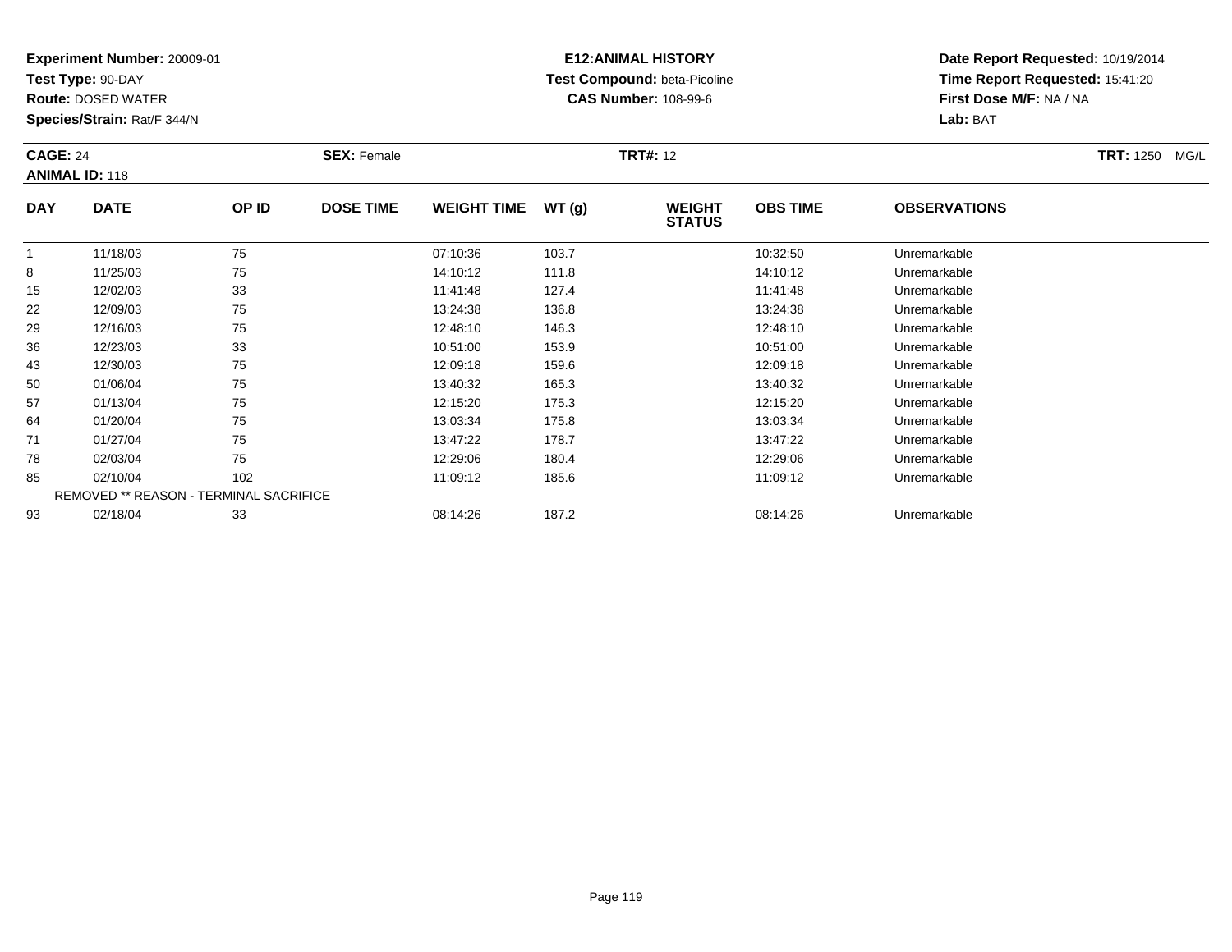**Experiment Number:** 20009-01
**Test Type:** 90-DAY
**Route:** DOSED WATER
**Species/Strain:** Rat/F 344/N

**E12:ANIMAL HISTORY**
**Test Compound:** beta-Picoline
**CAS Number:** 108-99-6

**Date Report Requested:** 10/19/2014
**Time Report Requested:** 15:41:20
**First Dose M/F:** NA / NA
**Lab:** BAT

**CAGE:** 24 **SEX:** Female **TRT#:** 12 **TRT:** 1250 MG/L
**ANIMAL ID:** 118

| DAY | DATE | OP ID | DOSE TIME | WEIGHT TIME | WT (g) | WEIGHT STATUS | OBS TIME | OBSERVATIONS |
|---|---|---|---|---|---|---|---|---|
| 1 | 11/18/03 | 75 | | 07:10:36 | 103.7 | | 10:32:50 | Unremarkable |
| 8 | 11/25/03 | 75 | | 14:10:12 | 111.8 | | 14:10:12 | Unremarkable |
| 15 | 12/02/03 | 33 | | 11:41:48 | 127.4 | | 11:41:48 | Unremarkable |
| 22 | 12/09/03 | 75 | | 13:24:38 | 136.8 | | 13:24:38 | Unremarkable |
| 29 | 12/16/03 | 75 | | 12:48:10 | 146.3 | | 12:48:10 | Unremarkable |
| 36 | 12/23/03 | 33 | | 10:51:00 | 153.9 | | 10:51:00 | Unremarkable |
| 43 | 12/30/03 | 75 | | 12:09:18 | 159.6 | | 12:09:18 | Unremarkable |
| 50 | 01/06/04 | 75 | | 13:40:32 | 165.3 | | 13:40:32 | Unremarkable |
| 57 | 01/13/04 | 75 | | 12:15:20 | 175.3 | | 12:15:20 | Unremarkable |
| 64 | 01/20/04 | 75 | | 13:03:34 | 175.8 | | 13:03:34 | Unremarkable |
| 71 | 01/27/04 | 75 | | 13:47:22 | 178.7 | | 13:47:22 | Unremarkable |
| 78 | 02/03/04 | 75 | | 12:29:06 | 180.4 | | 12:29:06 | Unremarkable |
| 85 | 02/10/04 | 102 | | 11:09:12 | 185.6 | | 11:09:12 | Unremarkable |
| REMOVED ** REASON - TERMINAL SACRIFICE | | | | | | | | |
| 93 | 02/18/04 | 33 | | 08:14:26 | 187.2 | | 08:14:26 | Unremarkable |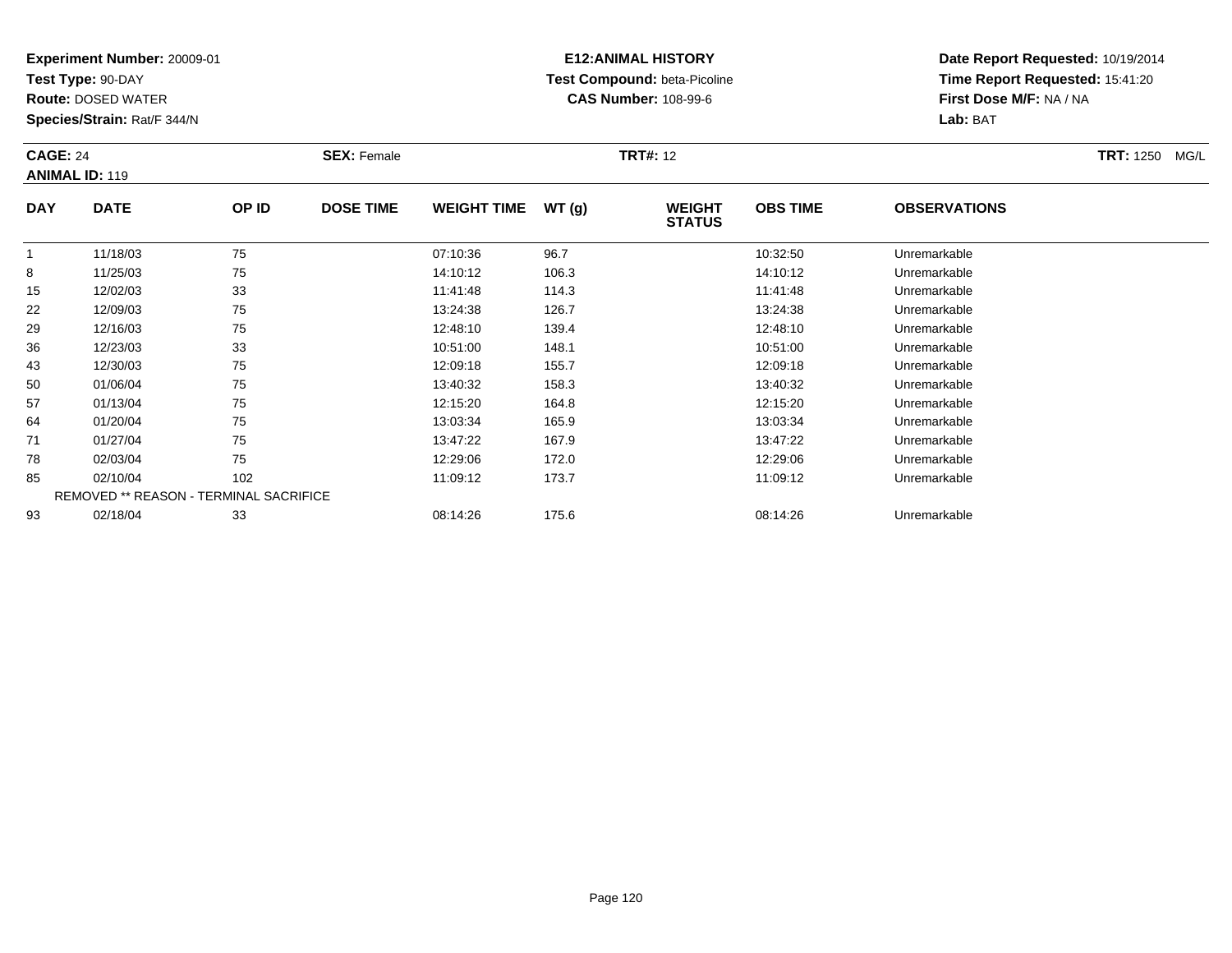**Experiment Number:** 20009-01
**Test Type:** 90-DAY
**Route:** DOSED WATER
**Species/Strain:** Rat/F 344/N

**E12:ANIMAL HISTORY**
**Test Compound:** beta-Picoline
**CAS Number:** 108-99-6

**Date Report Requested:** 10/19/2014
**Time Report Requested:** 15:41:20
**First Dose M/F:** NA / NA
**Lab:** BAT

**CAGE:** 24 **SEX:** Female **TRT#:** 12 **TRT:** 1250 MG/L
**ANIMAL ID:** 119

| DAY | DATE | OP ID | DOSE TIME | WEIGHT TIME | WT (g) | WEIGHT STATUS | OBS TIME | OBSERVATIONS |
|---|---|---|---|---|---|---|---|---|
| 1 | 11/18/03 | 75 | | 07:10:36 | 96.7 | | 10:32:50 | Unremarkable |
| 8 | 11/25/03 | 75 | | 14:10:12 | 106.3 | | 14:10:12 | Unremarkable |
| 15 | 12/02/03 | 33 | | 11:41:48 | 114.3 | | 11:41:48 | Unremarkable |
| 22 | 12/09/03 | 75 | | 13:24:38 | 126.7 | | 13:24:38 | Unremarkable |
| 29 | 12/16/03 | 75 | | 12:48:10 | 139.4 | | 12:48:10 | Unremarkable |
| 36 | 12/23/03 | 33 | | 10:51:00 | 148.1 | | 10:51:00 | Unremarkable |
| 43 | 12/30/03 | 75 | | 12:09:18 | 155.7 | | 12:09:18 | Unremarkable |
| 50 | 01/06/04 | 75 | | 13:40:32 | 158.3 | | 13:40:32 | Unremarkable |
| 57 | 01/13/04 | 75 | | 12:15:20 | 164.8 | | 12:15:20 | Unremarkable |
| 64 | 01/20/04 | 75 | | 13:03:34 | 165.9 | | 13:03:34 | Unremarkable |
| 71 | 01/27/04 | 75 | | 13:47:22 | 167.9 | | 13:47:22 | Unremarkable |
| 78 | 02/03/04 | 75 | | 12:29:06 | 172.0 | | 12:29:06 | Unremarkable |
| 85 | 02/10/04 | 102 | | 11:09:12 | 173.7 | | 11:09:12 | Unremarkable |
| REMOVED ** REASON - TERMINAL SACRIFICE | | | | | | | | |
| 93 | 02/18/04 | 33 | | 08:14:26 | 175.6 | | 08:14:26 | Unremarkable |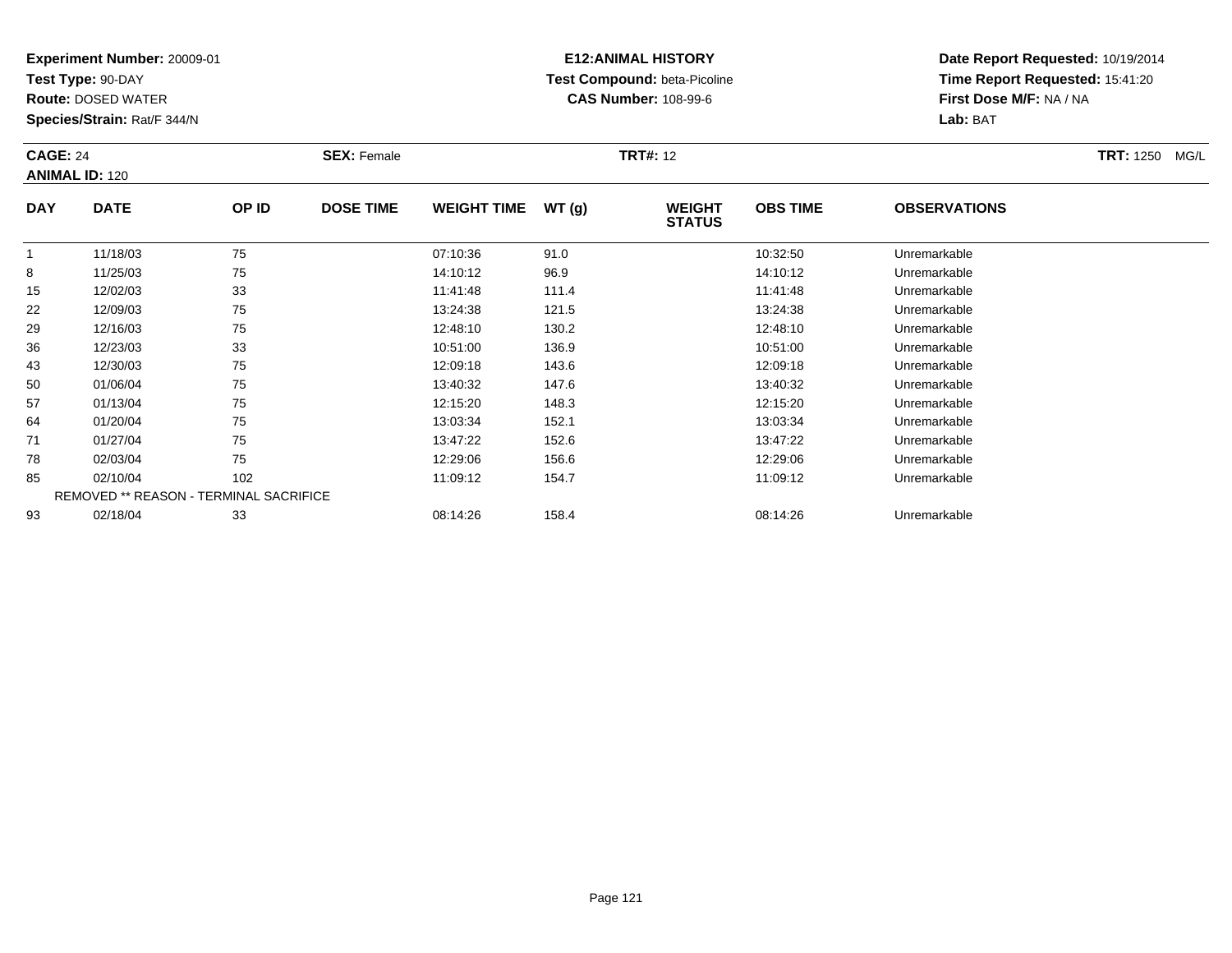**Experiment Number:** 20009-01
**Test Type:** 90-DAY
**Route:** DOSED WATER
**Species/Strain:** Rat/F 344/N

**E12:ANIMAL HISTORY**
**Test Compound:** beta-Picoline
**CAS Number:** 108-99-6

**Date Report Requested:** 10/19/2014
**Time Report Requested:** 15:41:20
**First Dose M/F:** NA / NA
**Lab:** BAT

**CAGE:** 24 **SEX:** Female **TRT#:** 12 **TRT:** 1250 MG/L
**ANIMAL ID:** 120

| DAY | DATE | OP ID | DOSE TIME | WEIGHT TIME | WT (g) | WEIGHT STATUS | OBS TIME | OBSERVATIONS |
|---|---|---|---|---|---|---|---|---|
| 1 | 11/18/03 | 75 | | 07:10:36 | 91.0 | | 10:32:50 | Unremarkable |
| 8 | 11/25/03 | 75 | | 14:10:12 | 96.9 | | 14:10:12 | Unremarkable |
| 15 | 12/02/03 | 33 | | 11:41:48 | 111.4 | | 11:41:48 | Unremarkable |
| 22 | 12/09/03 | 75 | | 13:24:38 | 121.5 | | 13:24:38 | Unremarkable |
| 29 | 12/16/03 | 75 | | 12:48:10 | 130.2 | | 12:48:10 | Unremarkable |
| 36 | 12/23/03 | 33 | | 10:51:00 | 136.9 | | 10:51:00 | Unremarkable |
| 43 | 12/30/03 | 75 | | 12:09:18 | 143.6 | | 12:09:18 | Unremarkable |
| 50 | 01/06/04 | 75 | | 13:40:32 | 147.6 | | 13:40:32 | Unremarkable |
| 57 | 01/13/04 | 75 | | 12:15:20 | 148.3 | | 12:15:20 | Unremarkable |
| 64 | 01/20/04 | 75 | | 13:03:34 | 152.1 | | 13:03:34 | Unremarkable |
| 71 | 01/27/04 | 75 | | 13:47:22 | 152.6 | | 13:47:22 | Unremarkable |
| 78 | 02/03/04 | 75 | | 12:29:06 | 156.6 | | 12:29:06 | Unremarkable |
| 85 | 02/10/04 | 102 | | 11:09:12 | 154.7 | | 11:09:12 | Unremarkable |
| REMOVED ** REASON - TERMINAL SACRIFICE | | | | | | | | |
| 93 | 02/18/04 | 33 | | 08:14:26 | 158.4 | | 08:14:26 | Unremarkable |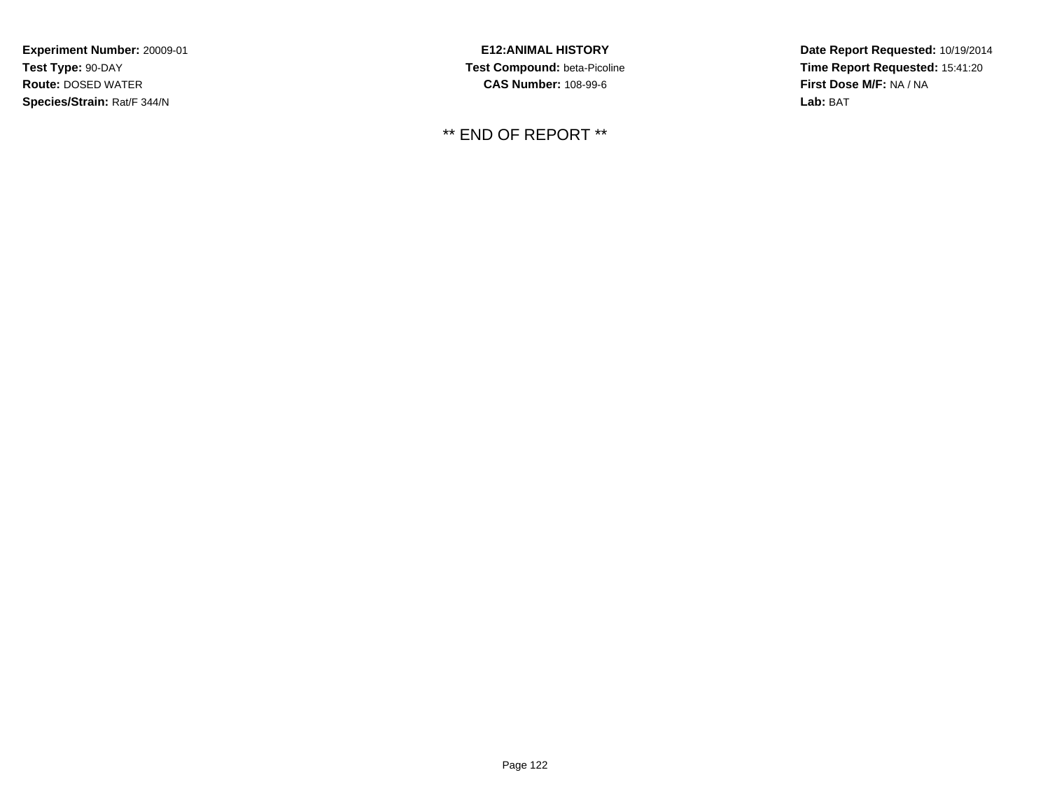**Experiment Number:** 20009-01
**Test Type:** 90-DAY
**Route:** DOSED WATER
**Species/Strain:** Rat/F 344/N

**E12:ANIMAL HISTORY**
**Test Compound:** beta-Picoline
**CAS Number:** 108-99-6

**Date Report Requested:** 10/19/2014
**Time Report Requested:** 15:41:20
**First Dose M/F:** NA / NA
**Lab:** BAT

** END OF REPORT **